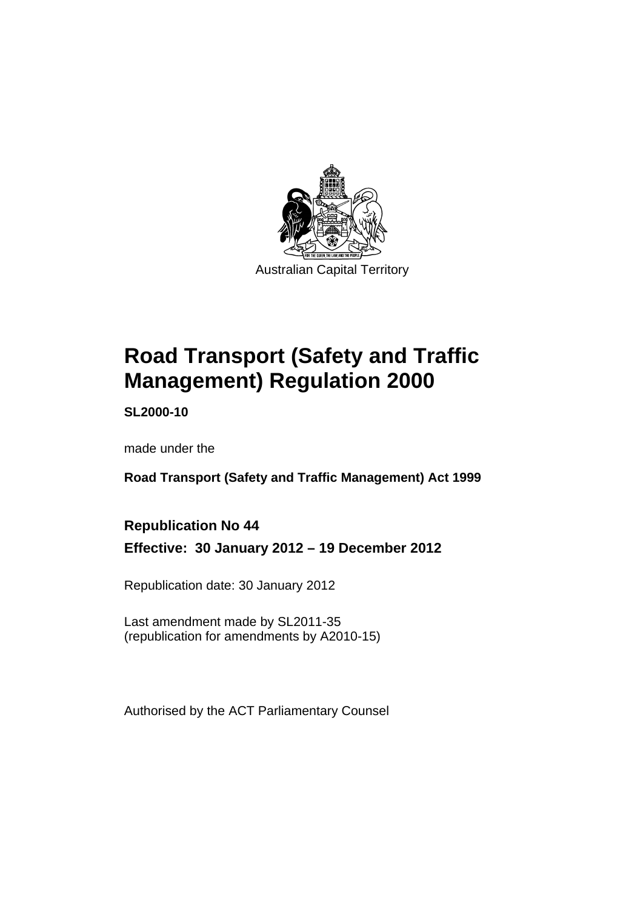Australian Capital Territory

# Road Transport (Safety and Traffic Management) Regulation 2000

**SL2000-10**

made under the

**Road Transport (Safety and Traffic Management) Act 1999**

**Republication No 44**

**Effective: 30 January 2012 – 19 December 2012**

Republication date: 30 January 2012

Last amendment made by SL2011-35
(republication for amendments by A2010-15)

Authorised by the ACT Parliamentary Counsel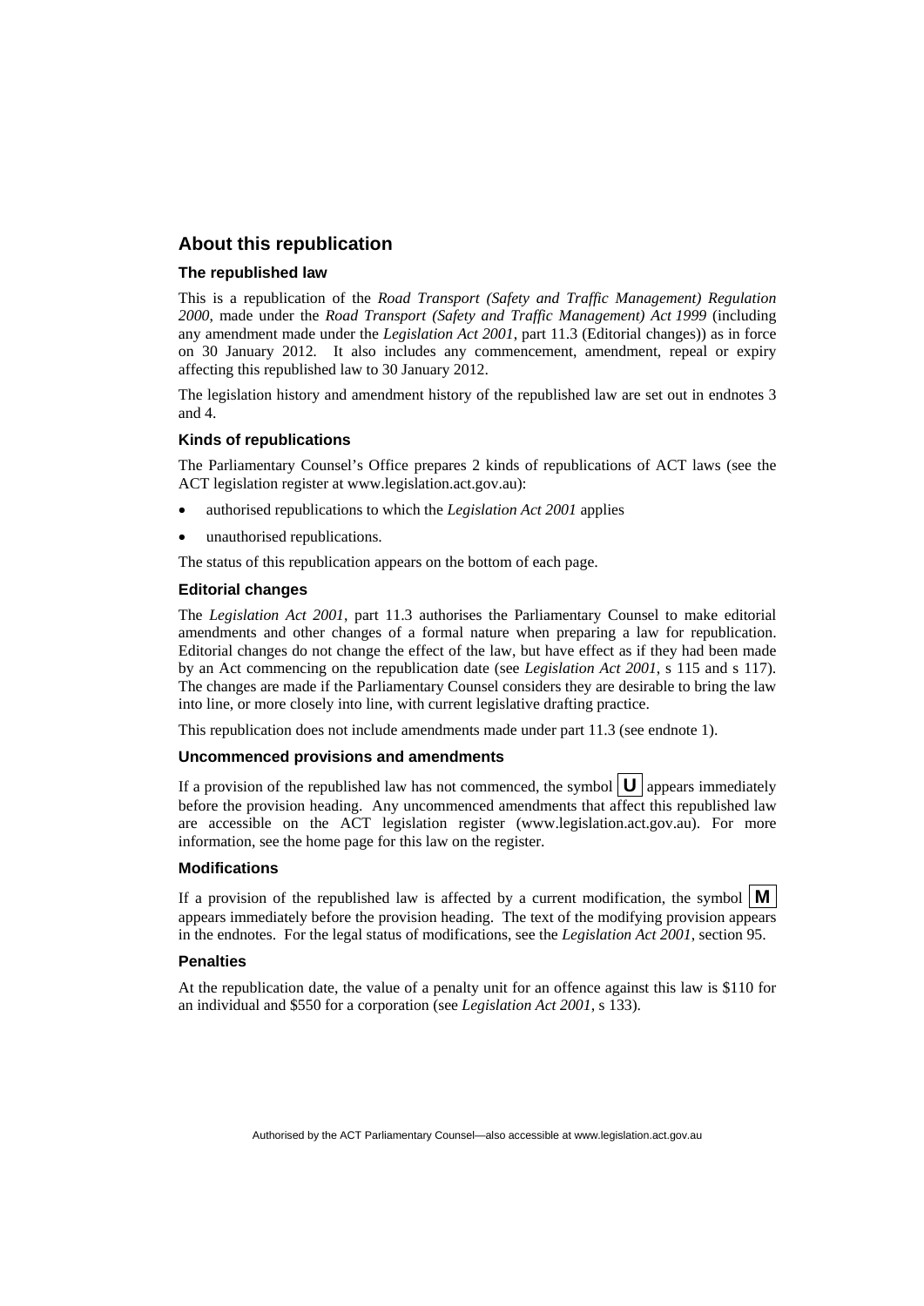## About this republication

### The republished law

This is a republication of the *Road Transport (Safety and Traffic Management) Regulation 2000*, made under the *Road Transport (Safety and Traffic Management) Act 1999* (including any amendment made under the *Legislation Act 2001*, part 11.3 (Editorial changes)) as in force on 30 January 2012. It also includes any commencement, amendment, repeal or expiry affecting this republished law to 30 January 2012.

The legislation history and amendment history of the republished law are set out in endnotes 3 and 4.

### Kinds of republications

The Parliamentary Counsel's Office prepares 2 kinds of republications of ACT laws (see the ACT legislation register at www.legislation.act.gov.au):

- authorised republications to which the *Legislation Act 2001* applies
- unauthorised republications.

The status of this republication appears on the bottom of each page.

### Editorial changes

The *Legislation Act 2001*, part 11.3 authorises the Parliamentary Counsel to make editorial amendments and other changes of a formal nature when preparing a law for republication. Editorial changes do not change the effect of the law, but have effect as if they had been made by an Act commencing on the republication date (see *Legislation Act 2001*, s 115 and s 117). The changes are made if the Parliamentary Counsel considers they are desirable to bring the law into line, or more closely into line, with current legislative drafting practice.

This republication does not include amendments made under part 11.3 (see endnote 1).

### Uncommenced provisions and amendments

If a provision of the republished law has not commenced, the symbol **U** appears immediately before the provision heading. Any uncommenced amendments that affect this republished law are accessible on the ACT legislation register (www.legislation.act.gov.au). For more information, see the home page for this law on the register.

### Modifications

If a provision of the republished law is affected by a current modification, the symbol **M** appears immediately before the provision heading. The text of the modifying provision appears in the endnotes. For the legal status of modifications, see the *Legislation Act 2001*, section 95.

### Penalties

At the republication date, the value of a penalty unit for an offence against this law is $110 for an individual and $550 for a corporation (see *Legislation Act 2001*, s 133).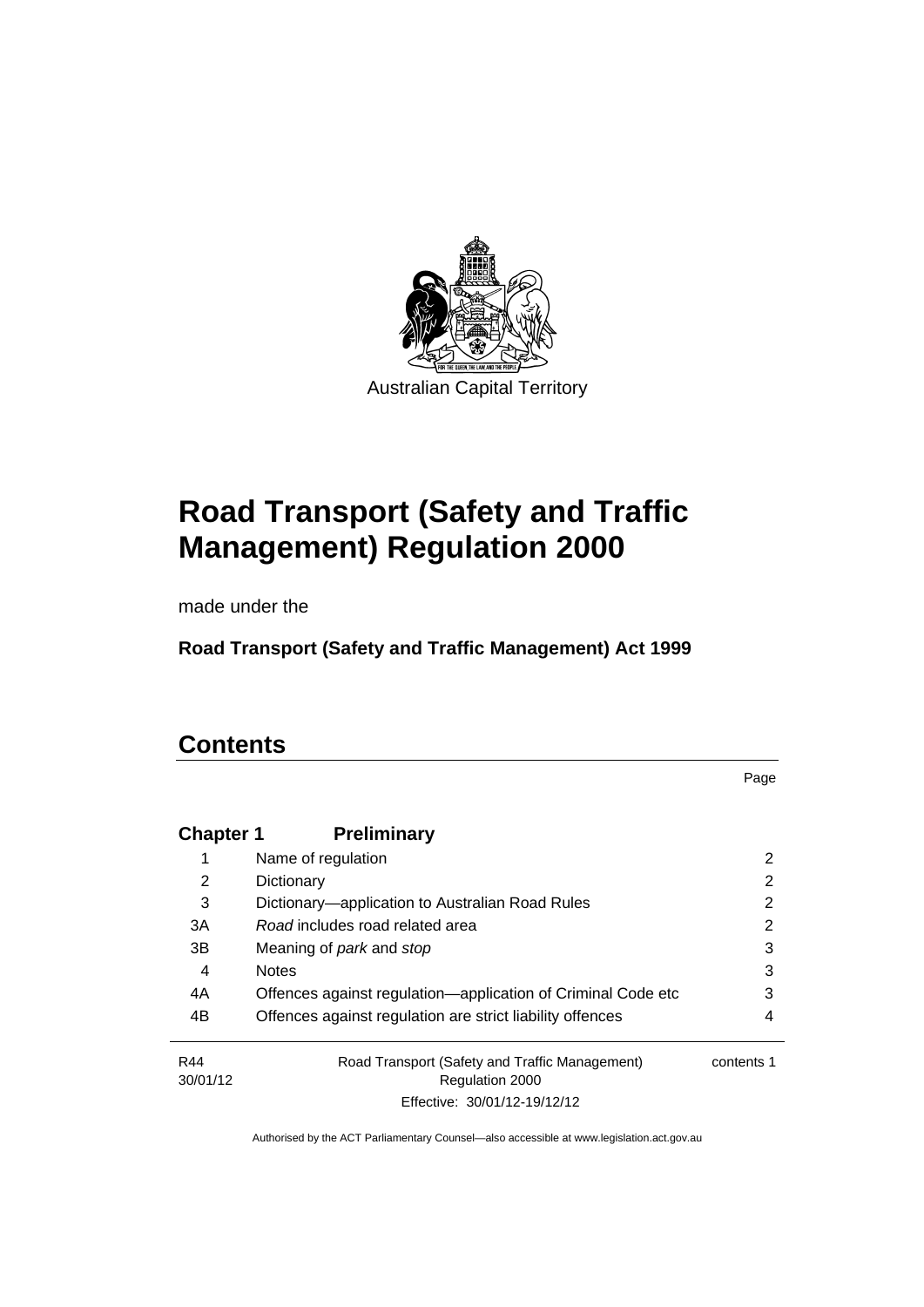Australian Capital Territory

# Road Transport (Safety and Traffic Management) Regulation 2000

made under the

**Road Transport (Safety and Traffic Management) Act 1999**

## Contents

| | | Page |
|---|---|---|
| **Chapter 1** | **Preliminary** | |
| 1 | Name of regulation | 2 |
| 2 | Dictionary | 2 |
| 3 | Dictionary—application to Australian Road Rules | 2 |
| 3A | *Road* includes road related area | 2 |
| 3B | Meaning of *park* and *stop* | 3 |
| 4 | Notes | 3 |
| 4A | Offences against regulation—application of Criminal Code etc | 3 |
| 4B | Offences against regulation are strict liability offences | 4 |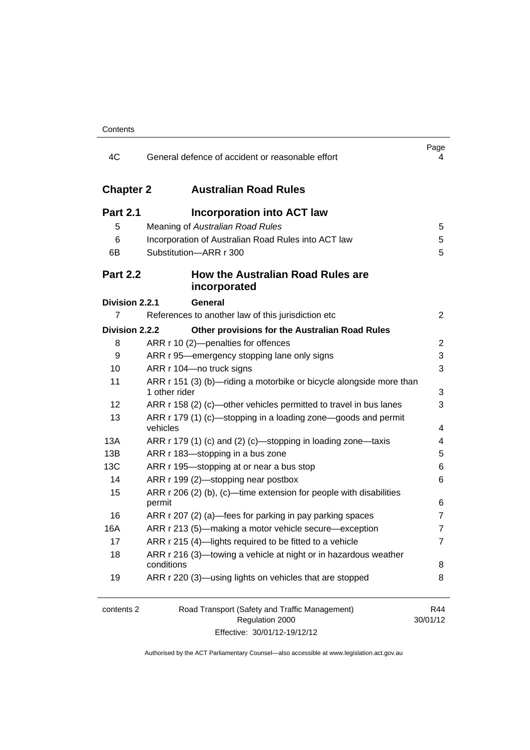| | | Page |
|---|---|---|
| 4C | General defence of accident or reasonable effort | 4 |

## Chapter 2 Australian Road Rules

### Part 2.1 Incorporation into ACT law

| | | |
|---|---|---|
| 5 | Meaning of *Australian Road Rules* | 5 |
| 6 | Incorporation of Australian Road Rules into ACT law | 5 |
| 6B | Substitution—ARR r 300 | 5 |

### Part 2.2 How the Australian Road Rules are incorporated

**Division 2.2.1 General**

| | | |
|---|---|---|
| 7 | References to another law of this jurisdiction etc | 2 |

**Division 2.2.2 Other provisions for the Australian Road Rules**

| | | |
|---|---|---|
| 8 | ARR r 10 (2)—penalties for offences | 2 |
| 9 | ARR r 95—emergency stopping lane only signs | 3 |
| 10 | ARR r 104—no truck signs | 3 |
| 11 | ARR r 151 (3) (b)—riding a motorbike or bicycle alongside more than 1 other rider | 3 |
| 12 | ARR r 158 (2) (c)—other vehicles permitted to travel in bus lanes | 3 |
| 13 | ARR r 179 (1) (c)—stopping in a loading zone—goods and permit vehicles | 4 |
| 13A | ARR r 179 (1) (c) and (2) (c)—stopping in loading zone—taxis | 4 |
| 13B | ARR r 183—stopping in a bus zone | 5 |
| 13C | ARR r 195—stopping at or near a bus stop | 6 |
| 14 | ARR r 199 (2)—stopping near postbox | 6 |
| 15 | ARR r 206 (2) (b), (c)—time extension for people with disabilities permit | 6 |
| 16 | ARR r 207 (2) (a)—fees for parking in pay parking spaces | 7 |
| 16A | ARR r 213 (5)—making a motor vehicle secure—exception | 7 |
| 17 | ARR r 215 (4)—lights required to be fitted to a vehicle | 7 |
| 18 | ARR r 216 (3)—towing a vehicle at night or in hazardous weather conditions | 8 |
| 19 | ARR r 220 (3)—using lights on vehicles that are stopped | 8 |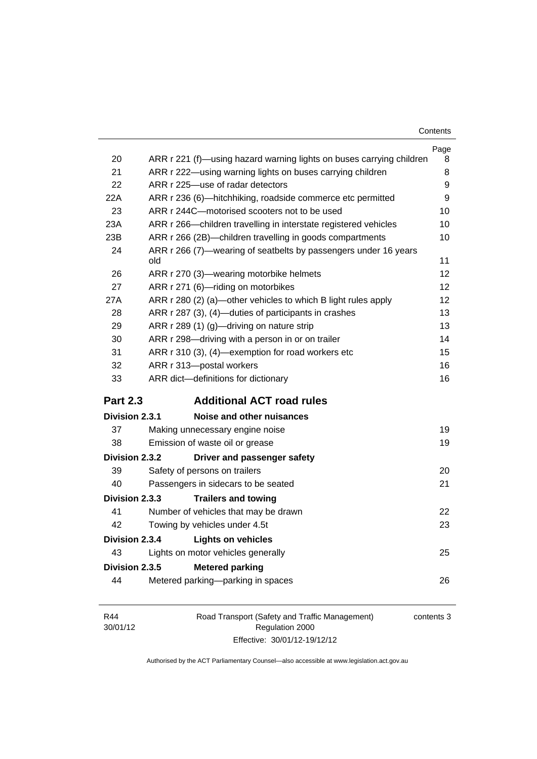| | | Page |
|---|---|---|
| 20 | ARR r 221 (f)—using hazard warning lights on buses carrying children | 8 |
| 21 | ARR r 222—using warning lights on buses carrying children | 8 |
| 22 | ARR r 225—use of radar detectors | 9 |
| 22A | ARR r 236 (6)—hitchhiking, roadside commerce etc permitted | 9 |
| 23 | ARR r 244C—motorised scooters not to be used | 10 |
| 23A | ARR r 266—children travelling in interstate registered vehicles | 10 |
| 23B | ARR r 266 (2B)—children travelling in goods compartments | 10 |
| 24 | ARR r 266 (7)—wearing of seatbelts by passengers under 16 years old | 11 |
| 26 | ARR r 270 (3)—wearing motorbike helmets | 12 |
| 27 | ARR r 271 (6)—riding on motorbikes | 12 |
| 27A | ARR r 280 (2) (a)—other vehicles to which B light rules apply | 12 |
| 28 | ARR r 287 (3), (4)—duties of participants in crashes | 13 |
| 29 | ARR r 289 (1) (g)—driving on nature strip | 13 |
| 30 | ARR r 298—driving with a person in or on trailer | 14 |
| 31 | ARR r 310 (3), (4)—exemption for road workers etc | 15 |
| 32 | ARR r 313—postal workers | 16 |
| 33 | ARR dict—definitions for dictionary | 16 |

## Part 2.3 Additional ACT road rules

**Division 2.3.1 Noise and other nuisances**

| | | |
|---|---|---|
| 37 | Making unnecessary engine noise | 19 |
| 38 | Emission of waste oil or grease | 19 |

**Division 2.3.2 Driver and passenger safety**

| | | |
|---|---|---|
| 39 | Safety of persons on trailers | 20 |
| 40 | Passengers in sidecars to be seated | 21 |

**Division 2.3.3 Trailers and towing**

| | | |
|---|---|---|
| 41 | Number of vehicles that may be drawn | 22 |
| 42 | Towing by vehicles under 4.5t | 23 |

**Division 2.3.4 Lights on vehicles**

| | | |
|---|---|---|
| 43 | Lights on motor vehicles generally | 25 |

**Division 2.3.5 Metered parking**

| | | |
|---|---|---|
| 44 | Metered parking—parking in spaces | 26 |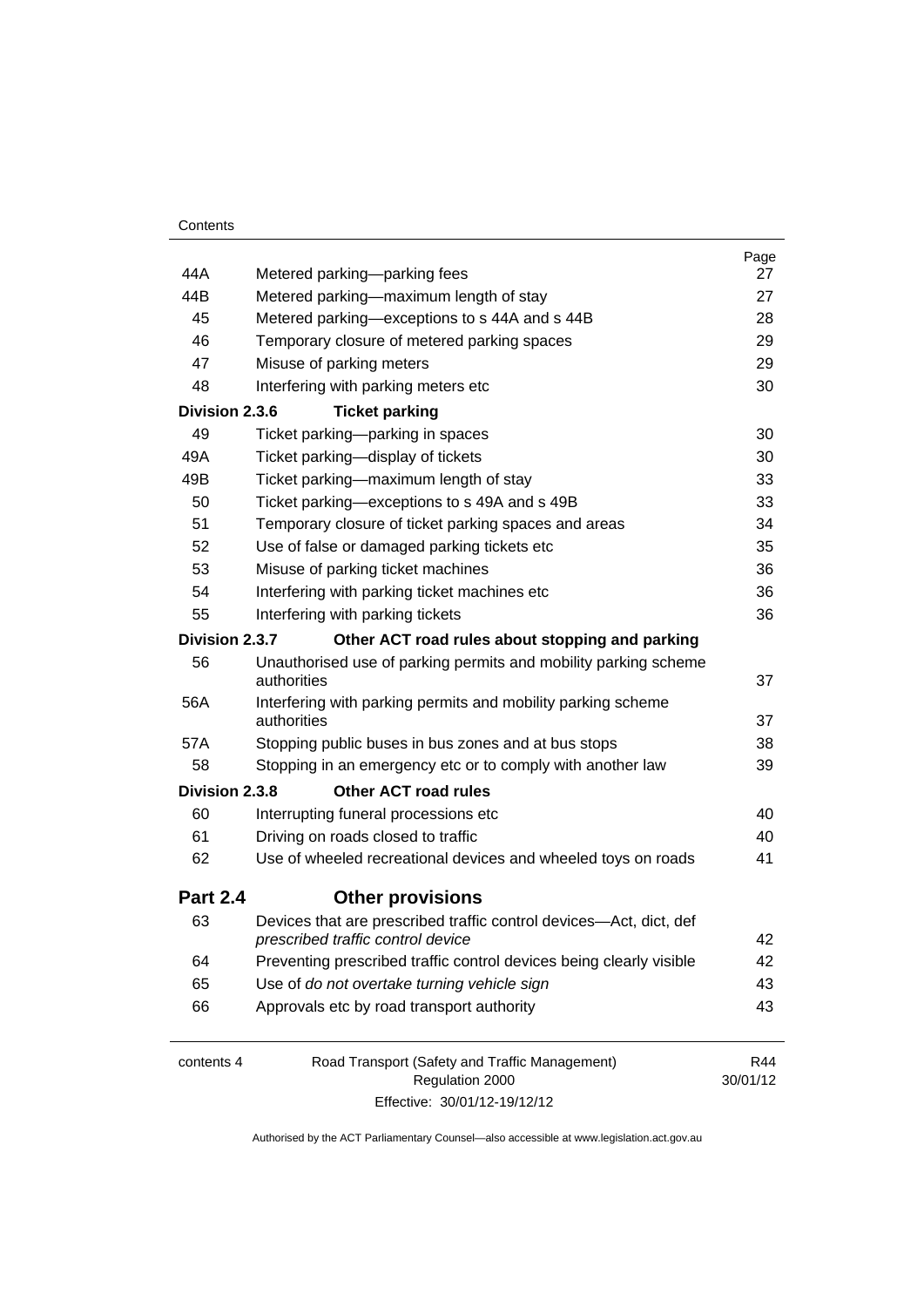| | | Page |
|---|---|---|
| 44A | Metered parking—parking fees | 27 |
| 44B | Metered parking—maximum length of stay | 27 |
| 45 | Metered parking—exceptions to s 44A and s 44B | 28 |
| 46 | Temporary closure of metered parking spaces | 29 |
| 47 | Misuse of parking meters | 29 |
| 48 | Interfering with parking meters etc | 30 |
| **Division 2.3.6** | **Ticket parking** | |
| 49 | Ticket parking—parking in spaces | 30 |
| 49A | Ticket parking—display of tickets | 30 |
| 49B | Ticket parking—maximum length of stay | 33 |
| 50 | Ticket parking—exceptions to s 49A and s 49B | 33 |
| 51 | Temporary closure of ticket parking spaces and areas | 34 |
| 52 | Use of false or damaged parking tickets etc | 35 |
| 53 | Misuse of parking ticket machines | 36 |
| 54 | Interfering with parking ticket machines etc | 36 |
| 55 | Interfering with parking tickets | 36 |
| **Division 2.3.7** | **Other ACT road rules about stopping and parking** | |
| 56 | Unauthorised use of parking permits and mobility parking scheme authorities | 37 |
| 56A | Interfering with parking permits and mobility parking scheme authorities | 37 |
| 57A | Stopping public buses in bus zones and at bus stops | 38 |
| 58 | Stopping in an emergency etc or to comply with another law | 39 |
| **Division 2.3.8** | **Other ACT road rules** | |
| 60 | Interrupting funeral processions etc | 40 |
| 61 | Driving on roads closed to traffic | 40 |
| 62 | Use of wheeled recreational devices and wheeled toys on roads | 41 |
| **Part 2.4** | **Other provisions** | |
| 63 | Devices that are prescribed traffic control devices—Act, dict, def *prescribed traffic control device* | 42 |
| 64 | Preventing prescribed traffic control devices being clearly visible | 42 |
| 65 | Use of *do not overtake turning vehicle sign* | 43 |
| 66 | Approvals etc by road transport authority | 43 |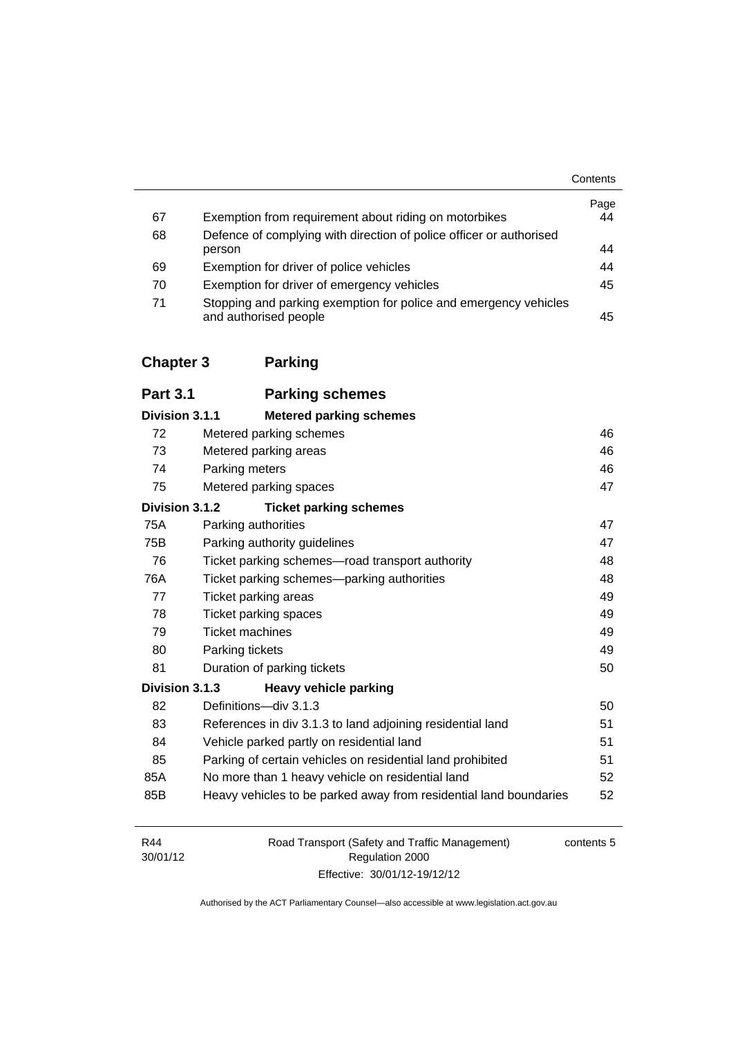| | | Page |
|---|---|---|
| 67 | Exemption from requirement about riding on motorbikes | 44 |
| 68 | Defence of complying with direction of police officer or authorised person | 44 |
| 69 | Exemption for driver of police vehicles | 44 |
| 70 | Exemption for driver of emergency vehicles | 45 |
| 71 | Stopping and parking exemption for police and emergency vehicles and authorised people | 45 |

## Chapter 3 Parking

### Part 3.1 Parking schemes

**Division 3.1.1 Metered parking schemes**

| | | |
|---|---|---|
| 72 | Metered parking schemes | 46 |
| 73 | Metered parking areas | 46 |
| 74 | Parking meters | 46 |
| 75 | Metered parking spaces | 47 |

**Division 3.1.2 Ticket parking schemes**

| | | |
|---|---|---|
| 75A | Parking authorities | 47 |
| 75B | Parking authority guidelines | 47 |
| 76 | Ticket parking schemes—road transport authority | 48 |
| 76A | Ticket parking schemes—parking authorities | 48 |
| 77 | Ticket parking areas | 49 |
| 78 | Ticket parking spaces | 49 |
| 79 | Ticket machines | 49 |
| 80 | Parking tickets | 49 |
| 81 | Duration of parking tickets | 50 |

**Division 3.1.3 Heavy vehicle parking**

| | | |
|---|---|---|
| 82 | Definitions—div 3.1.3 | 50 |
| 83 | References in div 3.1.3 to land adjoining residential land | 51 |
| 84 | Vehicle parked partly on residential land | 51 |
| 85 | Parking of certain vehicles on residential land prohibited | 51 |
| 85A | No more than 1 heavy vehicle on residential land | 52 |
| 85B | Heavy vehicles to be parked away from residential land boundaries | 52 |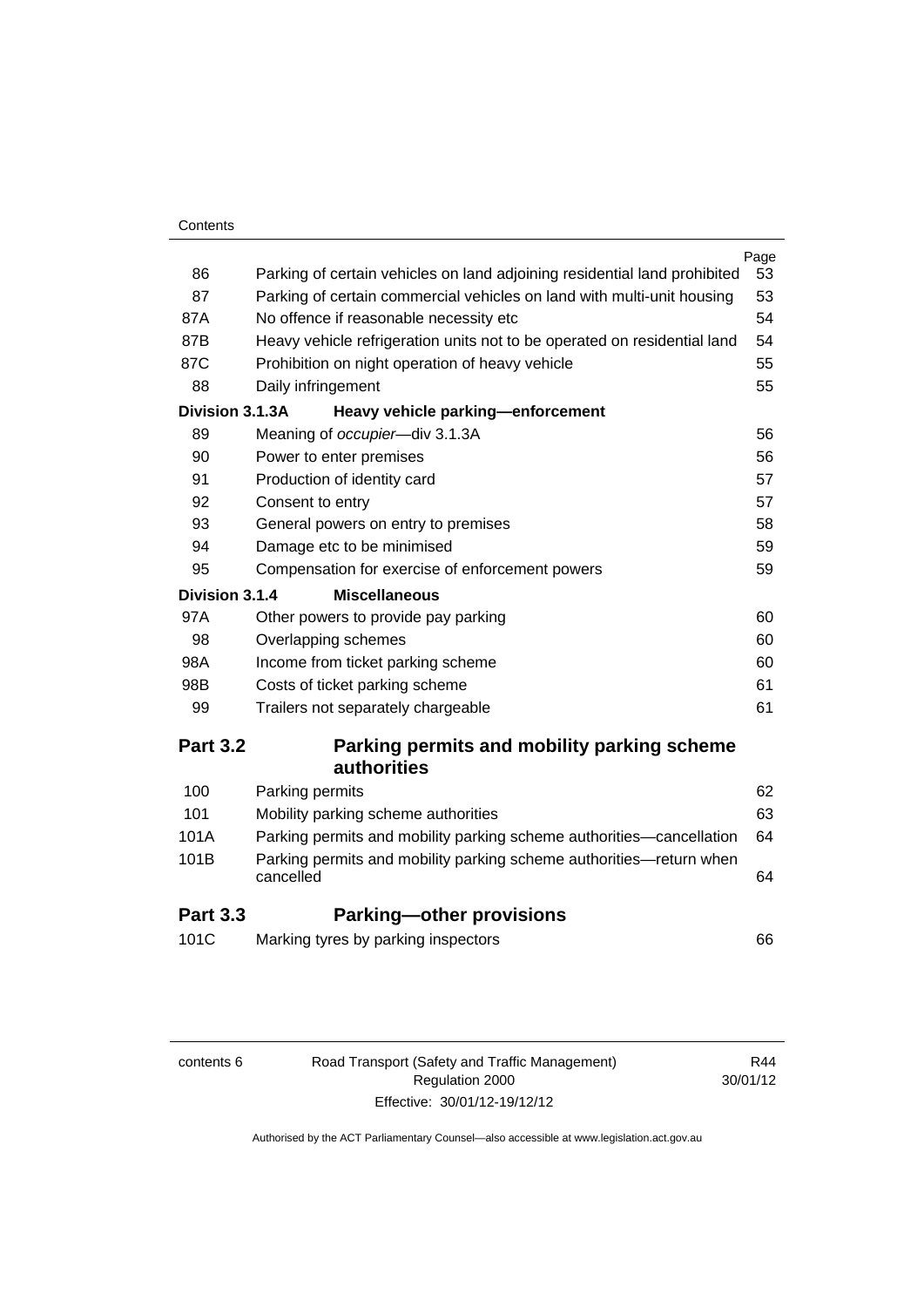| | | Page |
|---|---|---|
| 86 | Parking of certain vehicles on land adjoining residential land prohibited | 53 |
| 87 | Parking of certain commercial vehicles on land with multi-unit housing | 53 |
| 87A | No offence if reasonable necessity etc | 54 |
| 87B | Heavy vehicle refrigeration units not to be operated on residential land | 54 |
| 87C | Prohibition on night operation of heavy vehicle | 55 |
| 88 | Daily infringement | 55 |
| **Division 3.1.3A** | **Heavy vehicle parking—enforcement** | |
| 89 | Meaning of *occupier*—div 3.1.3A | 56 |
| 90 | Power to enter premises | 56 |
| 91 | Production of identity card | 57 |
| 92 | Consent to entry | 57 |
| 93 | General powers on entry to premises | 58 |
| 94 | Damage etc to be minimised | 59 |
| 95 | Compensation for exercise of enforcement powers | 59 |
| **Division 3.1.4** | **Miscellaneous** | |
| 97A | Other powers to provide pay parking | 60 |
| 98 | Overlapping schemes | 60 |
| 98A | Income from ticket parking scheme | 60 |
| 98B | Costs of ticket parking scheme | 61 |
| 99 | Trailers not separately chargeable | 61 |
| **Part 3.2** | **Parking permits and mobility parking scheme authorities** | |
| 100 | Parking permits | 62 |
| 101 | Mobility parking scheme authorities | 63 |
| 101A | Parking permits and mobility parking scheme authorities—cancellation | 64 |
| 101B | Parking permits and mobility parking scheme authorities—return when cancelled | 64 |
| **Part 3.3** | **Parking—other provisions** | |
| 101C | Marking tyres by parking inspectors | 66 |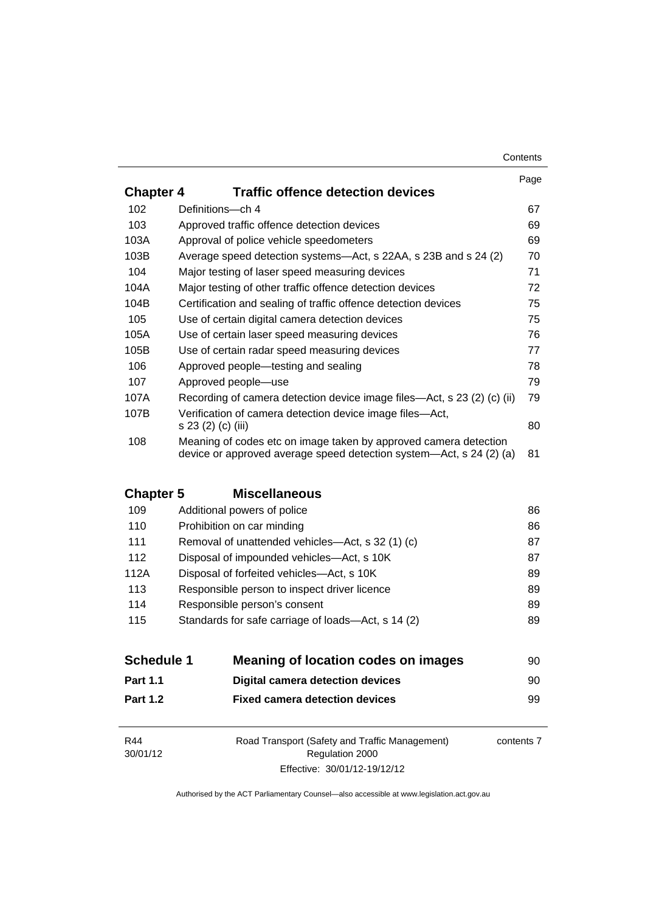| | | Page |
|---|---|---|
| **Chapter 4** | **Traffic offence detection devices** | |
| 102 | Definitions—ch 4 | 67 |
| 103 | Approved traffic offence detection devices | 69 |
| 103A | Approval of police vehicle speedometers | 69 |
| 103B | Average speed detection systems—Act, s 22AA, s 23B and s 24 (2) | 70 |
| 104 | Major testing of laser speed measuring devices | 71 |
| 104A | Major testing of other traffic offence detection devices | 72 |
| 104B | Certification and sealing of traffic offence detection devices | 75 |
| 105 | Use of certain digital camera detection devices | 75 |
| 105A | Use of certain laser speed measuring devices | 76 |
| 105B | Use of certain radar speed measuring devices | 77 |
| 106 | Approved people—testing and sealing | 78 |
| 107 | Approved people—use | 79 |
| 107A | Recording of camera detection device image files—Act, s 23 (2) (c) (ii) | 79 |
| 107B | Verification of camera detection device image files—Act, s 23 (2) (c) (iii) | 80 |
| 108 | Meaning of codes etc on image taken by approved camera detection device or approved average speed detection system—Act, s 24 (2) (a) | 81 |
| **Chapter 5** | **Miscellaneous** | |
| 109 | Additional powers of police | 86 |
| 110 | Prohibition on car minding | 86 |
| 111 | Removal of unattended vehicles—Act, s 32 (1) (c) | 87 |
| 112 | Disposal of impounded vehicles—Act, s 10K | 87 |
| 112A | Disposal of forfeited vehicles—Act, s 10K | 89 |
| 113 | Responsible person to inspect driver licence | 89 |
| 114 | Responsible person's consent | 89 |
| 115 | Standards for safe carriage of loads—Act, s 14 (2) | 89 |
| **Schedule 1** | **Meaning of location codes on images** | 90 |
| **Part 1.1** | **Digital camera detection devices** | 90 |
| **Part 1.2** | **Fixed camera detection devices** | 99 |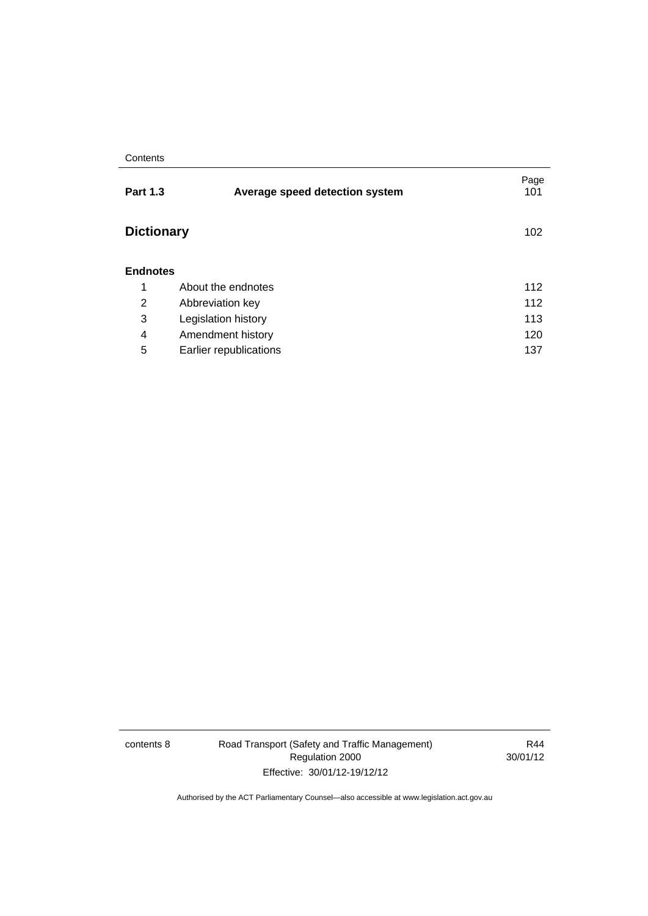| | | Page |
|---|---|---|
| **Part 1.3** | **Average speed detection system** | 101 |
| **Dictionary** | | 102 |
| **Endnotes** | | |
| 1 | About the endnotes | 112 |
| 2 | Abbreviation key | 112 |
| 3 | Legislation history | 113 |
| 4 | Amendment history | 120 |
| 5 | Earlier republications | 137 |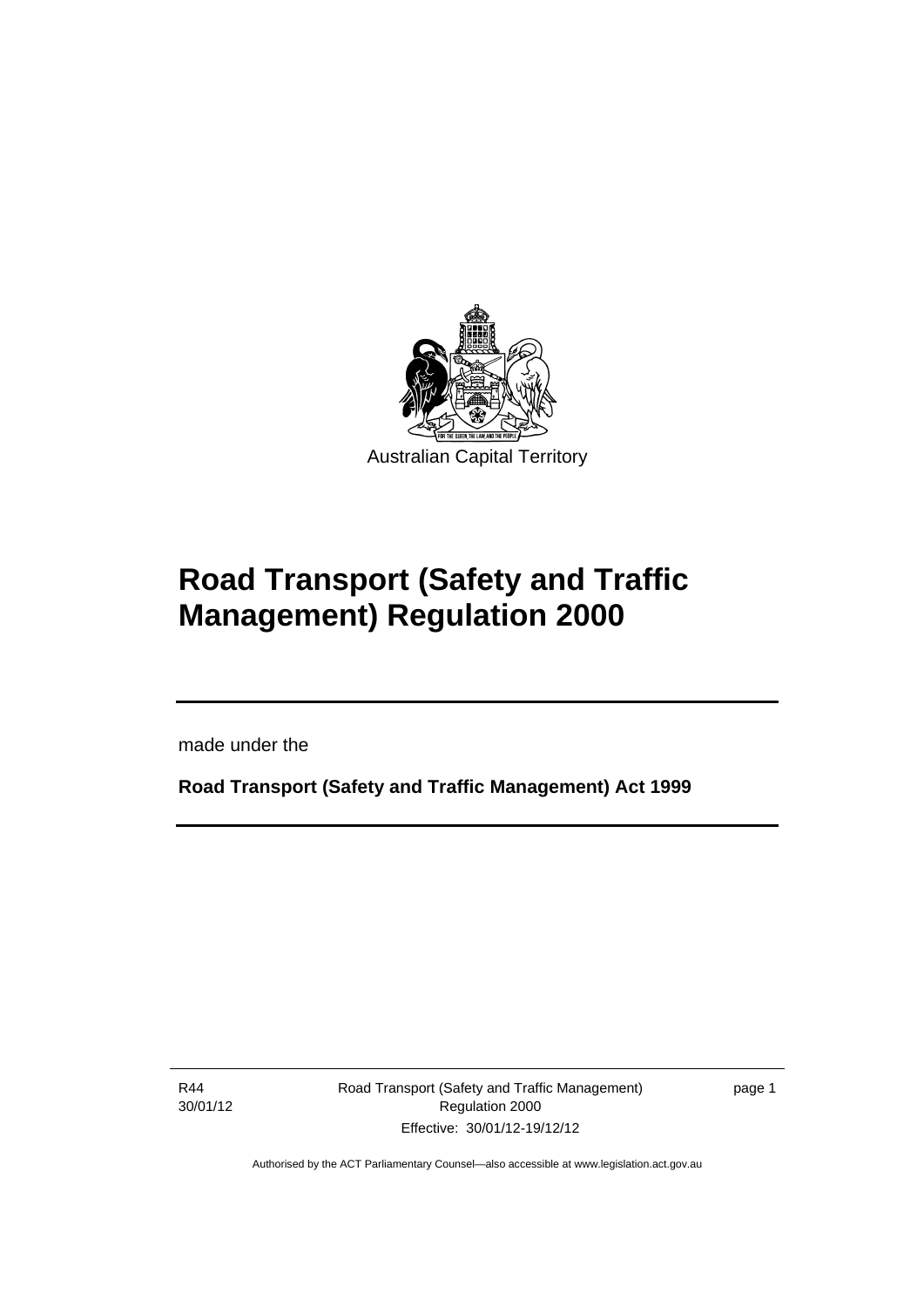Australian Capital Territory

# Road Transport (Safety and Traffic Management) Regulation 2000

made under the

**Road Transport (Safety and Traffic Management) Act 1999**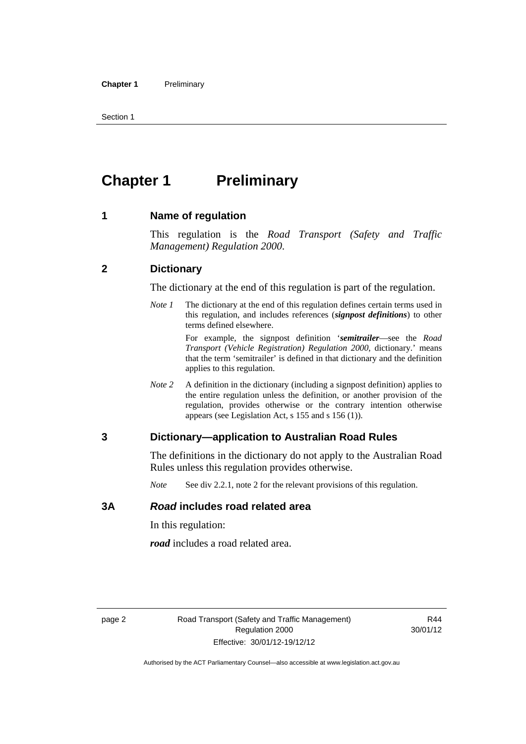# Chapter 1 Preliminary

## 1 Name of regulation

This regulation is the *Road Transport (Safety and Traffic Management) Regulation 2000*.

## 2 Dictionary

The dictionary at the end of this regulation is part of the regulation.

*Note 1* The dictionary at the end of this regulation defines certain terms used in this regulation, and includes references (***signpost definitions***) to other terms defined elsewhere.

For example, the signpost definition '***semitrailer***—see the *Road Transport (Vehicle Registration) Regulation 2000*, dictionary.' means that the term 'semitrailer' is defined in that dictionary and the definition applies to this regulation.

*Note 2* A definition in the dictionary (including a signpost definition) applies to the entire regulation unless the definition, or another provision of the regulation, provides otherwise or the contrary intention otherwise appears (see Legislation Act, s 155 and s 156 (1)).

## 3 Dictionary—application to Australian Road Rules

The definitions in the dictionary do not apply to the Australian Road Rules unless this regulation provides otherwise.

*Note* See div 2.2.1, note 2 for the relevant provisions of this regulation.

## 3A *Road* includes road related area

In this regulation:

***road*** includes a road related area.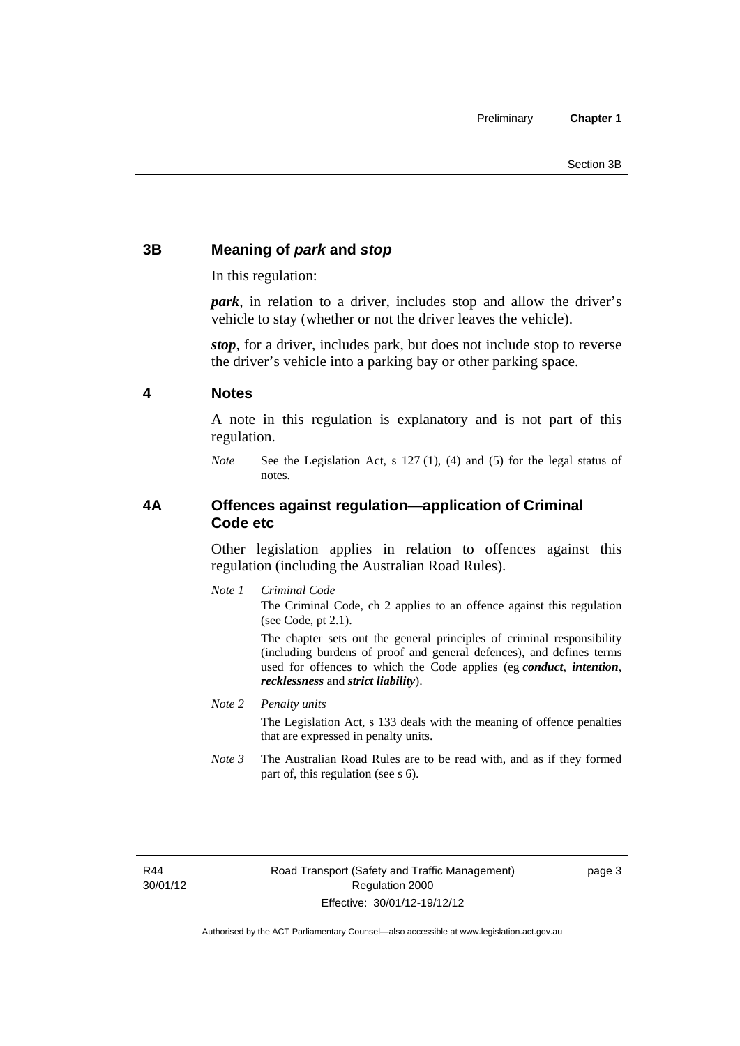## 3B Meaning of *park* and *stop*

In this regulation:

***park***, in relation to a driver, includes stop and allow the driver's vehicle to stay (whether or not the driver leaves the vehicle).

***stop***, for a driver, includes park, but does not include stop to reverse the driver's vehicle into a parking bay or other parking space.

## 4 Notes

A note in this regulation is explanatory and is not part of this regulation.

*Note* See the Legislation Act, s 127 (1), (4) and (5) for the legal status of notes.

## 4A Offences against regulation—application of Criminal Code etc

Other legislation applies in relation to offences against this regulation (including the Australian Road Rules).

*Note 1* *Criminal Code*

The Criminal Code, ch 2 applies to an offence against this regulation (see Code, pt 2.1).

The chapter sets out the general principles of criminal responsibility (including burdens of proof and general defences), and defines terms used for offences to which the Code applies (eg ***conduct***, ***intention***, ***recklessness*** and ***strict liability***).

*Note 2* *Penalty units*

The Legislation Act, s 133 deals with the meaning of offence penalties that are expressed in penalty units.

*Note 3* The Australian Road Rules are to be read with, and as if they formed part of, this regulation (see s 6).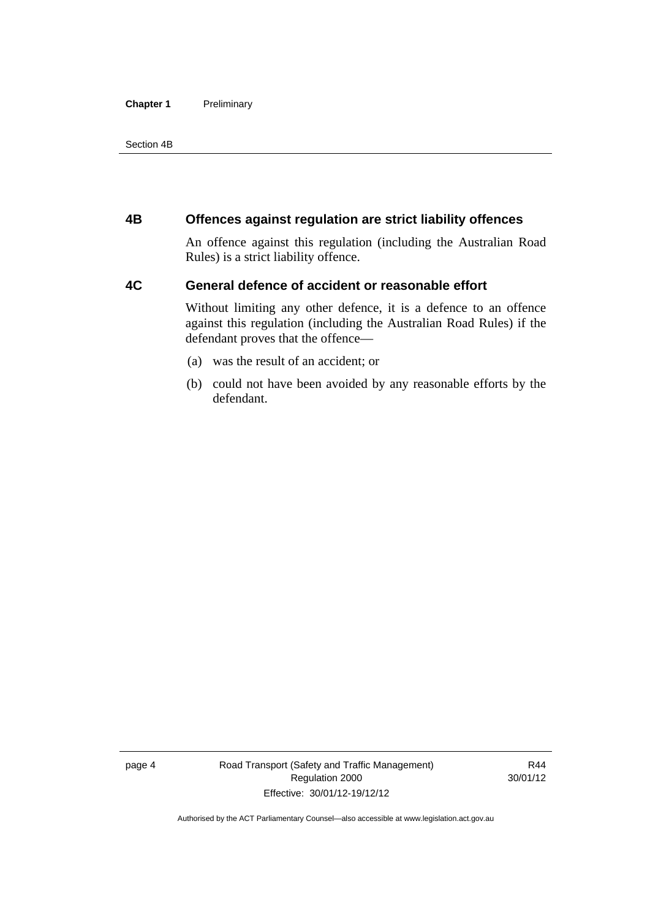## 4B Offences against regulation are strict liability offences

An offence against this regulation (including the Australian Road Rules) is a strict liability offence.

## 4C General defence of accident or reasonable effort

Without limiting any other defence, it is a defence to an offence against this regulation (including the Australian Road Rules) if the defendant proves that the offence—

(a) was the result of an accident; or

(b) could not have been avoided by any reasonable efforts by the defendant.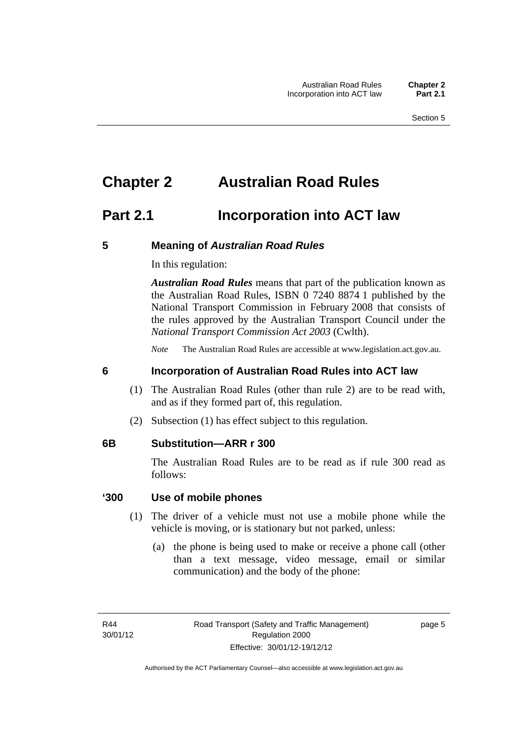# Chapter 2 Australian Road Rules

## Part 2.1 Incorporation into ACT law

### 5 Meaning of *Australian Road Rules*

In this regulation:

***Australian Road Rules*** means that part of the publication known as the Australian Road Rules, ISBN 0 7240 8874 1 published by the National Transport Commission in February 2008 that consists of the rules approved by the Australian Transport Council under the *National Transport Commission Act 2003* (Cwlth).

*Note* The Australian Road Rules are accessible at www.legislation.act.gov.au.

### 6 Incorporation of Australian Road Rules into ACT law

(1) The Australian Road Rules (other than rule 2) are to be read with, and as if they formed part of, this regulation.

(2) Subsection (1) has effect subject to this regulation.

### 6B Substitution—ARR r 300

The Australian Road Rules are to be read as if rule 300 read as follows:

### '300 Use of mobile phones

(1) The driver of a vehicle must not use a mobile phone while the vehicle is moving, or is stationary but not parked, unless:

(a) the phone is being used to make or receive a phone call (other than a text message, video message, email or similar communication) and the body of the phone: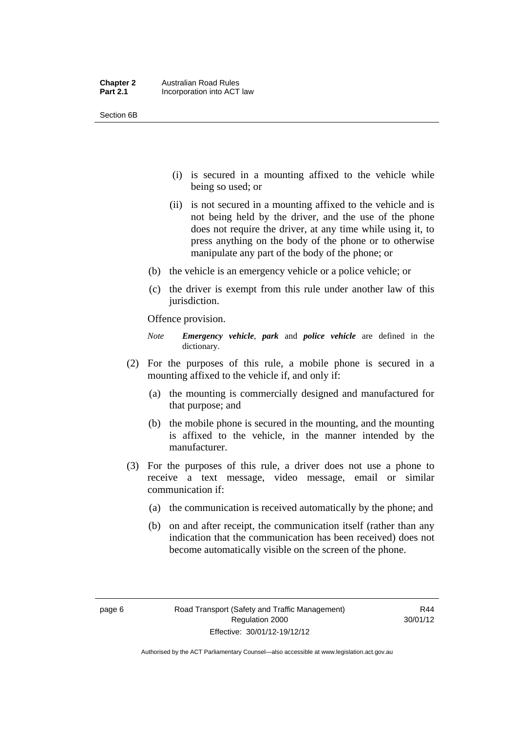(i) is secured in a mounting affixed to the vehicle while being so used; or

(ii) is not secured in a mounting affixed to the vehicle and is not being held by the driver, and the use of the phone does not require the driver, at any time while using it, to press anything on the body of the phone or to otherwise manipulate any part of the body of the phone; or

(b) the vehicle is an emergency vehicle or a police vehicle; or

(c) the driver is exempt from this rule under another law of this jurisdiction.

Offence provision.

*Note* ***Emergency vehicle***, ***park*** and ***police vehicle*** are defined in the dictionary.

(2) For the purposes of this rule, a mobile phone is secured in a mounting affixed to the vehicle if, and only if:

(a) the mounting is commercially designed and manufactured for that purpose; and

(b) the mobile phone is secured in the mounting, and the mounting is affixed to the vehicle, in the manner intended by the manufacturer.

(3) For the purposes of this rule, a driver does not use a phone to receive a text message, video message, email or similar communication if:

(a) the communication is received automatically by the phone; and

(b) on and after receipt, the communication itself (rather than any indication that the communication has been received) does not become automatically visible on the screen of the phone.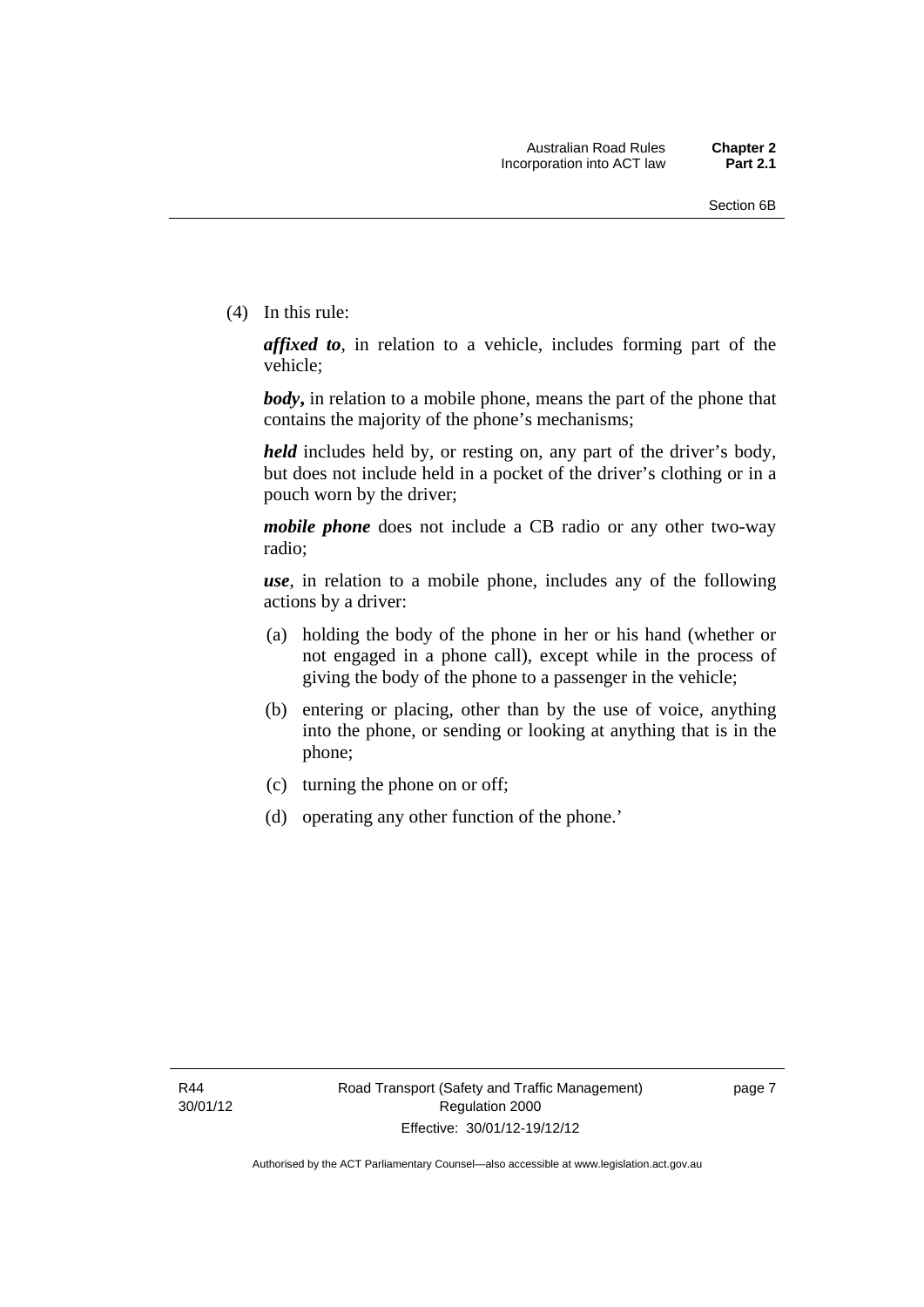(4) In this rule:

***affixed to***, in relation to a vehicle, includes forming part of the vehicle;

***body*,** in relation to a mobile phone, means the part of the phone that contains the majority of the phone's mechanisms;

***held*** includes held by, or resting on, any part of the driver's body, but does not include held in a pocket of the driver's clothing or in a pouch worn by the driver;

***mobile phone*** does not include a CB radio or any other two-way radio;

***use***, in relation to a mobile phone, includes any of the following actions by a driver:

- (a) holding the body of the phone in her or his hand (whether or not engaged in a phone call), except while in the process of giving the body of the phone to a passenger in the vehicle;
- (b) entering or placing, other than by the use of voice, anything into the phone, or sending or looking at anything that is in the phone;
- (c) turning the phone on or off;
- (d) operating any other function of the phone.'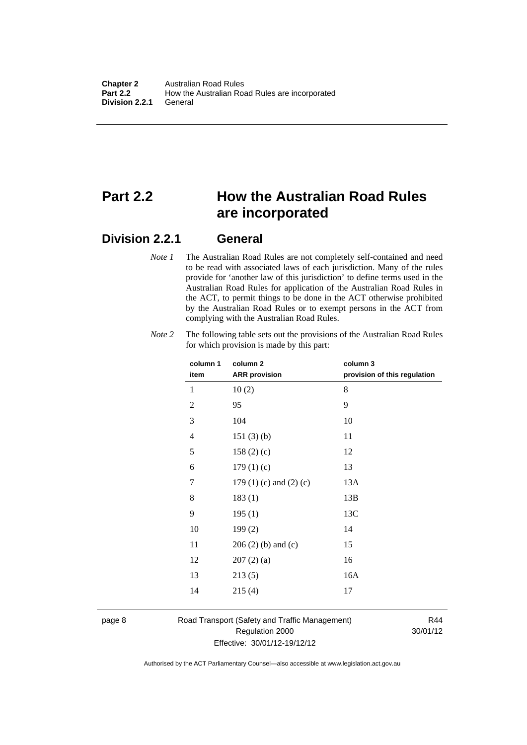# Part 2.2 How the Australian Road Rules are incorporated

## Division 2.2.1 General

*Note 1* The Australian Road Rules are not completely self-contained and need to be read with associated laws of each jurisdiction. Many of the rules provide for 'another law of this jurisdiction' to define terms used in the Australian Road Rules for application of the Australian Road Rules in the ACT, to permit things to be done in the ACT otherwise prohibited by the Australian Road Rules or to exempt persons in the ACT from complying with the Australian Road Rules.

*Note 2* The following table sets out the provisions of the Australian Road Rules for which provision is made by this part:

| column 1 item | column 2 ARR provision | column 3 provision of this regulation |
|---|---|---|
| 1 | 10 (2) | 8 |
| 2 | 95 | 9 |
| 3 | 104 | 10 |
| 4 | 151 (3) (b) | 11 |
| 5 | 158 (2) (c) | 12 |
| 6 | 179 (1) (c) | 13 |
| 7 | 179 (1) (c) and (2) (c) | 13A |
| 8 | 183 (1) | 13B |
| 9 | 195 (1) | 13C |
| 10 | 199 (2) | 14 |
| 11 | 206 (2) (b) and (c) | 15 |
| 12 | 207 (2) (a) | 16 |
| 13 | 213 (5) | 16A |
| 14 | 215 (4) | 17 |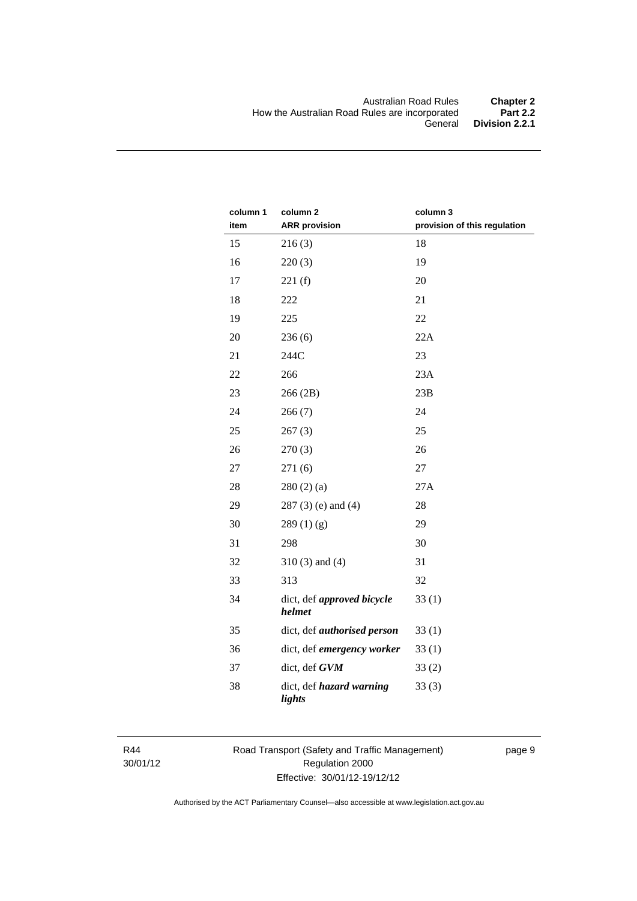| column 1<br>item | column 2<br>ARR provision | column 3<br>provision of this regulation |
|---|---|---|
| 15 | 216 (3) | 18 |
| 16 | 220 (3) | 19 |
| 17 | 221 (f) | 20 |
| 18 | 222 | 21 |
| 19 | 225 | 22 |
| 20 | 236 (6) | 22A |
| 21 | 244C | 23 |
| 22 | 266 | 23A |
| 23 | 266 (2B) | 23B |
| 24 | 266 (7) | 24 |
| 25 | 267 (3) | 25 |
| 26 | 270 (3) | 26 |
| 27 | 271 (6) | 27 |
| 28 | 280 (2) (a) | 27A |
| 29 | 287 (3) (e) and (4) | 28 |
| 30 | 289 (1) (g) | 29 |
| 31 | 298 | 30 |
| 32 | 310 (3) and (4) | 31 |
| 33 | 313 | 32 |
| 34 | dict, def ***approved bicycle helmet*** | 33 (1) |
| 35 | dict, def ***authorised person*** | 33 (1) |
| 36 | dict, def ***emergency worker*** | 33 (1) |
| 37 | dict, def ***GVM*** | 33 (2) |
| 38 | dict, def ***hazard warning lights*** | 33 (3) |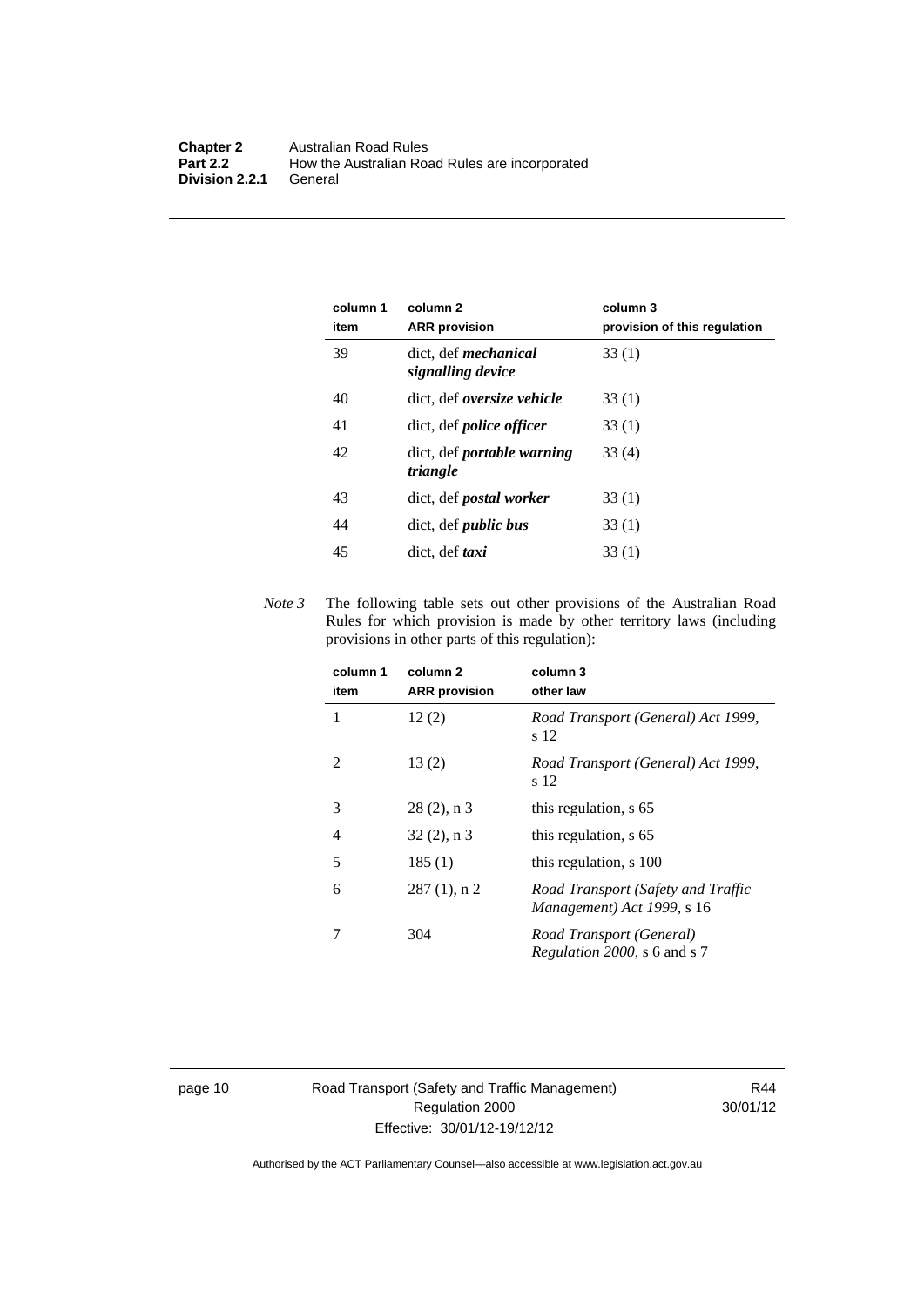| column 1<br>item | column 2<br>ARR provision | column 3<br>provision of this regulation |
|---|---|---|
| 39 | dict, def ***mechanical signalling device*** | 33 (1) |
| 40 | dict, def ***oversize vehicle*** | 33 (1) |
| 41 | dict, def ***police officer*** | 33 (1) |
| 42 | dict, def ***portable warning triangle*** | 33 (4) |
| 43 | dict, def ***postal worker*** | 33 (1) |
| 44 | dict, def ***public bus*** | 33 (1) |
| 45 | dict, def ***taxi*** | 33 (1) |

*Note 3* The following table sets out other provisions of the Australian Road Rules for which provision is made by other territory laws (including provisions in other parts of this regulation):

| column 1<br>item | column 2<br>ARR provision | column 3<br>other law |
|---|---|---|
| 1 | 12 (2) | *Road Transport (General) Act 1999*, s 12 |
| 2 | 13 (2) | *Road Transport (General) Act 1999*, s 12 |
| 3 | 28 (2), n 3 | this regulation, s 65 |
| 4 | 32 (2), n 3 | this regulation, s 65 |
| 5 | 185 (1) | this regulation, s 100 |
| 6 | 287 (1), n 2 | *Road Transport (Safety and Traffic Management) Act 1999*, s 16 |
| 7 | 304 | *Road Transport (General) Regulation 2000*, s 6 and s 7 |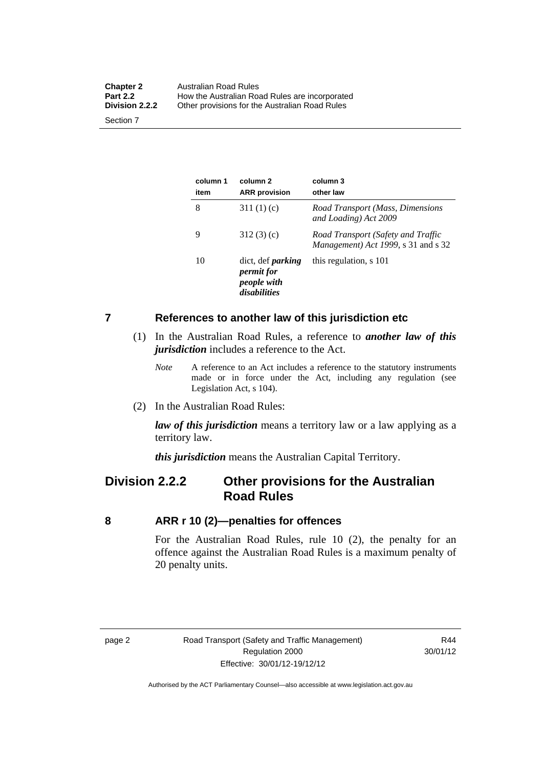| column 1 item | column 2 ARR provision | column 3 other law |
|---|---|---|
| 8 | 311 (1) (c) | *Road Transport (Mass, Dimensions and Loading) Act 2009* |
| 9 | 312 (3) (c) | *Road Transport (Safety and Traffic Management) Act 1999*, s 31 and s 32 |
| 10 | dict, def ***parking permit for people with disabilities*** | this regulation, s 101 |

## 7 References to another law of this jurisdiction etc

(1) In the Australian Road Rules, a reference to ***another law of this jurisdiction*** includes a reference to the Act.

*Note* A reference to an Act includes a reference to the statutory instruments made or in force under the Act, including any regulation (see Legislation Act, s 104).

(2) In the Australian Road Rules:

***law of this jurisdiction*** means a territory law or a law applying as a territory law.

***this jurisdiction*** means the Australian Capital Territory.

# Division 2.2.2 Other provisions for the Australian Road Rules

## 8 ARR r 10 (2)—penalties for offences

For the Australian Road Rules, rule 10 (2), the penalty for an offence against the Australian Road Rules is a maximum penalty of 20 penalty units.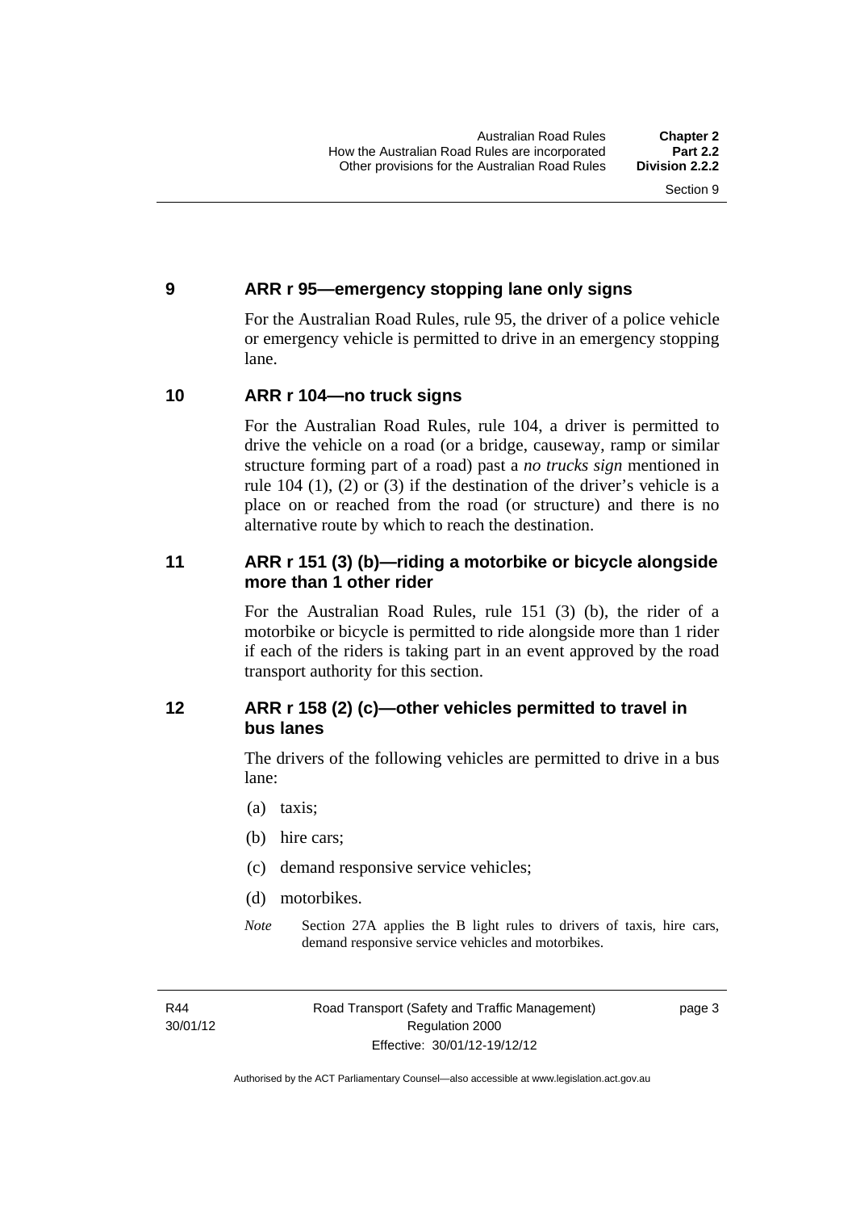## 9 ARR r 95—emergency stopping lane only signs

For the Australian Road Rules, rule 95, the driver of a police vehicle or emergency vehicle is permitted to drive in an emergency stopping lane.

## 10 ARR r 104—no truck signs

For the Australian Road Rules, rule 104, a driver is permitted to drive the vehicle on a road (or a bridge, causeway, ramp or similar structure forming part of a road) past a *no trucks sign* mentioned in rule 104 (1), (2) or (3) if the destination of the driver's vehicle is a place on or reached from the road (or structure) and there is no alternative route by which to reach the destination.

## 11 ARR r 151 (3) (b)—riding a motorbike or bicycle alongside more than 1 other rider

For the Australian Road Rules, rule 151 (3) (b), the rider of a motorbike or bicycle is permitted to ride alongside more than 1 rider if each of the riders is taking part in an event approved by the road transport authority for this section.

## 12 ARR r 158 (2) (c)—other vehicles permitted to travel in bus lanes

The drivers of the following vehicles are permitted to drive in a bus lane:

(a) taxis;

(b) hire cars;

(c) demand responsive service vehicles;

(d) motorbikes.

*Note* Section 27A applies the B light rules to drivers of taxis, hire cars, demand responsive service vehicles and motorbikes.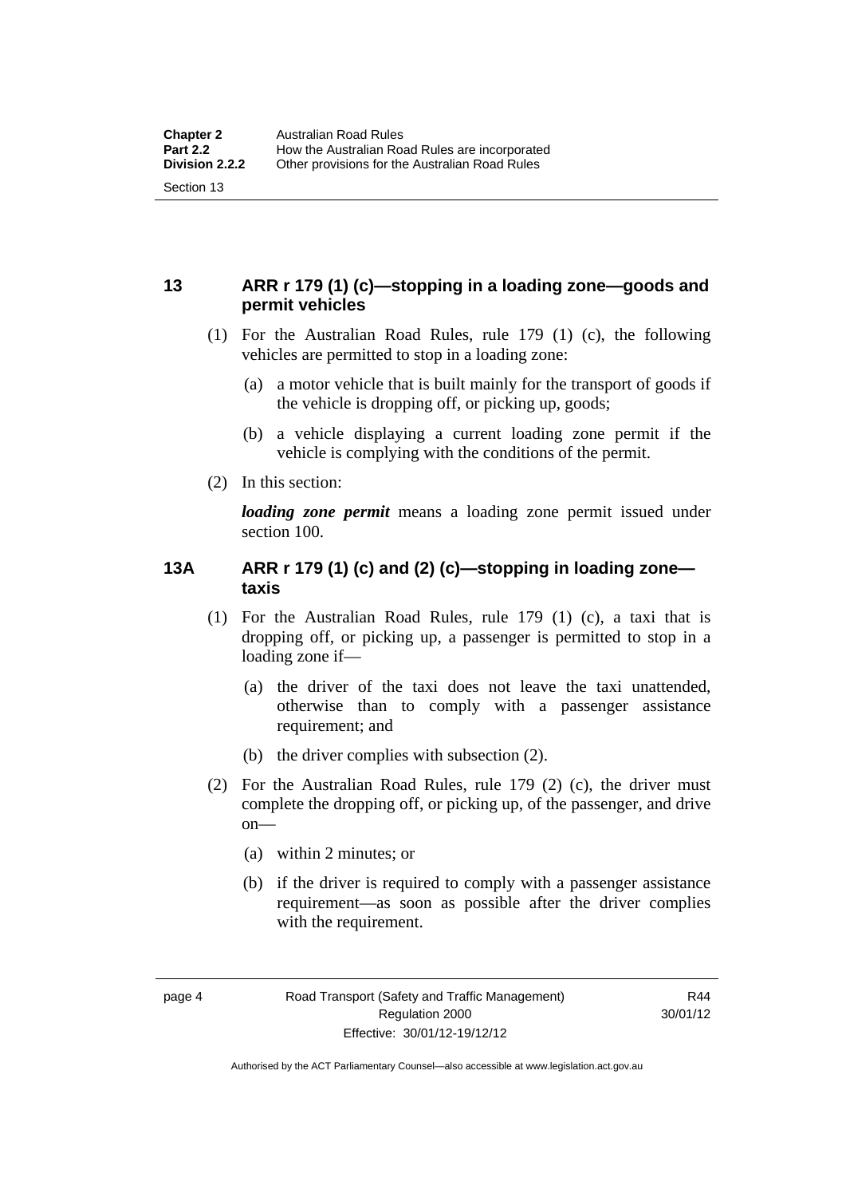## 13 ARR r 179 (1) (c)—stopping in a loading zone—goods and permit vehicles

(1) For the Australian Road Rules, rule 179 (1) (c), the following vehicles are permitted to stop in a loading zone:

(a) a motor vehicle that is built mainly for the transport of goods if the vehicle is dropping off, or picking up, goods;

(b) a vehicle displaying a current loading zone permit if the vehicle is complying with the conditions of the permit.

(2) In this section:

***loading zone permit*** means a loading zone permit issued under section 100.

## 13A ARR r 179 (1) (c) and (2) (c)—stopping in loading zone—taxis

(1) For the Australian Road Rules, rule 179 (1) (c), a taxi that is dropping off, or picking up, a passenger is permitted to stop in a loading zone if—

(a) the driver of the taxi does not leave the taxi unattended, otherwise than to comply with a passenger assistance requirement; and

(b) the driver complies with subsection (2).

(2) For the Australian Road Rules, rule 179 (2) (c), the driver must complete the dropping off, or picking up, of the passenger, and drive on—

(a) within 2 minutes; or

(b) if the driver is required to comply with a passenger assistance requirement—as soon as possible after the driver complies with the requirement.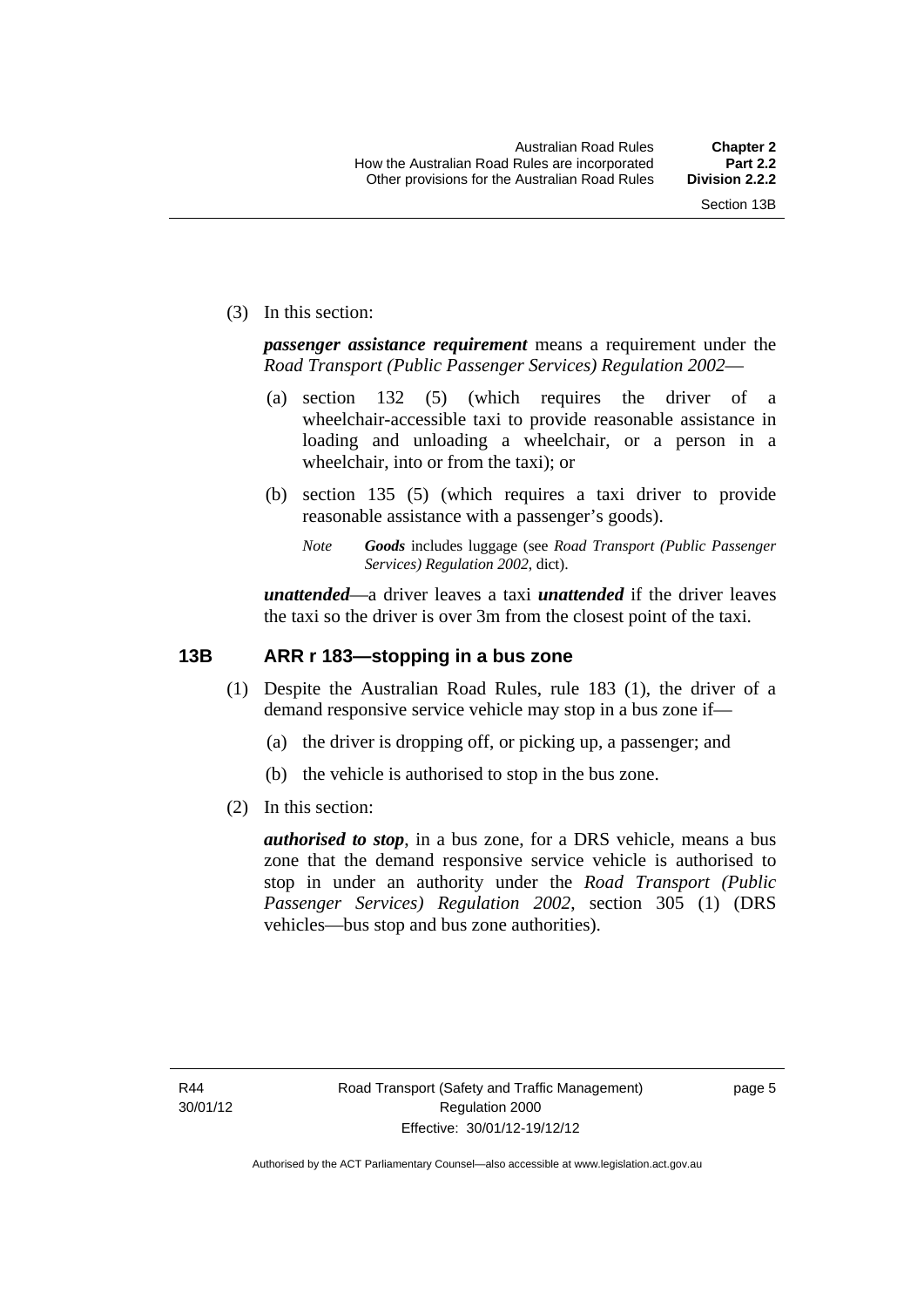(3) In this section:

***passenger assistance requirement*** means a requirement under the *Road Transport (Public Passenger Services) Regulation 2002*—

(a) section 132 (5) (which requires the driver of a wheelchair-accessible taxi to provide reasonable assistance in loading and unloading a wheelchair, or a person in a wheelchair, into or from the taxi); or

(b) section 135 (5) (which requires a taxi driver to provide reasonable assistance with a passenger's goods).

*Note* ***Goods*** includes luggage (see *Road Transport (Public Passenger Services) Regulation 2002*, dict).

***unattended***—a driver leaves a taxi ***unattended*** if the driver leaves the taxi so the driver is over 3m from the closest point of the taxi.

### 13B ARR r 183—stopping in a bus zone

(1) Despite the Australian Road Rules, rule 183 (1), the driver of a demand responsive service vehicle may stop in a bus zone if—

(a) the driver is dropping off, or picking up, a passenger; and

(b) the vehicle is authorised to stop in the bus zone.

(2) In this section:

***authorised to stop***, in a bus zone, for a DRS vehicle, means a bus zone that the demand responsive service vehicle is authorised to stop in under an authority under the *Road Transport (Public Passenger Services) Regulation 2002*, section 305 (1) (DRS vehicles—bus stop and bus zone authorities).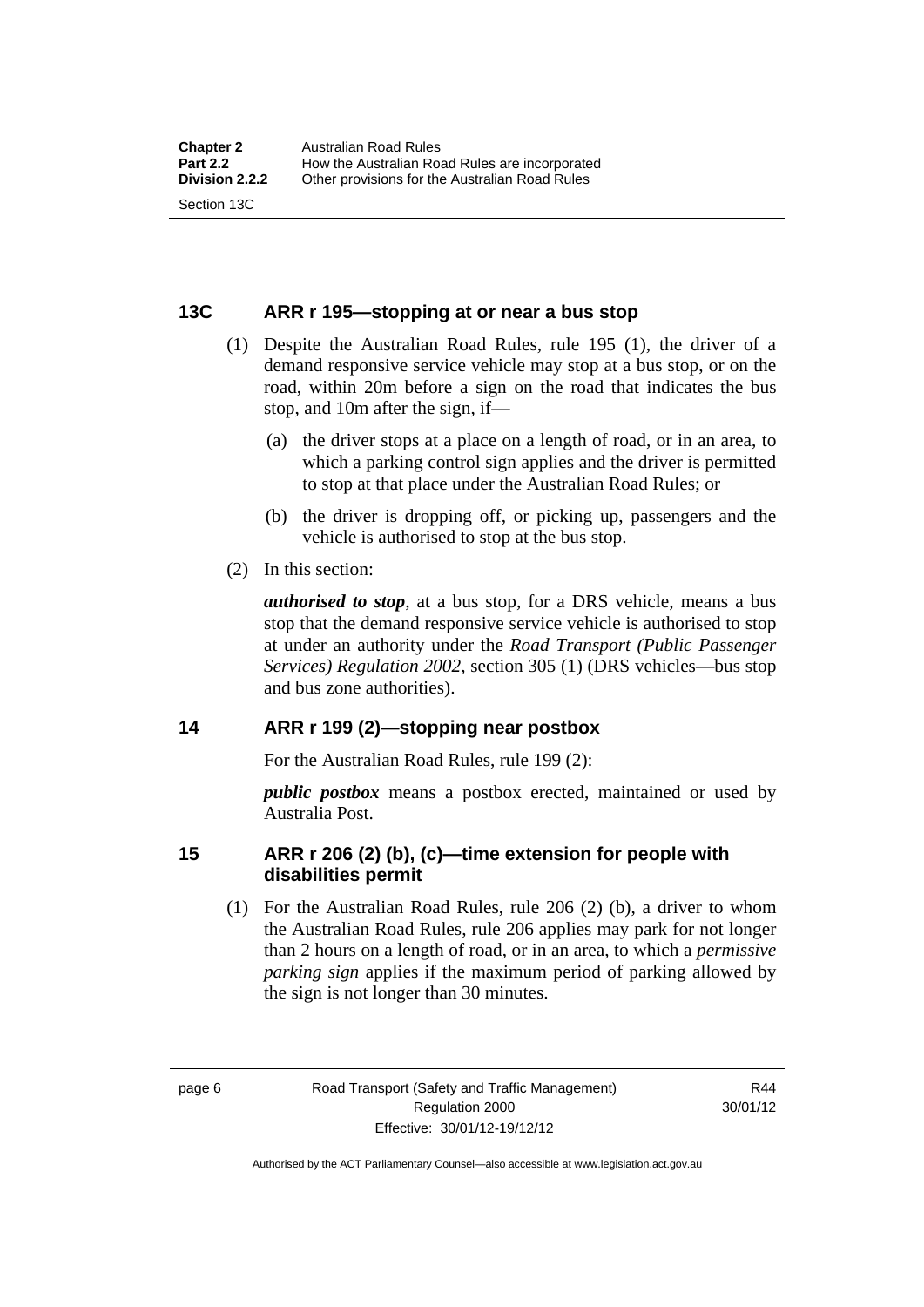## 13C ARR r 195—stopping at or near a bus stop

(1) Despite the Australian Road Rules, rule 195 (1), the driver of a demand responsive service vehicle may stop at a bus stop, or on the road, within 20m before a sign on the road that indicates the bus stop, and 10m after the sign, if—

(a) the driver stops at a place on a length of road, or in an area, to which a parking control sign applies and the driver is permitted to stop at that place under the Australian Road Rules; or

(b) the driver is dropping off, or picking up, passengers and the vehicle is authorised to stop at the bus stop.

(2) In this section:

***authorised to stop***, at a bus stop, for a DRS vehicle, means a bus stop that the demand responsive service vehicle is authorised to stop at under an authority under the *Road Transport (Public Passenger Services) Regulation 2002*, section 305 (1) (DRS vehicles—bus stop and bus zone authorities).

## 14 ARR r 199 (2)—stopping near postbox

For the Australian Road Rules, rule 199 (2):

***public postbox*** means a postbox erected, maintained or used by Australia Post.

## 15 ARR r 206 (2) (b), (c)—time extension for people with disabilities permit

(1) For the Australian Road Rules, rule 206 (2) (b), a driver to whom the Australian Road Rules, rule 206 applies may park for not longer than 2 hours on a length of road, or in an area, to which a *permissive parking sign* applies if the maximum period of parking allowed by the sign is not longer than 30 minutes.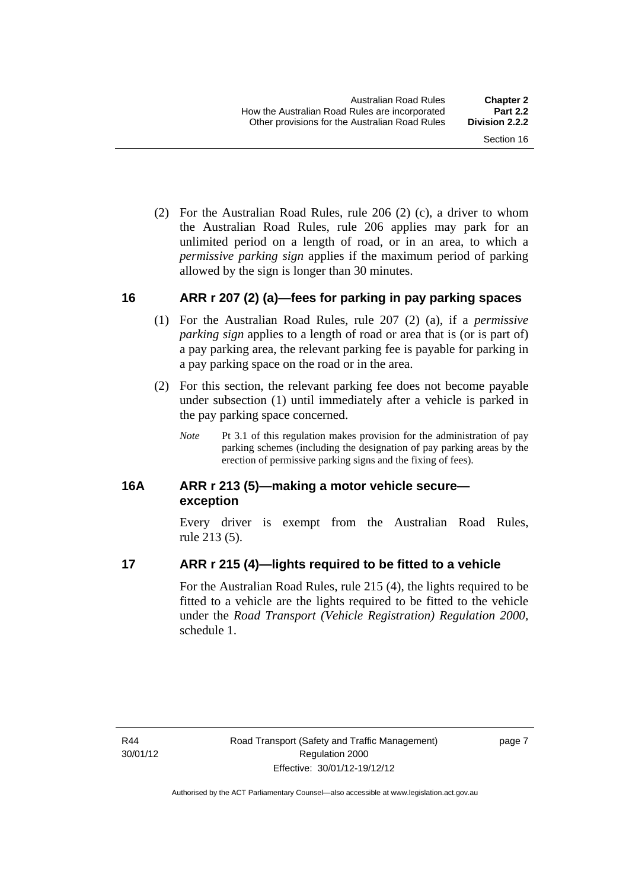(2) For the Australian Road Rules, rule 206 (2) (c), a driver to whom the Australian Road Rules, rule 206 applies may park for an unlimited period on a length of road, or in an area, to which a *permissive parking sign* applies if the maximum period of parking allowed by the sign is longer than 30 minutes.

## 16 ARR r 207 (2) (a)—fees for parking in pay parking spaces

(1) For the Australian Road Rules, rule 207 (2) (a), if a *permissive parking sign* applies to a length of road or area that is (or is part of) a pay parking area, the relevant parking fee is payable for parking in a pay parking space on the road or in the area.

(2) For this section, the relevant parking fee does not become payable under subsection (1) until immediately after a vehicle is parked in the pay parking space concerned.

*Note* Pt 3.1 of this regulation makes provision for the administration of pay parking schemes (including the designation of pay parking areas by the erection of permissive parking signs and the fixing of fees).

## 16A ARR r 213 (5)—making a motor vehicle secure—exception

Every driver is exempt from the Australian Road Rules, rule 213 (5).

## 17 ARR r 215 (4)—lights required to be fitted to a vehicle

For the Australian Road Rules, rule 215 (4), the lights required to be fitted to a vehicle are the lights required to be fitted to the vehicle under the *Road Transport (Vehicle Registration) Regulation 2000*, schedule 1.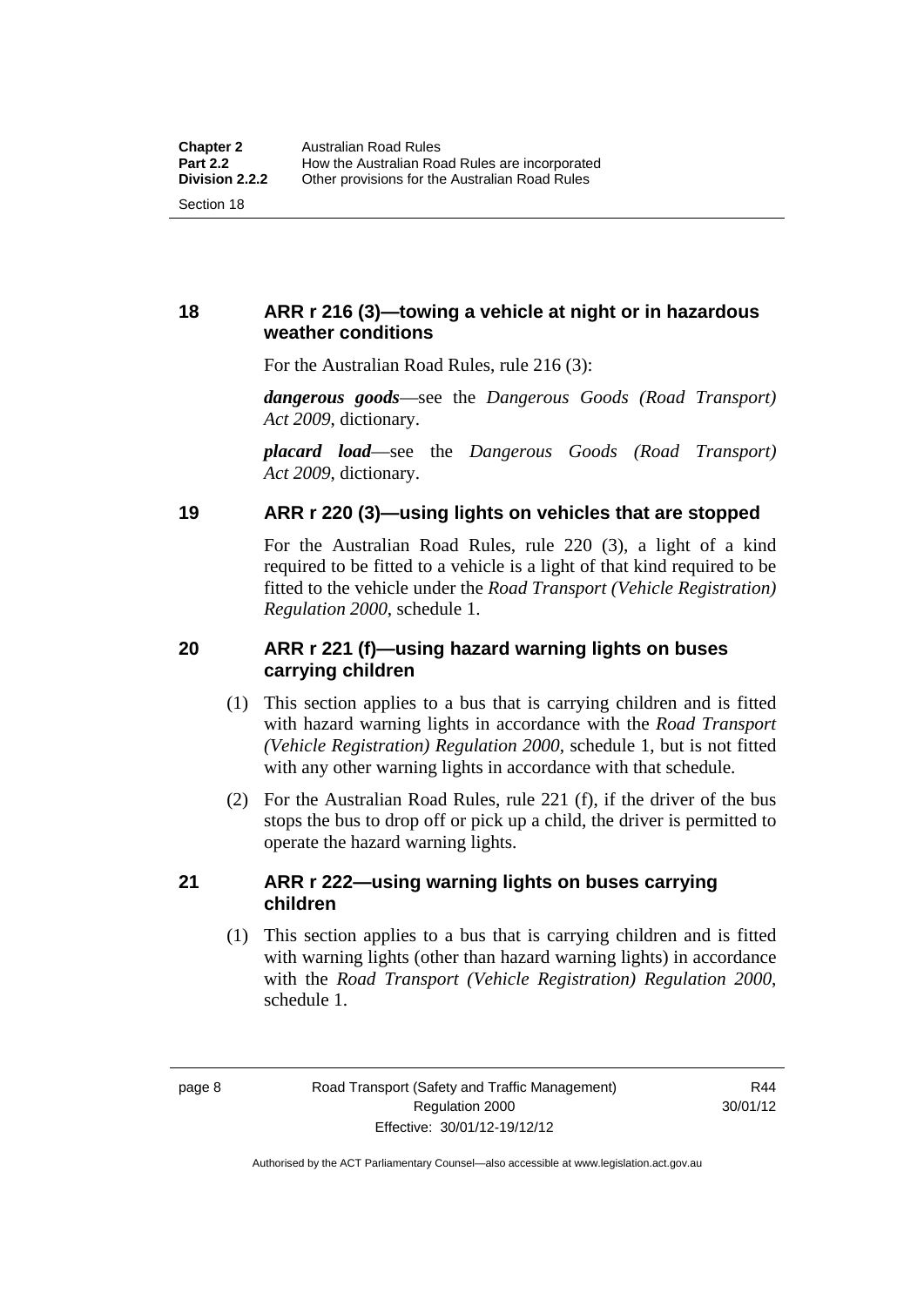## 18 ARR r 216 (3)—towing a vehicle at night or in hazardous weather conditions

For the Australian Road Rules, rule 216 (3):

***dangerous goods***—see the *Dangerous Goods (Road Transport) Act 2009*, dictionary.

***placard load***—see the *Dangerous Goods (Road Transport) Act 2009*, dictionary.

## 19 ARR r 220 (3)—using lights on vehicles that are stopped

For the Australian Road Rules, rule 220 (3), a light of a kind required to be fitted to a vehicle is a light of that kind required to be fitted to the vehicle under the *Road Transport (Vehicle Registration) Regulation 2000*, schedule 1.

## 20 ARR r 221 (f)—using hazard warning lights on buses carrying children

(1) This section applies to a bus that is carrying children and is fitted with hazard warning lights in accordance with the *Road Transport (Vehicle Registration) Regulation 2000*, schedule 1, but is not fitted with any other warning lights in accordance with that schedule.

(2) For the Australian Road Rules, rule 221 (f), if the driver of the bus stops the bus to drop off or pick up a child, the driver is permitted to operate the hazard warning lights.

## 21 ARR r 222—using warning lights on buses carrying children

(1) This section applies to a bus that is carrying children and is fitted with warning lights (other than hazard warning lights) in accordance with the *Road Transport (Vehicle Registration) Regulation 2000*, schedule 1.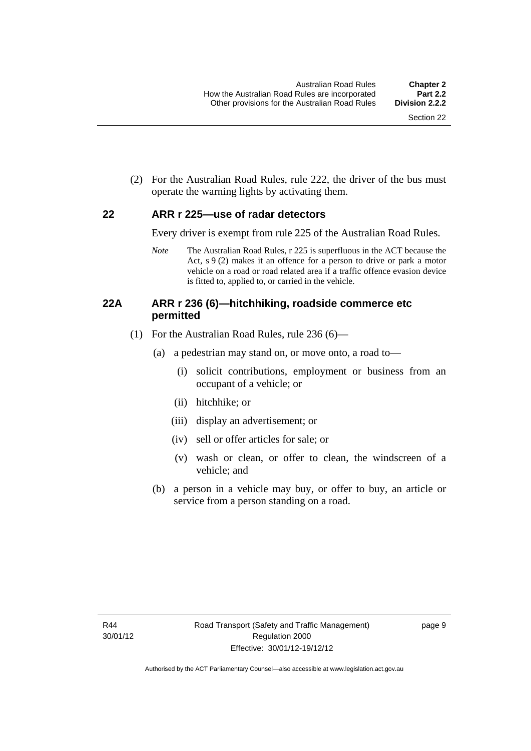(2) For the Australian Road Rules, rule 222, the driver of the bus must operate the warning lights by activating them.

## 22 ARR r 225—use of radar detectors

Every driver is exempt from rule 225 of the Australian Road Rules.

*Note* The Australian Road Rules, r 225 is superfluous in the ACT because the Act, s 9 (2) makes it an offence for a person to drive or park a motor vehicle on a road or road related area if a traffic offence evasion device is fitted to, applied to, or carried in the vehicle.

## 22A ARR r 236 (6)—hitchhiking, roadside commerce etc permitted

(1) For the Australian Road Rules, rule 236 (6)—

(a) a pedestrian may stand on, or move onto, a road to—

(i) solicit contributions, employment or business from an occupant of a vehicle; or

(ii) hitchhike; or

(iii) display an advertisement; or

(iv) sell or offer articles for sale; or

(v) wash or clean, or offer to clean, the windscreen of a vehicle; and

(b) a person in a vehicle may buy, or offer to buy, an article or service from a person standing on a road.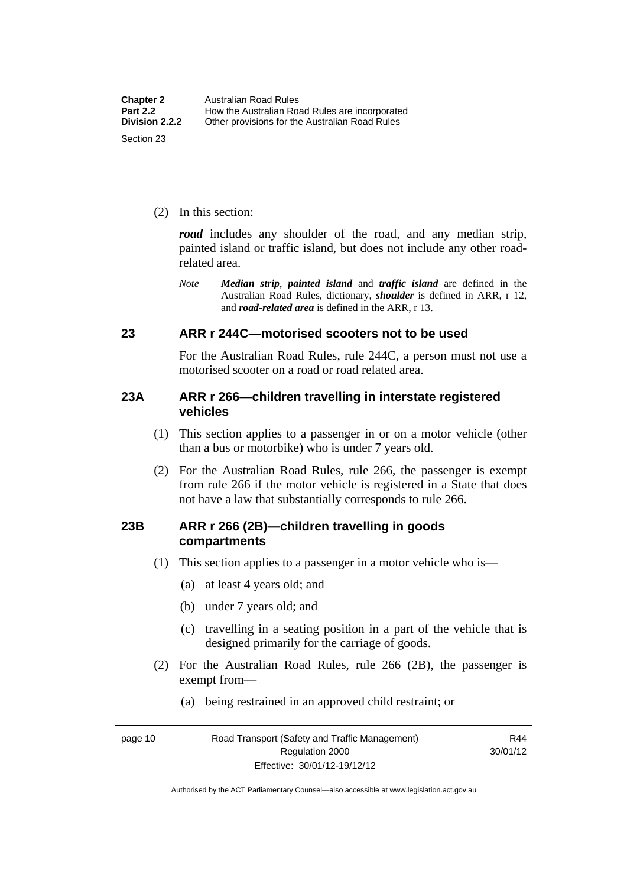(2) In this section:

***road*** includes any shoulder of the road, and any median strip, painted island or traffic island, but does not include any other road-related area.

*Note* ***Median strip***, ***painted island*** and ***traffic island*** are defined in the Australian Road Rules, dictionary, ***shoulder*** is defined in ARR, r 12, and ***road-related area*** is defined in the ARR, r 13.

## 23 ARR r 244C—motorised scooters not to be used

For the Australian Road Rules, rule 244C, a person must not use a motorised scooter on a road or road related area.

## 23A ARR r 266—children travelling in interstate registered vehicles

(1) This section applies to a passenger in or on a motor vehicle (other than a bus or motorbike) who is under 7 years old.

(2) For the Australian Road Rules, rule 266, the passenger is exempt from rule 266 if the motor vehicle is registered in a State that does not have a law that substantially corresponds to rule 266.

## 23B ARR r 266 (2B)—children travelling in goods compartments

(1) This section applies to a passenger in a motor vehicle who is—

(a) at least 4 years old; and

(b) under 7 years old; and

(c) travelling in a seating position in a part of the vehicle that is designed primarily for the carriage of goods.

(2) For the Australian Road Rules, rule 266 (2B), the passenger is exempt from—

(a) being restrained in an approved child restraint; or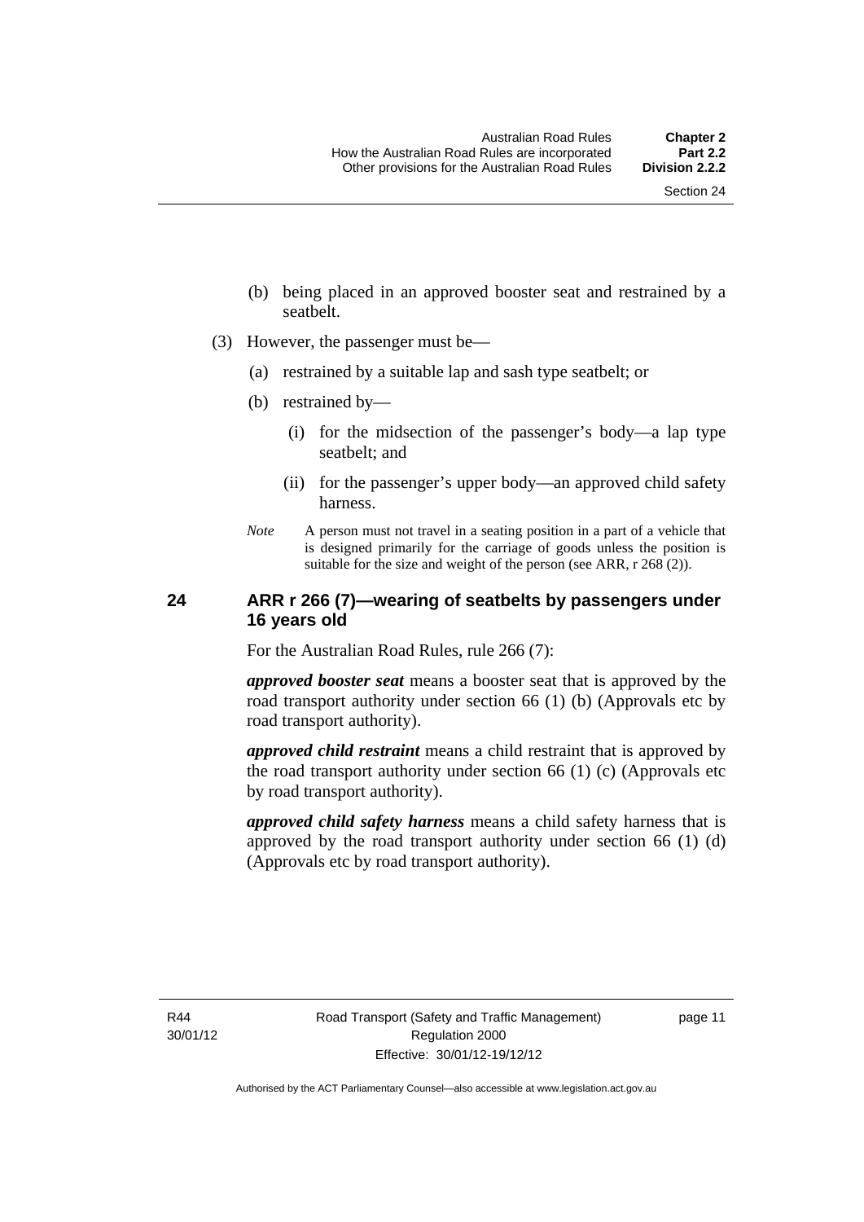(b) being placed in an approved booster seat and restrained by a seatbelt.

(3) However, the passenger must be—

(a) restrained by a suitable lap and sash type seatbelt; or

(b) restrained by—

(i) for the midsection of the passenger's body—a lap type seatbelt; and

(ii) for the passenger's upper body—an approved child safety harness.

*Note* A person must not travel in a seating position in a part of a vehicle that is designed primarily for the carriage of goods unless the position is suitable for the size and weight of the person (see ARR, r 268 (2)).

### 24 ARR r 266 (7)—wearing of seatbelts by passengers under 16 years old

For the Australian Road Rules, rule 266 (7):

***approved booster seat*** means a booster seat that is approved by the road transport authority under section 66 (1) (b) (Approvals etc by road transport authority).

***approved child restraint*** means a child restraint that is approved by the road transport authority under section 66 (1) (c) (Approvals etc by road transport authority).

***approved child safety harness*** means a child safety harness that is approved by the road transport authority under section 66 (1) (d) (Approvals etc by road transport authority).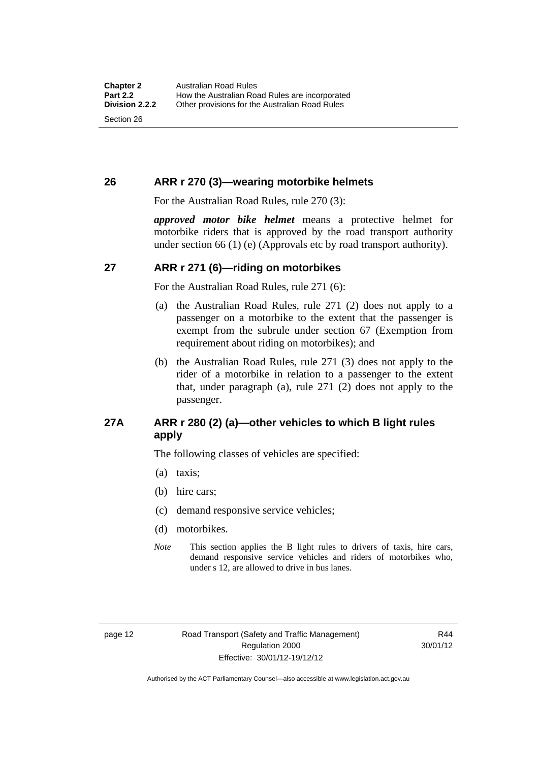## 26 ARR r 270 (3)—wearing motorbike helmets

For the Australian Road Rules, rule 270 (3):

***approved motor bike helmet*** means a protective helmet for motorbike riders that is approved by the road transport authority under section 66 (1) (e) (Approvals etc by road transport authority).

## 27 ARR r 271 (6)—riding on motorbikes

For the Australian Road Rules, rule 271 (6):

(a) the Australian Road Rules, rule 271 (2) does not apply to a passenger on a motorbike to the extent that the passenger is exempt from the subrule under section 67 (Exemption from requirement about riding on motorbikes); and

(b) the Australian Road Rules, rule 271 (3) does not apply to the rider of a motorbike in relation to a passenger to the extent that, under paragraph (a), rule 271 (2) does not apply to the passenger.

## 27A ARR r 280 (2) (a)—other vehicles to which B light rules apply

The following classes of vehicles are specified:

(a) taxis;

(b) hire cars;

(c) demand responsive service vehicles;

(d) motorbikes.

*Note* This section applies the B light rules to drivers of taxis, hire cars, demand responsive service vehicles and riders of motorbikes who, under s 12, are allowed to drive in bus lanes.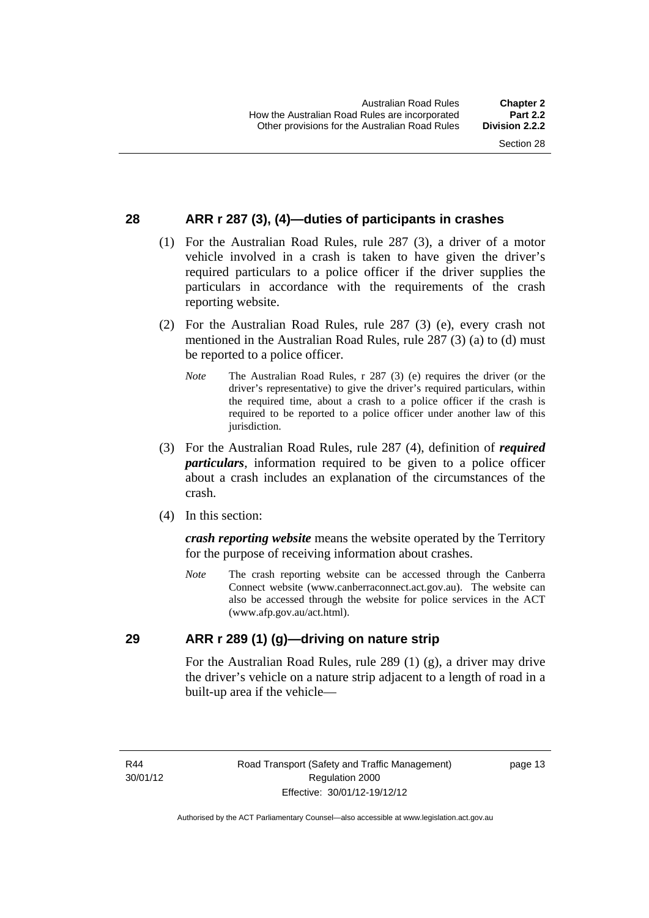## 28 ARR r 287 (3), (4)—duties of participants in crashes

(1) For the Australian Road Rules, rule 287 (3), a driver of a motor vehicle involved in a crash is taken to have given the driver's required particulars to a police officer if the driver supplies the particulars in accordance with the requirements of the crash reporting website.

(2) For the Australian Road Rules, rule 287 (3) (e), every crash not mentioned in the Australian Road Rules, rule 287 (3) (a) to (d) must be reported to a police officer.

*Note* The Australian Road Rules, r 287 (3) (e) requires the driver (or the driver's representative) to give the driver's required particulars, within the required time, about a crash to a police officer if the crash is required to be reported to a police officer under another law of this jurisdiction.

(3) For the Australian Road Rules, rule 287 (4), definition of ***required particulars***, information required to be given to a police officer about a crash includes an explanation of the circumstances of the crash.

(4) In this section:

***crash reporting website*** means the website operated by the Territory for the purpose of receiving information about crashes.

*Note* The crash reporting website can be accessed through the Canberra Connect website (www.canberraconnect.act.gov.au). The website can also be accessed through the website for police services in the ACT (www.afp.gov.au/act.html).

## 29 ARR r 289 (1) (g)—driving on nature strip

For the Australian Road Rules, rule 289 (1) (g), a driver may drive the driver's vehicle on a nature strip adjacent to a length of road in a built-up area if the vehicle—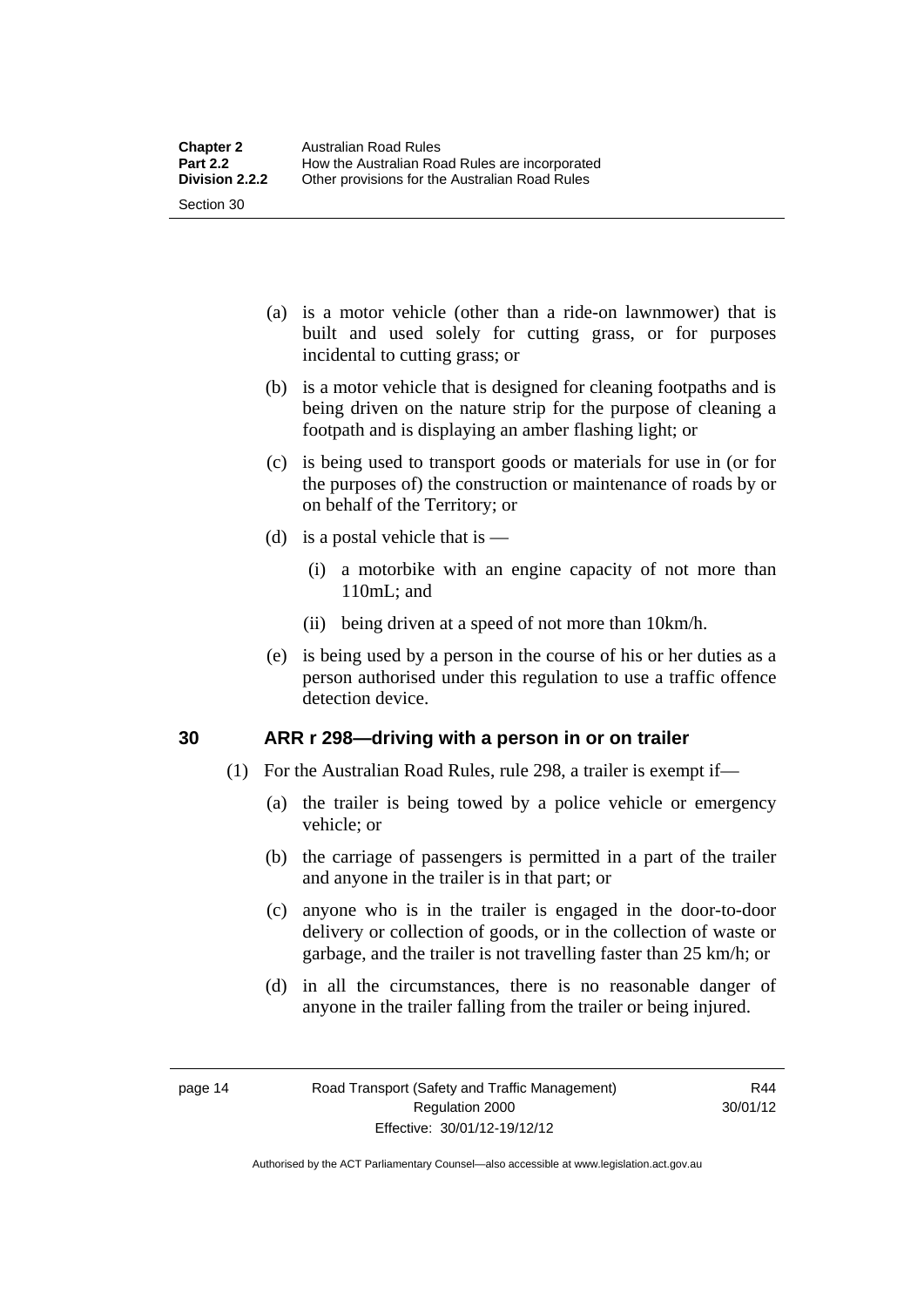(a) is a motor vehicle (other than a ride-on lawnmower) that is built and used solely for cutting grass, or for purposes incidental to cutting grass; or

(b) is a motor vehicle that is designed for cleaning footpaths and is being driven on the nature strip for the purpose of cleaning a footpath and is displaying an amber flashing light; or

(c) is being used to transport goods or materials for use in (or for the purposes of) the construction or maintenance of roads by or on behalf of the Territory; or

(d) is a postal vehicle that is —

(i) a motorbike with an engine capacity of not more than 110mL; and

(ii) being driven at a speed of not more than 10km/h.

(e) is being used by a person in the course of his or her duties as a person authorised under this regulation to use a traffic offence detection device.

## 30 ARR r 298—driving with a person in or on trailer

(1) For the Australian Road Rules, rule 298, a trailer is exempt if—

(a) the trailer is being towed by a police vehicle or emergency vehicle; or

(b) the carriage of passengers is permitted in a part of the trailer and anyone in the trailer is in that part; or

(c) anyone who is in the trailer is engaged in the door-to-door delivery or collection of goods, or in the collection of waste or garbage, and the trailer is not travelling faster than 25 km/h; or

(d) in all the circumstances, there is no reasonable danger of anyone in the trailer falling from the trailer or being injured.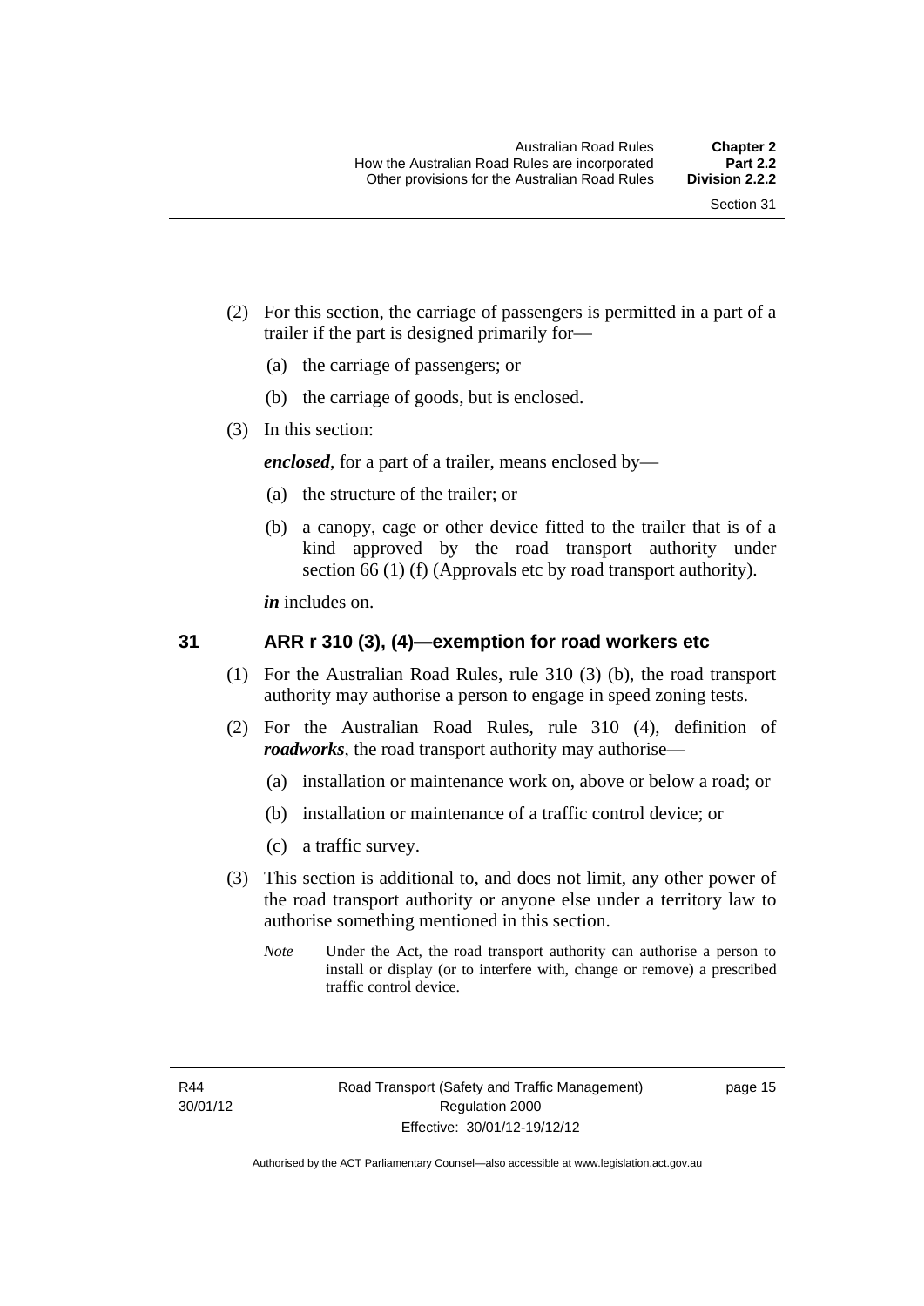(2) For this section, the carriage of passengers is permitted in a part of a trailer if the part is designed primarily for—

(a) the carriage of passengers; or

(b) the carriage of goods, but is enclosed.

(3) In this section:

***enclosed***, for a part of a trailer, means enclosed by—

(a) the structure of the trailer; or

(b) a canopy, cage or other device fitted to the trailer that is of a kind approved by the road transport authority under section 66 (1) (f) (Approvals etc by road transport authority).

***in*** includes on.

## 31 ARR r 310 (3), (4)—exemption for road workers etc

(1) For the Australian Road Rules, rule 310 (3) (b), the road transport authority may authorise a person to engage in speed zoning tests.

(2) For the Australian Road Rules, rule 310 (4), definition of ***roadworks***, the road transport authority may authorise—

(a) installation or maintenance work on, above or below a road; or

(b) installation or maintenance of a traffic control device; or

(c) a traffic survey.

(3) This section is additional to, and does not limit, any other power of the road transport authority or anyone else under a territory law to authorise something mentioned in this section.

*Note* Under the Act, the road transport authority can authorise a person to install or display (or to interfere with, change or remove) a prescribed traffic control device.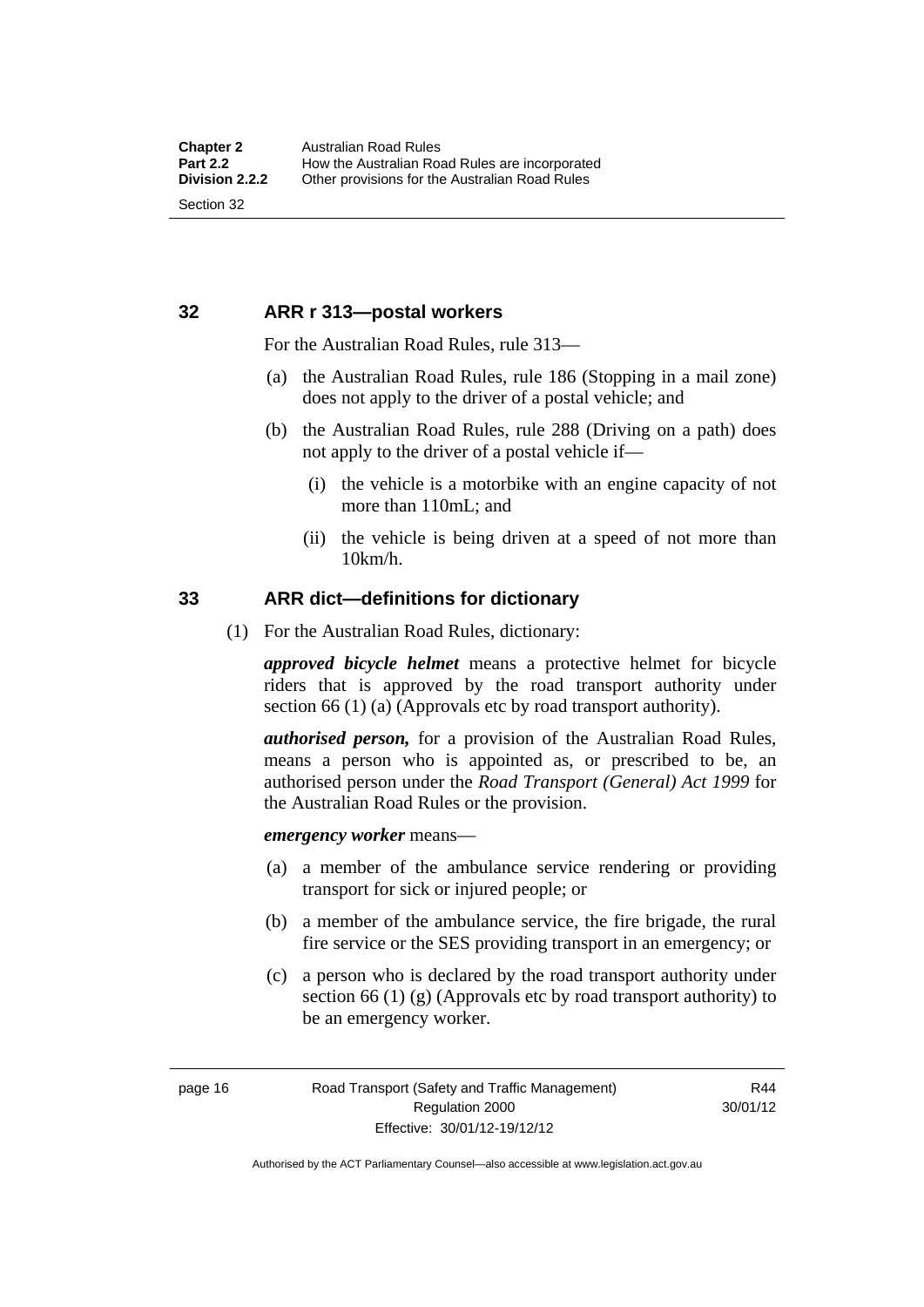## 32 ARR r 313—postal workers

For the Australian Road Rules, rule 313—

(a) the Australian Road Rules, rule 186 (Stopping in a mail zone) does not apply to the driver of a postal vehicle; and

(b) the Australian Road Rules, rule 288 (Driving on a path) does not apply to the driver of a postal vehicle if—

  (i) the vehicle is a motorbike with an engine capacity of not more than 110mL; and

  (ii) the vehicle is being driven at a speed of not more than 10km/h.

## 33 ARR dict—definitions for dictionary

(1) For the Australian Road Rules, dictionary:

***approved bicycle helmet*** means a protective helmet for bicycle riders that is approved by the road transport authority under section 66 (1) (a) (Approvals etc by road transport authority).

***authorised person,*** for a provision of the Australian Road Rules, means a person who is appointed as, or prescribed to be, an authorised person under the *Road Transport (General) Act 1999* for the Australian Road Rules or the provision.

***emergency worker*** means—

(a) a member of the ambulance service rendering or providing transport for sick or injured people; or

(b) a member of the ambulance service, the fire brigade, the rural fire service or the SES providing transport in an emergency; or

(c) a person who is declared by the road transport authority under section 66 (1) (g) (Approvals etc by road transport authority) to be an emergency worker.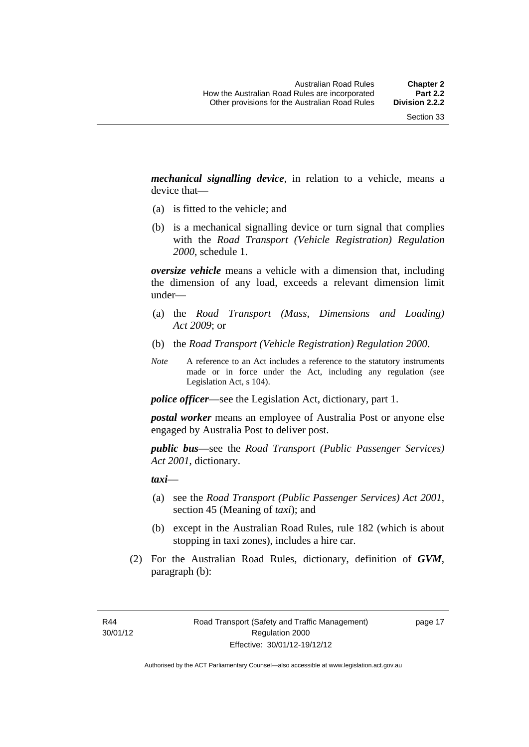***mechanical signalling device***, in relation to a vehicle, means a device that—

(a) is fitted to the vehicle; and

(b) is a mechanical signalling device or turn signal that complies with the *Road Transport (Vehicle Registration) Regulation 2000*, schedule 1.

***oversize vehicle*** means a vehicle with a dimension that, including the dimension of any load, exceeds a relevant dimension limit under—

(a) the *Road Transport (Mass, Dimensions and Loading) Act 2009*; or

(b) the *Road Transport (Vehicle Registration) Regulation 2000*.

*Note* A reference to an Act includes a reference to the statutory instruments made or in force under the Act, including any regulation (see Legislation Act, s 104).

***police officer***—see the Legislation Act, dictionary, part 1.

***postal worker*** means an employee of Australia Post or anyone else engaged by Australia Post to deliver post.

***public bus***—see the *Road Transport (Public Passenger Services) Act 2001*, dictionary.

***taxi***—

(a) see the *Road Transport (Public Passenger Services) Act 2001*, section 45 (Meaning of *taxi*); and

(b) except in the Australian Road Rules, rule 182 (which is about stopping in taxi zones), includes a hire car.

(2) For the Australian Road Rules, dictionary, definition of ***GVM***, paragraph (b):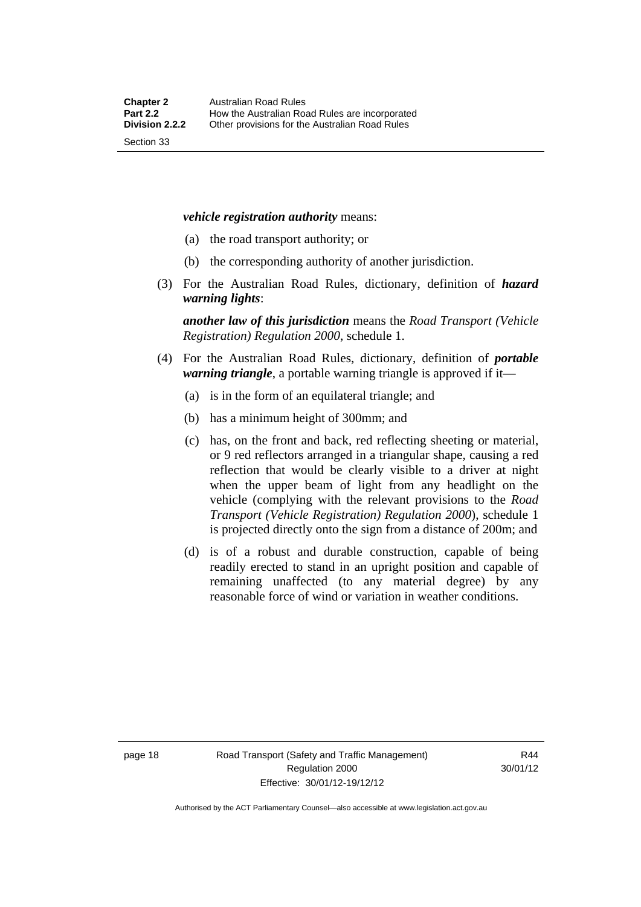***vehicle registration authority*** means:

(a) the road transport authority; or

(b) the corresponding authority of another jurisdiction.

(3) For the Australian Road Rules, dictionary, definition of ***hazard warning lights***:

***another law of this jurisdiction*** means the *Road Transport (Vehicle Registration) Regulation 2000*, schedule 1.

(4) For the Australian Road Rules, dictionary, definition of ***portable warning triangle***, a portable warning triangle is approved if it—

(a) is in the form of an equilateral triangle; and

(b) has a minimum height of 300mm; and

(c) has, on the front and back, red reflecting sheeting or material, or 9 red reflectors arranged in a triangular shape, causing a red reflection that would be clearly visible to a driver at night when the upper beam of light from any headlight on the vehicle (complying with the relevant provisions to the *Road Transport (Vehicle Registration) Regulation 2000*), schedule 1 is projected directly onto the sign from a distance of 200m; and

(d) is of a robust and durable construction, capable of being readily erected to stand in an upright position and capable of remaining unaffected (to any material degree) by any reasonable force of wind or variation in weather conditions.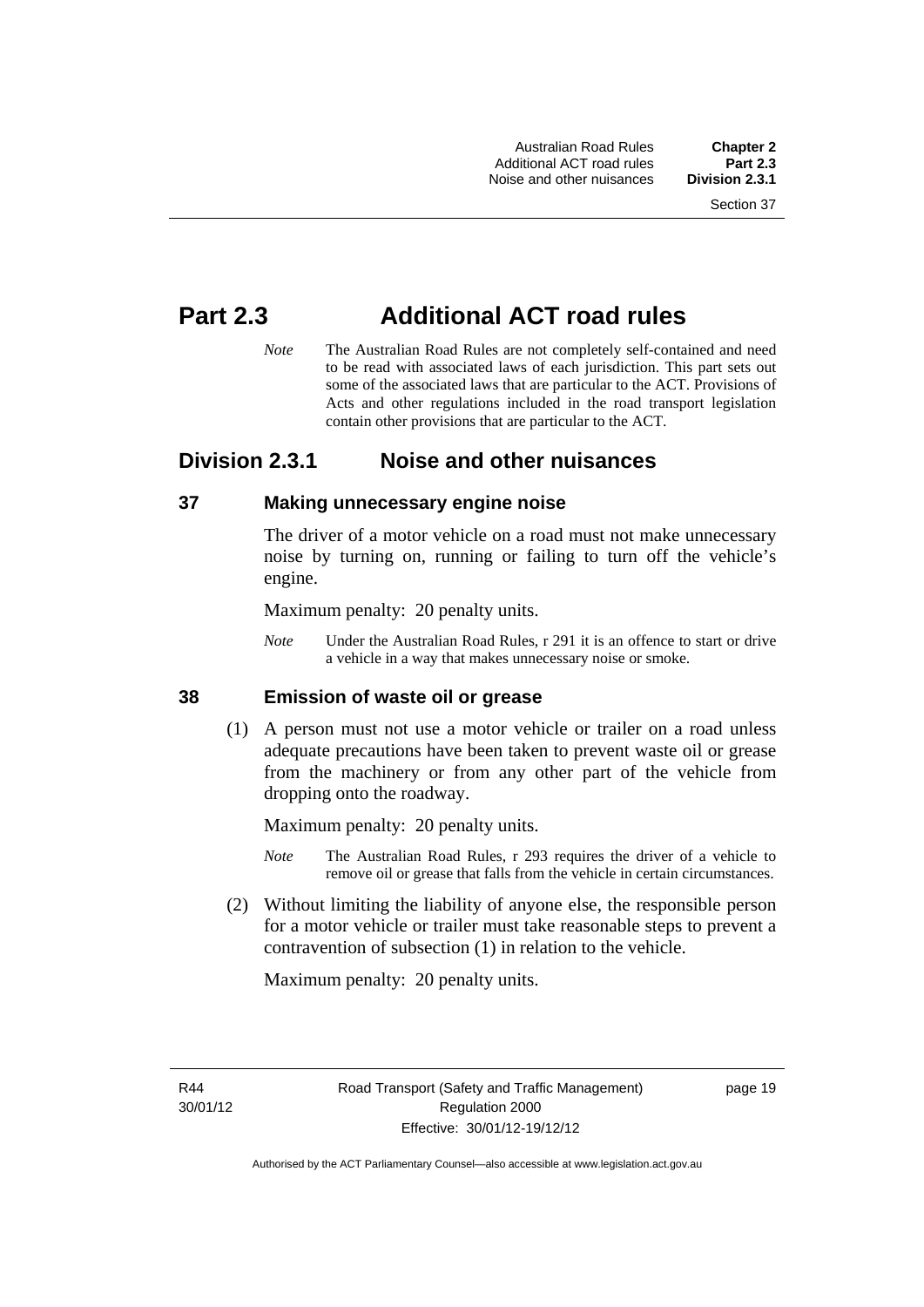# Part 2.3 Additional ACT road rules

*Note* The Australian Road Rules are not completely self-contained and need to be read with associated laws of each jurisdiction. This part sets out some of the associated laws that are particular to the ACT. Provisions of Acts and other regulations included in the road transport legislation contain other provisions that are particular to the ACT.

## Division 2.3.1 Noise and other nuisances

### 37 Making unnecessary engine noise

The driver of a motor vehicle on a road must not make unnecessary noise by turning on, running or failing to turn off the vehicle's engine.

Maximum penalty: 20 penalty units.

*Note* Under the Australian Road Rules, r 291 it is an offence to start or drive a vehicle in a way that makes unnecessary noise or smoke.

### 38 Emission of waste oil or grease

(1) A person must not use a motor vehicle or trailer on a road unless adequate precautions have been taken to prevent waste oil or grease from the machinery or from any other part of the vehicle from dropping onto the roadway.

Maximum penalty: 20 penalty units.

*Note* The Australian Road Rules, r 293 requires the driver of a vehicle to remove oil or grease that falls from the vehicle in certain circumstances.

(2) Without limiting the liability of anyone else, the responsible person for a motor vehicle or trailer must take reasonable steps to prevent a contravention of subsection (1) in relation to the vehicle.

Maximum penalty: 20 penalty units.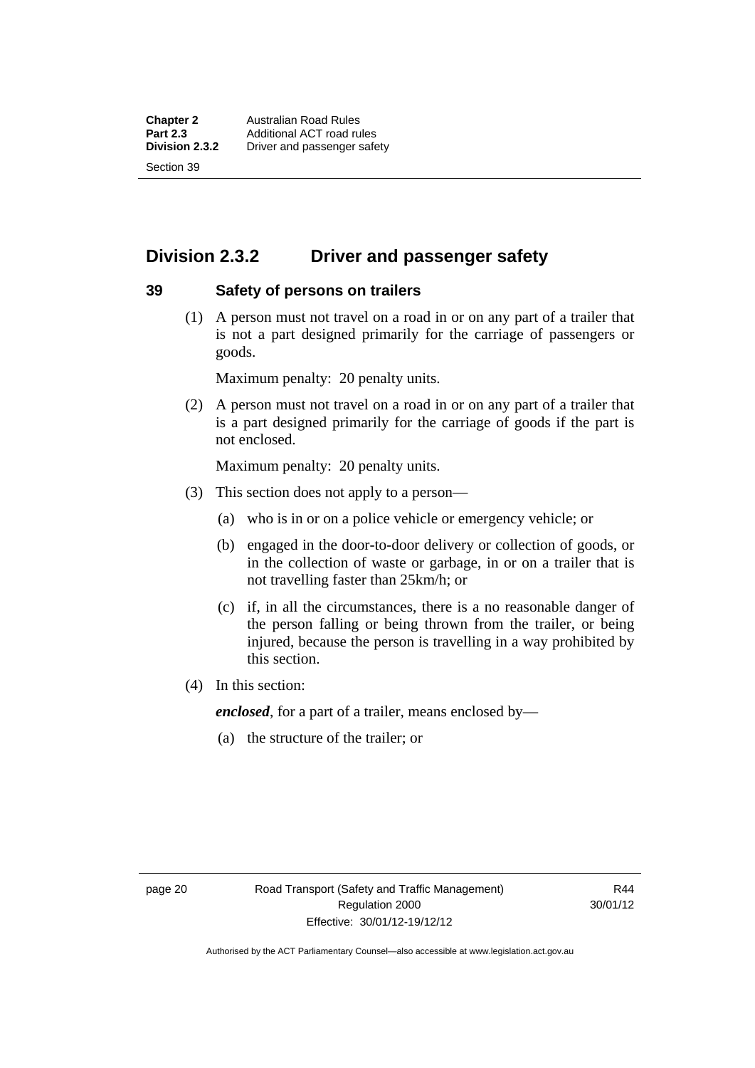## Division 2.3.2 Driver and passenger safety

### 39 Safety of persons on trailers

(1) A person must not travel on a road in or on any part of a trailer that is not a part designed primarily for the carriage of passengers or goods.

Maximum penalty: 20 penalty units.

(2) A person must not travel on a road in or on any part of a trailer that is a part designed primarily for the carriage of goods if the part is not enclosed.

Maximum penalty: 20 penalty units.

(3) This section does not apply to a person—

(a) who is in or on a police vehicle or emergency vehicle; or

(b) engaged in the door-to-door delivery or collection of goods, or in the collection of waste or garbage, in or on a trailer that is not travelling faster than 25km/h; or

(c) if, in all the circumstances, there is a no reasonable danger of the person falling or being thrown from the trailer, or being injured, because the person is travelling in a way prohibited by this section.

(4) In this section:

***enclosed***, for a part of a trailer, means enclosed by—

(a) the structure of the trailer; or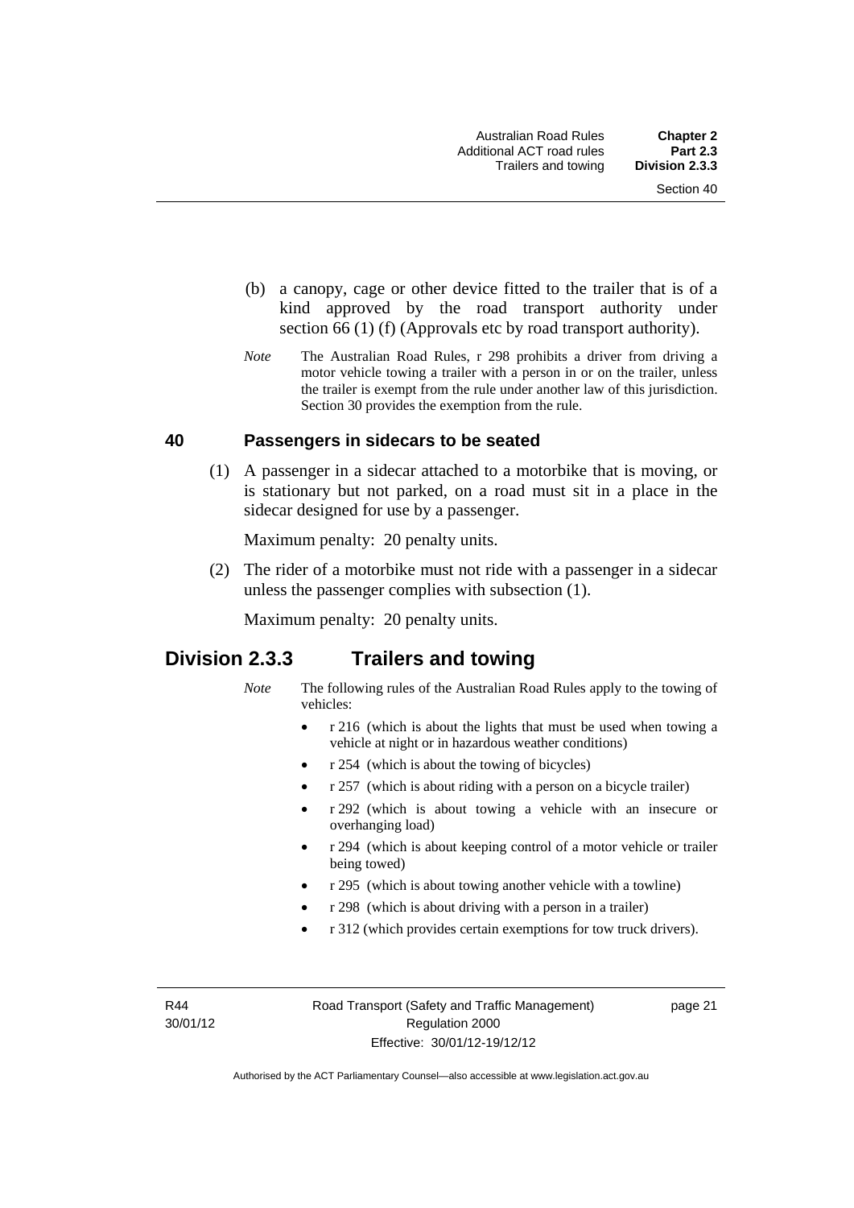(b) a canopy, cage or other device fitted to the trailer that is of a kind approved by the road transport authority under section 66 (1) (f) (Approvals etc by road transport authority).

*Note* The Australian Road Rules, r 298 prohibits a driver from driving a motor vehicle towing a trailer with a person in or on the trailer, unless the trailer is exempt from the rule under another law of this jurisdiction. Section 30 provides the exemption from the rule.

### 40 Passengers in sidecars to be seated

(1) A passenger in a sidecar attached to a motorbike that is moving, or is stationary but not parked, on a road must sit in a place in the sidecar designed for use by a passenger.

Maximum penalty: 20 penalty units.

(2) The rider of a motorbike must not ride with a passenger in a sidecar unless the passenger complies with subsection (1).

Maximum penalty: 20 penalty units.

## Division 2.3.3 Trailers and towing

*Note* The following rules of the Australian Road Rules apply to the towing of vehicles:

- r 216 (which is about the lights that must be used when towing a vehicle at night or in hazardous weather conditions)
- r 254 (which is about the towing of bicycles)
- r 257 (which is about riding with a person on a bicycle trailer)
- r 292 (which is about towing a vehicle with an insecure or overhanging load)
- r 294 (which is about keeping control of a motor vehicle or trailer being towed)
- r 295 (which is about towing another vehicle with a towline)
- r 298 (which is about driving with a person in a trailer)
- r 312 (which provides certain exemptions for tow truck drivers).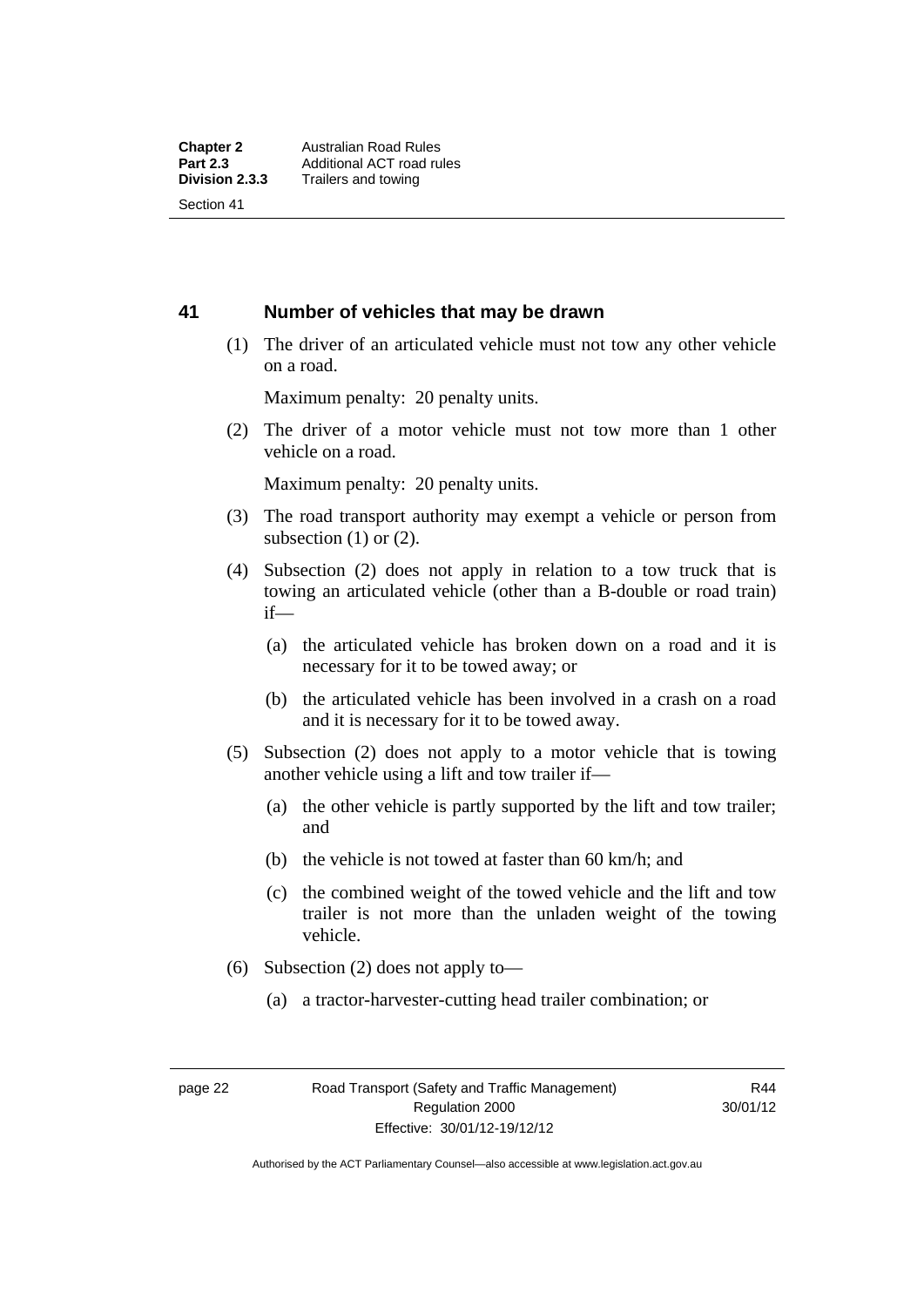## 41 Number of vehicles that may be drawn

(1) The driver of an articulated vehicle must not tow any other vehicle on a road.

Maximum penalty: 20 penalty units.

(2) The driver of a motor vehicle must not tow more than 1 other vehicle on a road.

Maximum penalty: 20 penalty units.

(3) The road transport authority may exempt a vehicle or person from subsection (1) or (2).

(4) Subsection (2) does not apply in relation to a tow truck that is towing an articulated vehicle (other than a B-double or road train) if—

(a) the articulated vehicle has broken down on a road and it is necessary for it to be towed away; or

(b) the articulated vehicle has been involved in a crash on a road and it is necessary for it to be towed away.

(5) Subsection (2) does not apply to a motor vehicle that is towing another vehicle using a lift and tow trailer if—

(a) the other vehicle is partly supported by the lift and tow trailer; and

(b) the vehicle is not towed at faster than 60 km/h; and

(c) the combined weight of the towed vehicle and the lift and tow trailer is not more than the unladen weight of the towing vehicle.

(6) Subsection (2) does not apply to—

(a) a tractor-harvester-cutting head trailer combination; or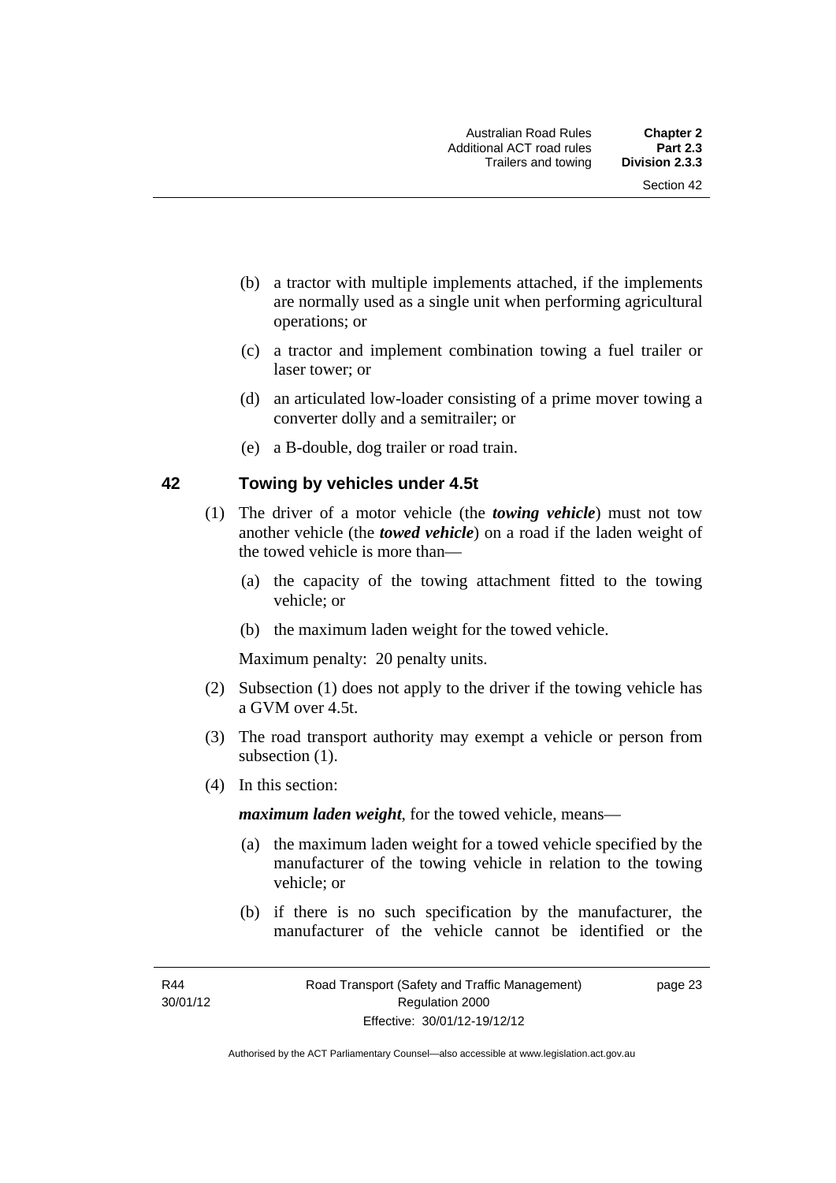(b) a tractor with multiple implements attached, if the implements are normally used as a single unit when performing agricultural operations; or

(c) a tractor and implement combination towing a fuel trailer or laser tower; or

(d) an articulated low-loader consisting of a prime mover towing a converter dolly and a semitrailer; or

(e) a B-double, dog trailer or road train.

## 42 Towing by vehicles under 4.5t

(1) The driver of a motor vehicle (the ***towing vehicle***) must not tow another vehicle (the ***towed vehicle***) on a road if the laden weight of the towed vehicle is more than—

(a) the capacity of the towing attachment fitted to the towing vehicle; or

(b) the maximum laden weight for the towed vehicle.

Maximum penalty: 20 penalty units.

(2) Subsection (1) does not apply to the driver if the towing vehicle has a GVM over 4.5t.

(3) The road transport authority may exempt a vehicle or person from subsection (1).

(4) In this section:

***maximum laden weight***, for the towed vehicle, means—

(a) the maximum laden weight for a towed vehicle specified by the manufacturer of the towing vehicle in relation to the towing vehicle; or

(b) if there is no such specification by the manufacturer, the manufacturer of the vehicle cannot be identified or the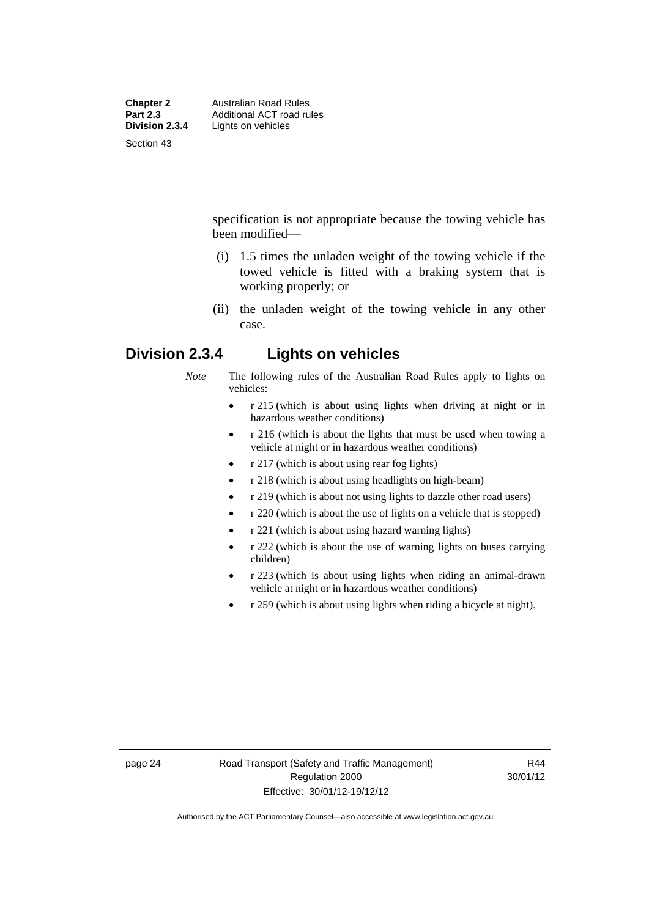specification is not appropriate because the towing vehicle has been modified—

(i) 1.5 times the unladen weight of the towing vehicle if the towed vehicle is fitted with a braking system that is working properly; or

(ii) the unladen weight of the towing vehicle in any other case.

## Division 2.3.4 Lights on vehicles

*Note* The following rules of the Australian Road Rules apply to lights on vehicles:

- r 215 (which is about using lights when driving at night or in hazardous weather conditions)
- r 216 (which is about the lights that must be used when towing a vehicle at night or in hazardous weather conditions)
- r 217 (which is about using rear fog lights)
- r 218 (which is about using headlights on high-beam)
- r 219 (which is about not using lights to dazzle other road users)
- r 220 (which is about the use of lights on a vehicle that is stopped)
- r 221 (which is about using hazard warning lights)
- r 222 (which is about the use of warning lights on buses carrying children)
- r 223 (which is about using lights when riding an animal-drawn vehicle at night or in hazardous weather conditions)
- r 259 (which is about using lights when riding a bicycle at night).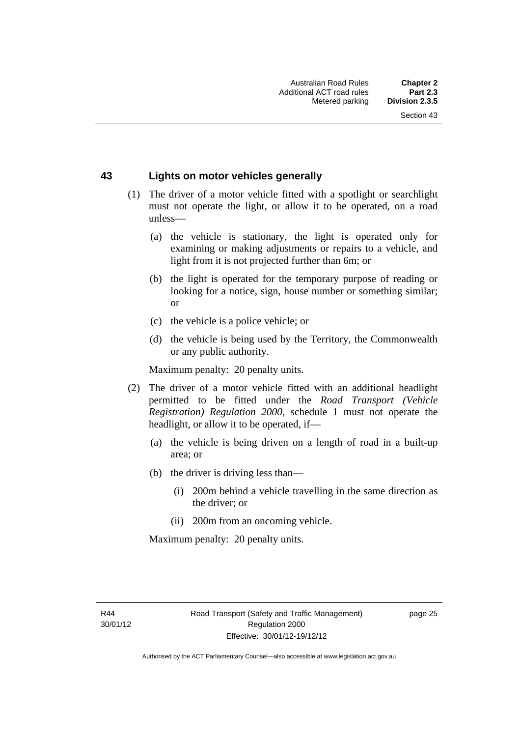## 43 Lights on motor vehicles generally

(1) The driver of a motor vehicle fitted with a spotlight or searchlight must not operate the light, or allow it to be operated, on a road unless—

(a) the vehicle is stationary, the light is operated only for examining or making adjustments or repairs to a vehicle, and light from it is not projected further than 6m; or

(b) the light is operated for the temporary purpose of reading or looking for a notice, sign, house number or something similar; or

(c) the vehicle is a police vehicle; or

(d) the vehicle is being used by the Territory, the Commonwealth or any public authority.

Maximum penalty: 20 penalty units.

(2) The driver of a motor vehicle fitted with an additional headlight permitted to be fitted under the *Road Transport (Vehicle Registration) Regulation 2000*, schedule 1 must not operate the headlight, or allow it to be operated, if—

(a) the vehicle is being driven on a length of road in a built-up area; or

(b) the driver is driving less than—

(i) 200m behind a vehicle travelling in the same direction as the driver; or

(ii) 200m from an oncoming vehicle.

Maximum penalty: 20 penalty units.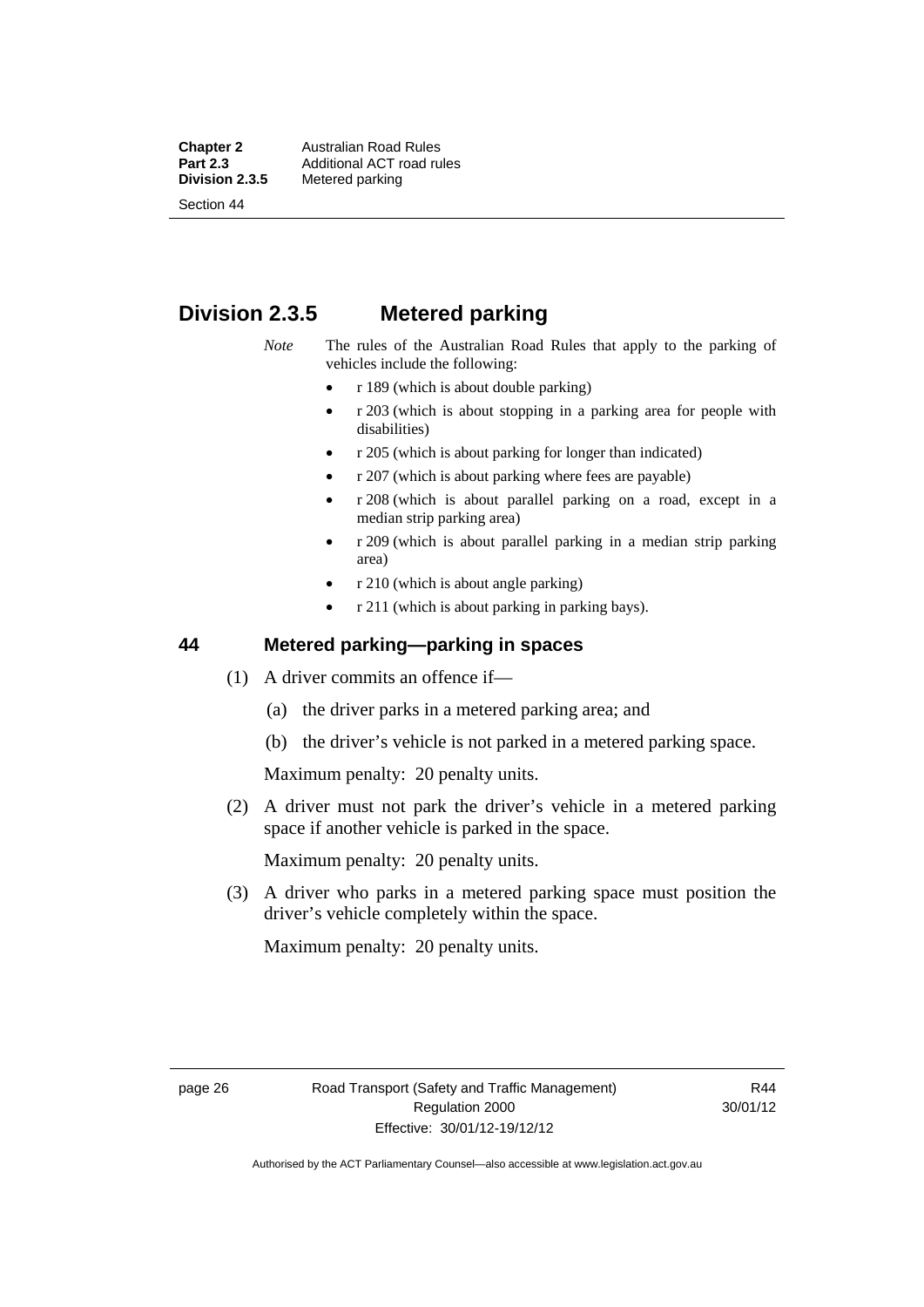## Division 2.3.5 Metered parking

*Note* The rules of the Australian Road Rules that apply to the parking of vehicles include the following:

- r 189 (which is about double parking)
- r 203 (which is about stopping in a parking area for people with disabilities)
- r 205 (which is about parking for longer than indicated)
- r 207 (which is about parking where fees are payable)
- r 208 (which is about parallel parking on a road, except in a median strip parking area)
- r 209 (which is about parallel parking in a median strip parking area)
- r 210 (which is about angle parking)
- r 211 (which is about parking in parking bays).

### 44 Metered parking—parking in spaces

(1) A driver commits an offence if—

(a) the driver parks in a metered parking area; and

(b) the driver's vehicle is not parked in a metered parking space.

Maximum penalty: 20 penalty units.

(2) A driver must not park the driver's vehicle in a metered parking space if another vehicle is parked in the space.

Maximum penalty: 20 penalty units.

(3) A driver who parks in a metered parking space must position the driver's vehicle completely within the space.

Maximum penalty: 20 penalty units.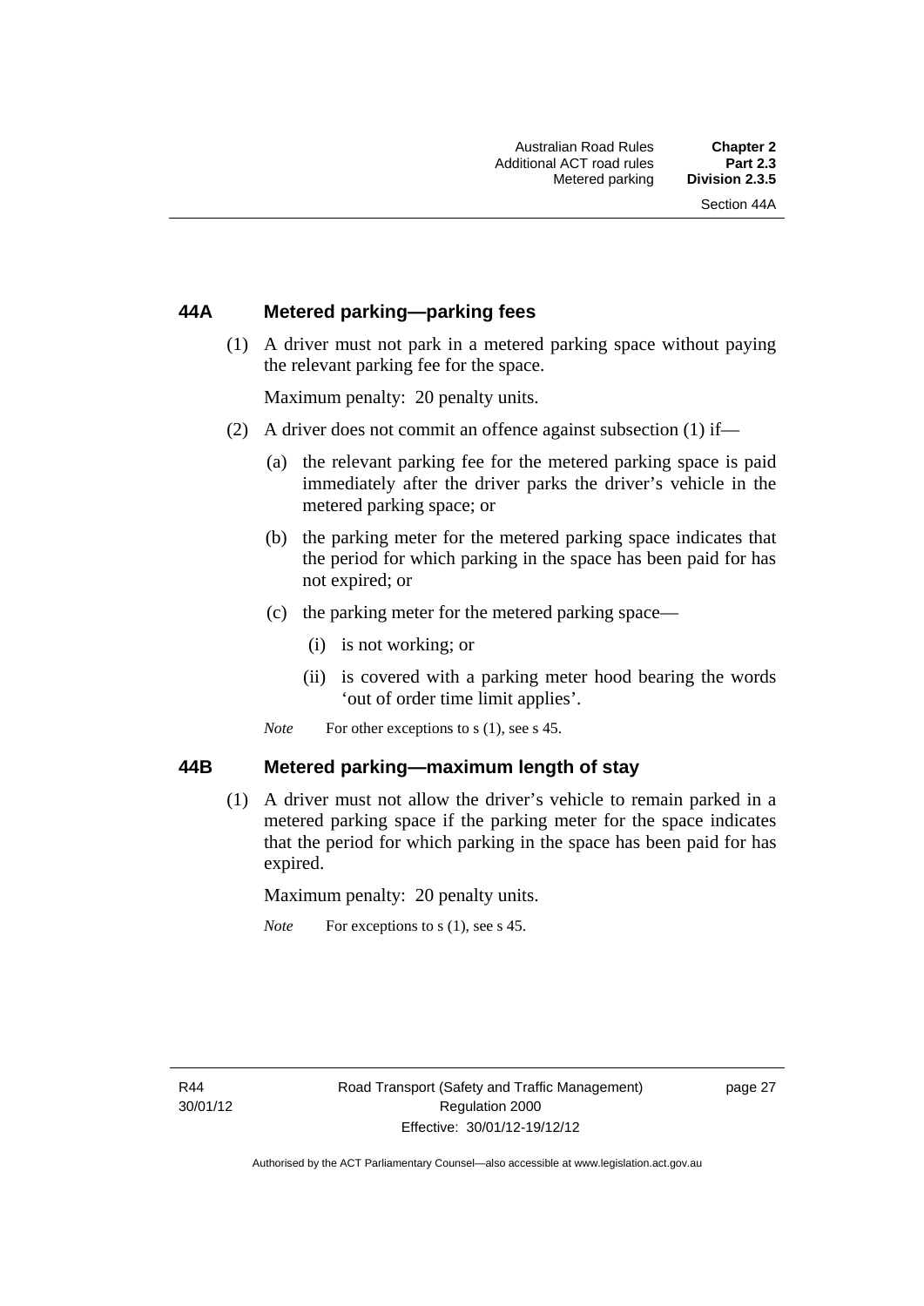## 44A Metered parking—parking fees

(1) A driver must not park in a metered parking space without paying the relevant parking fee for the space.

Maximum penalty: 20 penalty units.

(2) A driver does not commit an offence against subsection (1) if—

(a) the relevant parking fee for the metered parking space is paid immediately after the driver parks the driver's vehicle in the metered parking space; or

(b) the parking meter for the metered parking space indicates that the period for which parking in the space has been paid for has not expired; or

(c) the parking meter for the metered parking space—

(i) is not working; or

(ii) is covered with a parking meter hood bearing the words 'out of order time limit applies'.

*Note* For other exceptions to s (1), see s 45.

## 44B Metered parking—maximum length of stay

(1) A driver must not allow the driver's vehicle to remain parked in a metered parking space if the parking meter for the space indicates that the period for which parking in the space has been paid for has expired.

Maximum penalty: 20 penalty units.

*Note* For exceptions to s (1), see s 45.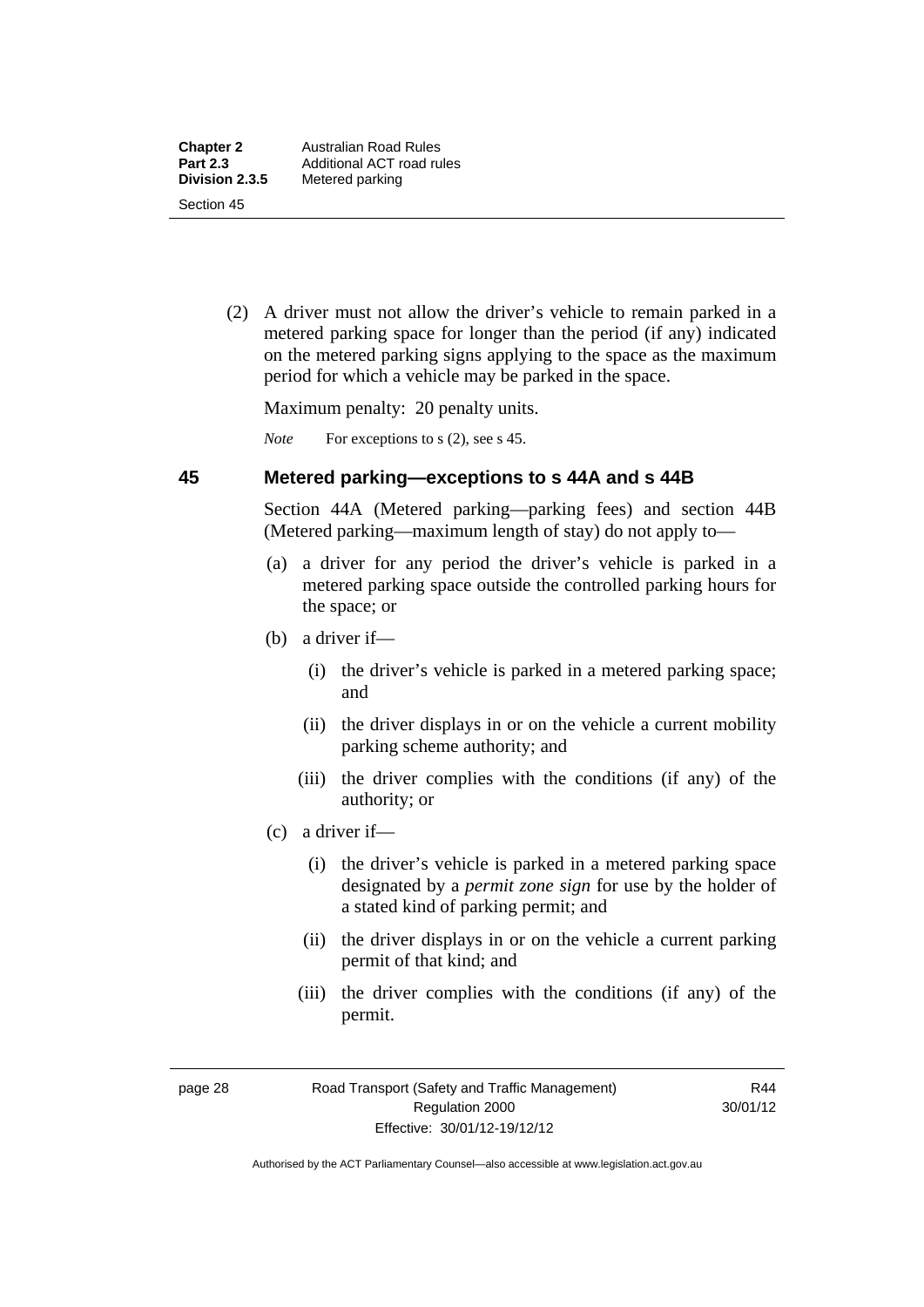(2) A driver must not allow the driver's vehicle to remain parked in a metered parking space for longer than the period (if any) indicated on the metered parking signs applying to the space as the maximum period for which a vehicle may be parked in the space.

Maximum penalty: 20 penalty units.

*Note* For exceptions to s (2), see s 45.

## 45 Metered parking—exceptions to s 44A and s 44B

Section 44A (Metered parking—parking fees) and section 44B (Metered parking—maximum length of stay) do not apply to—

(a) a driver for any period the driver's vehicle is parked in a metered parking space outside the controlled parking hours for the space; or

(b) a driver if—

(i) the driver's vehicle is parked in a metered parking space; and

(ii) the driver displays in or on the vehicle a current mobility parking scheme authority; and

(iii) the driver complies with the conditions (if any) of the authority; or

(c) a driver if—

(i) the driver's vehicle is parked in a metered parking space designated by a ***permit zone sign*** for use by the holder of a stated kind of parking permit; and

(ii) the driver displays in or on the vehicle a current parking permit of that kind; and

(iii) the driver complies with the conditions (if any) of the permit.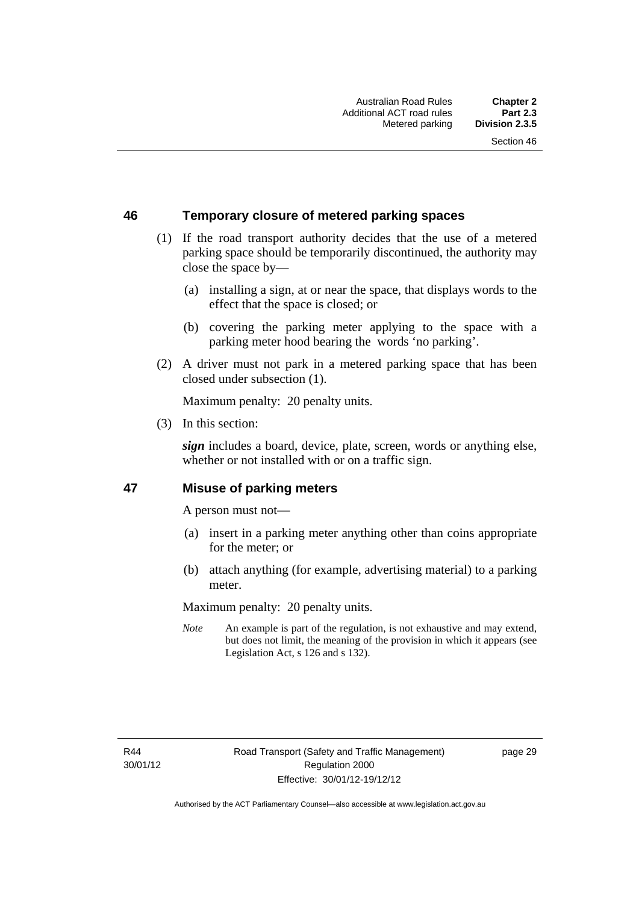### 46 Temporary closure of metered parking spaces

(1) If the road transport authority decides that the use of a metered parking space should be temporarily discontinued, the authority may close the space by—

- (a) installing a sign, at or near the space, that displays words to the effect that the space is closed; or
- (b) covering the parking meter applying to the space with a parking meter hood bearing the words 'no parking'.

(2) A driver must not park in a metered parking space that has been closed under subsection (1).

Maximum penalty: 20 penalty units.

(3) In this section:

***sign*** includes a board, device, plate, screen, words or anything else, whether or not installed with or on a traffic sign.

### 47 Misuse of parking meters

A person must not—

- (a) insert in a parking meter anything other than coins appropriate for the meter; or
- (b) attach anything (for example, advertising material) to a parking meter.

Maximum penalty: 20 penalty units.

*Note* An example is part of the regulation, is not exhaustive and may extend, but does not limit, the meaning of the provision in which it appears (see Legislation Act, s 126 and s 132).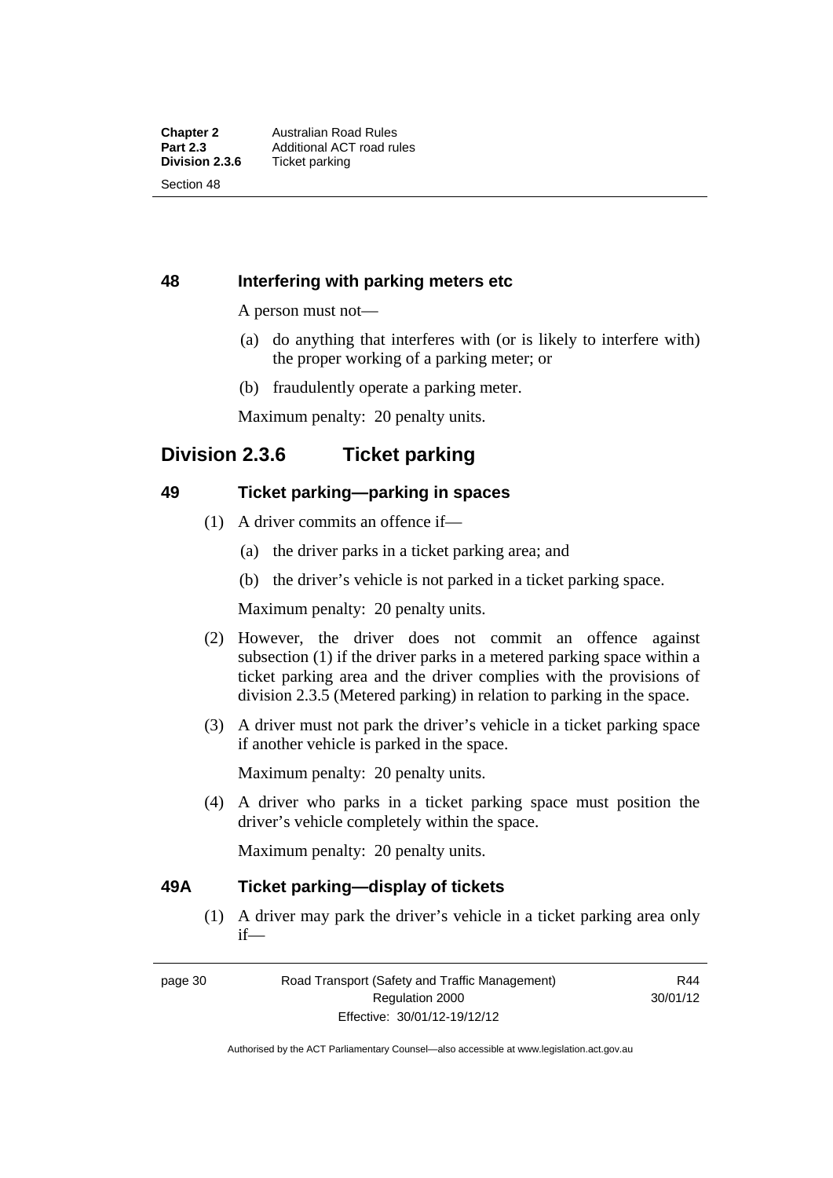### 48 Interfering with parking meters etc

A person must not—

(a) do anything that interferes with (or is likely to interfere with) the proper working of a parking meter; or

(b) fraudulently operate a parking meter.

Maximum penalty: 20 penalty units.

## Division 2.3.6 Ticket parking

### 49 Ticket parking—parking in spaces

(1) A driver commits an offence if—

(a) the driver parks in a ticket parking area; and

(b) the driver's vehicle is not parked in a ticket parking space.

Maximum penalty: 20 penalty units.

(2) However, the driver does not commit an offence against subsection (1) if the driver parks in a metered parking space within a ticket parking area and the driver complies with the provisions of division 2.3.5 (Metered parking) in relation to parking in the space.

(3) A driver must not park the driver's vehicle in a ticket parking space if another vehicle is parked in the space.

Maximum penalty: 20 penalty units.

(4) A driver who parks in a ticket parking space must position the driver's vehicle completely within the space.

Maximum penalty: 20 penalty units.

### 49A Ticket parking—display of tickets

(1) A driver may park the driver's vehicle in a ticket parking area only if—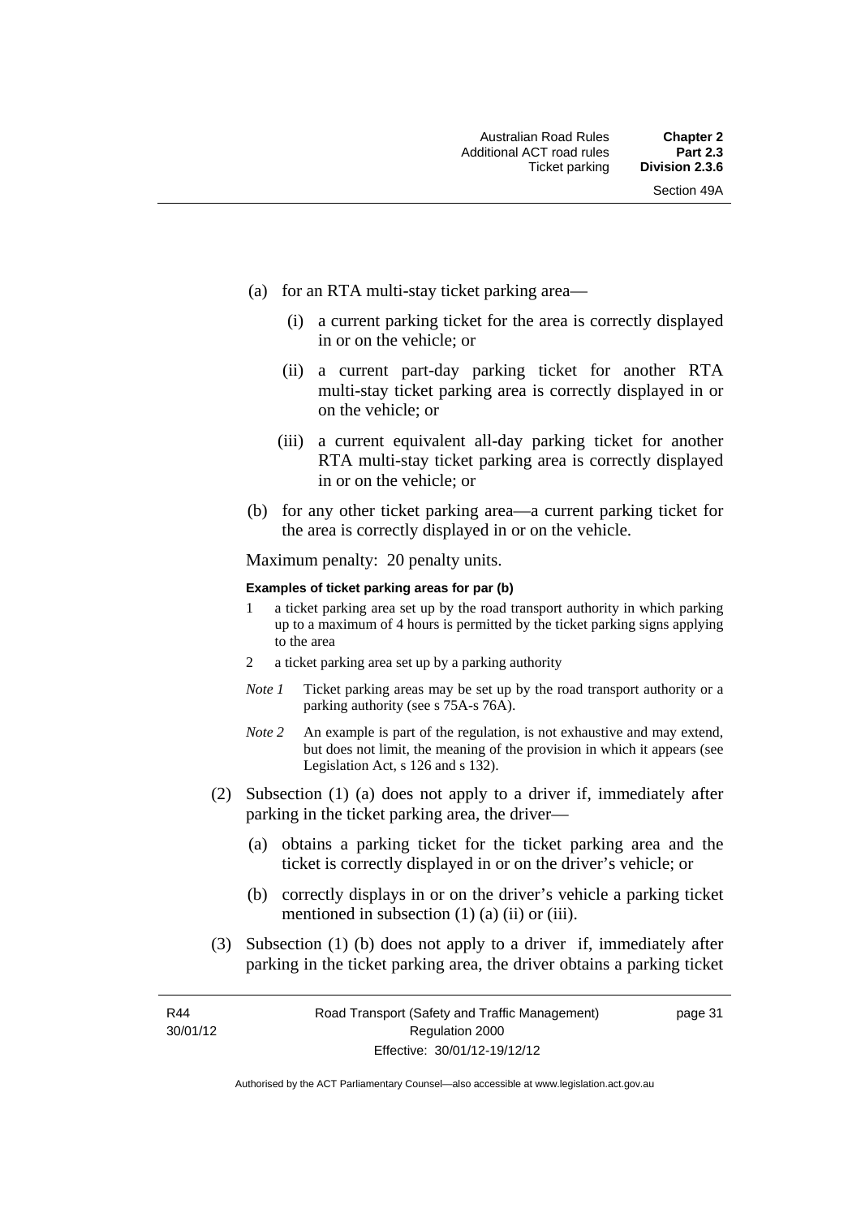(a) for an RTA multi-stay ticket parking area—

  (i) a current parking ticket for the area is correctly displayed in or on the vehicle; or

  (ii) a current part-day parking ticket for another RTA multi-stay ticket parking area is correctly displayed in or on the vehicle; or

  (iii) a current equivalent all-day parking ticket for another RTA multi-stay ticket parking area is correctly displayed in or on the vehicle; or

(b) for any other ticket parking area—a current parking ticket for the area is correctly displayed in or on the vehicle.

Maximum penalty: 20 penalty units.

**Examples of ticket parking areas for par (b)**

1 a ticket parking area set up by the road transport authority in which parking up to a maximum of 4 hours is permitted by the ticket parking signs applying to the area

2 a ticket parking area set up by a parking authority

*Note 1* Ticket parking areas may be set up by the road transport authority or a parking authority (see s 75A-s 76A).

*Note 2* An example is part of the regulation, is not exhaustive and may extend, but does not limit, the meaning of the provision in which it appears (see Legislation Act, s 126 and s 132).

(2) Subsection (1) (a) does not apply to a driver if, immediately after parking in the ticket parking area, the driver—

  (a) obtains a parking ticket for the ticket parking area and the ticket is correctly displayed in or on the driver's vehicle; or

  (b) correctly displays in or on the driver's vehicle a parking ticket mentioned in subsection (1) (a) (ii) or (iii).

(3) Subsection (1) (b) does not apply to a driver if, immediately after parking in the ticket parking area, the driver obtains a parking ticket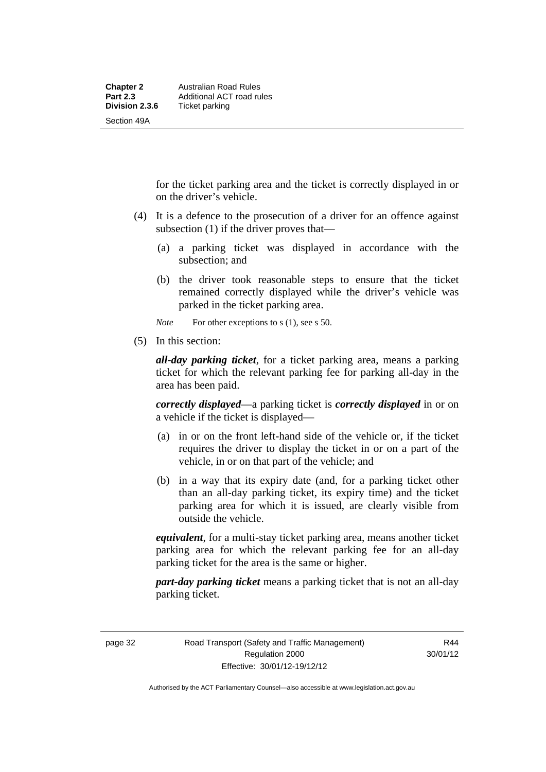for the ticket parking area and the ticket is correctly displayed in or on the driver's vehicle.

(4) It is a defence to the prosecution of a driver for an offence against subsection (1) if the driver proves that—

(a) a parking ticket was displayed in accordance with the subsection; and

(b) the driver took reasonable steps to ensure that the ticket remained correctly displayed while the driver's vehicle was parked in the ticket parking area.

*Note* For other exceptions to s (1), see s 50.

(5) In this section:

***all-day parking ticket***, for a ticket parking area, means a parking ticket for which the relevant parking fee for parking all-day in the area has been paid.

***correctly displayed***—a parking ticket is ***correctly displayed*** in or on a vehicle if the ticket is displayed—

(a) in or on the front left-hand side of the vehicle or, if the ticket requires the driver to display the ticket in or on a part of the vehicle, in or on that part of the vehicle; and

(b) in a way that its expiry date (and, for a parking ticket other than an all-day parking ticket, its expiry time) and the ticket parking area for which it is issued, are clearly visible from outside the vehicle.

***equivalent***, for a multi-stay ticket parking area, means another ticket parking area for which the relevant parking fee for an all-day parking ticket for the area is the same or higher.

***part-day parking ticket*** means a parking ticket that is not an all-day parking ticket.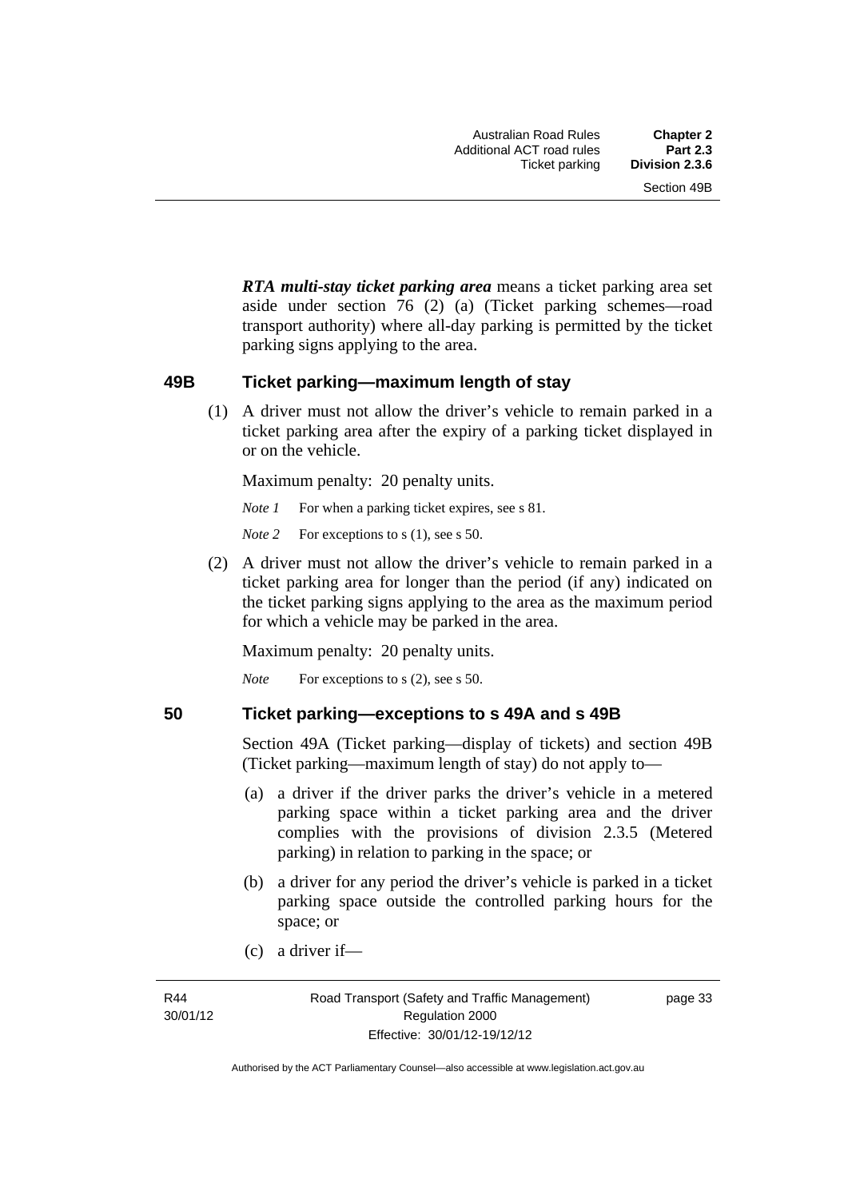***RTA multi-stay ticket parking area*** means a ticket parking area set aside under section 76 (2) (a) (Ticket parking schemes—road transport authority) where all-day parking is permitted by the ticket parking signs applying to the area.

## 49B Ticket parking—maximum length of stay

(1) A driver must not allow the driver's vehicle to remain parked in a ticket parking area after the expiry of a parking ticket displayed in or on the vehicle.

Maximum penalty: 20 penalty units.

*Note 1* For when a parking ticket expires, see s 81.

*Note 2* For exceptions to s (1), see s 50.

(2) A driver must not allow the driver's vehicle to remain parked in a ticket parking area for longer than the period (if any) indicated on the ticket parking signs applying to the area as the maximum period for which a vehicle may be parked in the area.

Maximum penalty: 20 penalty units.

*Note* For exceptions to s (2), see s 50.

## 50 Ticket parking—exceptions to s 49A and s 49B

Section 49A (Ticket parking—display of tickets) and section 49B (Ticket parking—maximum length of stay) do not apply to—

(a) a driver if the driver parks the driver's vehicle in a metered parking space within a ticket parking area and the driver complies with the provisions of division 2.3.5 (Metered parking) in relation to parking in the space; or

(b) a driver for any period the driver's vehicle is parked in a ticket parking space outside the controlled parking hours for the space; or

(c) a driver if—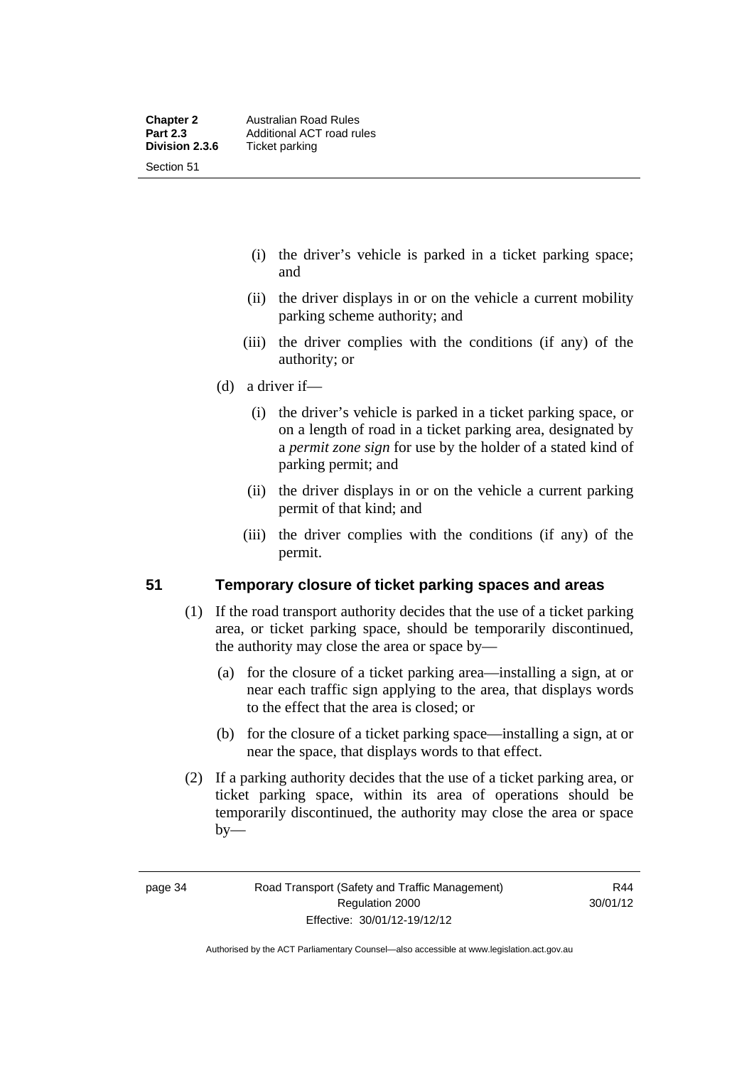(i) the driver's vehicle is parked in a ticket parking space; and

(ii) the driver displays in or on the vehicle a current mobility parking scheme authority; and

(iii) the driver complies with the conditions (if any) of the authority; or

(d) a driver if—

(i) the driver's vehicle is parked in a ticket parking space, or on a length of road in a ticket parking area, designated by a *permit zone sign* for use by the holder of a stated kind of parking permit; and

(ii) the driver displays in or on the vehicle a current parking permit of that kind; and

(iii) the driver complies with the conditions (if any) of the permit.

## 51 Temporary closure of ticket parking spaces and areas

(1) If the road transport authority decides that the use of a ticket parking area, or ticket parking space, should be temporarily discontinued, the authority may close the area or space by—

(a) for the closure of a ticket parking area—installing a sign, at or near each traffic sign applying to the area, that displays words to the effect that the area is closed; or

(b) for the closure of a ticket parking space—installing a sign, at or near the space, that displays words to that effect.

(2) If a parking authority decides that the use of a ticket parking area, or ticket parking space, within its area of operations should be temporarily discontinued, the authority may close the area or space by—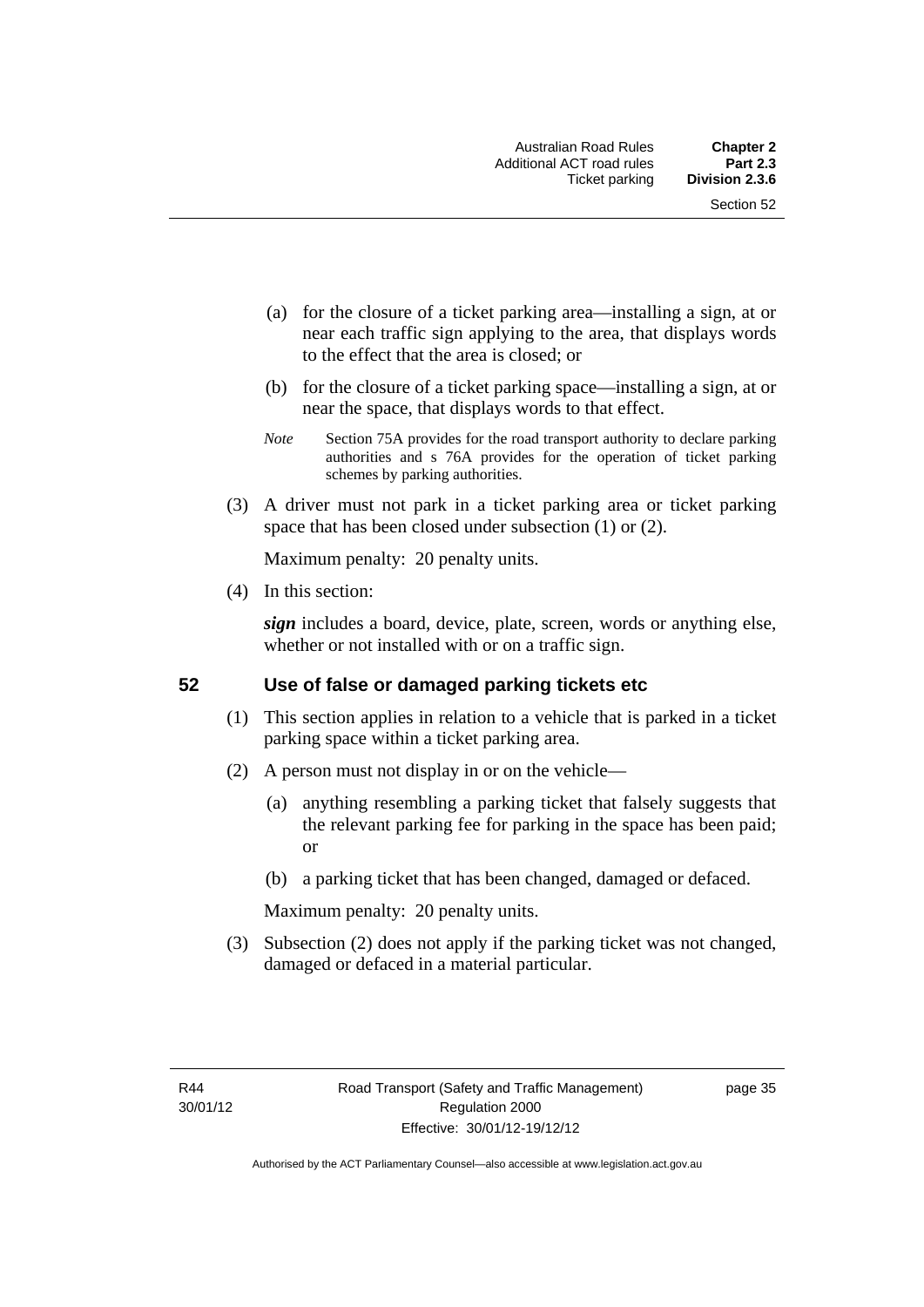(a) for the closure of a ticket parking area—installing a sign, at or near each traffic sign applying to the area, that displays words to the effect that the area is closed; or

(b) for the closure of a ticket parking space—installing a sign, at or near the space, that displays words to that effect.

*Note* Section 75A provides for the road transport authority to declare parking authorities and s 76A provides for the operation of ticket parking schemes by parking authorities.

(3) A driver must not park in a ticket parking area or ticket parking space that has been closed under subsection (1) or (2).

Maximum penalty: 20 penalty units.

(4) In this section:

***sign*** includes a board, device, plate, screen, words or anything else, whether or not installed with or on a traffic sign.

### 52 Use of false or damaged parking tickets etc

(1) This section applies in relation to a vehicle that is parked in a ticket parking space within a ticket parking area.

(2) A person must not display in or on the vehicle—

(a) anything resembling a parking ticket that falsely suggests that the relevant parking fee for parking in the space has been paid; or

(b) a parking ticket that has been changed, damaged or defaced.

Maximum penalty: 20 penalty units.

(3) Subsection (2) does not apply if the parking ticket was not changed, damaged or defaced in a material particular.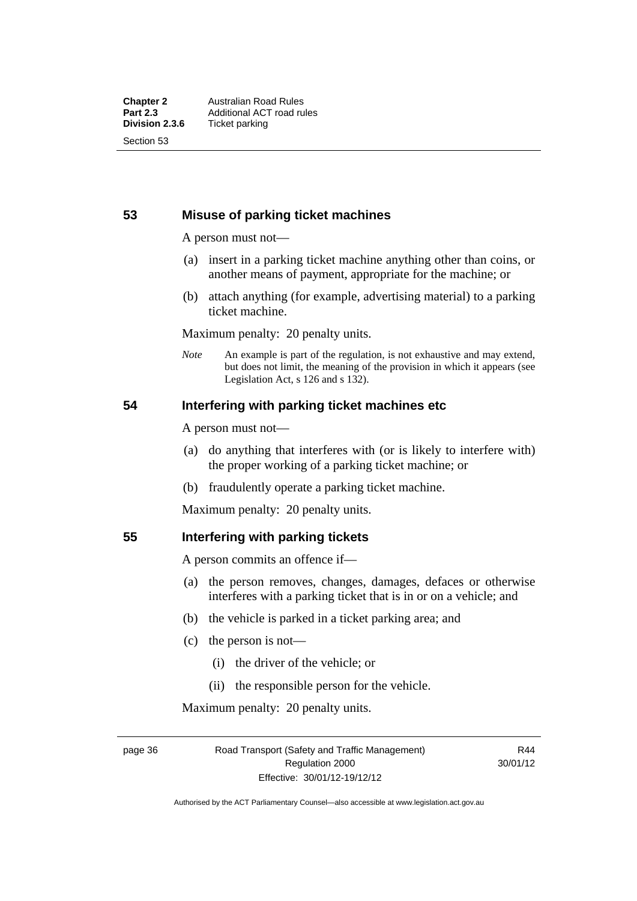## 53 Misuse of parking ticket machines

A person must not—

- (a) insert in a parking ticket machine anything other than coins, or another means of payment, appropriate for the machine; or
- (b) attach anything (for example, advertising material) to a parking ticket machine.

Maximum penalty: 20 penalty units.

*Note* An example is part of the regulation, is not exhaustive and may extend, but does not limit, the meaning of the provision in which it appears (see Legislation Act, s 126 and s 132).

## 54 Interfering with parking ticket machines etc

A person must not—

- (a) do anything that interferes with (or is likely to interfere with) the proper working of a parking ticket machine; or
- (b) fraudulently operate a parking ticket machine.

Maximum penalty: 20 penalty units.

## 55 Interfering with parking tickets

A person commits an offence if—

- (a) the person removes, changes, damages, defaces or otherwise interferes with a parking ticket that is in or on a vehicle; and
- (b) the vehicle is parked in a ticket parking area; and
- (c) the person is not—
  - (i) the driver of the vehicle; or
  - (ii) the responsible person for the vehicle.

Maximum penalty: 20 penalty units.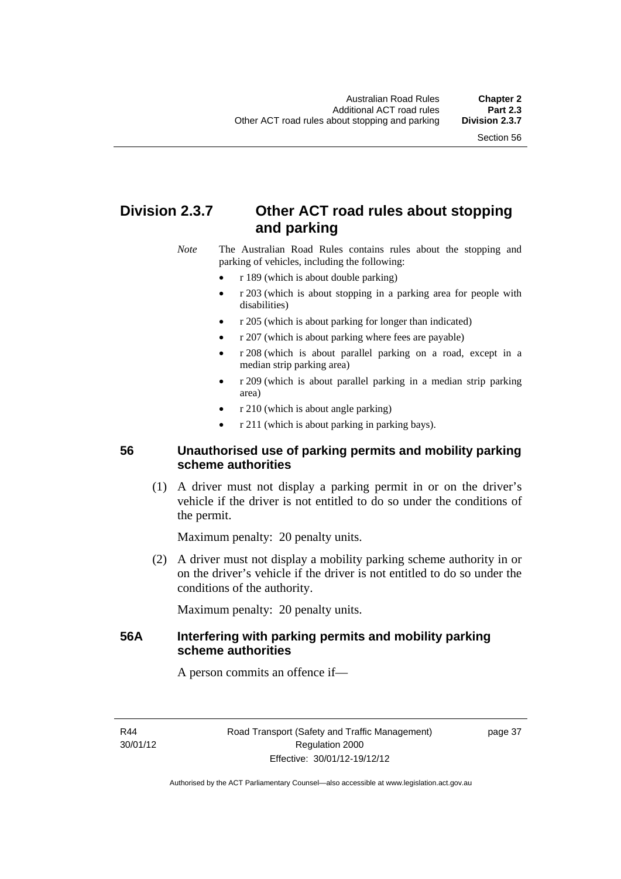## Division 2.3.7 Other ACT road rules about stopping and parking

*Note* The Australian Road Rules contains rules about the stopping and parking of vehicles, including the following:

- r 189 (which is about double parking)
- r 203 (which is about stopping in a parking area for people with disabilities)
- r 205 (which is about parking for longer than indicated)
- r 207 (which is about parking where fees are payable)
- r 208 (which is about parallel parking on a road, except in a median strip parking area)
- r 209 (which is about parallel parking in a median strip parking area)
- r 210 (which is about angle parking)
- r 211 (which is about parking in parking bays).

### 56 Unauthorised use of parking permits and mobility parking scheme authorities

(1) A driver must not display a parking permit in or on the driver's vehicle if the driver is not entitled to do so under the conditions of the permit.

Maximum penalty: 20 penalty units.

(2) A driver must not display a mobility parking scheme authority in or on the driver's vehicle if the driver is not entitled to do so under the conditions of the authority.

Maximum penalty: 20 penalty units.

### 56A Interfering with parking permits and mobility parking scheme authorities

A person commits an offence if—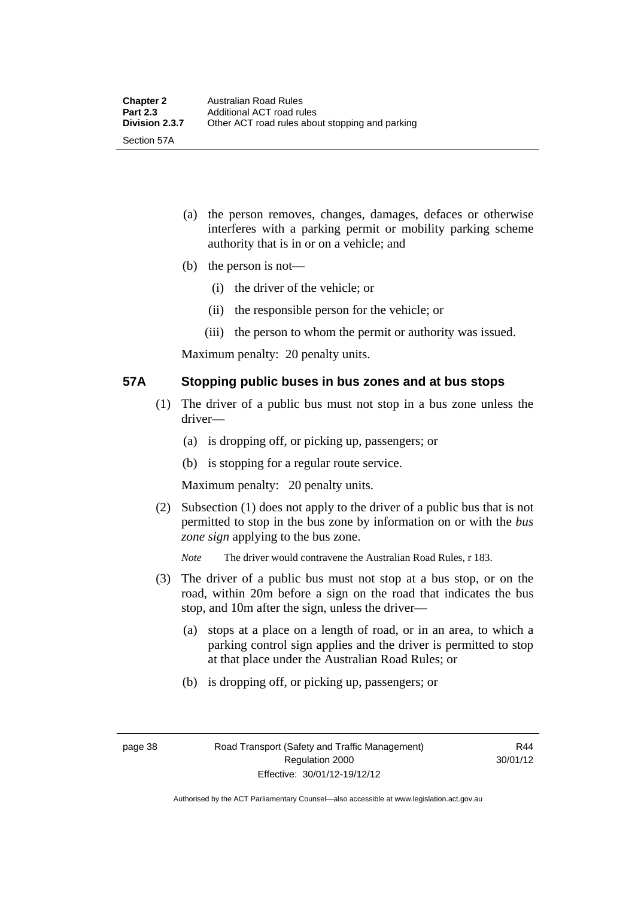(a) the person removes, changes, damages, defaces or otherwise interferes with a parking permit or mobility parking scheme authority that is in or on a vehicle; and

(b) the person is not—

  (i) the driver of the vehicle; or

  (ii) the responsible person for the vehicle; or

  (iii) the person to whom the permit or authority was issued.

Maximum penalty: 20 penalty units.

## 57A Stopping public buses in bus zones and at bus stops

(1) The driver of a public bus must not stop in a bus zone unless the driver—

  (a) is dropping off, or picking up, passengers; or

  (b) is stopping for a regular route service.

Maximum penalty: 20 penalty units.

(2) Subsection (1) does not apply to the driver of a public bus that is not permitted to stop in the bus zone by information on or with the ***bus zone sign*** applying to the bus zone.

*Note* The driver would contravene the Australian Road Rules, r 183.

(3) The driver of a public bus must not stop at a bus stop, or on the road, within 20m before a sign on the road that indicates the bus stop, and 10m after the sign, unless the driver—

  (a) stops at a place on a length of road, or in an area, to which a parking control sign applies and the driver is permitted to stop at that place under the Australian Road Rules; or

  (b) is dropping off, or picking up, passengers; or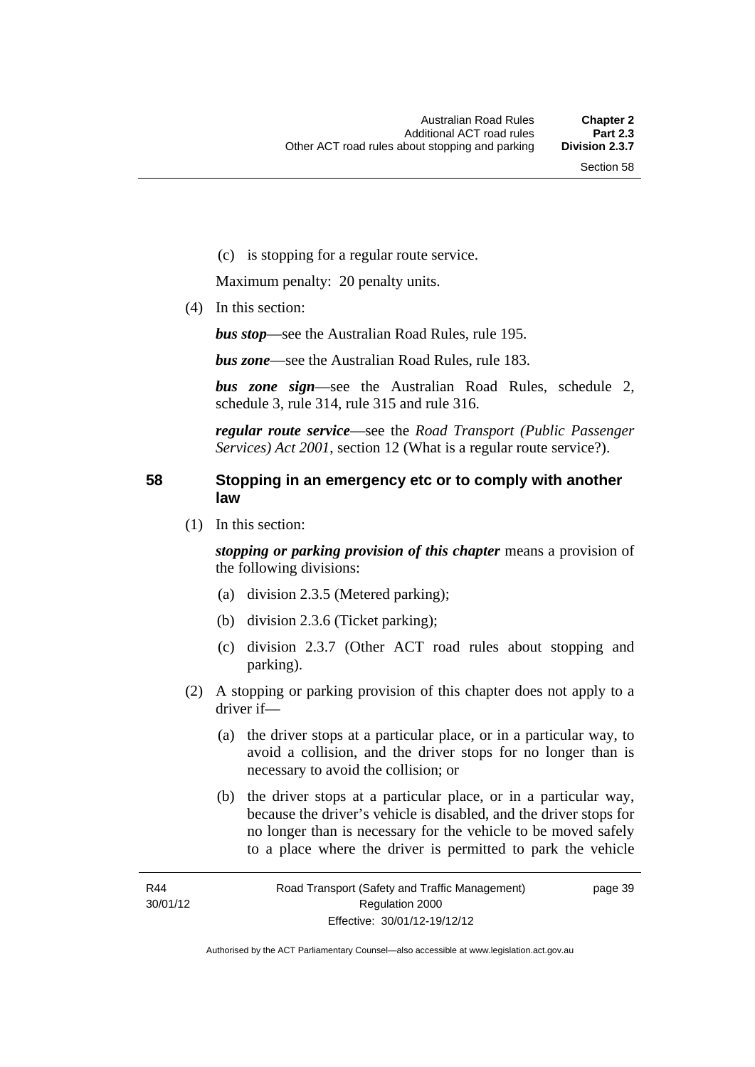(c) is stopping for a regular route service.

Maximum penalty: 20 penalty units.

(4) In this section:

***bus stop***—see the Australian Road Rules, rule 195.

***bus zone***—see the Australian Road Rules, rule 183.

***bus zone sign***—see the Australian Road Rules, schedule 2, schedule 3, rule 314, rule 315 and rule 316.

***regular route service***—see the *Road Transport (Public Passenger Services) Act 2001*, section 12 (What is a regular route service?).

## 58 Stopping in an emergency etc or to comply with another law

(1) In this section:

***stopping or parking provision of this chapter*** means a provision of the following divisions:

- (a) division 2.3.5 (Metered parking);
- (b) division 2.3.6 (Ticket parking);
- (c) division 2.3.7 (Other ACT road rules about stopping and parking).

(2) A stopping or parking provision of this chapter does not apply to a driver if—

- (a) the driver stops at a particular place, or in a particular way, to avoid a collision, and the driver stops for no longer than is necessary to avoid the collision; or
- (b) the driver stops at a particular place, or in a particular way, because the driver's vehicle is disabled, and the driver stops for no longer than is necessary for the vehicle to be moved safely to a place where the driver is permitted to park the vehicle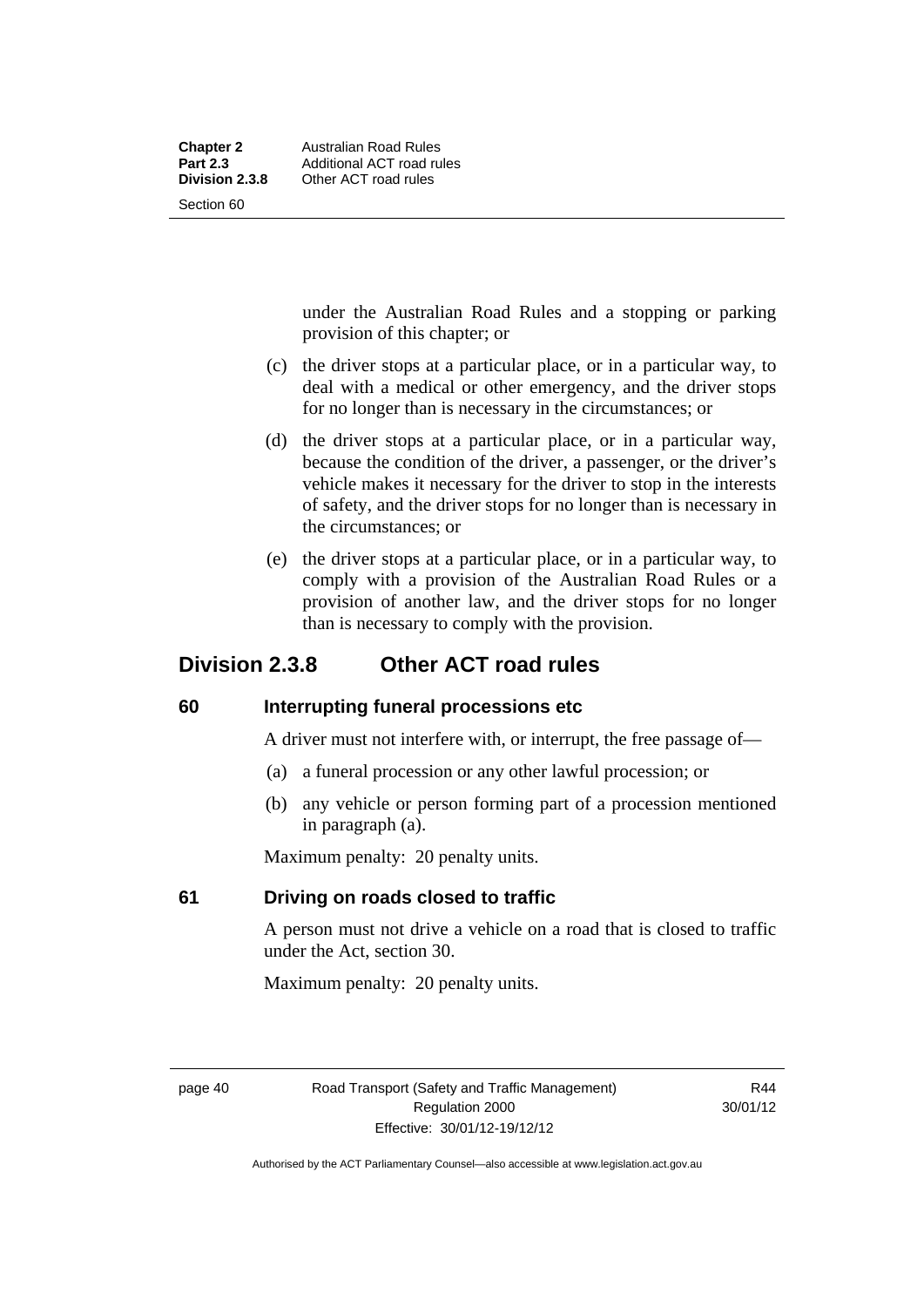under the Australian Road Rules and a stopping or parking provision of this chapter; or

(c) the driver stops at a particular place, or in a particular way, to deal with a medical or other emergency, and the driver stops for no longer than is necessary in the circumstances; or

(d) the driver stops at a particular place, or in a particular way, because the condition of the driver, a passenger, or the driver's vehicle makes it necessary for the driver to stop in the interests of safety, and the driver stops for no longer than is necessary in the circumstances; or

(e) the driver stops at a particular place, or in a particular way, to comply with a provision of the Australian Road Rules or a provision of another law, and the driver stops for no longer than is necessary to comply with the provision.

## Division 2.3.8 Other ACT road rules

### 60 Interrupting funeral processions etc

A driver must not interfere with, or interrupt, the free passage of—

(a) a funeral procession or any other lawful procession; or

(b) any vehicle or person forming part of a procession mentioned in paragraph (a).

Maximum penalty: 20 penalty units.

### 61 Driving on roads closed to traffic

A person must not drive a vehicle on a road that is closed to traffic under the Act, section 30.

Maximum penalty: 20 penalty units.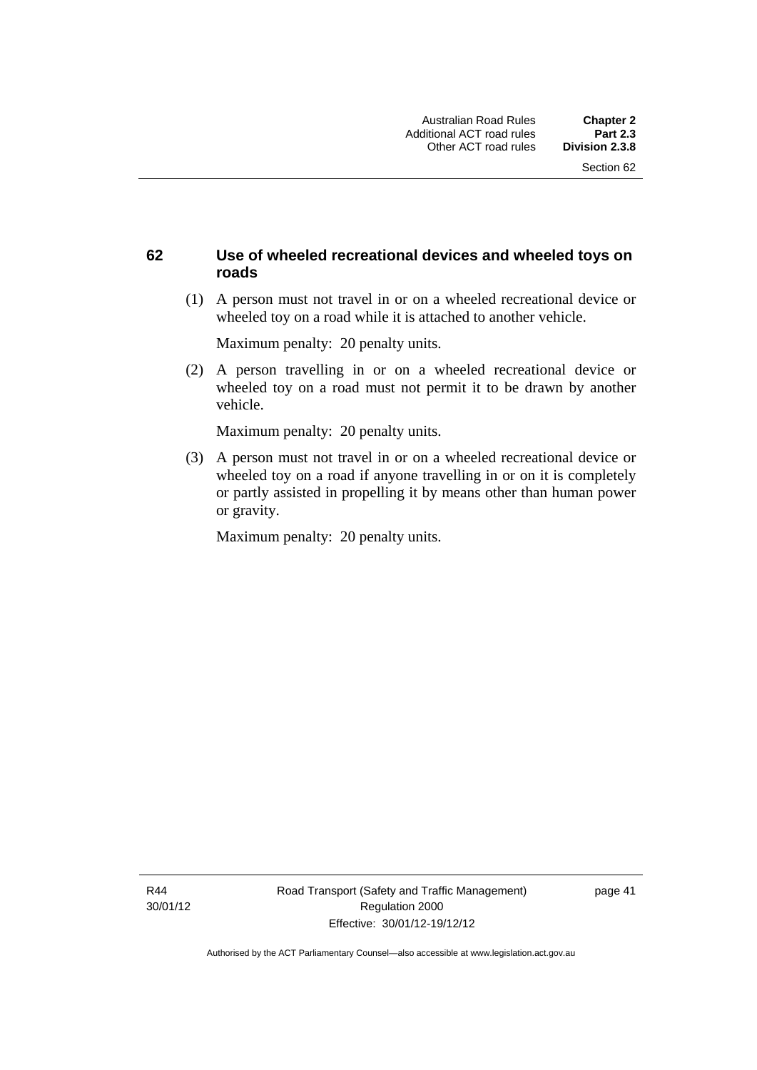### 62 Use of wheeled recreational devices and wheeled toys on roads

(1) A person must not travel in or on a wheeled recreational device or wheeled toy on a road while it is attached to another vehicle.

Maximum penalty: 20 penalty units.

(2) A person travelling in or on a wheeled recreational device or wheeled toy on a road must not permit it to be drawn by another vehicle.

Maximum penalty: 20 penalty units.

(3) A person must not travel in or on a wheeled recreational device or wheeled toy on a road if anyone travelling in or on it is completely or partly assisted in propelling it by means other than human power or gravity.

Maximum penalty: 20 penalty units.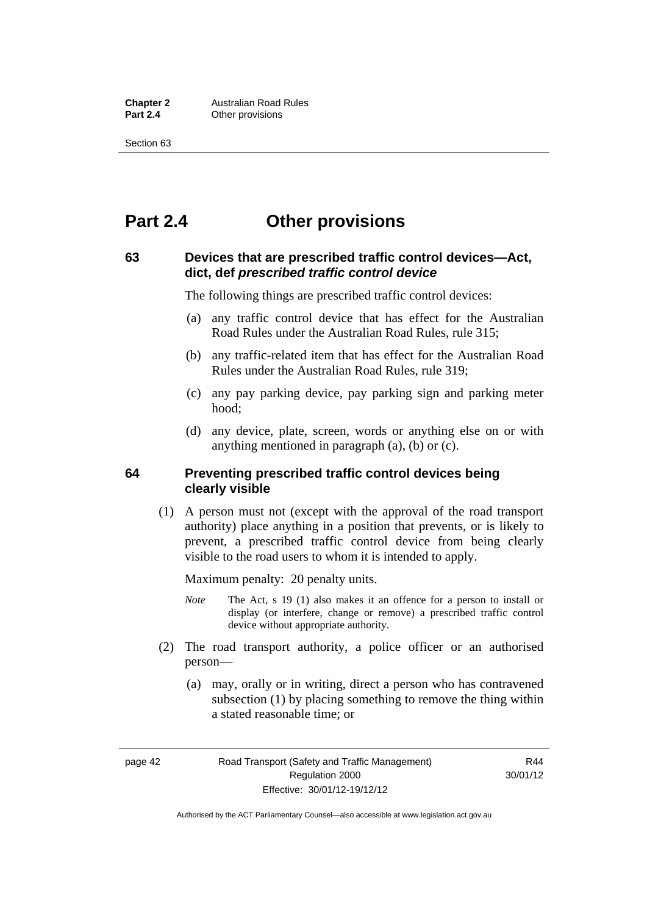# Part 2.4 Other provisions

## 63 Devices that are prescribed traffic control devices—Act, dict, def *prescribed traffic control device*

The following things are prescribed traffic control devices:

(a) any traffic control device that has effect for the Australian Road Rules under the Australian Road Rules, rule 315;

(b) any traffic-related item that has effect for the Australian Road Rules under the Australian Road Rules, rule 319;

(c) any pay parking device, pay parking sign and parking meter hood;

(d) any device, plate, screen, words or anything else on or with anything mentioned in paragraph (a), (b) or (c).

## 64 Preventing prescribed traffic control devices being clearly visible

(1) A person must not (except with the approval of the road transport authority) place anything in a position that prevents, or is likely to prevent, a prescribed traffic control device from being clearly visible to the road users to whom it is intended to apply.

Maximum penalty: 20 penalty units.

*Note* The Act, s 19 (1) also makes it an offence for a person to install or display (or interfere, change or remove) a prescribed traffic control device without appropriate authority.

(2) The road transport authority, a police officer or an authorised person—

(a) may, orally or in writing, direct a person who has contravened subsection (1) by placing something to remove the thing within a stated reasonable time; or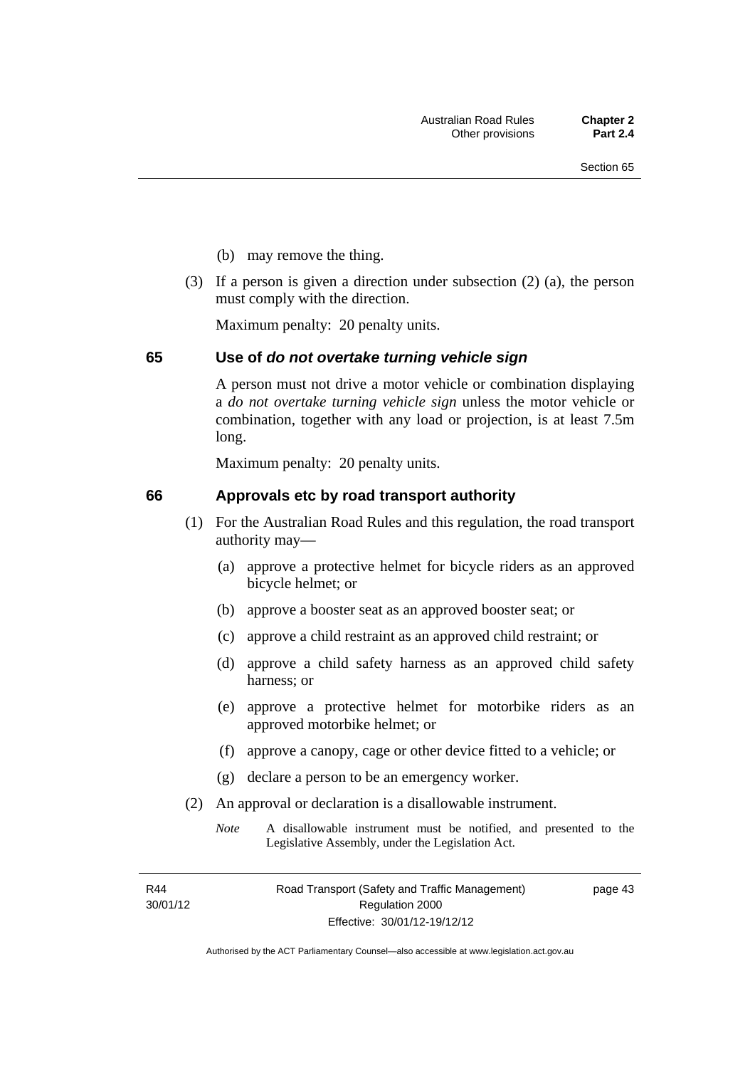(b) may remove the thing.

(3) If a person is given a direction under subsection (2) (a), the person must comply with the direction.

Maximum penalty: 20 penalty units.

## 65 Use of *do not overtake turning vehicle sign*

A person must not drive a motor vehicle or combination displaying a *do not overtake turning vehicle sign* unless the motor vehicle or combination, together with any load or projection, is at least 7.5m long.

Maximum penalty: 20 penalty units.

## 66 Approvals etc by road transport authority

(1) For the Australian Road Rules and this regulation, the road transport authority may—

(a) approve a protective helmet for bicycle riders as an approved bicycle helmet; or

(b) approve a booster seat as an approved booster seat; or

(c) approve a child restraint as an approved child restraint; or

(d) approve a child safety harness as an approved child safety harness; or

(e) approve a protective helmet for motorbike riders as an approved motorbike helmet; or

(f) approve a canopy, cage or other device fitted to a vehicle; or

(g) declare a person to be an emergency worker.

(2) An approval or declaration is a disallowable instrument.

*Note* A disallowable instrument must be notified, and presented to the Legislative Assembly, under the Legislation Act.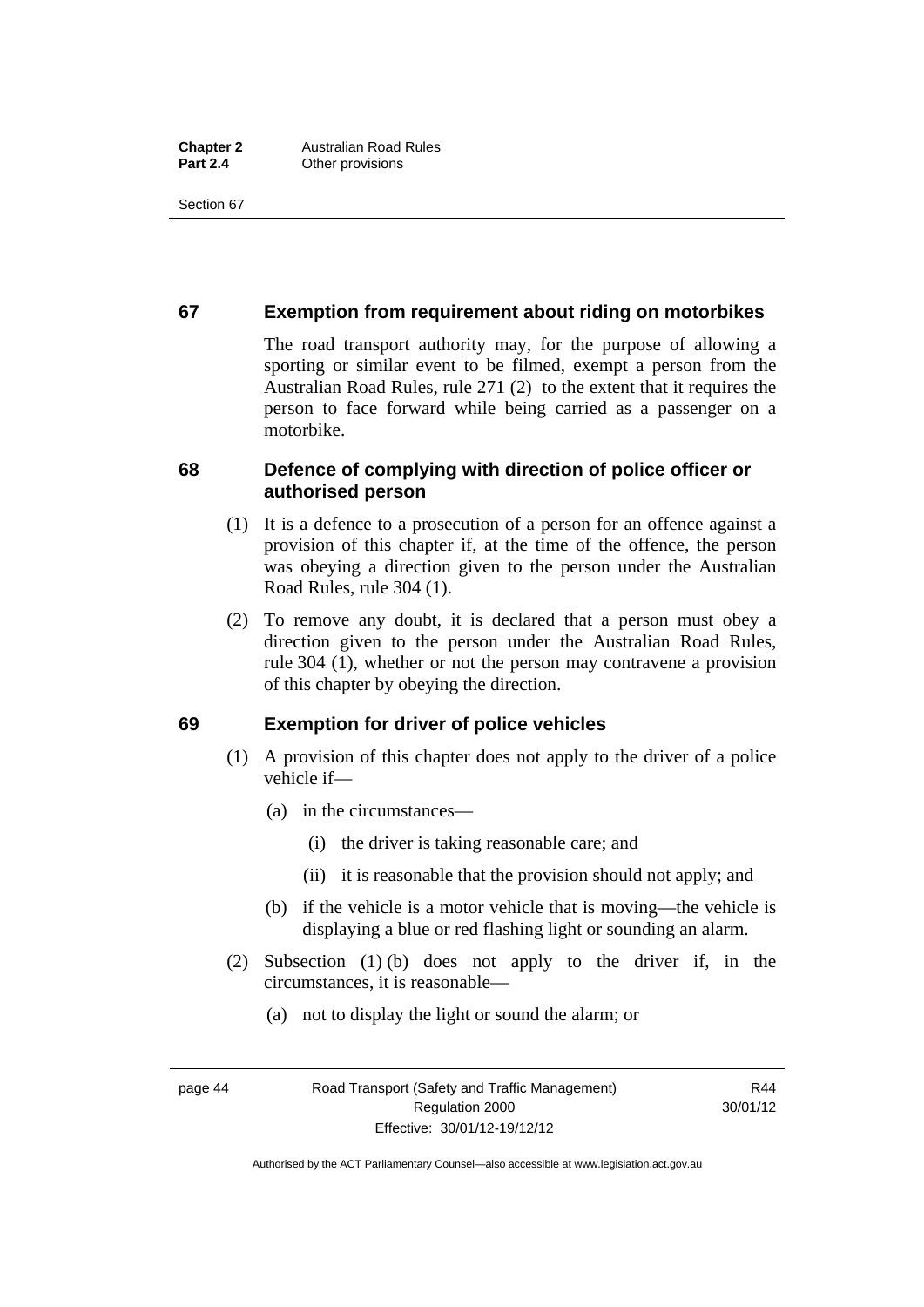## 67 Exemption from requirement about riding on motorbikes

The road transport authority may, for the purpose of allowing a sporting or similar event to be filmed, exempt a person from the Australian Road Rules, rule 271 (2) to the extent that it requires the person to face forward while being carried as a passenger on a motorbike.

## 68 Defence of complying with direction of police officer or authorised person

(1) It is a defence to a prosecution of a person for an offence against a provision of this chapter if, at the time of the offence, the person was obeying a direction given to the person under the Australian Road Rules, rule 304 (1).

(2) To remove any doubt, it is declared that a person must obey a direction given to the person under the Australian Road Rules, rule 304 (1), whether or not the person may contravene a provision of this chapter by obeying the direction.

## 69 Exemption for driver of police vehicles

(1) A provision of this chapter does not apply to the driver of a police vehicle if—

(a) in the circumstances—

(i) the driver is taking reasonable care; and

(ii) it is reasonable that the provision should not apply; and

(b) if the vehicle is a motor vehicle that is moving—the vehicle is displaying a blue or red flashing light or sounding an alarm.

(2) Subsection (1) (b) does not apply to the driver if, in the circumstances, it is reasonable—

(a) not to display the light or sound the alarm; or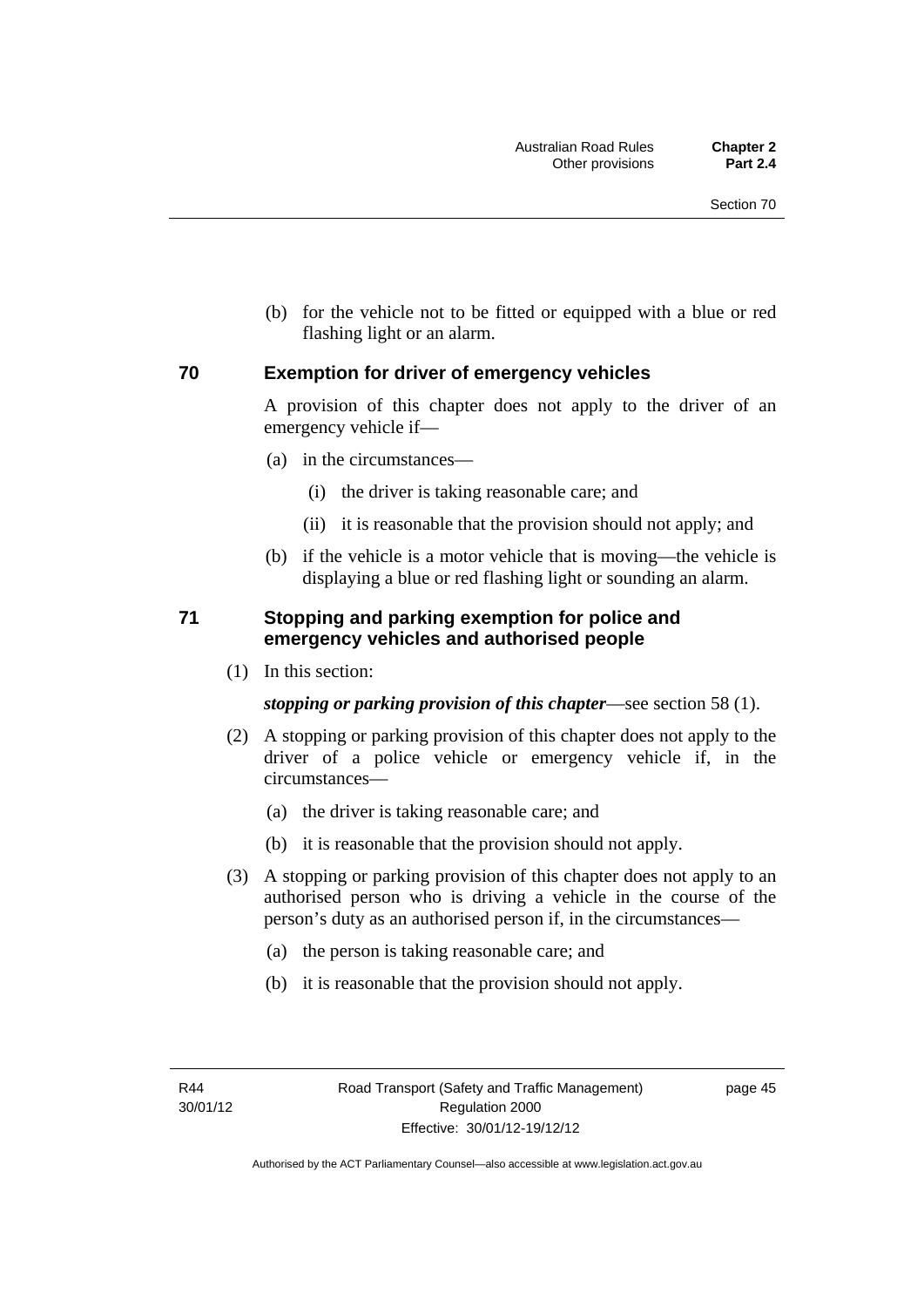(b) for the vehicle not to be fitted or equipped with a blue or red flashing light or an alarm.

### 70 Exemption for driver of emergency vehicles

A provision of this chapter does not apply to the driver of an emergency vehicle if—

(a) in the circumstances—

(i) the driver is taking reasonable care; and

(ii) it is reasonable that the provision should not apply; and

(b) if the vehicle is a motor vehicle that is moving—the vehicle is displaying a blue or red flashing light or sounding an alarm.

### 71 Stopping and parking exemption for police and emergency vehicles and authorised people

(1) In this section:

***stopping or parking provision of this chapter***—see section 58 (1).

(2) A stopping or parking provision of this chapter does not apply to the driver of a police vehicle or emergency vehicle if, in the circumstances—

(a) the driver is taking reasonable care; and

(b) it is reasonable that the provision should not apply.

(3) A stopping or parking provision of this chapter does not apply to an authorised person who is driving a vehicle in the course of the person's duty as an authorised person if, in the circumstances—

(a) the person is taking reasonable care; and

(b) it is reasonable that the provision should not apply.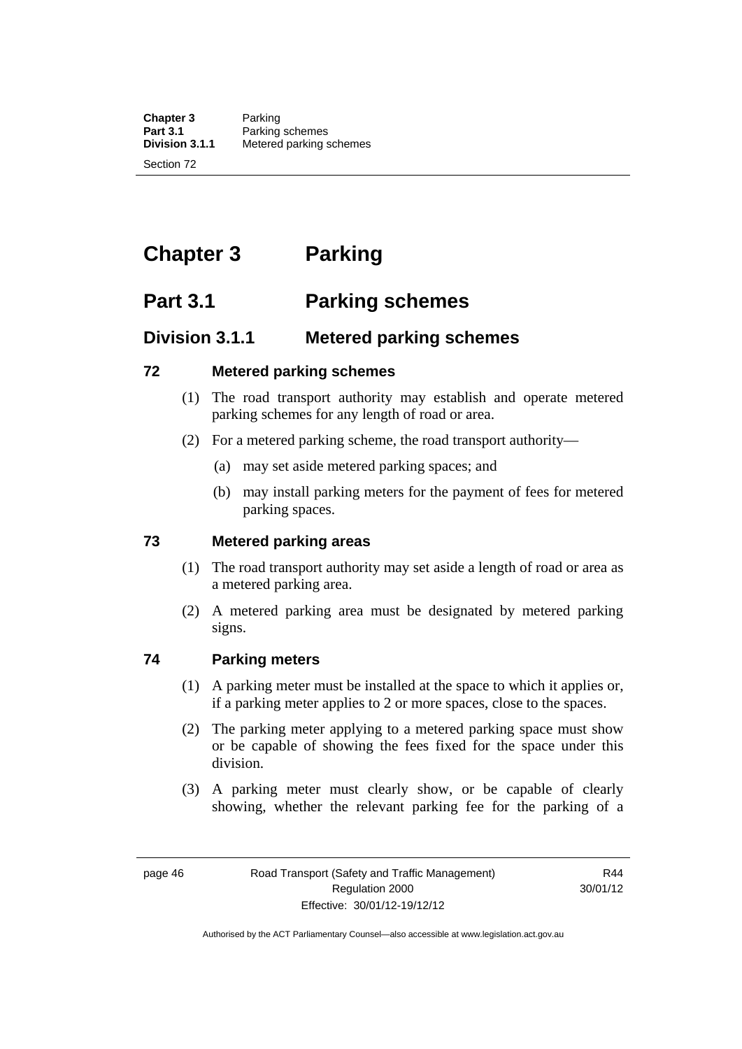# Chapter 3 Parking

## Part 3.1 Parking schemes

### Division 3.1.1 Metered parking schemes

#### 72 Metered parking schemes

(1) The road transport authority may establish and operate metered parking schemes for any length of road or area.

(2) For a metered parking scheme, the road transport authority—

(a) may set aside metered parking spaces; and

(b) may install parking meters for the payment of fees for metered parking spaces.

#### 73 Metered parking areas

(1) The road transport authority may set aside a length of road or area as a metered parking area.

(2) A metered parking area must be designated by metered parking signs.

#### 74 Parking meters

(1) A parking meter must be installed at the space to which it applies or, if a parking meter applies to 2 or more spaces, close to the spaces.

(2) The parking meter applying to a metered parking space must show or be capable of showing the fees fixed for the space under this division.

(3) A parking meter must clearly show, or be capable of clearly showing, whether the relevant parking fee for the parking of a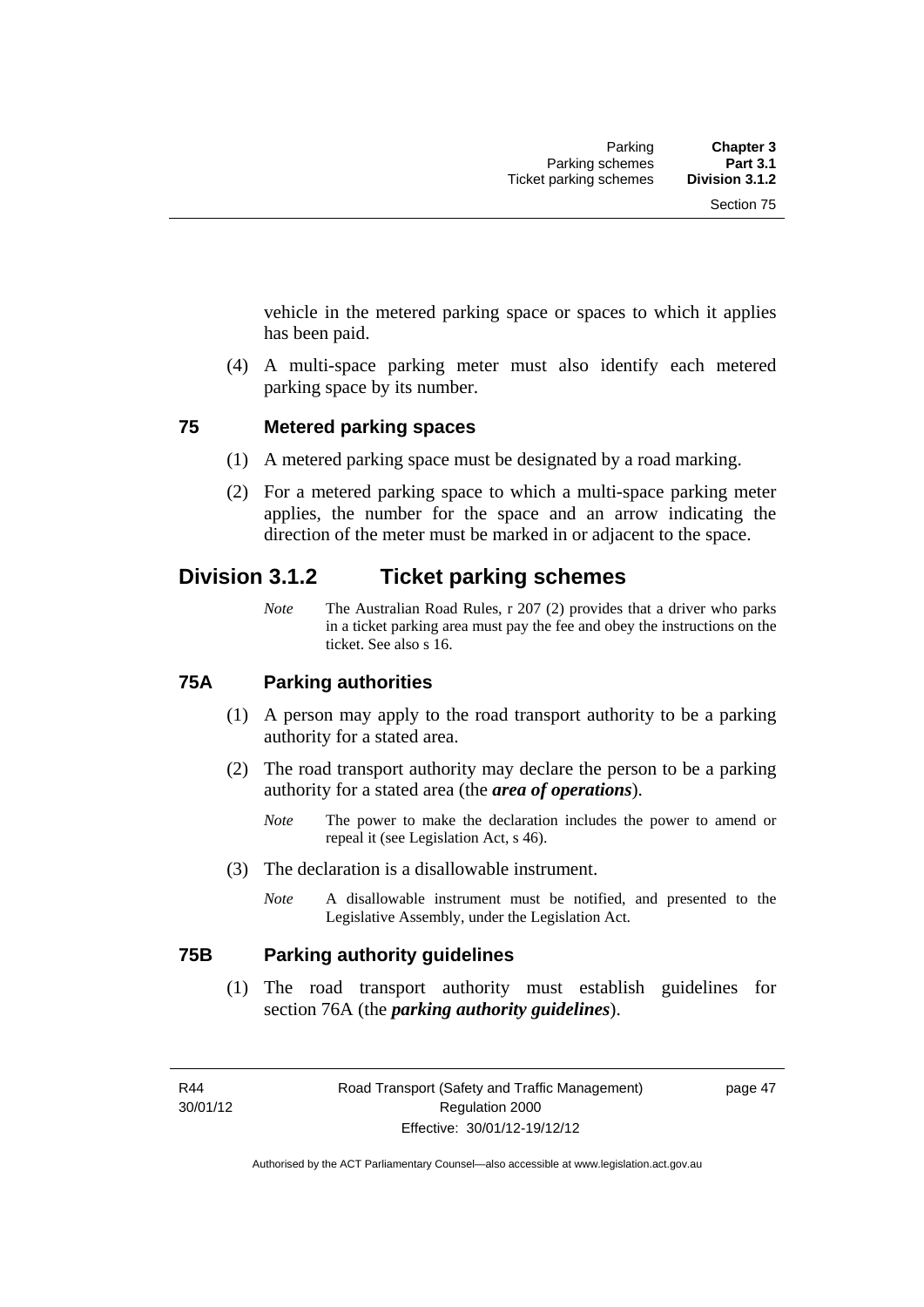vehicle in the metered parking space or spaces to which it applies has been paid.

(4) A multi-space parking meter must also identify each metered parking space by its number.

### 75 Metered parking spaces

(1) A metered parking space must be designated by a road marking.

(2) For a metered parking space to which a multi-space parking meter applies, the number for the space and an arrow indicating the direction of the meter must be marked in or adjacent to the space.

## Division 3.1.2 Ticket parking schemes

*Note* The Australian Road Rules, r 207 (2) provides that a driver who parks in a ticket parking area must pay the fee and obey the instructions on the ticket. See also s 16.

### 75A Parking authorities

(1) A person may apply to the road transport authority to be a parking authority for a stated area.

(2) The road transport authority may declare the person to be a parking authority for a stated area (the ***area of operations***).

*Note* The power to make the declaration includes the power to amend or repeal it (see Legislation Act, s 46).

(3) The declaration is a disallowable instrument.

*Note* A disallowable instrument must be notified, and presented to the Legislative Assembly, under the Legislation Act.

### 75B Parking authority guidelines

(1) The road transport authority must establish guidelines for section 76A (the ***parking authority guidelines***).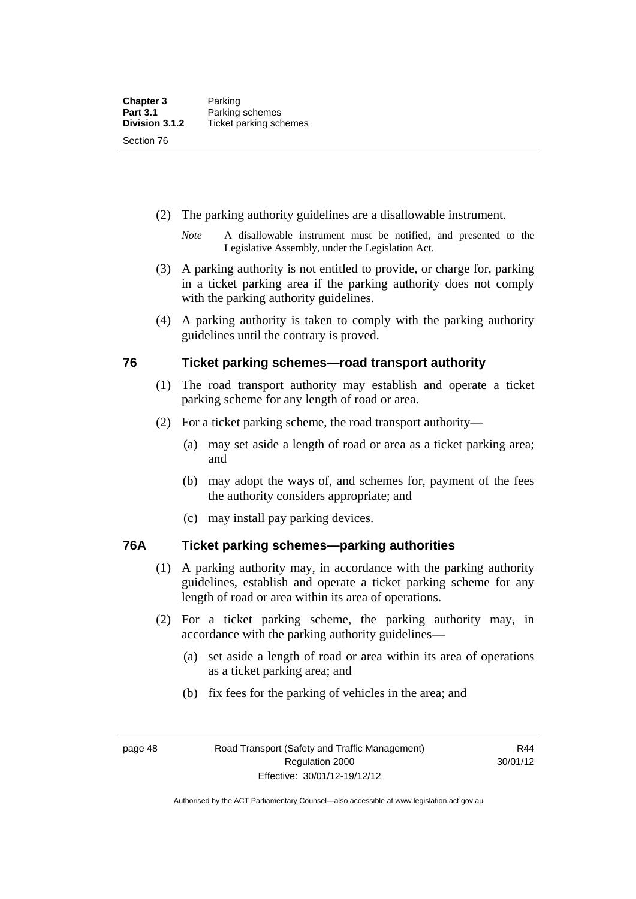(2) The parking authority guidelines are a disallowable instrument.

*Note* A disallowable instrument must be notified, and presented to the Legislative Assembly, under the Legislation Act.

(3) A parking authority is not entitled to provide, or charge for, parking in a ticket parking area if the parking authority does not comply with the parking authority guidelines.

(4) A parking authority is taken to comply with the parking authority guidelines until the contrary is proved.

## 76 Ticket parking schemes—road transport authority

(1) The road transport authority may establish and operate a ticket parking scheme for any length of road or area.

(2) For a ticket parking scheme, the road transport authority—

(a) may set aside a length of road or area as a ticket parking area; and

(b) may adopt the ways of, and schemes for, payment of the fees the authority considers appropriate; and

(c) may install pay parking devices.

## 76A Ticket parking schemes—parking authorities

(1) A parking authority may, in accordance with the parking authority guidelines, establish and operate a ticket parking scheme for any length of road or area within its area of operations.

(2) For a ticket parking scheme, the parking authority may, in accordance with the parking authority guidelines—

(a) set aside a length of road or area within its area of operations as a ticket parking area; and

(b) fix fees for the parking of vehicles in the area; and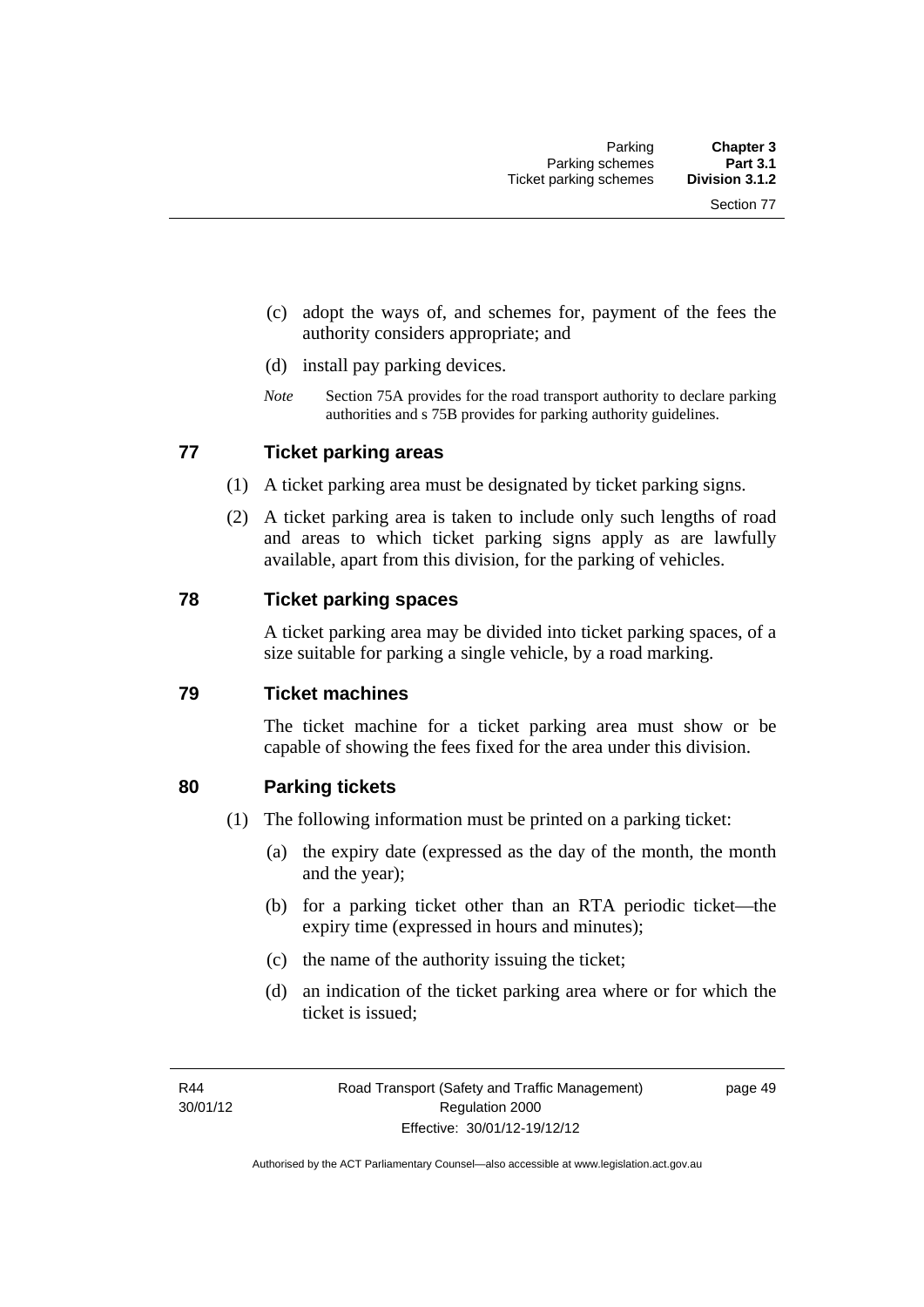(c) adopt the ways of, and schemes for, payment of the fees the authority considers appropriate; and

(d) install pay parking devices.

*Note* Section 75A provides for the road transport authority to declare parking authorities and s 75B provides for parking authority guidelines.

## 77 Ticket parking areas

(1) A ticket parking area must be designated by ticket parking signs.

(2) A ticket parking area is taken to include only such lengths of road and areas to which ticket parking signs apply as are lawfully available, apart from this division, for the parking of vehicles.

## 78 Ticket parking spaces

A ticket parking area may be divided into ticket parking spaces, of a size suitable for parking a single vehicle, by a road marking.

## 79 Ticket machines

The ticket machine for a ticket parking area must show or be capable of showing the fees fixed for the area under this division.

## 80 Parking tickets

(1) The following information must be printed on a parking ticket:

(a) the expiry date (expressed as the day of the month, the month and the year);

(b) for a parking ticket other than an RTA periodic ticket—the expiry time (expressed in hours and minutes);

(c) the name of the authority issuing the ticket;

(d) an indication of the ticket parking area where or for which the ticket is issued;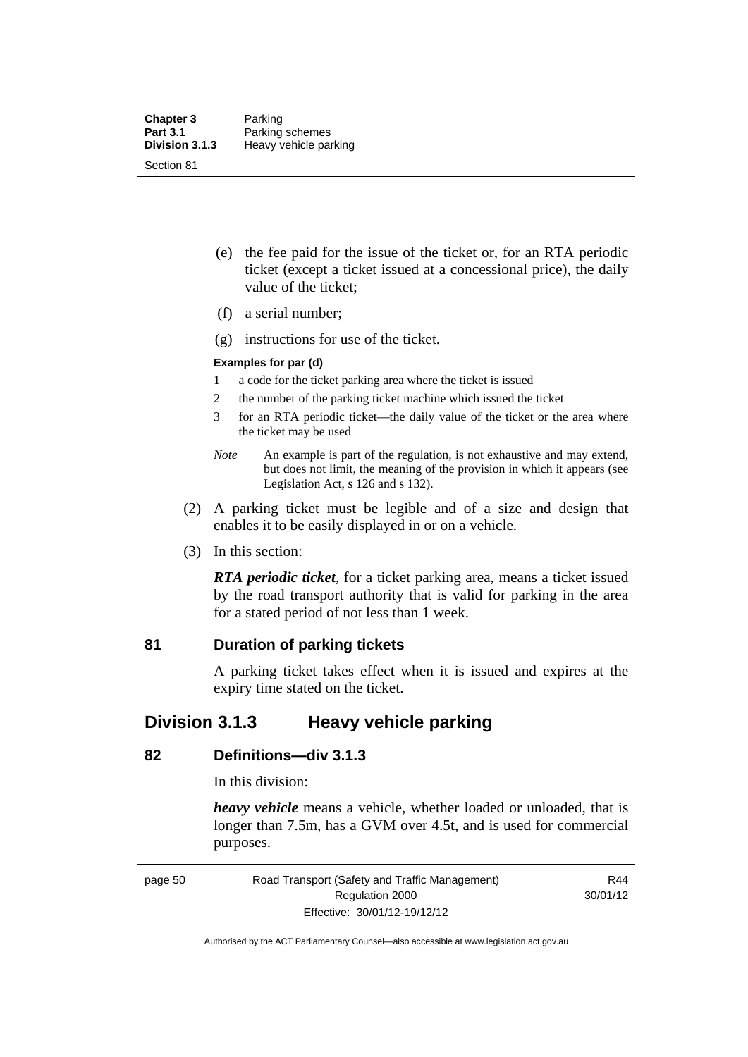(e) the fee paid for the issue of the ticket or, for an RTA periodic ticket (except a ticket issued at a concessional price), the daily value of the ticket;

(f) a serial number;

(g) instructions for use of the ticket.

**Examples for par (d)**

1 a code for the ticket parking area where the ticket is issued

2 the number of the parking ticket machine which issued the ticket

3 for an RTA periodic ticket—the daily value of the ticket or the area where the ticket may be used

*Note* An example is part of the regulation, is not exhaustive and may extend, but does not limit, the meaning of the provision in which it appears (see Legislation Act, s 126 and s 132).

(2) A parking ticket must be legible and of a size and design that enables it to be easily displayed in or on a vehicle.

(3) In this section:

***RTA periodic ticket***, for a ticket parking area, means a ticket issued by the road transport authority that is valid for parking in the area for a stated period of not less than 1 week.

### 81 Duration of parking tickets

A parking ticket takes effect when it is issued and expires at the expiry time stated on the ticket.

## Division 3.1.3 Heavy vehicle parking

### 82 Definitions—div 3.1.3

In this division:

***heavy vehicle*** means a vehicle, whether loaded or unloaded, that is longer than 7.5m, has a GVM over 4.5t, and is used for commercial purposes.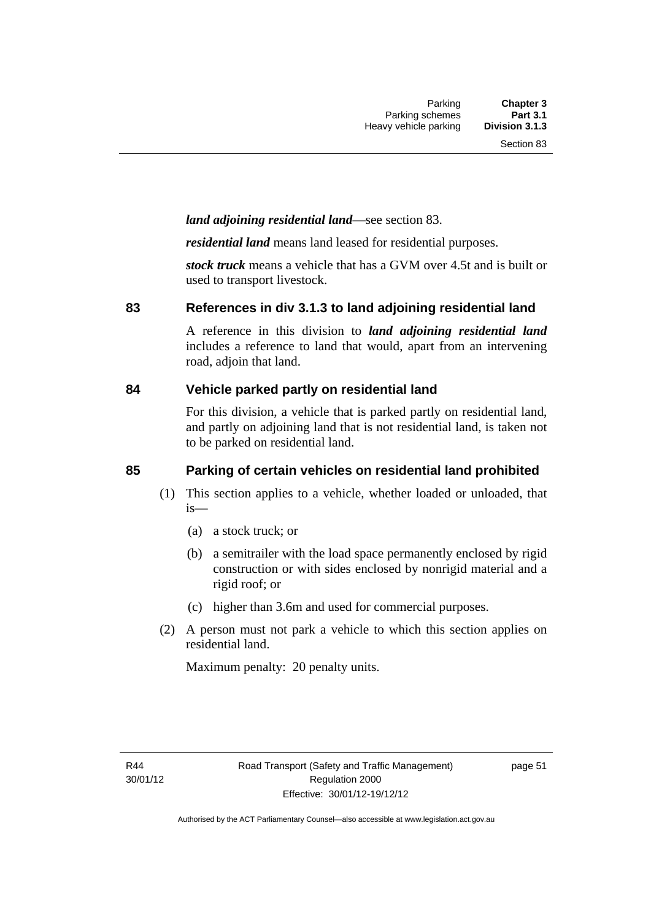***land adjoining residential land***—see section 83.

***residential land*** means land leased for residential purposes.

***stock truck*** means a vehicle that has a GVM over 4.5t and is built or used to transport livestock.

## 83 References in div 3.1.3 to land adjoining residential land

A reference in this division to ***land adjoining residential land*** includes a reference to land that would, apart from an intervening road, adjoin that land.

## 84 Vehicle parked partly on residential land

For this division, a vehicle that is parked partly on residential land, and partly on adjoining land that is not residential land, is taken not to be parked on residential land.

## 85 Parking of certain vehicles on residential land prohibited

(1) This section applies to a vehicle, whether loaded or unloaded, that is—

(a) a stock truck; or

(b) a semitrailer with the load space permanently enclosed by rigid construction or with sides enclosed by nonrigid material and a rigid roof; or

(c) higher than 3.6m and used for commercial purposes.

(2) A person must not park a vehicle to which this section applies on residential land.

Maximum penalty: 20 penalty units.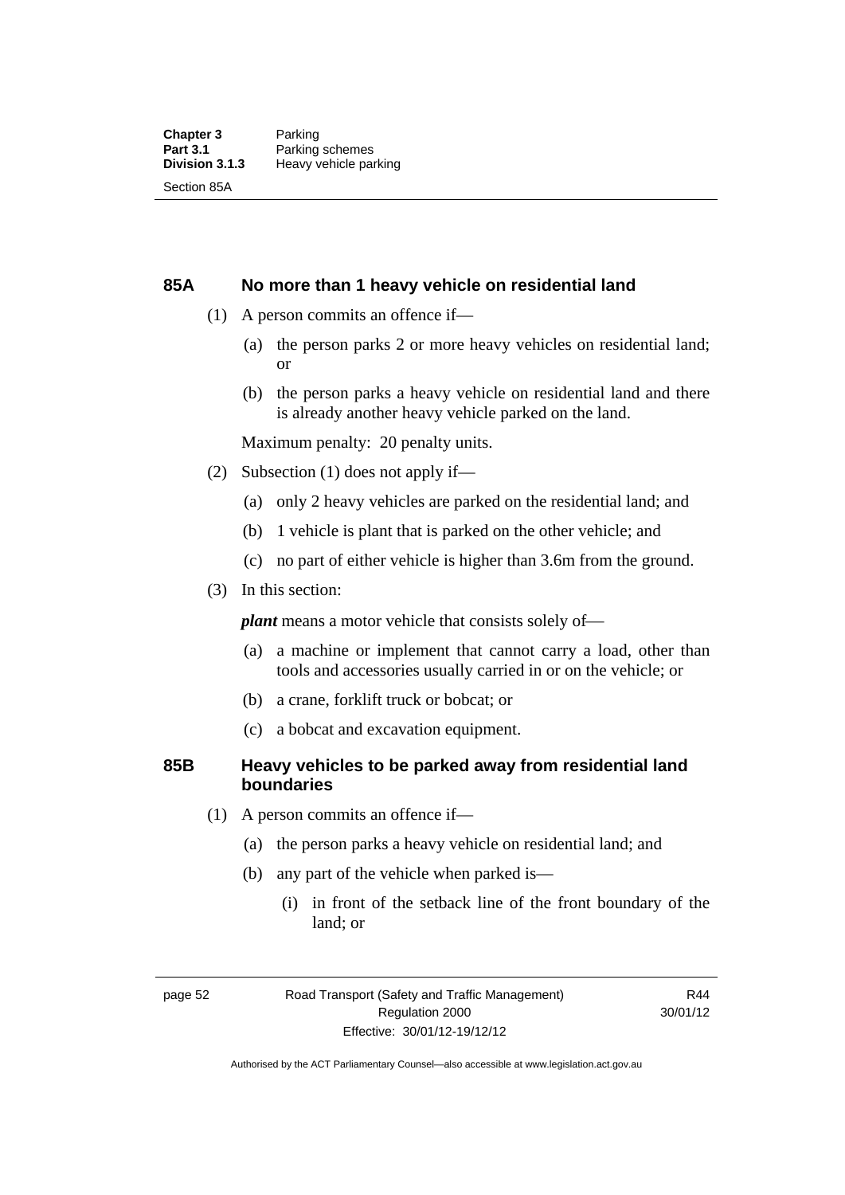## 85A No more than 1 heavy vehicle on residential land

(1) A person commits an offence if—

(a) the person parks 2 or more heavy vehicles on residential land; or

(b) the person parks a heavy vehicle on residential land and there is already another heavy vehicle parked on the land.

Maximum penalty: 20 penalty units.

(2) Subsection (1) does not apply if—

(a) only 2 heavy vehicles are parked on the residential land; and

(b) 1 vehicle is plant that is parked on the other vehicle; and

(c) no part of either vehicle is higher than 3.6m from the ground.

(3) In this section:

***plant*** means a motor vehicle that consists solely of—

(a) a machine or implement that cannot carry a load, other than tools and accessories usually carried in or on the vehicle; or

(b) a crane, forklift truck or bobcat; or

(c) a bobcat and excavation equipment.

## 85B Heavy vehicles to be parked away from residential land boundaries

(1) A person commits an offence if—

(a) the person parks a heavy vehicle on residential land; and

(b) any part of the vehicle when parked is—

(i) in front of the setback line of the front boundary of the land; or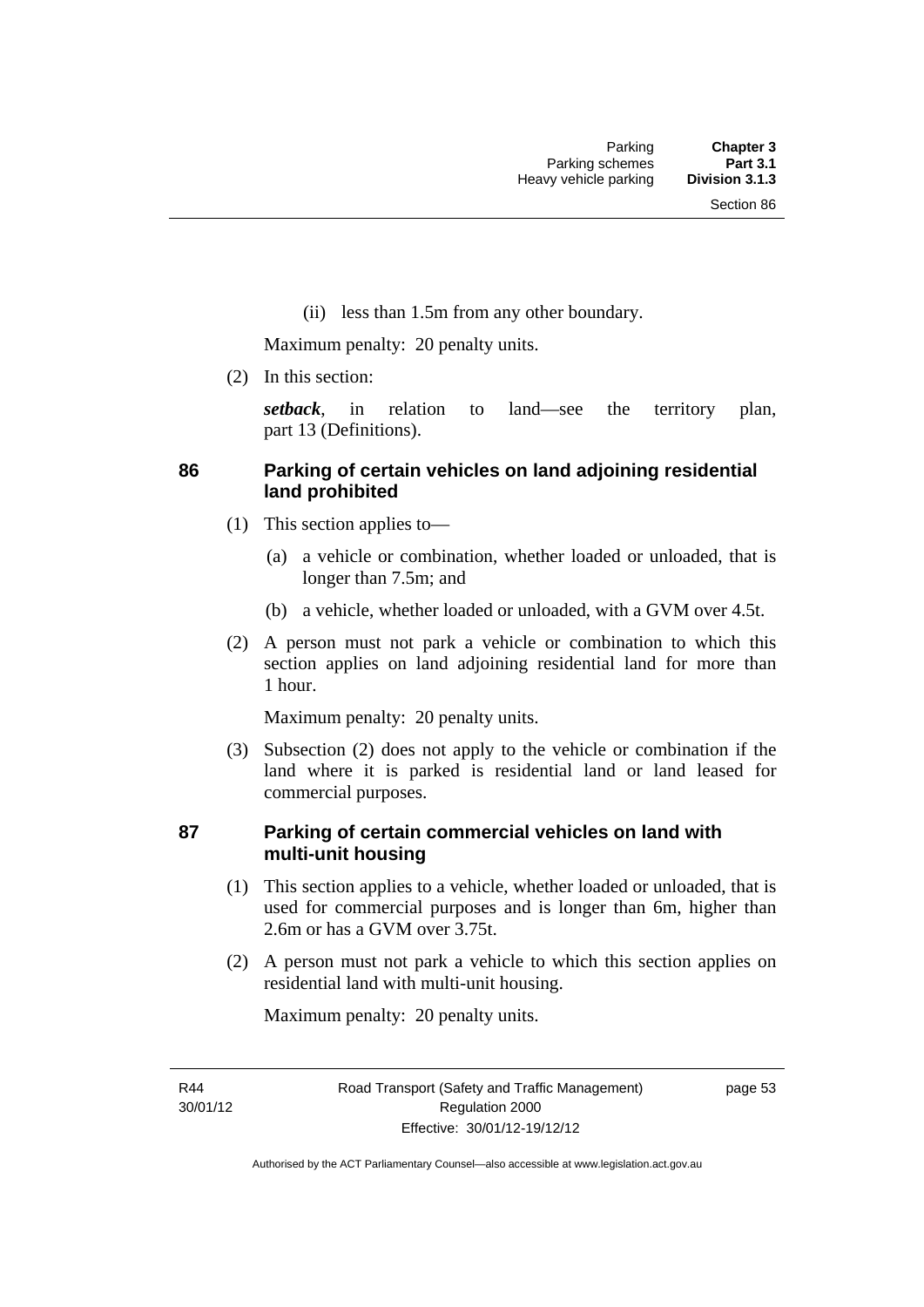(ii) less than 1.5m from any other boundary.

Maximum penalty: 20 penalty units.

(2) In this section:

***setback***, in relation to land—see the territory plan, part 13 (Definitions).

### 86 Parking of certain vehicles on land adjoining residential land prohibited

(1) This section applies to—

(a) a vehicle or combination, whether loaded or unloaded, that is longer than 7.5m; and

(b) a vehicle, whether loaded or unloaded, with a GVM over 4.5t.

(2) A person must not park a vehicle or combination to which this section applies on land adjoining residential land for more than 1 hour.

Maximum penalty: 20 penalty units.

(3) Subsection (2) does not apply to the vehicle or combination if the land where it is parked is residential land or land leased for commercial purposes.

### 87 Parking of certain commercial vehicles on land with multi-unit housing

(1) This section applies to a vehicle, whether loaded or unloaded, that is used for commercial purposes and is longer than 6m, higher than 2.6m or has a GVM over 3.75t.

(2) A person must not park a vehicle to which this section applies on residential land with multi-unit housing.

Maximum penalty: 20 penalty units.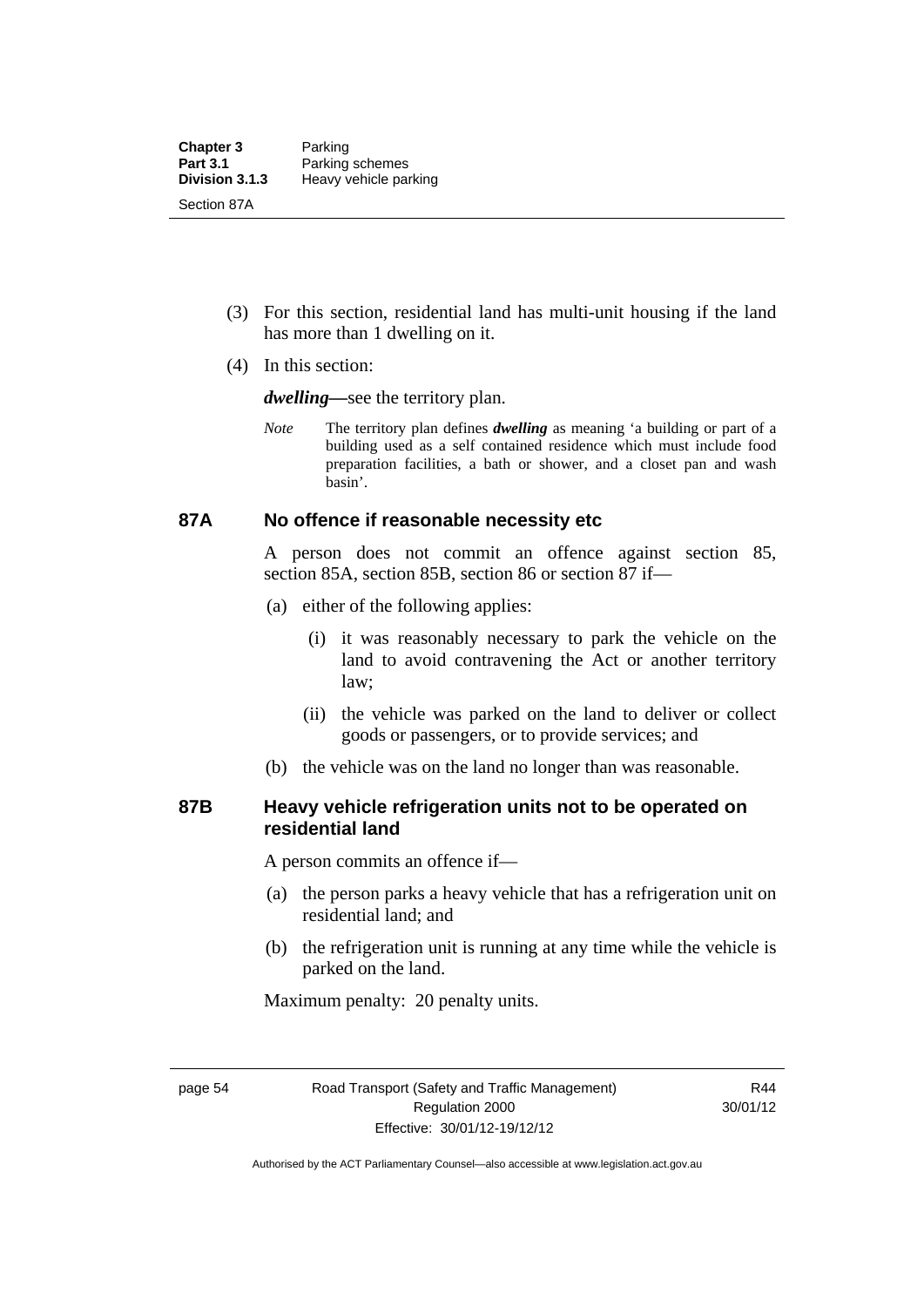(3) For this section, residential land has multi-unit housing if the land has more than 1 dwelling on it.

(4) In this section:

***dwelling***—see the territory plan.

*Note* The territory plan defines ***dwelling*** as meaning 'a building or part of a building used as a self contained residence which must include food preparation facilities, a bath or shower, and a closet pan and wash basin'.

### 87A No offence if reasonable necessity etc

A person does not commit an offence against section 85, section 85A, section 85B, section 86 or section 87 if—

(a) either of the following applies:

(i) it was reasonably necessary to park the vehicle on the land to avoid contravening the Act or another territory law;

(ii) the vehicle was parked on the land to deliver or collect goods or passengers, or to provide services; and

(b) the vehicle was on the land no longer than was reasonable.

### 87B Heavy vehicle refrigeration units not to be operated on residential land

A person commits an offence if—

(a) the person parks a heavy vehicle that has a refrigeration unit on residential land; and

(b) the refrigeration unit is running at any time while the vehicle is parked on the land.

Maximum penalty: 20 penalty units.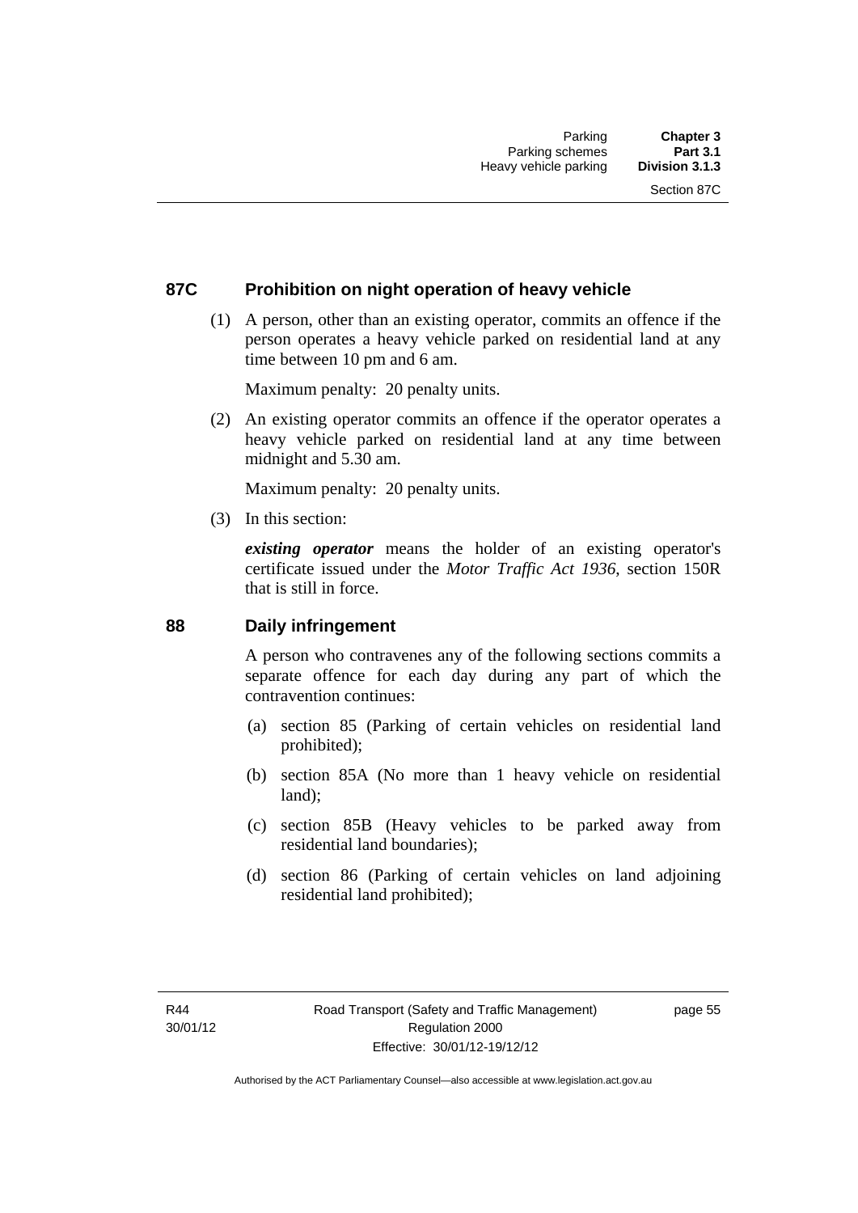## 87C Prohibition on night operation of heavy vehicle

(1) A person, other than an existing operator, commits an offence if the person operates a heavy vehicle parked on residential land at any time between 10 pm and 6 am.

Maximum penalty: 20 penalty units.

(2) An existing operator commits an offence if the operator operates a heavy vehicle parked on residential land at any time between midnight and 5.30 am.

Maximum penalty: 20 penalty units.

(3) In this section:

***existing operator*** means the holder of an existing operator's certificate issued under the *Motor Traffic Act 1936*, section 150R that is still in force.

## 88 Daily infringement

A person who contravenes any of the following sections commits a separate offence for each day during any part of which the contravention continues:

(a) section 85 (Parking of certain vehicles on residential land prohibited);

(b) section 85A (No more than 1 heavy vehicle on residential land);

(c) section 85B (Heavy vehicles to be parked away from residential land boundaries);

(d) section 86 (Parking of certain vehicles on land adjoining residential land prohibited);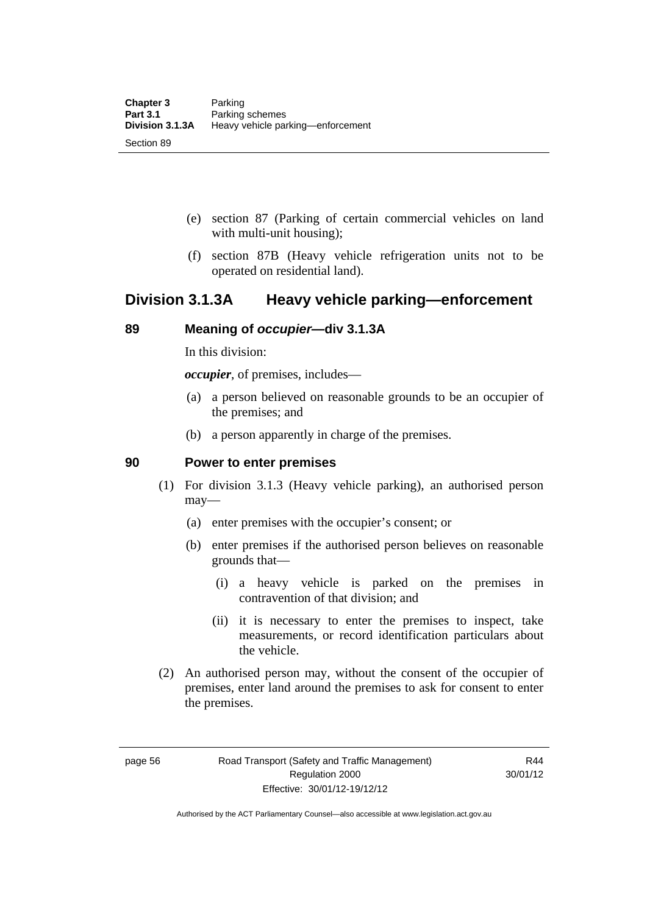(e) section 87 (Parking of certain commercial vehicles on land with multi-unit housing);

(f) section 87B (Heavy vehicle refrigeration units not to be operated on residential land).

## Division 3.1.3A Heavy vehicle parking—enforcement

### 89 Meaning of *occupier*—div 3.1.3A

In this division:

***occupier***, of premises, includes—

(a) a person believed on reasonable grounds to be an occupier of the premises; and

(b) a person apparently in charge of the premises.

### 90 Power to enter premises

(1) For division 3.1.3 (Heavy vehicle parking), an authorised person may—

(a) enter premises with the occupier's consent; or

(b) enter premises if the authorised person believes on reasonable grounds that—

(i) a heavy vehicle is parked on the premises in contravention of that division; and

(ii) it is necessary to enter the premises to inspect, take measurements, or record identification particulars about the vehicle.

(2) An authorised person may, without the consent of the occupier of premises, enter land around the premises to ask for consent to enter the premises.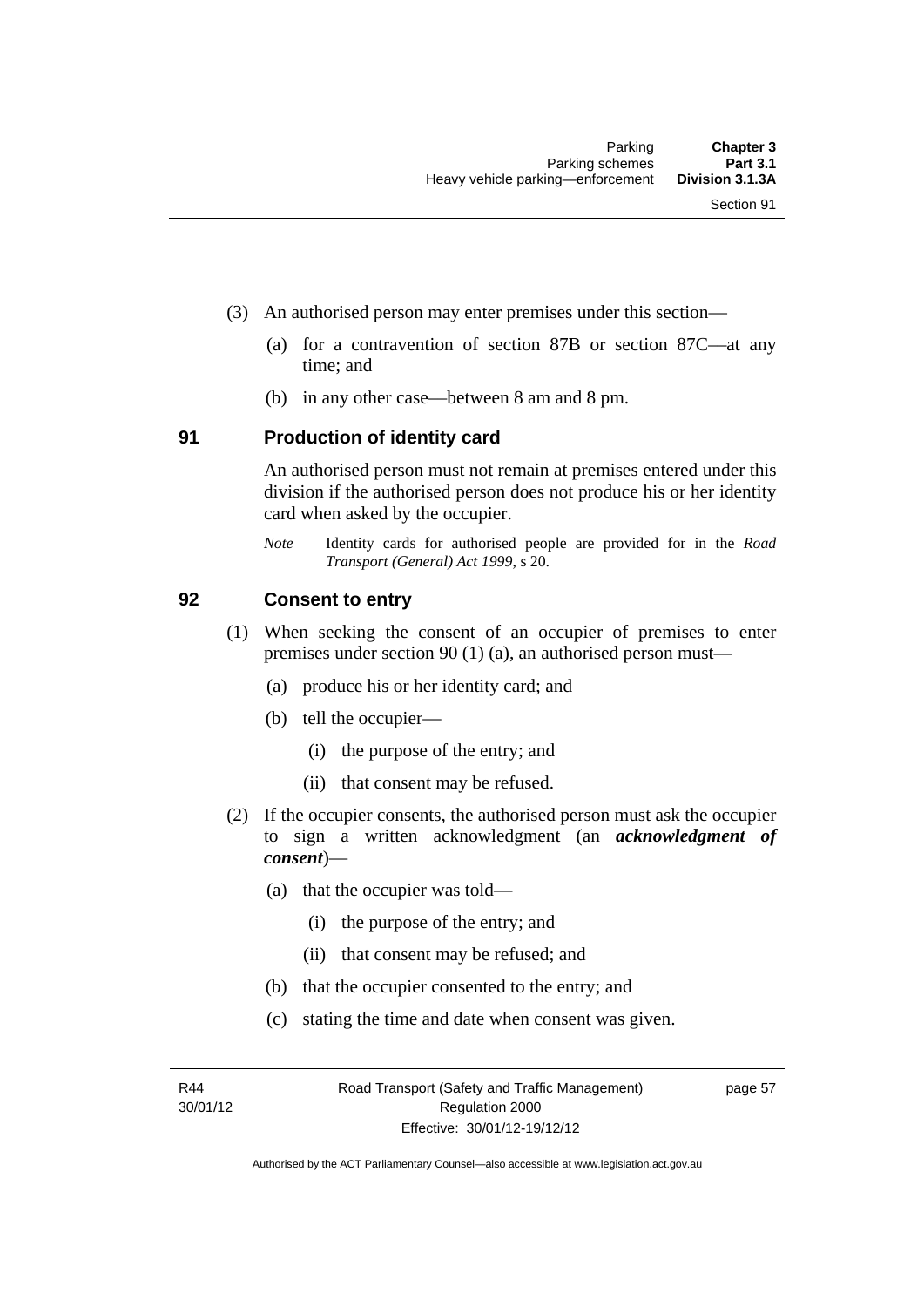(3) An authorised person may enter premises under this section—

(a) for a contravention of section 87B or section 87C—at any time; and

(b) in any other case—between 8 am and 8 pm.

## 91 Production of identity card

An authorised person must not remain at premises entered under this division if the authorised person does not produce his or her identity card when asked by the occupier.

*Note* Identity cards for authorised people are provided for in the *Road Transport (General) Act 1999*, s 20.

## 92 Consent to entry

(1) When seeking the consent of an occupier of premises to enter premises under section 90 (1) (a), an authorised person must—

(a) produce his or her identity card; and

(b) tell the occupier—

(i) the purpose of the entry; and

(ii) that consent may be refused.

(2) If the occupier consents, the authorised person must ask the occupier to sign a written acknowledgment (an ***acknowledgment of consent***)—

(a) that the occupier was told—

(i) the purpose of the entry; and

(ii) that consent may be refused; and

(b) that the occupier consented to the entry; and

(c) stating the time and date when consent was given.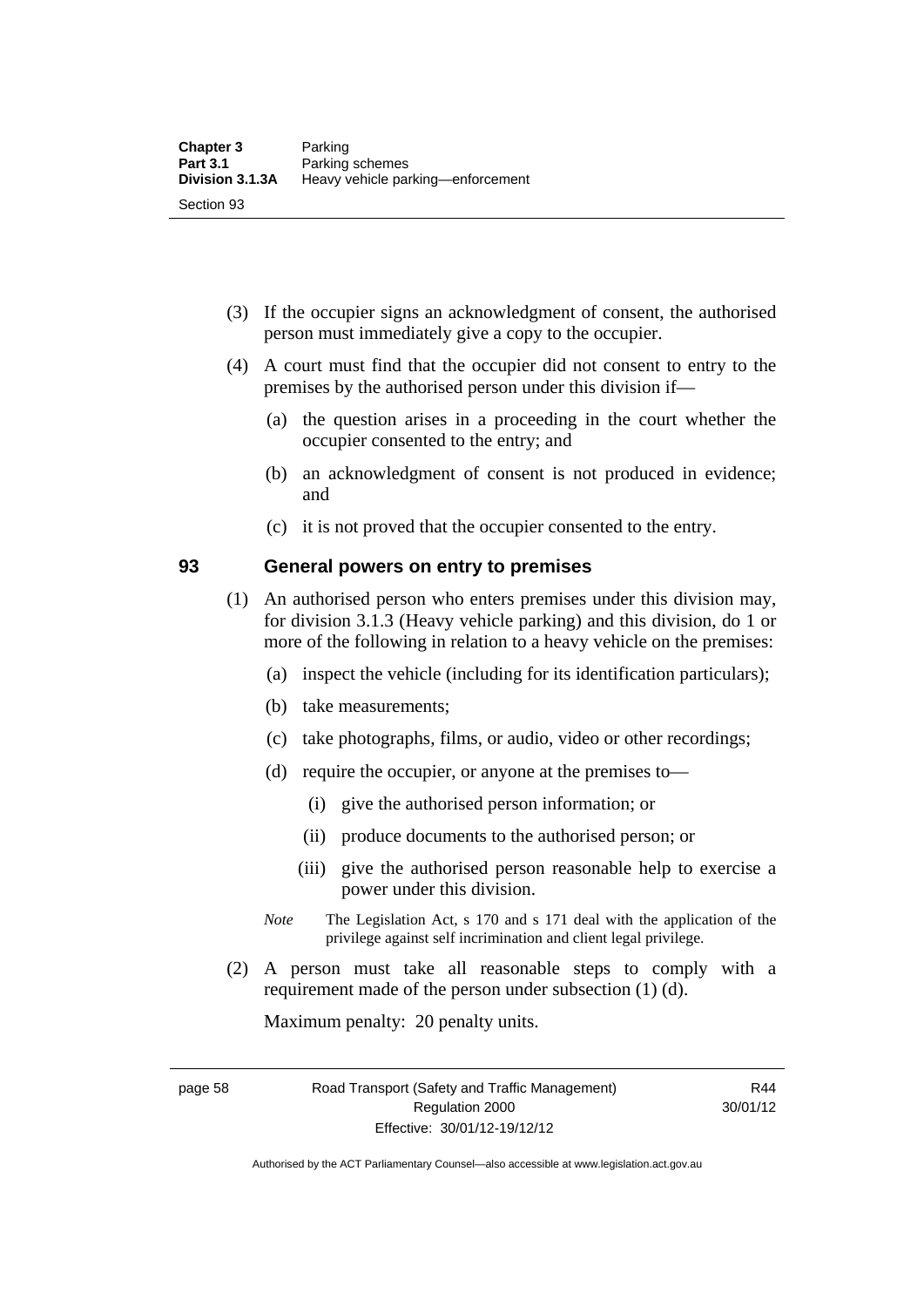(3) If the occupier signs an acknowledgment of consent, the authorised person must immediately give a copy to the occupier.

(4) A court must find that the occupier did not consent to entry to the premises by the authorised person under this division if—

(a) the question arises in a proceeding in the court whether the occupier consented to the entry; and

(b) an acknowledgment of consent is not produced in evidence; and

(c) it is not proved that the occupier consented to the entry.

## 93 General powers on entry to premises

(1) An authorised person who enters premises under this division may, for division 3.1.3 (Heavy vehicle parking) and this division, do 1 or more of the following in relation to a heavy vehicle on the premises:

(a) inspect the vehicle (including for its identification particulars);

(b) take measurements;

(c) take photographs, films, or audio, video or other recordings;

(d) require the occupier, or anyone at the premises to—

(i) give the authorised person information; or

(ii) produce documents to the authorised person; or

(iii) give the authorised person reasonable help to exercise a power under this division.

*Note* The Legislation Act, s 170 and s 171 deal with the application of the privilege against self incrimination and client legal privilege.

(2) A person must take all reasonable steps to comply with a requirement made of the person under subsection (1) (d).

Maximum penalty: 20 penalty units.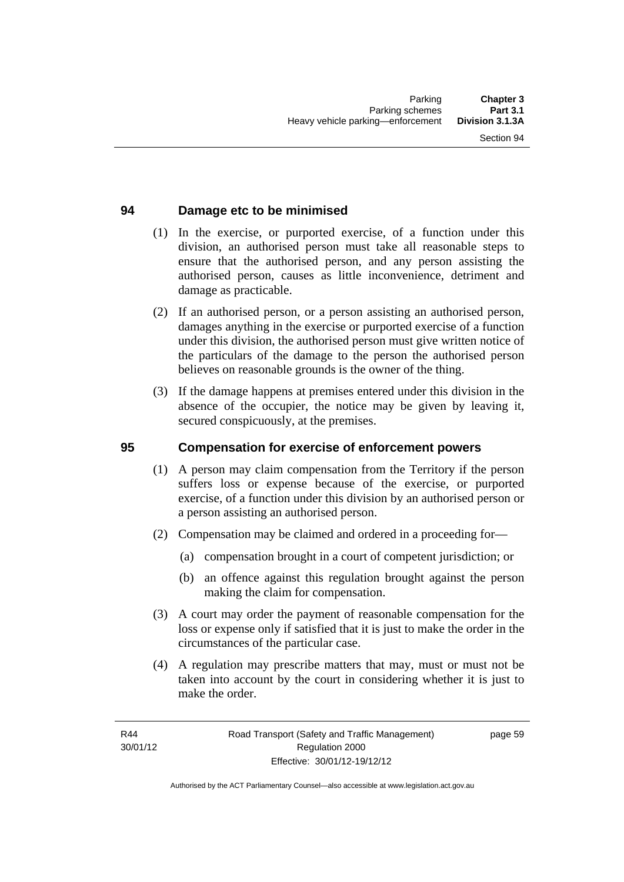## 94 Damage etc to be minimised

(1) In the exercise, or purported exercise, of a function under this division, an authorised person must take all reasonable steps to ensure that the authorised person, and any person assisting the authorised person, causes as little inconvenience, detriment and damage as practicable.

(2) If an authorised person, or a person assisting an authorised person, damages anything in the exercise or purported exercise of a function under this division, the authorised person must give written notice of the particulars of the damage to the person the authorised person believes on reasonable grounds is the owner of the thing.

(3) If the damage happens at premises entered under this division in the absence of the occupier, the notice may be given by leaving it, secured conspicuously, at the premises.

## 95 Compensation for exercise of enforcement powers

(1) A person may claim compensation from the Territory if the person suffers loss or expense because of the exercise, or purported exercise, of a function under this division by an authorised person or a person assisting an authorised person.

(2) Compensation may be claimed and ordered in a proceeding for—

(a) compensation brought in a court of competent jurisdiction; or

(b) an offence against this regulation brought against the person making the claim for compensation.

(3) A court may order the payment of reasonable compensation for the loss or expense only if satisfied that it is just to make the order in the circumstances of the particular case.

(4) A regulation may prescribe matters that may, must or must not be taken into account by the court in considering whether it is just to make the order.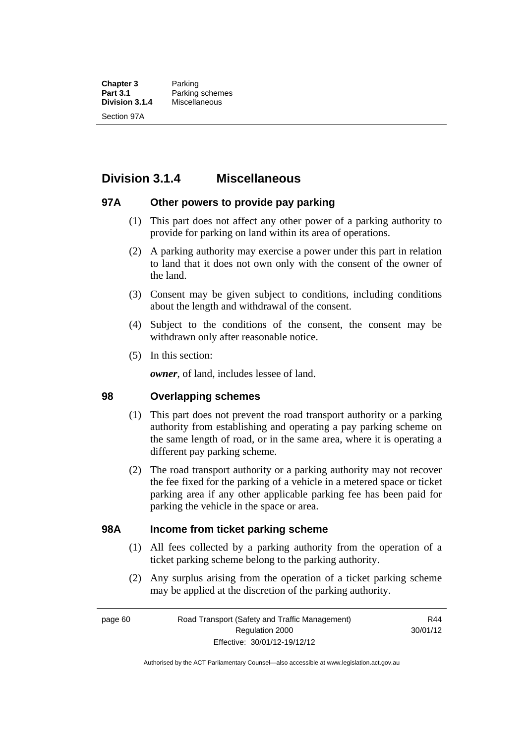## Division 3.1.4 Miscellaneous

### 97A Other powers to provide pay parking

(1) This part does not affect any other power of a parking authority to provide for parking on land within its area of operations.

(2) A parking authority may exercise a power under this part in relation to land that it does not own only with the consent of the owner of the land.

(3) Consent may be given subject to conditions, including conditions about the length and withdrawal of the consent.

(4) Subject to the conditions of the consent, the consent may be withdrawn only after reasonable notice.

(5) In this section:

***owner***, of land, includes lessee of land.

### 98 Overlapping schemes

(1) This part does not prevent the road transport authority or a parking authority from establishing and operating a pay parking scheme on the same length of road, or in the same area, where it is operating a different pay parking scheme.

(2) The road transport authority or a parking authority may not recover the fee fixed for the parking of a vehicle in a metered space or ticket parking area if any other applicable parking fee has been paid for parking the vehicle in the space or area.

### 98A Income from ticket parking scheme

(1) All fees collected by a parking authority from the operation of a ticket parking scheme belong to the parking authority.

(2) Any surplus arising from the operation of a ticket parking scheme may be applied at the discretion of the parking authority.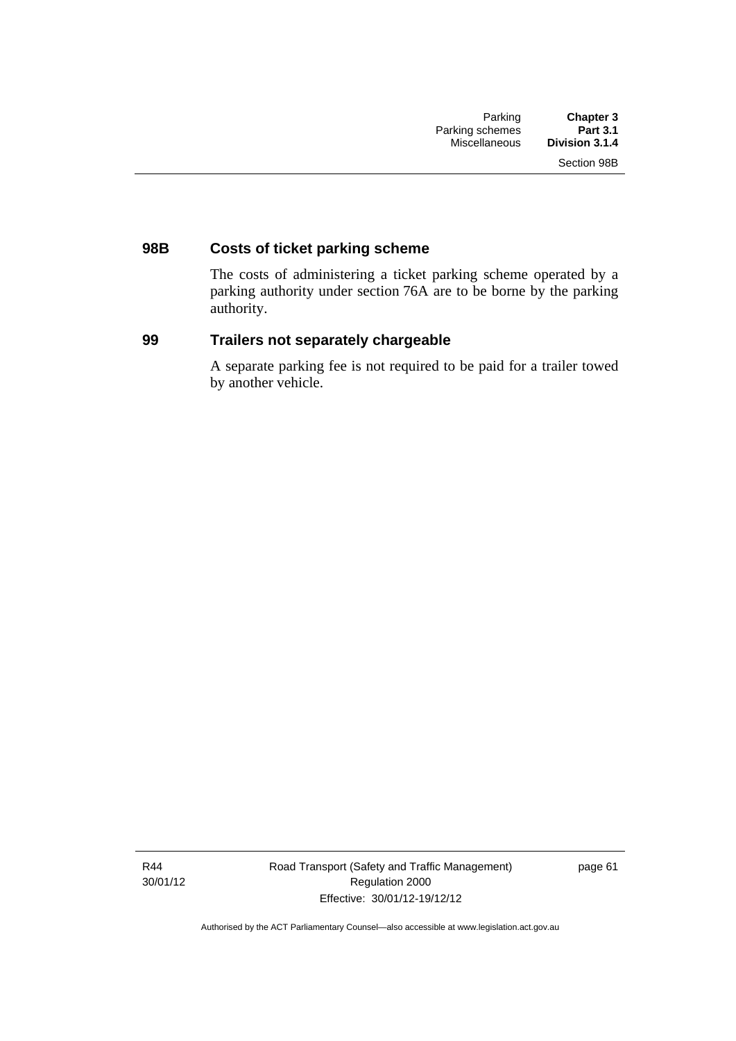### 98B Costs of ticket parking scheme

The costs of administering a ticket parking scheme operated by a parking authority under section 76A are to be borne by the parking authority.

### 99 Trailers not separately chargeable

A separate parking fee is not required to be paid for a trailer towed by another vehicle.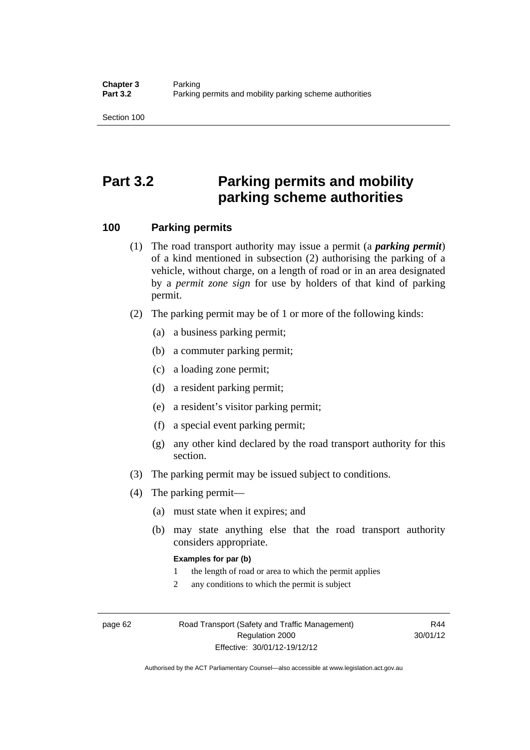# Part 3.2 Parking permits and mobility parking scheme authorities

## 100 Parking permits

(1) The road transport authority may issue a permit (a ***parking permit***) of a kind mentioned in subsection (2) authorising the parking of a vehicle, without charge, on a length of road or in an area designated by a *permit zone sign* for use by holders of that kind of parking permit.

(2) The parking permit may be of 1 or more of the following kinds:

(a) a business parking permit;

(b) a commuter parking permit;

(c) a loading zone permit;

(d) a resident parking permit;

(e) a resident's visitor parking permit;

(f) a special event parking permit;

(g) any other kind declared by the road transport authority for this section.

(3) The parking permit may be issued subject to conditions.

(4) The parking permit—

(a) must state when it expires; and

(b) may state anything else that the road transport authority considers appropriate.

**Examples for par (b)**

1 the length of road or area to which the permit applies

2 any conditions to which the permit is subject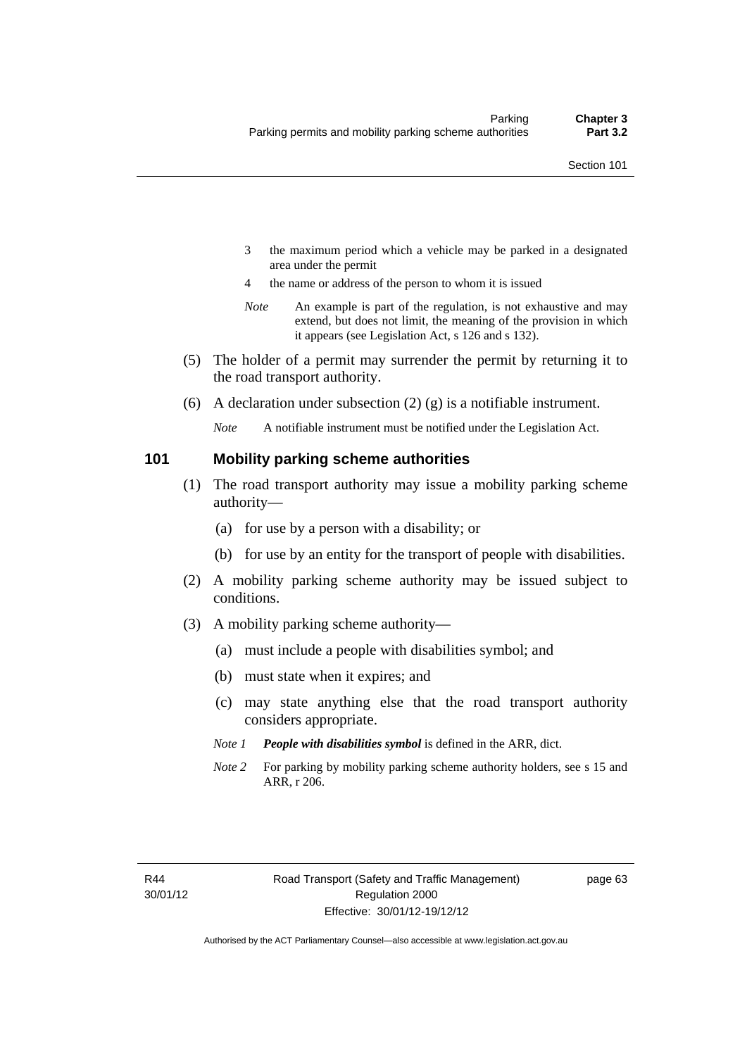3 the maximum period which a vehicle may be parked in a designated area under the permit

4 the name or address of the person to whom it is issued

*Note* An example is part of the regulation, is not exhaustive and may extend, but does not limit, the meaning of the provision in which it appears (see Legislation Act, s 126 and s 132).

(5) The holder of a permit may surrender the permit by returning it to the road transport authority.

(6) A declaration under subsection (2) (g) is a notifiable instrument.

*Note* A notifiable instrument must be notified under the Legislation Act.

## 101 Mobility parking scheme authorities

(1) The road transport authority may issue a mobility parking scheme authority—

(a) for use by a person with a disability; or

(b) for use by an entity for the transport of people with disabilities.

(2) A mobility parking scheme authority may be issued subject to conditions.

(3) A mobility parking scheme authority—

(a) must include a people with disabilities symbol; and

(b) must state when it expires; and

(c) may state anything else that the road transport authority considers appropriate.

*Note 1* ***People with disabilities symbol*** is defined in the ARR, dict.

*Note 2* For parking by mobility parking scheme authority holders, see s 15 and ARR, r 206.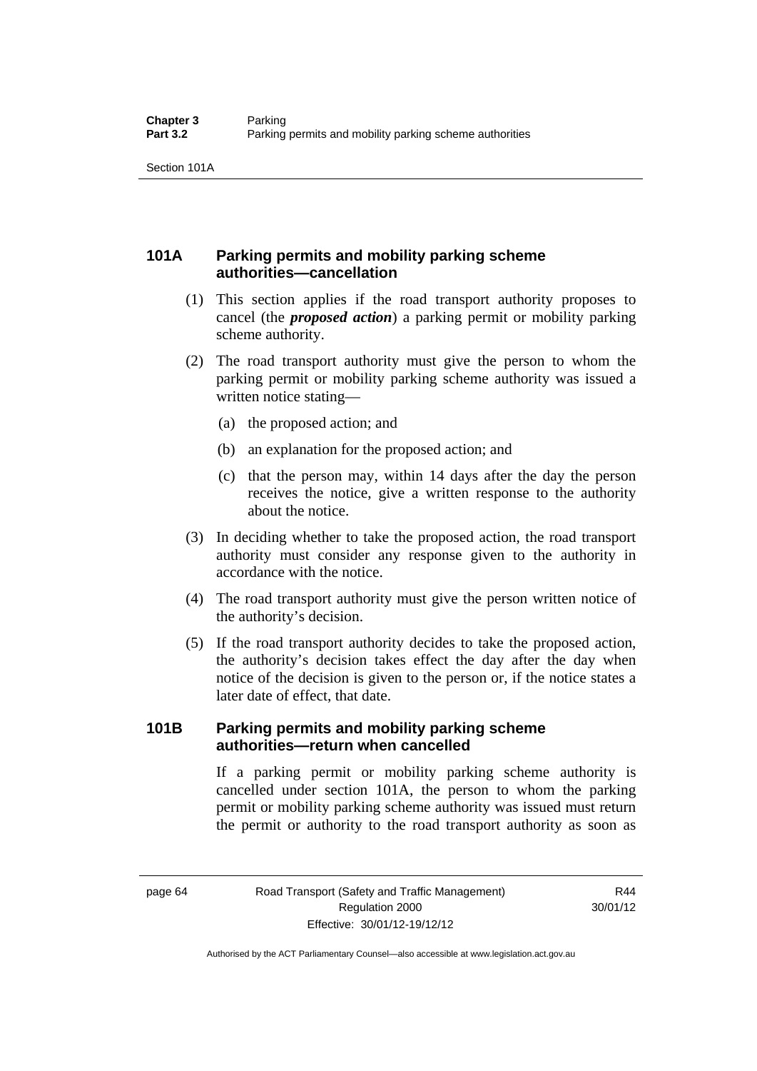## 101A Parking permits and mobility parking scheme authorities—cancellation

(1) This section applies if the road transport authority proposes to cancel (the ***proposed action***) a parking permit or mobility parking scheme authority.

(2) The road transport authority must give the person to whom the parking permit or mobility parking scheme authority was issued a written notice stating—

(a) the proposed action; and

(b) an explanation for the proposed action; and

(c) that the person may, within 14 days after the day the person receives the notice, give a written response to the authority about the notice.

(3) In deciding whether to take the proposed action, the road transport authority must consider any response given to the authority in accordance with the notice.

(4) The road transport authority must give the person written notice of the authority's decision.

(5) If the road transport authority decides to take the proposed action, the authority's decision takes effect the day after the day when notice of the decision is given to the person or, if the notice states a later date of effect, that date.

## 101B Parking permits and mobility parking scheme authorities—return when cancelled

If a parking permit or mobility parking scheme authority is cancelled under section 101A, the person to whom the parking permit or mobility parking scheme authority was issued must return the permit or authority to the road transport authority as soon as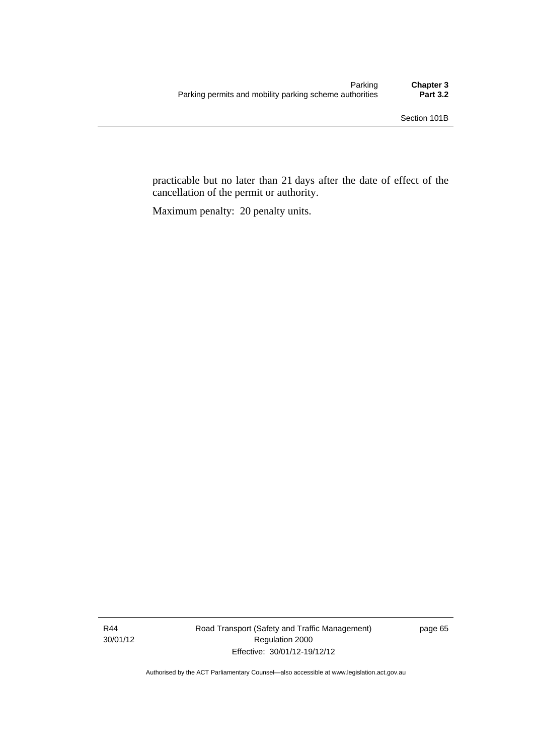practicable but no later than 21 days after the date of effect of the cancellation of the permit or authority.

Maximum penalty: 20 penalty units.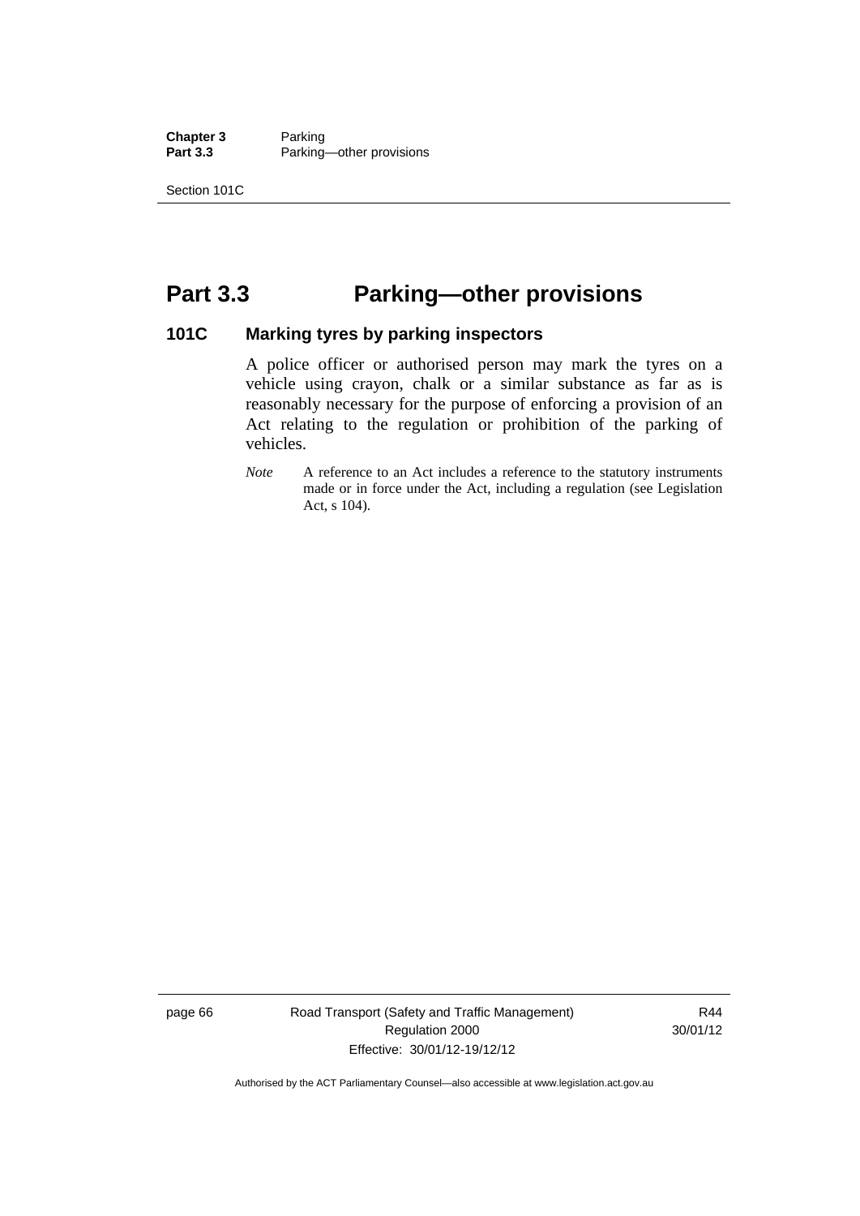# Part 3.3 Parking—other provisions

### 101C Marking tyres by parking inspectors

A police officer or authorised person may mark the tyres on a vehicle using crayon, chalk or a similar substance as far as is reasonably necessary for the purpose of enforcing a provision of an Act relating to the regulation or prohibition of the parking of vehicles.

*Note* A reference to an Act includes a reference to the statutory instruments made or in force under the Act, including a regulation (see Legislation Act, s 104).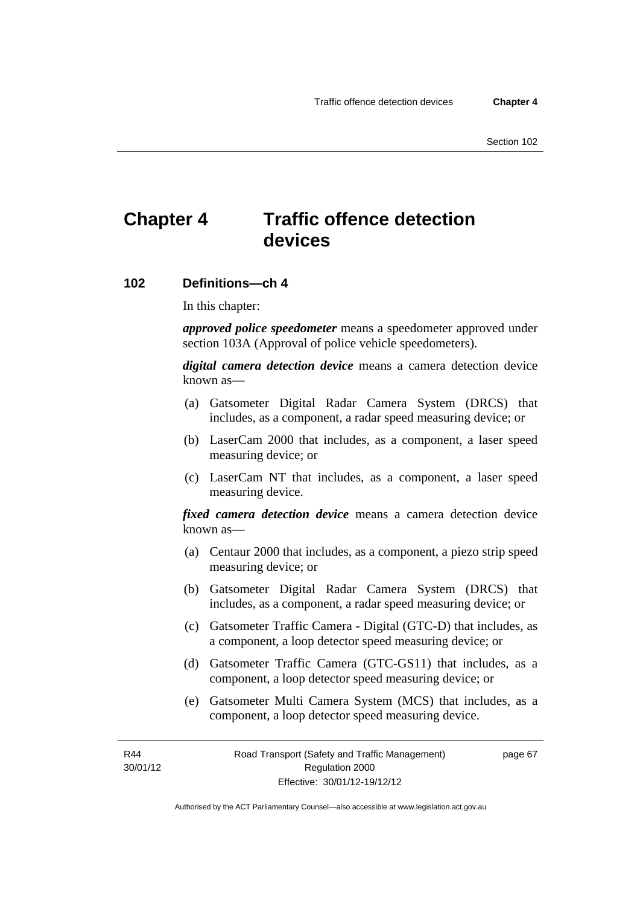# Chapter 4 Traffic offence detection devices

## 102 Definitions—ch 4

In this chapter:

***approved police speedometer*** means a speedometer approved under section 103A (Approval of police vehicle speedometers).

***digital camera detection device*** means a camera detection device known as—

(a) Gatsometer Digital Radar Camera System (DRCS) that includes, as a component, a radar speed measuring device; or

(b) LaserCam 2000 that includes, as a component, a laser speed measuring device; or

(c) LaserCam NT that includes, as a component, a laser speed measuring device.

***fixed camera detection device*** means a camera detection device known as—

(a) Centaur 2000 that includes, as a component, a piezo strip speed measuring device; or

(b) Gatsometer Digital Radar Camera System (DRCS) that includes, as a component, a radar speed measuring device; or

(c) Gatsometer Traffic Camera - Digital (GTC-D) that includes, as a component, a loop detector speed measuring device; or

(d) Gatsometer Traffic Camera (GTC-GS11) that includes, as a component, a loop detector speed measuring device; or

(e) Gatsometer Multi Camera System (MCS) that includes, as a component, a loop detector speed measuring device.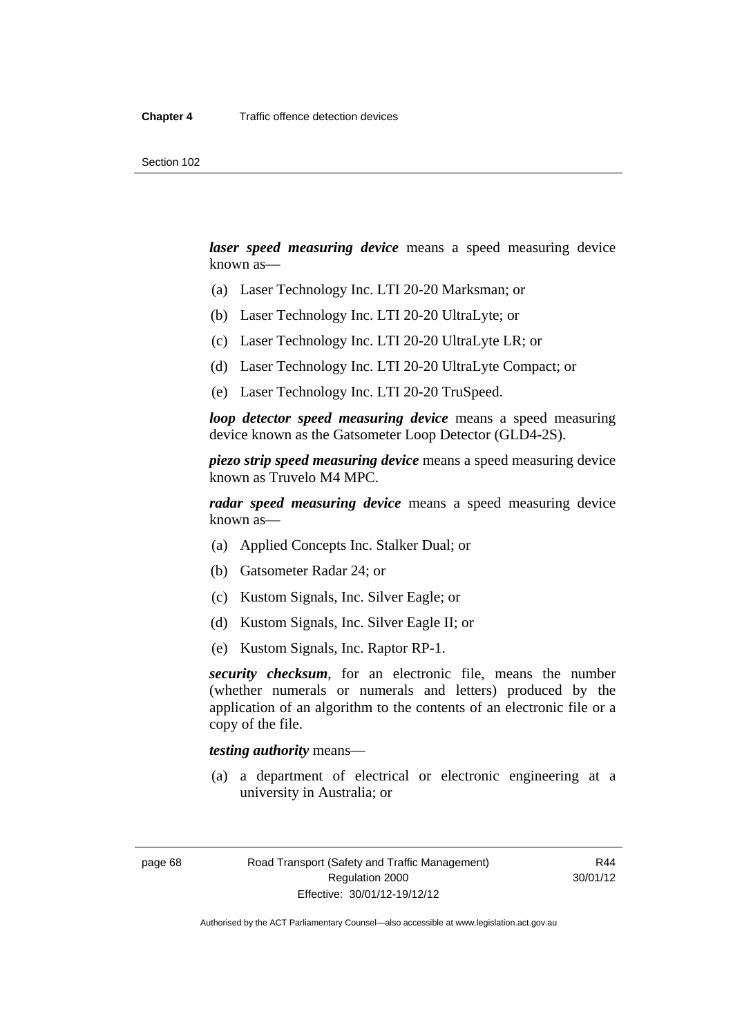***laser speed measuring device*** means a speed measuring device known as—

(a) Laser Technology Inc. LTI 20-20 Marksman; or

(b) Laser Technology Inc. LTI 20-20 UltraLyte; or

(c) Laser Technology Inc. LTI 20-20 UltraLyte LR; or

(d) Laser Technology Inc. LTI 20-20 UltraLyte Compact; or

(e) Laser Technology Inc. LTI 20-20 TruSpeed.

***loop detector speed measuring device*** means a speed measuring device known as the Gatsometer Loop Detector (GLD4-2S).

***piezo strip speed measuring device*** means a speed measuring device known as Truvelo M4 MPC.

***radar speed measuring device*** means a speed measuring device known as—

(a) Applied Concepts Inc. Stalker Dual; or

(b) Gatsometer Radar 24; or

(c) Kustom Signals, Inc. Silver Eagle; or

(d) Kustom Signals, Inc. Silver Eagle II; or

(e) Kustom Signals, Inc. Raptor RP-1.

***security checksum***, for an electronic file, means the number (whether numerals or numerals and letters) produced by the application of an algorithm to the contents of an electronic file or a copy of the file.

***testing authority*** means—

(a) a department of electrical or electronic engineering at a university in Australia; or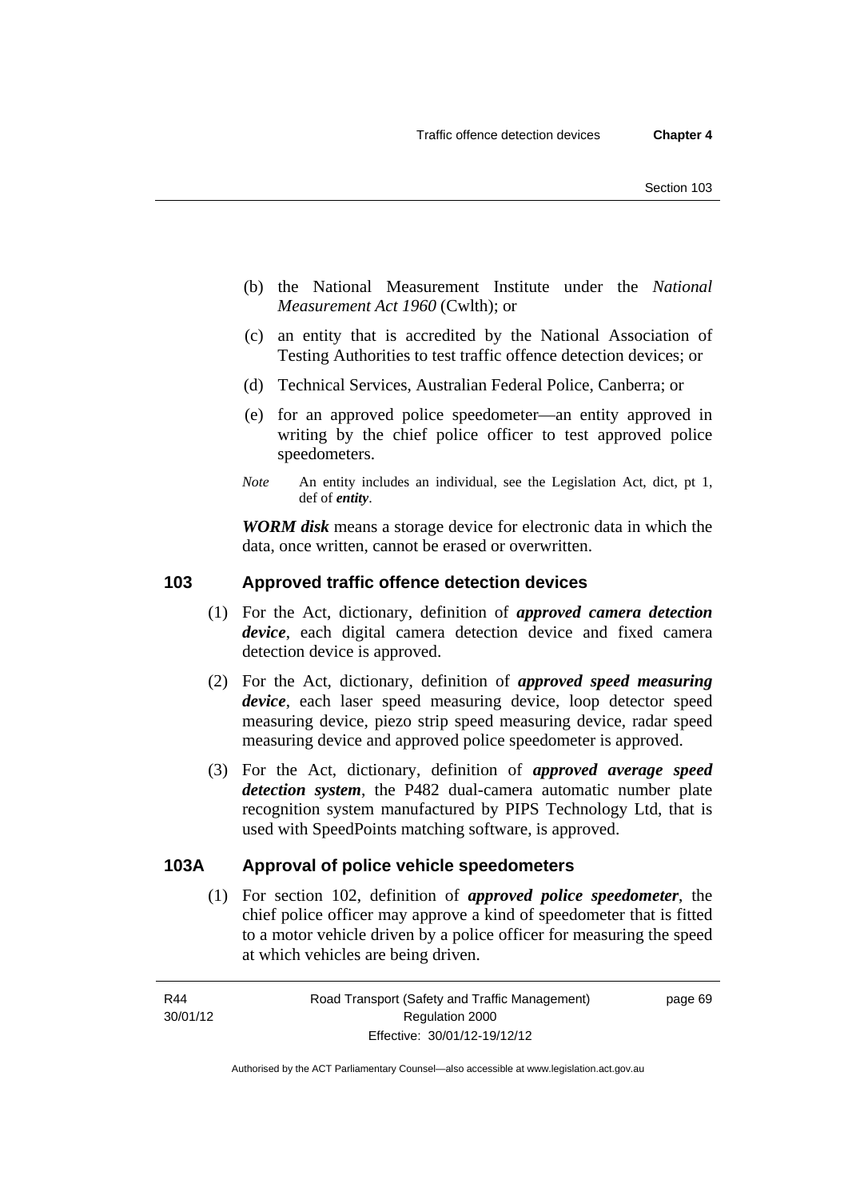(b) the National Measurement Institute under the *National Measurement Act 1960* (Cwlth); or

(c) an entity that is accredited by the National Association of Testing Authorities to test traffic offence detection devices; or

(d) Technical Services, Australian Federal Police, Canberra; or

(e) for an approved police speedometer—an entity approved in writing by the chief police officer to test approved police speedometers.

*Note* An entity includes an individual, see the Legislation Act, dict, pt 1, def of ***entity***.

***WORM disk*** means a storage device for electronic data in which the data, once written, cannot be erased or overwritten.

## 103 Approved traffic offence detection devices

(1) For the Act, dictionary, definition of ***approved camera detection device***, each digital camera detection device and fixed camera detection device is approved.

(2) For the Act, dictionary, definition of ***approved speed measuring device***, each laser speed measuring device, loop detector speed measuring device, piezo strip speed measuring device, radar speed measuring device and approved police speedometer is approved.

(3) For the Act, dictionary, definition of ***approved average speed detection system***, the P482 dual-camera automatic number plate recognition system manufactured by PIPS Technology Ltd, that is used with SpeedPoints matching software, is approved.

## 103A Approval of police vehicle speedometers

(1) For section 102, definition of ***approved police speedometer***, the chief police officer may approve a kind of speedometer that is fitted to a motor vehicle driven by a police officer for measuring the speed at which vehicles are being driven.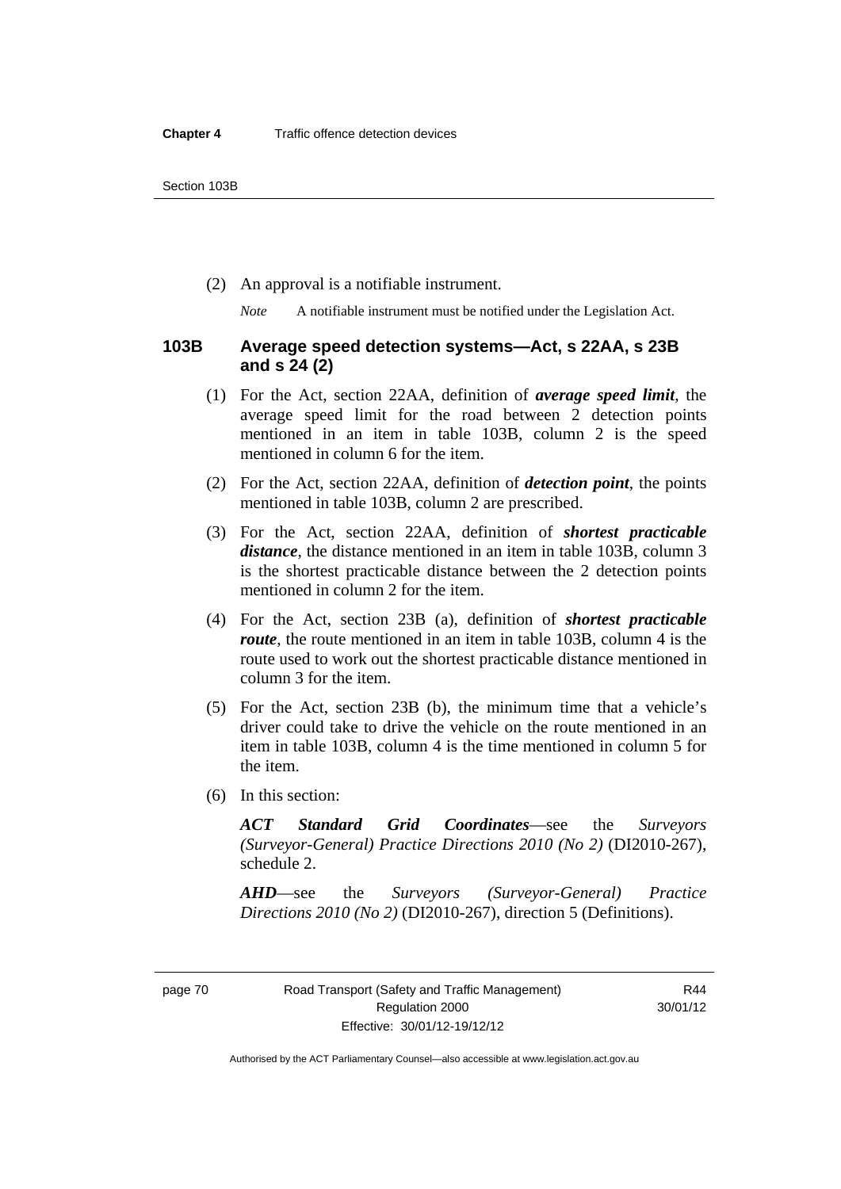(2) An approval is a notifiable instrument.

*Note* A notifiable instrument must be notified under the Legislation Act.

### 103B Average speed detection systems—Act, s 22AA, s 23B and s 24 (2)

(1) For the Act, section 22AA, definition of ***average speed limit***, the average speed limit for the road between 2 detection points mentioned in an item in table 103B, column 2 is the speed mentioned in column 6 for the item.

(2) For the Act, section 22AA, definition of ***detection point***, the points mentioned in table 103B, column 2 are prescribed.

(3) For the Act, section 22AA, definition of ***shortest practicable distance***, the distance mentioned in an item in table 103B, column 3 is the shortest practicable distance between the 2 detection points mentioned in column 2 for the item.

(4) For the Act, section 23B (a), definition of ***shortest practicable route***, the route mentioned in an item in table 103B, column 4 is the route used to work out the shortest practicable distance mentioned in column 3 for the item.

(5) For the Act, section 23B (b), the minimum time that a vehicle's driver could take to drive the vehicle on the route mentioned in an item in table 103B, column 4 is the time mentioned in column 5 for the item.

(6) In this section:

***ACT Standard Grid Coordinates***—see the *Surveyors (Surveyor-General) Practice Directions 2010 (No 2)* (DI2010-267), schedule 2.

***AHD***—see the *Surveyors (Surveyor-General) Practice Directions 2010 (No 2)* (DI2010-267), direction 5 (Definitions).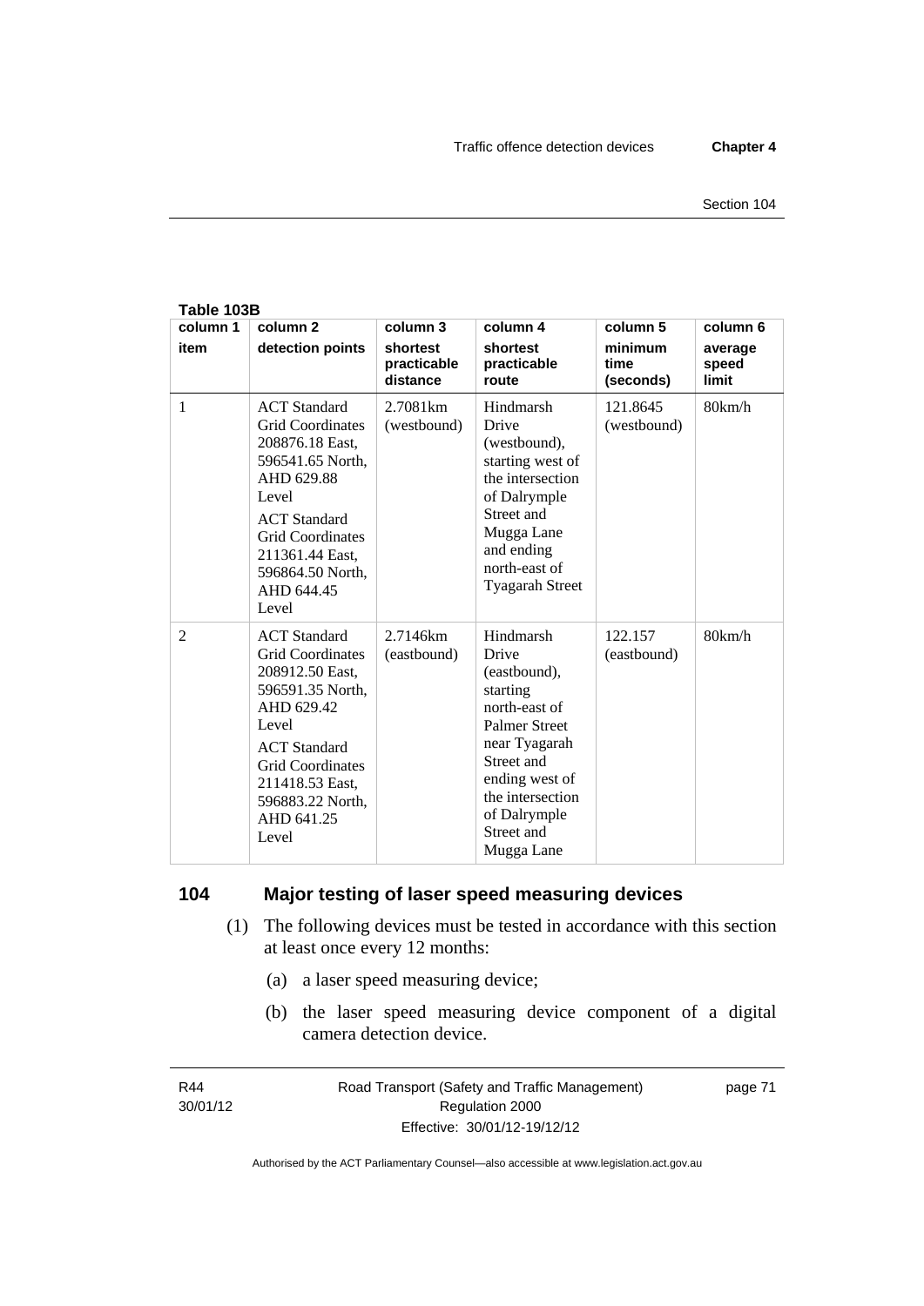**Table 103B**

| column 1 item | column 2 detection points | column 3 shortest practicable distance | column 4 shortest practicable route | column 5 minimum time (seconds) | column 6 average speed limit |
|---|---|---|---|---|---|
| 1 | ACT Standard Grid Coordinates 208876.18 East, 596541.65 North, AHD 629.88 Level<br>ACT Standard Grid Coordinates 211361.44 East, 596864.50 North, AHD 644.45 Level | 2.7081km (westbound) | Hindmarsh Drive (westbound), starting west of the intersection of Dalrymple Street and Mugga Lane and ending north-east of Tyagarah Street | 121.8645 (westbound) | 80km/h |
| 2 | ACT Standard Grid Coordinates 208912.50 East, 596591.35 North, AHD 629.42 Level<br>ACT Standard Grid Coordinates 211418.53 East, 596883.22 North, AHD 641.25 Level | 2.7146km (eastbound) | Hindmarsh Drive (eastbound), starting north-east of Palmer Street near Tyagarah Street and ending west of the intersection of Dalrymple Street and Mugga Lane | 122.157 (eastbound) | 80km/h |

## 104 Major testing of laser speed measuring devices

(1) The following devices must be tested in accordance with this section at least once every 12 months:

(a) a laser speed measuring device;

(b) the laser speed measuring device component of a digital camera detection device.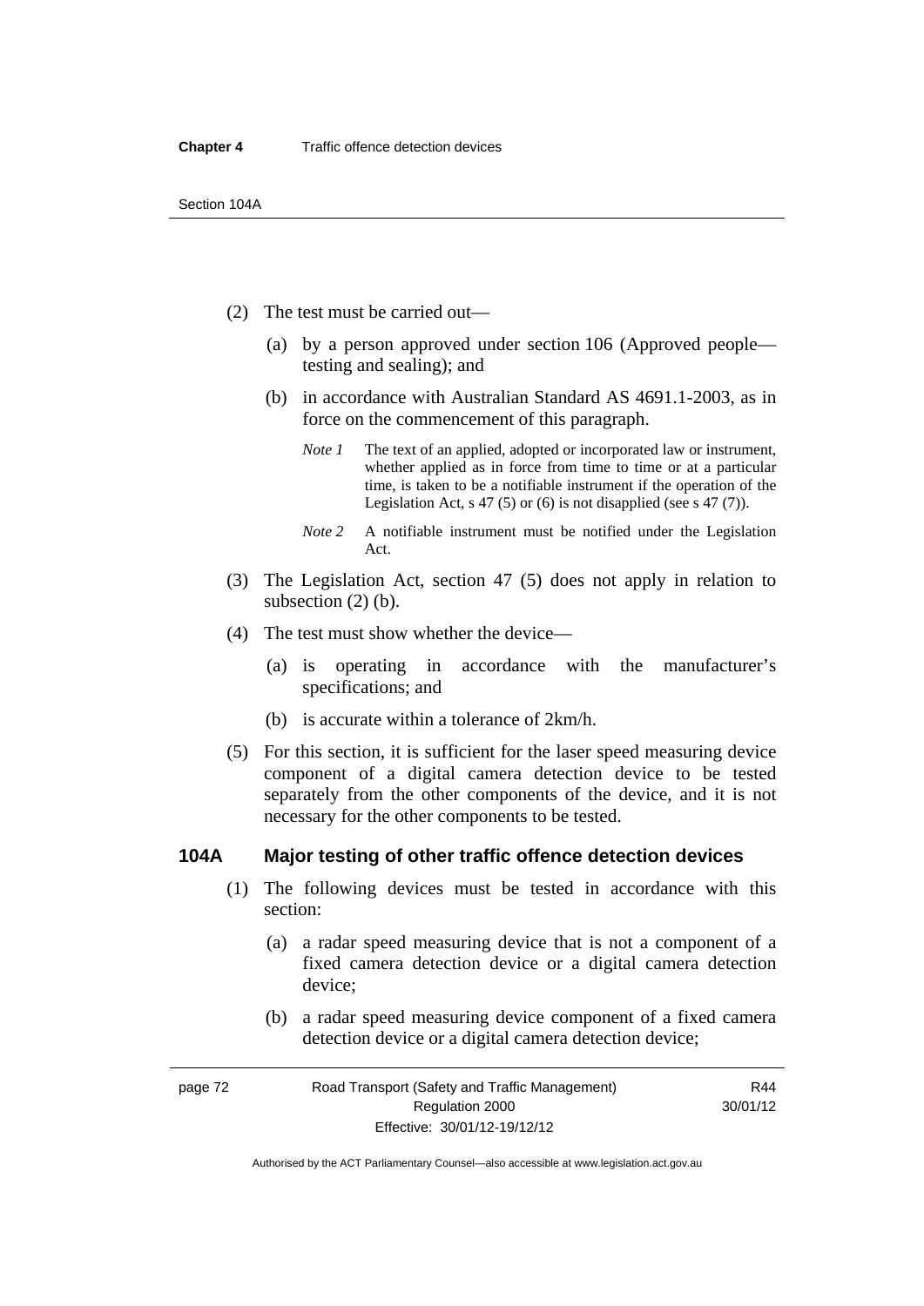(2) The test must be carried out—

(a) by a person approved under section 106 (Approved people—testing and sealing); and

(b) in accordance with Australian Standard AS 4691.1-2003, as in force on the commencement of this paragraph.

*Note 1* The text of an applied, adopted or incorporated law or instrument, whether applied as in force from time to time or at a particular time, is taken to be a notifiable instrument if the operation of the Legislation Act, s 47 (5) or (6) is not disapplied (see s 47 (7)).

*Note 2* A notifiable instrument must be notified under the Legislation Act.

(3) The Legislation Act, section 47 (5) does not apply in relation to subsection (2) (b).

(4) The test must show whether the device—

(a) is operating in accordance with the manufacturer's specifications; and

(b) is accurate within a tolerance of 2km/h.

(5) For this section, it is sufficient for the laser speed measuring device component of a digital camera detection device to be tested separately from the other components of the device, and it is not necessary for the other components to be tested.

## 104A Major testing of other traffic offence detection devices

(1) The following devices must be tested in accordance with this section:

(a) a radar speed measuring device that is not a component of a fixed camera detection device or a digital camera detection device;

(b) a radar speed measuring device component of a fixed camera detection device or a digital camera detection device;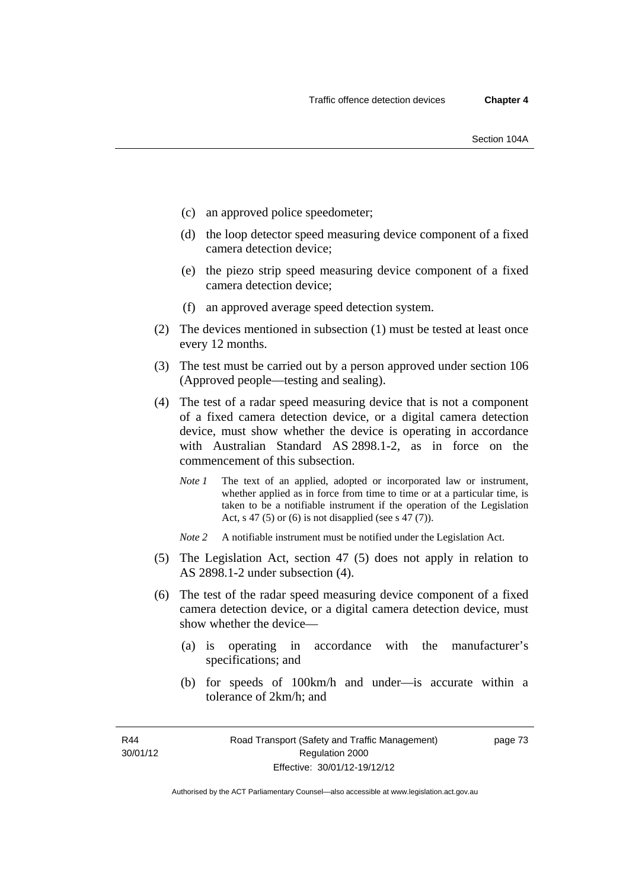- (c) an approved police speedometer;
- (d) the loop detector speed measuring device component of a fixed camera detection device;
- (e) the piezo strip speed measuring device component of a fixed camera detection device;
- (f) an approved average speed detection system.

(2) The devices mentioned in subsection (1) must be tested at least once every 12 months.

(3) The test must be carried out by a person approved under section 106 (Approved people—testing and sealing).

(4) The test of a radar speed measuring device that is not a component of a fixed camera detection device, or a digital camera detection device, must show whether the device is operating in accordance with Australian Standard AS 2898.1-2, as in force on the commencement of this subsection.

*Note 1* The text of an applied, adopted or incorporated law or instrument, whether applied as in force from time to time or at a particular time, is taken to be a notifiable instrument if the operation of the Legislation Act, s 47 (5) or (6) is not disapplied (see s 47 (7)).

*Note 2* A notifiable instrument must be notified under the Legislation Act.

(5) The Legislation Act, section 47 (5) does not apply in relation to AS 2898.1-2 under subsection (4).

(6) The test of the radar speed measuring device component of a fixed camera detection device, or a digital camera detection device, must show whether the device—

- (a) is operating in accordance with the manufacturer's specifications; and
- (b) for speeds of 100km/h and under—is accurate within a tolerance of 2km/h; and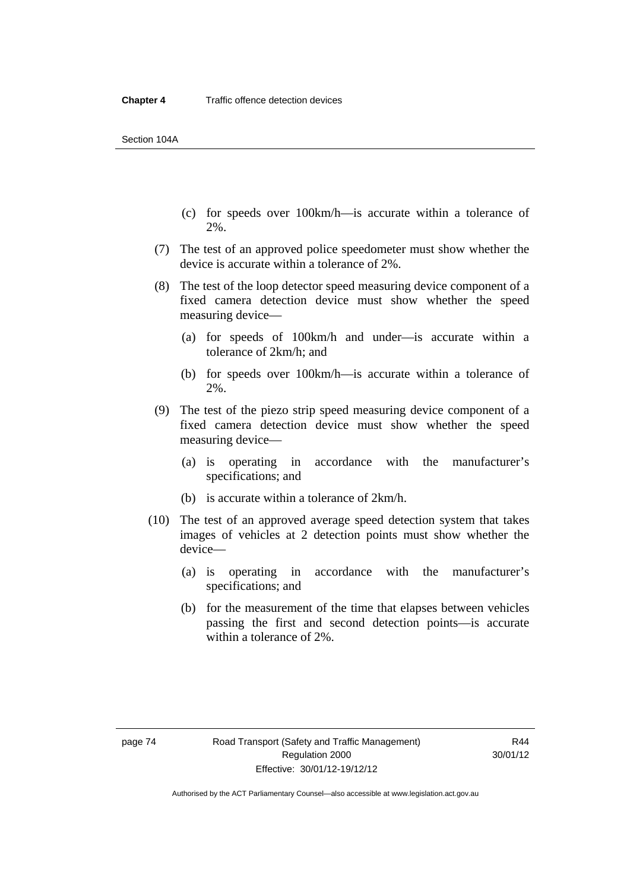(c) for speeds over 100km/h—is accurate within a tolerance of 2%.

(7) The test of an approved police speedometer must show whether the device is accurate within a tolerance of 2%.

(8) The test of the loop detector speed measuring device component of a fixed camera detection device must show whether the speed measuring device—

(a) for speeds of 100km/h and under—is accurate within a tolerance of 2km/h; and

(b) for speeds over 100km/h—is accurate within a tolerance of 2%.

(9) The test of the piezo strip speed measuring device component of a fixed camera detection device must show whether the speed measuring device—

(a) is operating in accordance with the manufacturer's specifications; and

(b) is accurate within a tolerance of 2km/h.

(10) The test of an approved average speed detection system that takes images of vehicles at 2 detection points must show whether the device—

(a) is operating in accordance with the manufacturer's specifications; and

(b) for the measurement of the time that elapses between vehicles passing the first and second detection points—is accurate within a tolerance of 2%.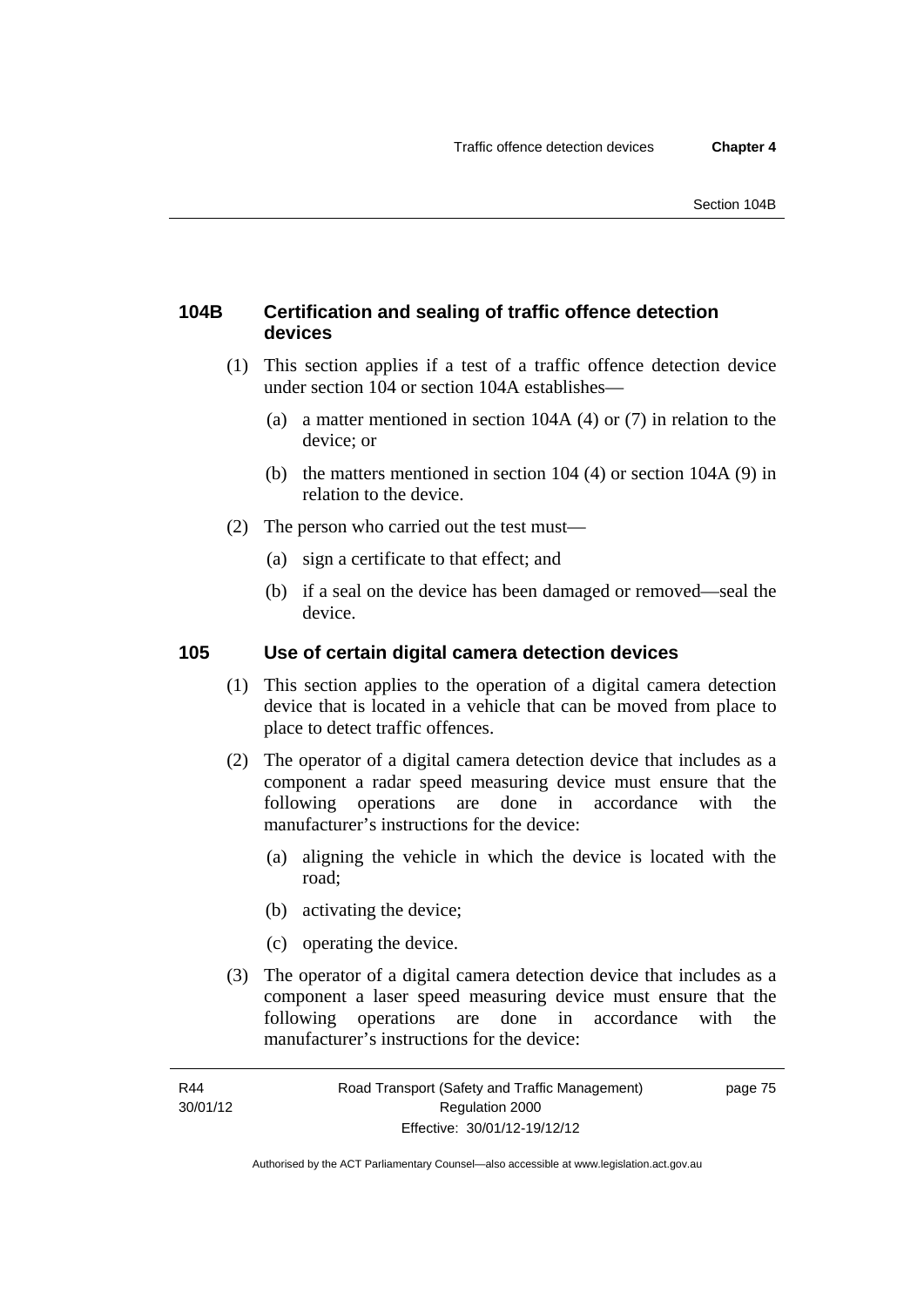### 104B Certification and sealing of traffic offence detection devices

(1) This section applies if a test of a traffic offence detection device under section 104 or section 104A establishes—

(a) a matter mentioned in section 104A (4) or (7) in relation to the device; or

(b) the matters mentioned in section 104 (4) or section 104A (9) in relation to the device.

(2) The person who carried out the test must—

(a) sign a certificate to that effect; and

(b) if a seal on the device has been damaged or removed—seal the device.

### 105 Use of certain digital camera detection devices

(1) This section applies to the operation of a digital camera detection device that is located in a vehicle that can be moved from place to place to detect traffic offences.

(2) The operator of a digital camera detection device that includes as a component a radar speed measuring device must ensure that the following operations are done in accordance with the manufacturer's instructions for the device:

(a) aligning the vehicle in which the device is located with the road;

(b) activating the device;

(c) operating the device.

(3) The operator of a digital camera detection device that includes as a component a laser speed measuring device must ensure that the following operations are done in accordance with the manufacturer's instructions for the device: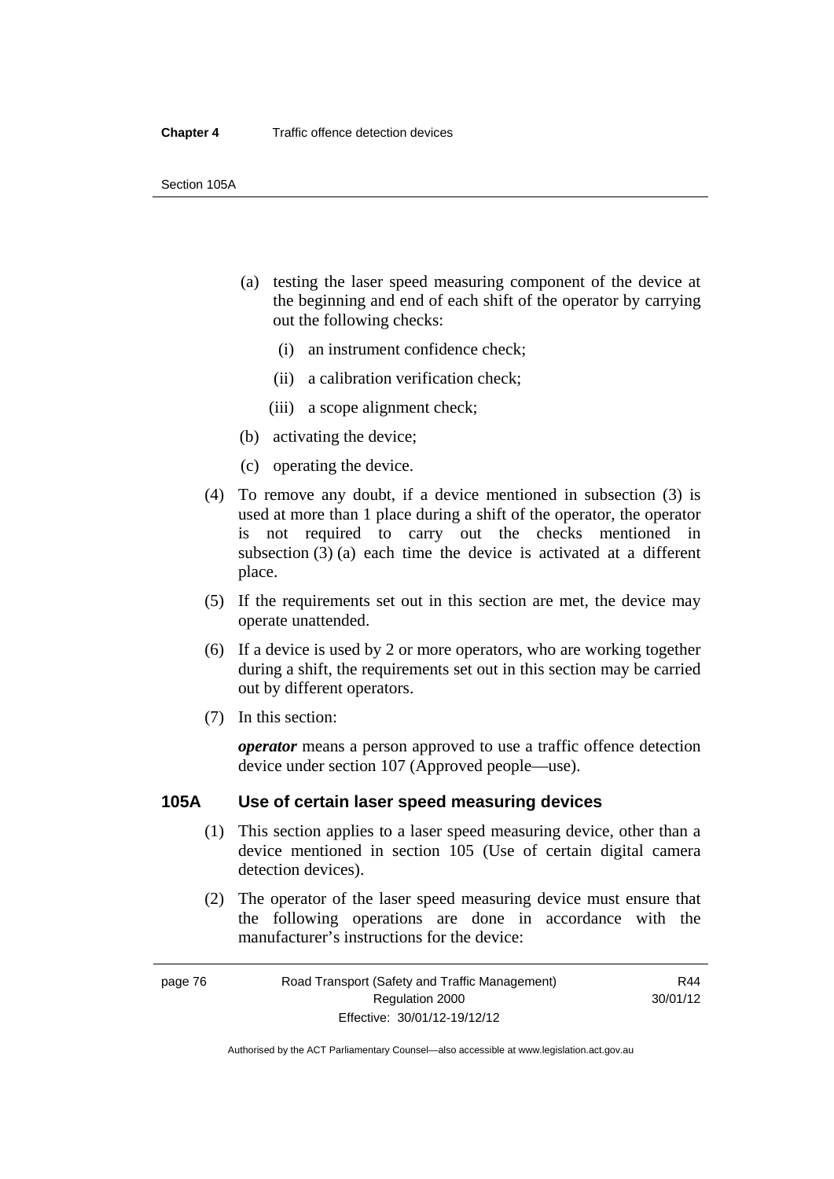(a) testing the laser speed measuring component of the device at the beginning and end of each shift of the operator by carrying out the following checks:

   (i) an instrument confidence check;

   (ii) a calibration verification check;

   (iii) a scope alignment check;

(b) activating the device;

(c) operating the device.

(4) To remove any doubt, if a device mentioned in subsection (3) is used at more than 1 place during a shift of the operator, the operator is not required to carry out the checks mentioned in subsection (3) (a) each time the device is activated at a different place.

(5) If the requirements set out in this section are met, the device may operate unattended.

(6) If a device is used by 2 or more operators, who are working together during a shift, the requirements set out in this section may be carried out by different operators.

(7) In this section:

***operator*** means a person approved to use a traffic offence detection device under section 107 (Approved people—use).

## 105A Use of certain laser speed measuring devices

(1) This section applies to a laser speed measuring device, other than a device mentioned in section 105 (Use of certain digital camera detection devices).

(2) The operator of the laser speed measuring device must ensure that the following operations are done in accordance with the manufacturer's instructions for the device: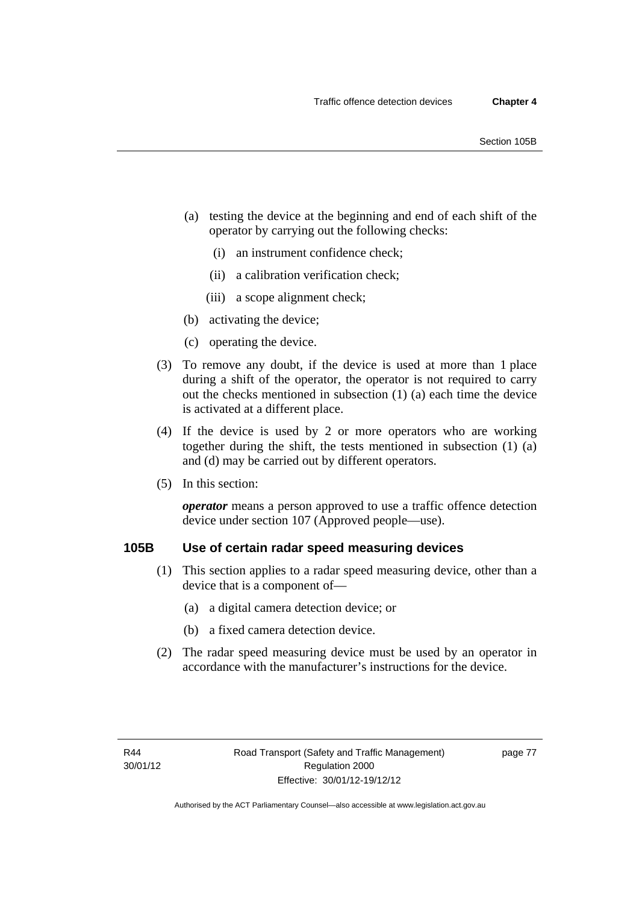(a) testing the device at the beginning and end of each shift of the operator by carrying out the following checks:

   (i) an instrument confidence check;

   (ii) a calibration verification check;

   (iii) a scope alignment check;

(b) activating the device;

(c) operating the device.

(3) To remove any doubt, if the device is used at more than 1 place during a shift of the operator, the operator is not required to carry out the checks mentioned in subsection (1) (a) each time the device is activated at a different place.

(4) If the device is used by 2 or more operators who are working together during the shift, the tests mentioned in subsection (1) (a) and (d) may be carried out by different operators.

(5) In this section:

***operator*** means a person approved to use a traffic offence detection device under section 107 (Approved people—use).

### 105B Use of certain radar speed measuring devices

(1) This section applies to a radar speed measuring device, other than a device that is a component of—

(a) a digital camera detection device; or

(b) a fixed camera detection device.

(2) The radar speed measuring device must be used by an operator in accordance with the manufacturer's instructions for the device.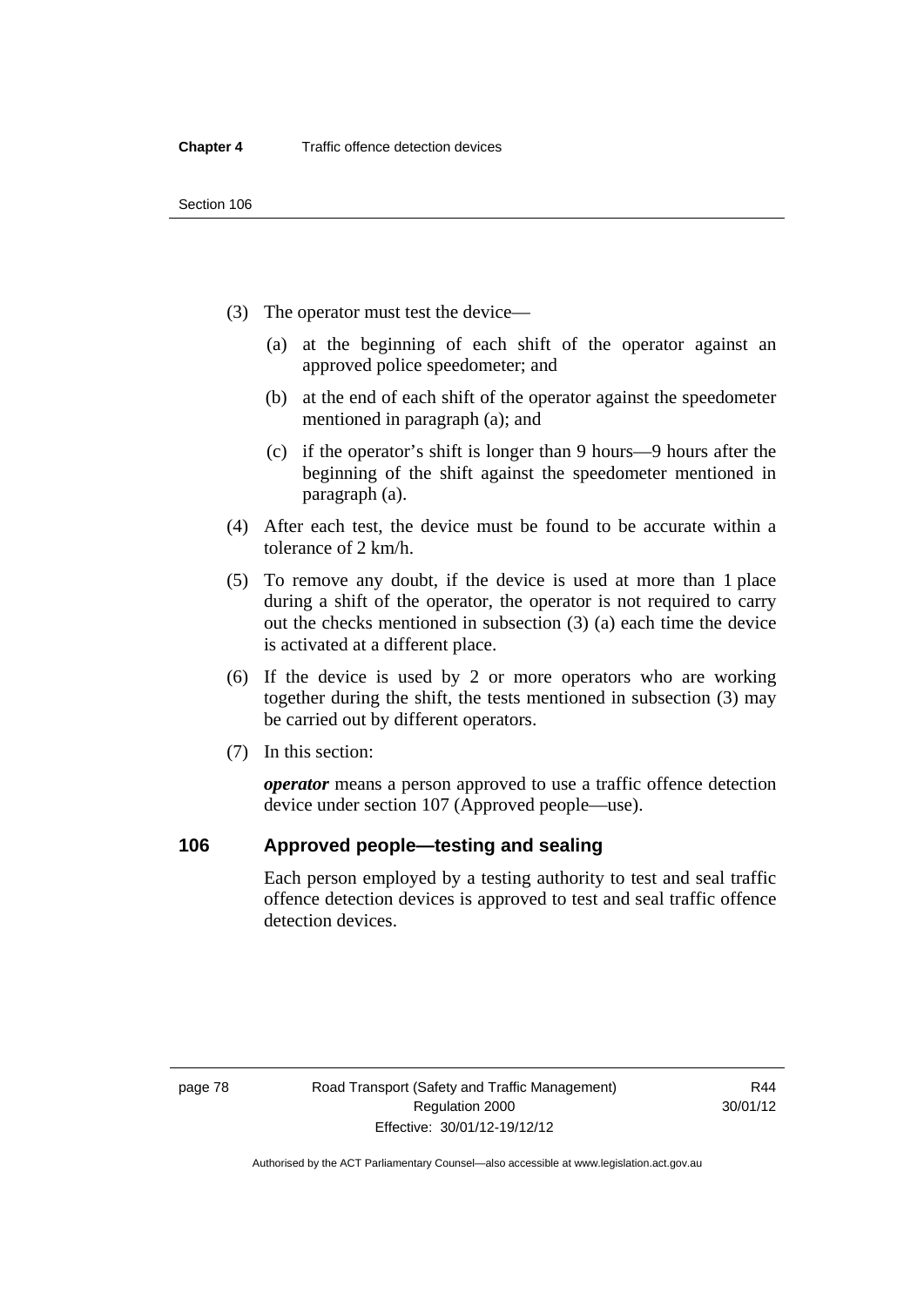(3) The operator must test the device—

(a) at the beginning of each shift of the operator against an approved police speedometer; and

(b) at the end of each shift of the operator against the speedometer mentioned in paragraph (a); and

(c) if the operator's shift is longer than 9 hours—9 hours after the beginning of the shift against the speedometer mentioned in paragraph (a).

(4) After each test, the device must be found to be accurate within a tolerance of 2 km/h.

(5) To remove any doubt, if the device is used at more than 1 place during a shift of the operator, the operator is not required to carry out the checks mentioned in subsection (3) (a) each time the device is activated at a different place.

(6) If the device is used by 2 or more operators who are working together during the shift, the tests mentioned in subsection (3) may be carried out by different operators.

(7) In this section:

***operator*** means a person approved to use a traffic offence detection device under section 107 (Approved people—use).

## 106 Approved people—testing and sealing

Each person employed by a testing authority to test and seal traffic offence detection devices is approved to test and seal traffic offence detection devices.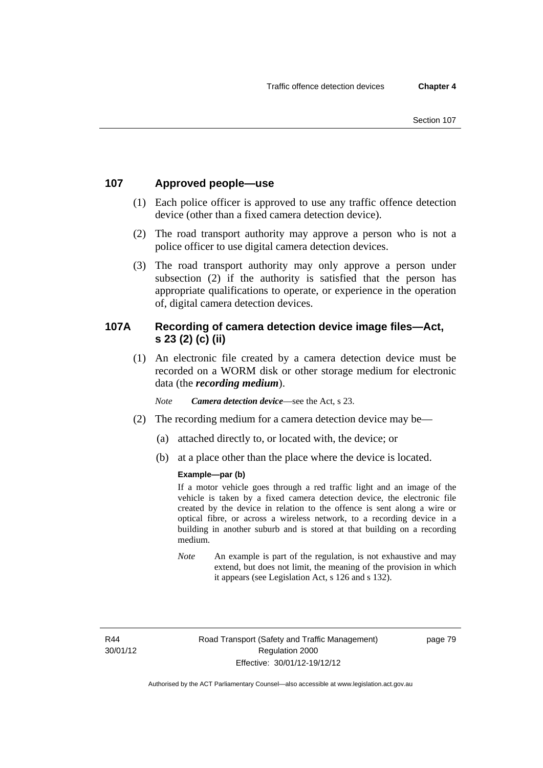## 107 Approved people—use

(1) Each police officer is approved to use any traffic offence detection device (other than a fixed camera detection device).

(2) The road transport authority may approve a person who is not a police officer to use digital camera detection devices.

(3) The road transport authority may only approve a person under subsection (2) if the authority is satisfied that the person has appropriate qualifications to operate, or experience in the operation of, digital camera detection devices.

## 107A Recording of camera detection device image files—Act, s 23 (2) (c) (ii)

(1) An electronic file created by a camera detection device must be recorded on a WORM disk or other storage medium for electronic data (the ***recording medium***).

*Note* ***Camera detection device***—see the Act, s 23.

(2) The recording medium for a camera detection device may be—

(a) attached directly to, or located with, the device; or

(b) at a place other than the place where the device is located.

**Example—par (b)**

If a motor vehicle goes through a red traffic light and an image of the vehicle is taken by a fixed camera detection device, the electronic file created by the device in relation to the offence is sent along a wire or optical fibre, or across a wireless network, to a recording device in a building in another suburb and is stored at that building on a recording medium.

*Note* An example is part of the regulation, is not exhaustive and may extend, but does not limit, the meaning of the provision in which it appears (see Legislation Act, s 126 and s 132).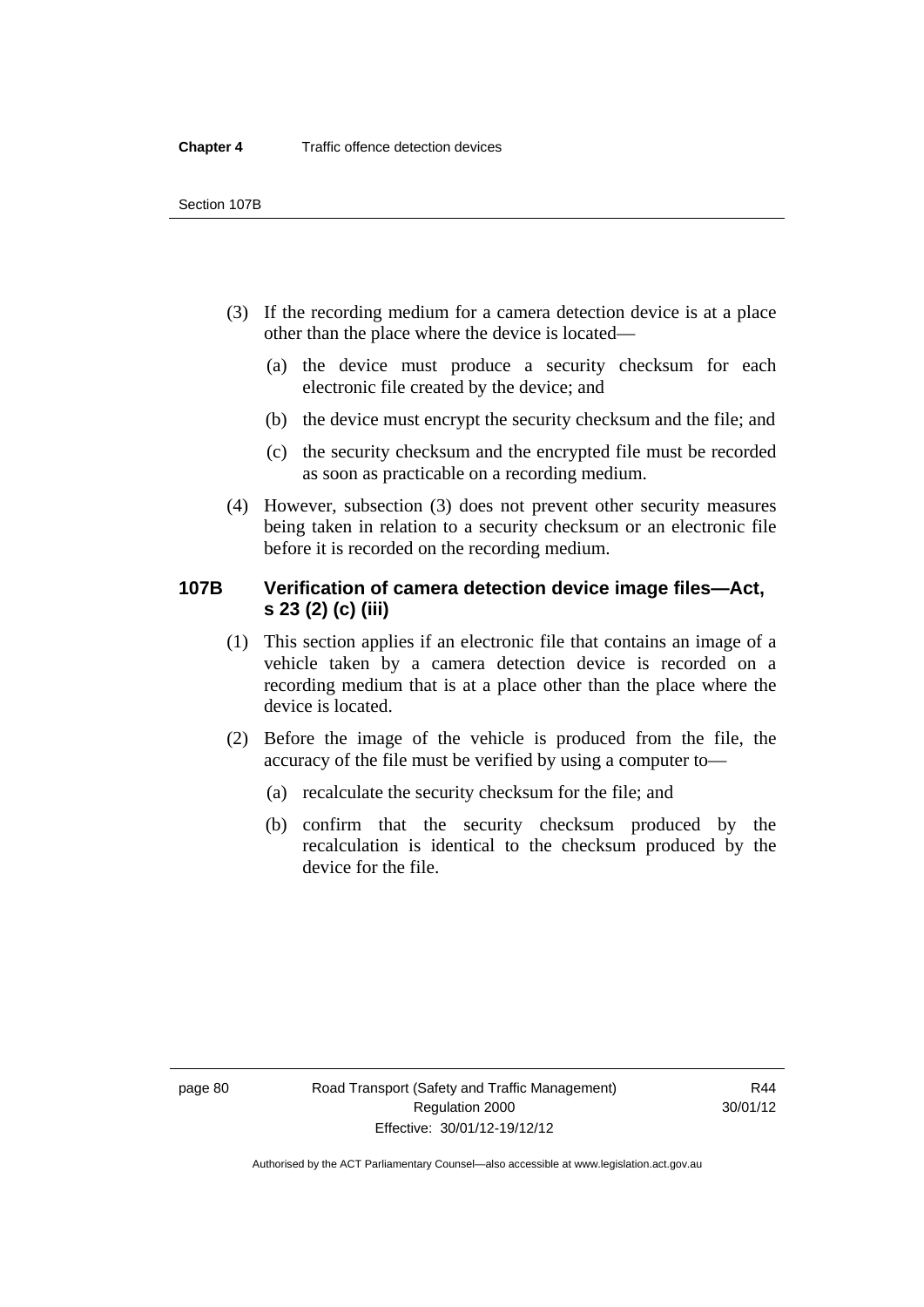(3) If the recording medium for a camera detection device is at a place other than the place where the device is located—

(a) the device must produce a security checksum for each electronic file created by the device; and

(b) the device must encrypt the security checksum and the file; and

(c) the security checksum and the encrypted file must be recorded as soon as practicable on a recording medium.

(4) However, subsection (3) does not prevent other security measures being taken in relation to a security checksum or an electronic file before it is recorded on the recording medium.

### 107B Verification of camera detection device image files—Act, s 23 (2) (c) (iii)

(1) This section applies if an electronic file that contains an image of a vehicle taken by a camera detection device is recorded on a recording medium that is at a place other than the place where the device is located.

(2) Before the image of the vehicle is produced from the file, the accuracy of the file must be verified by using a computer to—

(a) recalculate the security checksum for the file; and

(b) confirm that the security checksum produced by the recalculation is identical to the checksum produced by the device for the file.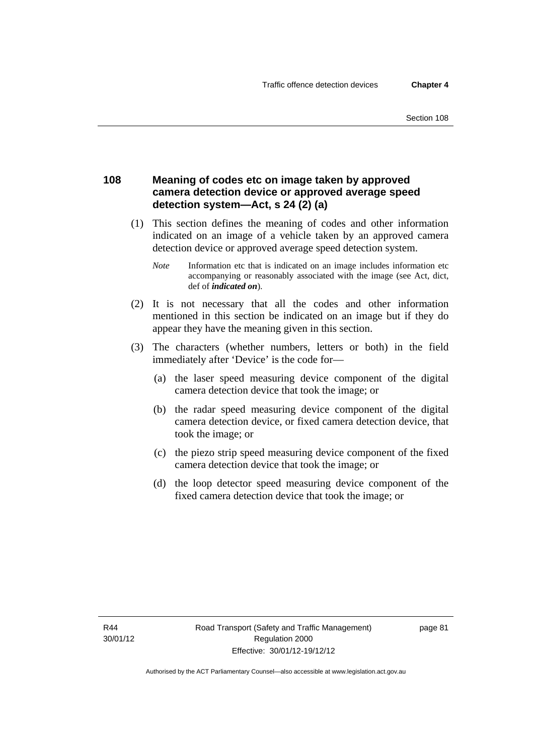## 108 Meaning of codes etc on image taken by approved camera detection device or approved average speed detection system—Act, s 24 (2) (a)

(1) This section defines the meaning of codes and other information indicated on an image of a vehicle taken by an approved camera detection device or approved average speed detection system.

*Note* Information etc that is indicated on an image includes information etc accompanying or reasonably associated with the image (see Act, dict, def of ***indicated on***).

(2) It is not necessary that all the codes and other information mentioned in this section be indicated on an image but if they do appear they have the meaning given in this section.

(3) The characters (whether numbers, letters or both) in the field immediately after 'Device' is the code for—

(a) the laser speed measuring device component of the digital camera detection device that took the image; or

(b) the radar speed measuring device component of the digital camera detection device, or fixed camera detection device, that took the image; or

(c) the piezo strip speed measuring device component of the fixed camera detection device that took the image; or

(d) the loop detector speed measuring device component of the fixed camera detection device that took the image; or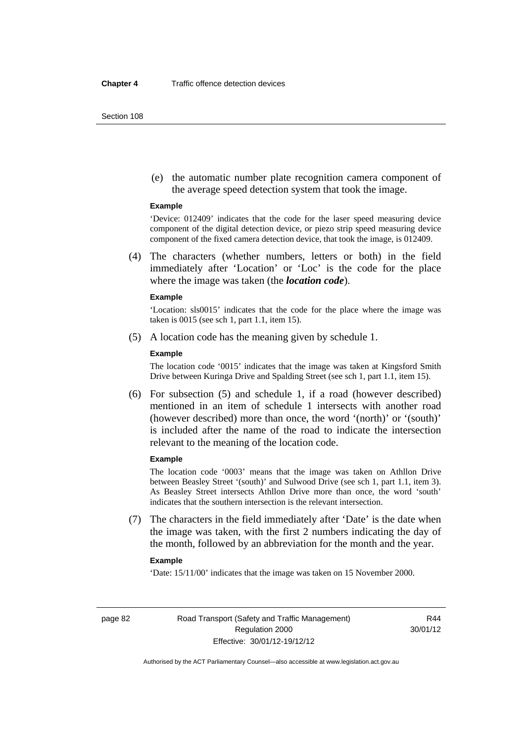(e) the automatic number plate recognition camera component of the average speed detection system that took the image.

**Example**

'Device: 012409' indicates that the code for the laser speed measuring device component of the digital detection device, or piezo strip speed measuring device component of the fixed camera detection device, that took the image, is 012409.

(4) The characters (whether numbers, letters or both) in the field immediately after 'Location' or 'Loc' is the code for the place where the image was taken (the ***location code***).

**Example**

'Location: sls0015' indicates that the code for the place where the image was taken is 0015 (see sch 1, part 1.1, item 15).

(5) A location code has the meaning given by schedule 1.

**Example**

The location code '0015' indicates that the image was taken at Kingsford Smith Drive between Kuringa Drive and Spalding Street (see sch 1, part 1.1, item 15).

(6) For subsection (5) and schedule 1, if a road (however described) mentioned in an item of schedule 1 intersects with another road (however described) more than once, the word '(north)' or '(south)' is included after the name of the road to indicate the intersection relevant to the meaning of the location code.

**Example**

The location code '0003' means that the image was taken on Athllon Drive between Beasley Street '(south)' and Sulwood Drive (see sch 1, part 1.1, item 3). As Beasley Street intersects Athllon Drive more than once, the word 'south' indicates that the southern intersection is the relevant intersection.

(7) The characters in the field immediately after 'Date' is the date when the image was taken, with the first 2 numbers indicating the day of the month, followed by an abbreviation for the month and the year.

**Example**

'Date: 15/11/00' indicates that the image was taken on 15 November 2000.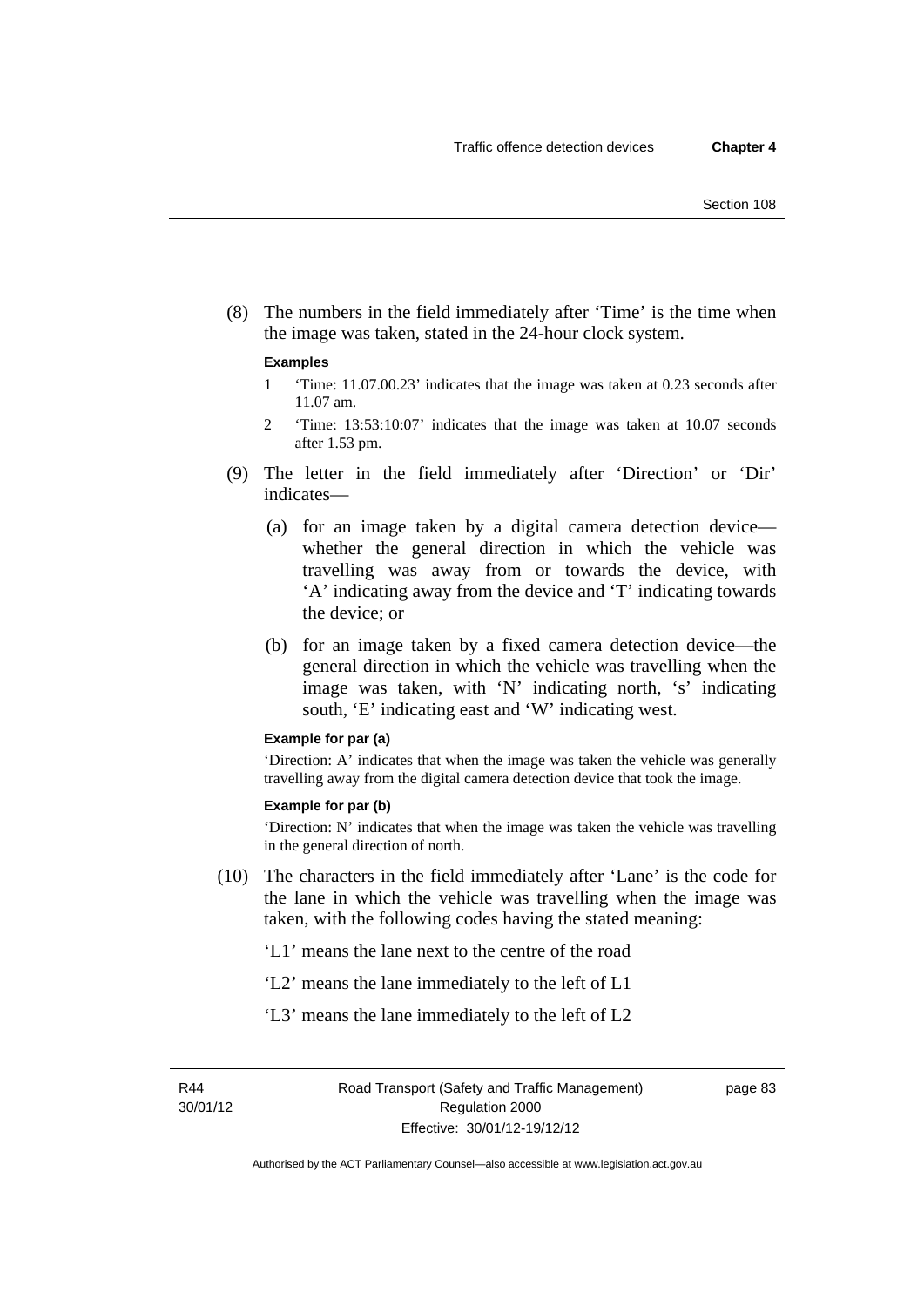(8) The numbers in the field immediately after 'Time' is the time when the image was taken, stated in the 24-hour clock system.

**Examples**

1 'Time: 11.07.00.23' indicates that the image was taken at 0.23 seconds after 11.07 am.

2 'Time: 13:53:10:07' indicates that the image was taken at 10.07 seconds after 1.53 pm.

(9) The letter in the field immediately after 'Direction' or 'Dir' indicates—

(a) for an image taken by a digital camera detection device—whether the general direction in which the vehicle was travelling was away from or towards the device, with 'A' indicating away from the device and 'T' indicating towards the device; or

(b) for an image taken by a fixed camera detection device—the general direction in which the vehicle was travelling when the image was taken, with 'N' indicating north, 's' indicating south, 'E' indicating east and 'W' indicating west.

**Example for par (a)**

'Direction: A' indicates that when the image was taken the vehicle was generally travelling away from the digital camera detection device that took the image.

**Example for par (b)**

'Direction: N' indicates that when the image was taken the vehicle was travelling in the general direction of north.

(10) The characters in the field immediately after 'Lane' is the code for the lane in which the vehicle was travelling when the image was taken, with the following codes having the stated meaning:

'L1' means the lane next to the centre of the road

'L2' means the lane immediately to the left of L1

'L3' means the lane immediately to the left of L2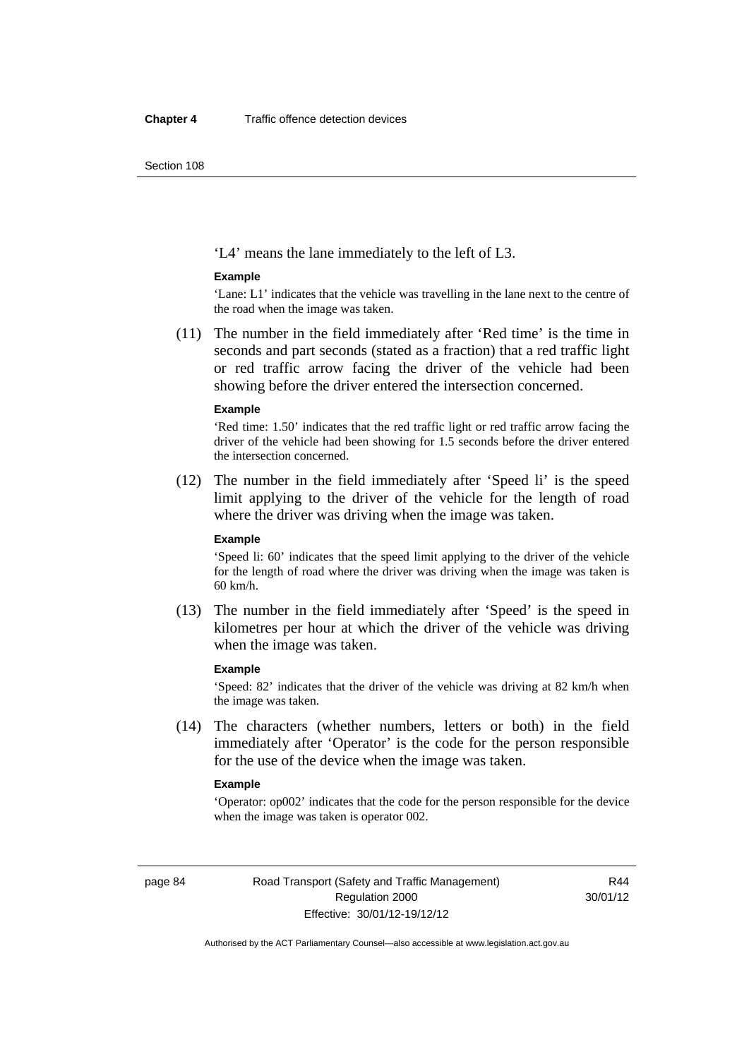'L4' means the lane immediately to the left of L3.

**Example**

'Lane: L1' indicates that the vehicle was travelling in the lane next to the centre of the road when the image was taken.

(11) The number in the field immediately after 'Red time' is the time in seconds and part seconds (stated as a fraction) that a red traffic light or red traffic arrow facing the driver of the vehicle had been showing before the driver entered the intersection concerned.

**Example**

'Red time: 1.50' indicates that the red traffic light or red traffic arrow facing the driver of the vehicle had been showing for 1.5 seconds before the driver entered the intersection concerned.

(12) The number in the field immediately after 'Speed li' is the speed limit applying to the driver of the vehicle for the length of road where the driver was driving when the image was taken.

**Example**

'Speed li: 60' indicates that the speed limit applying to the driver of the vehicle for the length of road where the driver was driving when the image was taken is 60 km/h.

(13) The number in the field immediately after 'Speed' is the speed in kilometres per hour at which the driver of the vehicle was driving when the image was taken.

**Example**

'Speed: 82' indicates that the driver of the vehicle was driving at 82 km/h when the image was taken.

(14) The characters (whether numbers, letters or both) in the field immediately after 'Operator' is the code for the person responsible for the use of the device when the image was taken.

**Example**

'Operator: op002' indicates that the code for the person responsible for the device when the image was taken is operator 002.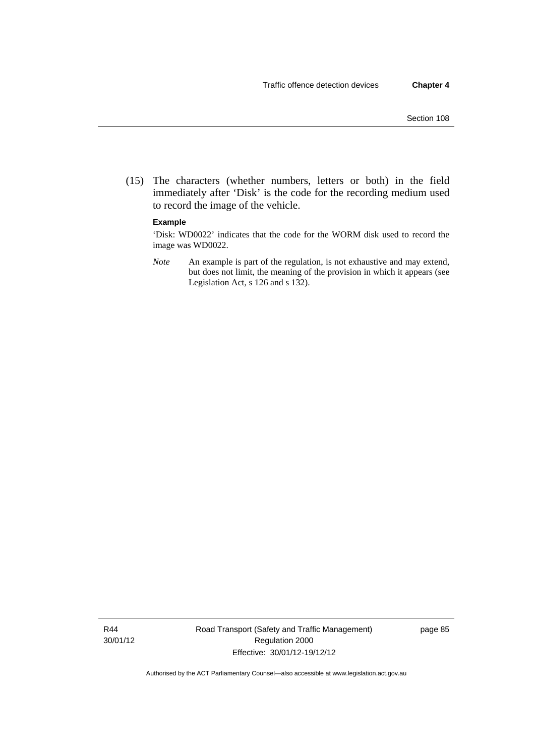(15) The characters (whether numbers, letters or both) in the field immediately after 'Disk' is the code for the recording medium used to record the image of the vehicle.

**Example**

'Disk: WD0022' indicates that the code for the WORM disk used to record the image was WD0022.

*Note* An example is part of the regulation, is not exhaustive and may extend, but does not limit, the meaning of the provision in which it appears (see Legislation Act, s 126 and s 132).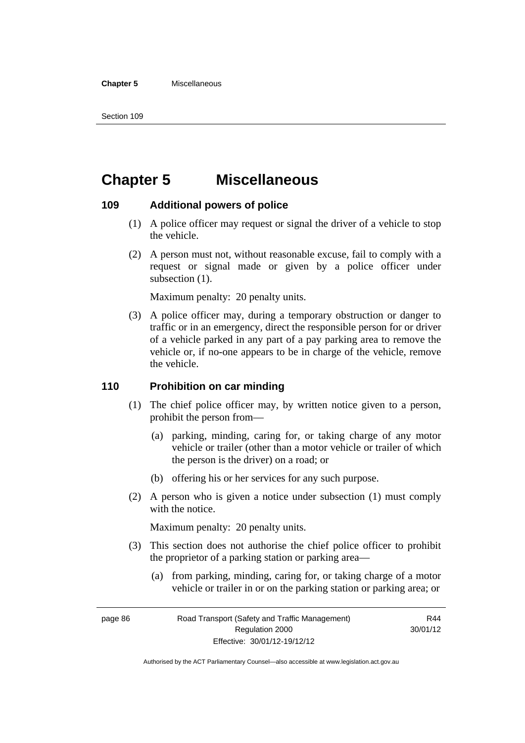# Chapter 5 Miscellaneous

## 109 Additional powers of police

(1) A police officer may request or signal the driver of a vehicle to stop the vehicle.

(2) A person must not, without reasonable excuse, fail to comply with a request or signal made or given by a police officer under subsection (1).

Maximum penalty: 20 penalty units.

(3) A police officer may, during a temporary obstruction or danger to traffic or in an emergency, direct the responsible person for or driver of a vehicle parked in any part of a pay parking area to remove the vehicle or, if no-one appears to be in charge of the vehicle, remove the vehicle.

## 110 Prohibition on car minding

(1) The chief police officer may, by written notice given to a person, prohibit the person from—

(a) parking, minding, caring for, or taking charge of any motor vehicle or trailer (other than a motor vehicle or trailer of which the person is the driver) on a road; or

(b) offering his or her services for any such purpose.

(2) A person who is given a notice under subsection (1) must comply with the notice.

Maximum penalty: 20 penalty units.

(3) This section does not authorise the chief police officer to prohibit the proprietor of a parking station or parking area—

(a) from parking, minding, caring for, or taking charge of a motor vehicle or trailer in or on the parking station or parking area; or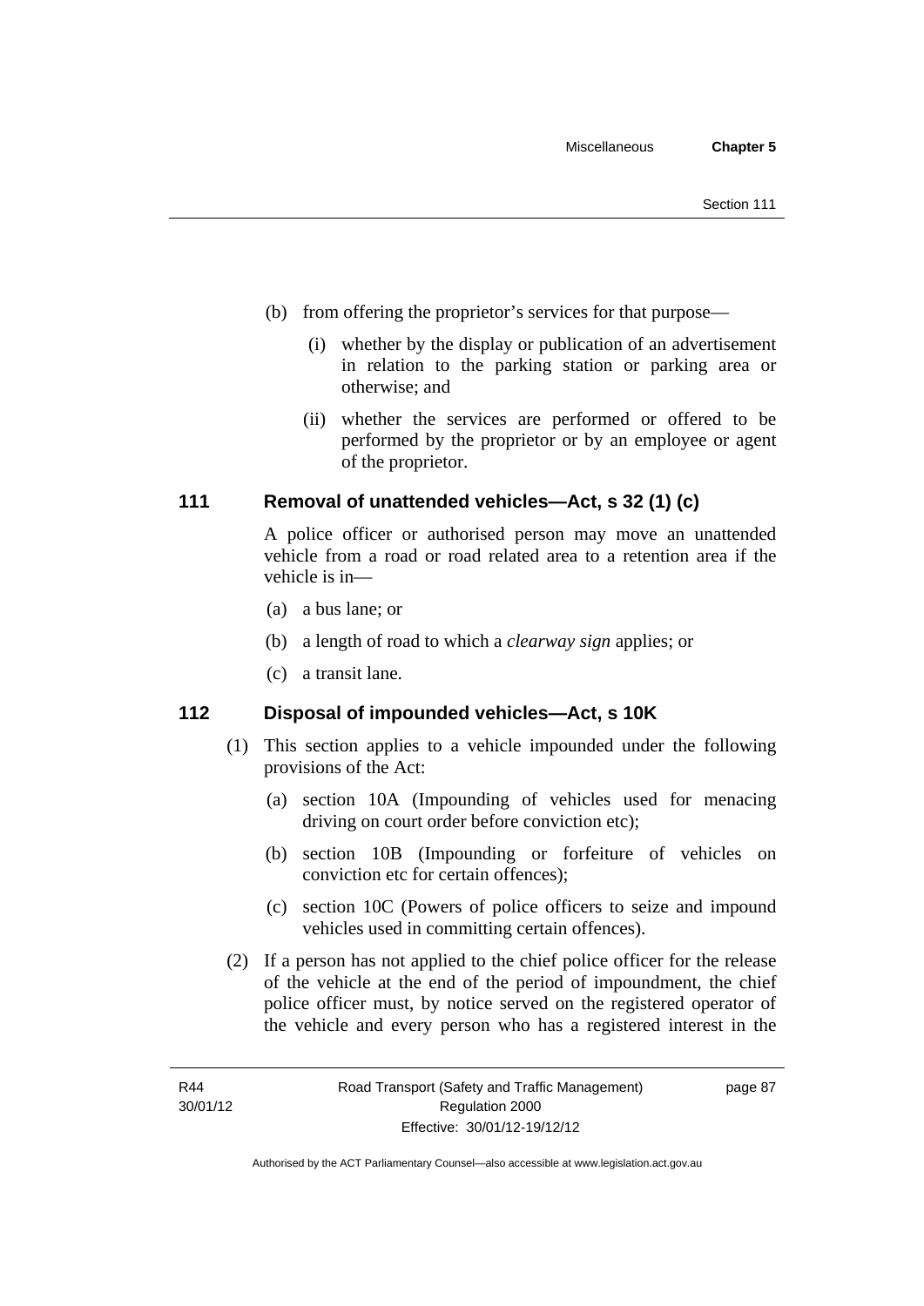(b) from offering the proprietor's services for that purpose—

   (i) whether by the display or publication of an advertisement in relation to the parking station or parking area or otherwise; and

   (ii) whether the services are performed or offered to be performed by the proprietor or by an employee or agent of the proprietor.

## 111 Removal of unattended vehicles—Act, s 32 (1) (c)

A police officer or authorised person may move an unattended vehicle from a road or road related area to a retention area if the vehicle is in—

(a) a bus lane; or

(b) a length of road to which a *clearway sign* applies; or

(c) a transit lane.

## 112 Disposal of impounded vehicles—Act, s 10K

(1) This section applies to a vehicle impounded under the following provisions of the Act:

   (a) section 10A (Impounding of vehicles used for menacing driving on court order before conviction etc);

   (b) section 10B (Impounding or forfeiture of vehicles on conviction etc for certain offences);

   (c) section 10C (Powers of police officers to seize and impound vehicles used in committing certain offences).

(2) If a person has not applied to the chief police officer for the release of the vehicle at the end of the period of impoundment, the chief police officer must, by notice served on the registered operator of the vehicle and every person who has a registered interest in the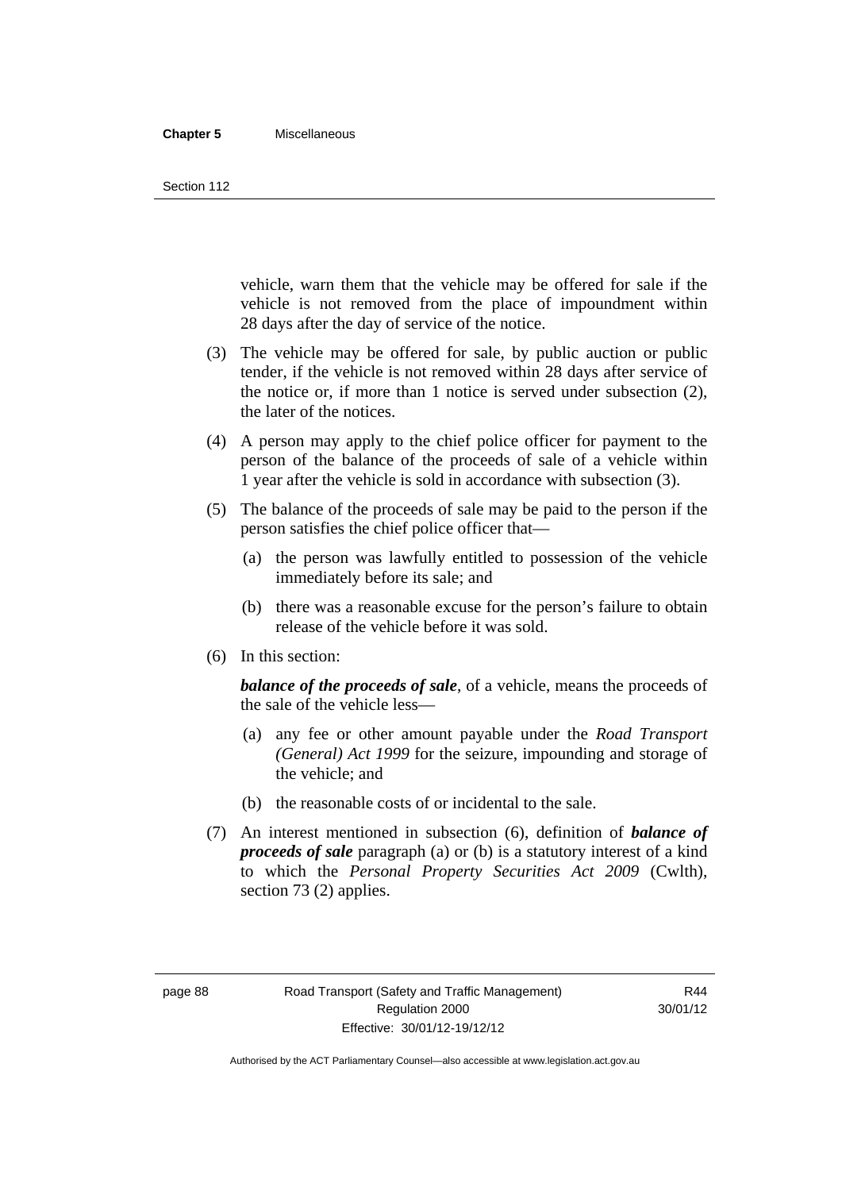vehicle, warn them that the vehicle may be offered for sale if the vehicle is not removed from the place of impoundment within 28 days after the day of service of the notice.

(3) The vehicle may be offered for sale, by public auction or public tender, if the vehicle is not removed within 28 days after service of the notice or, if more than 1 notice is served under subsection (2), the later of the notices.

(4) A person may apply to the chief police officer for payment to the person of the balance of the proceeds of sale of a vehicle within 1 year after the vehicle is sold in accordance with subsection (3).

(5) The balance of the proceeds of sale may be paid to the person if the person satisfies the chief police officer that—

(a) the person was lawfully entitled to possession of the vehicle immediately before its sale; and

(b) there was a reasonable excuse for the person's failure to obtain release of the vehicle before it was sold.

(6) In this section:

***balance of the proceeds of sale***, of a vehicle, means the proceeds of the sale of the vehicle less—

(a) any fee or other amount payable under the *Road Transport (General) Act 1999* for the seizure, impounding and storage of the vehicle; and

(b) the reasonable costs of or incidental to the sale.

(7) An interest mentioned in subsection (6), definition of ***balance of proceeds of sale*** paragraph (a) or (b) is a statutory interest of a kind to which the *Personal Property Securities Act 2009* (Cwlth), section 73 (2) applies.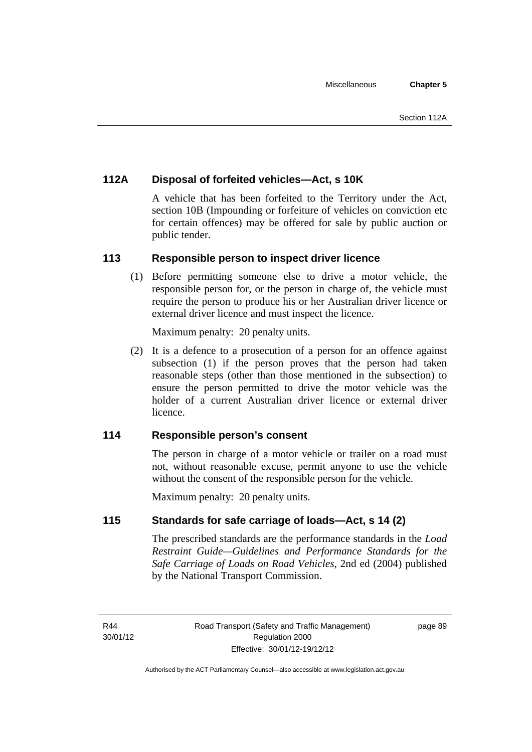### 112A Disposal of forfeited vehicles—Act, s 10K

A vehicle that has been forfeited to the Territory under the Act, section 10B (Impounding or forfeiture of vehicles on conviction etc for certain offences) may be offered for sale by public auction or public tender.

### 113 Responsible person to inspect driver licence

(1) Before permitting someone else to drive a motor vehicle, the responsible person for, or the person in charge of, the vehicle must require the person to produce his or her Australian driver licence or external driver licence and must inspect the licence.

Maximum penalty: 20 penalty units.

(2) It is a defence to a prosecution of a person for an offence against subsection (1) if the person proves that the person had taken reasonable steps (other than those mentioned in the subsection) to ensure the person permitted to drive the motor vehicle was the holder of a current Australian driver licence or external driver licence.

### 114 Responsible person's consent

The person in charge of a motor vehicle or trailer on a road must not, without reasonable excuse, permit anyone to use the vehicle without the consent of the responsible person for the vehicle.

Maximum penalty: 20 penalty units.

### 115 Standards for safe carriage of loads—Act, s 14 (2)

The prescribed standards are the performance standards in the *Load Restraint Guide—Guidelines and Performance Standards for the Safe Carriage of Loads on Road Vehicles*, 2nd ed (2004) published by the National Transport Commission.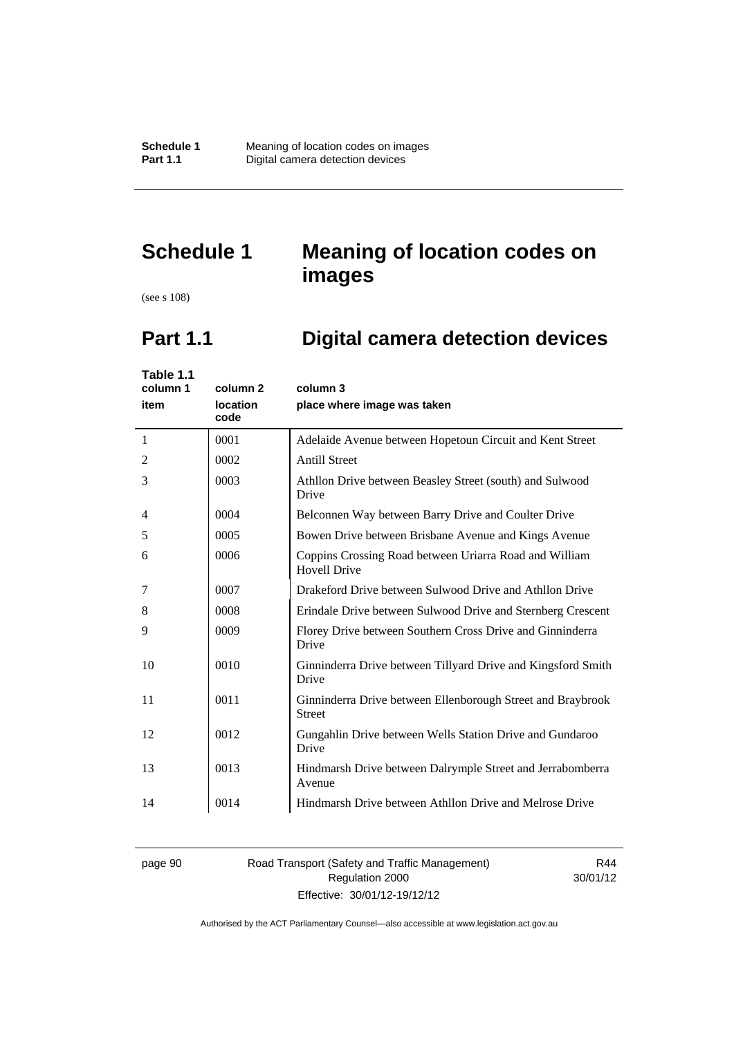# Schedule 1 Meaning of location codes on images

(see s 108)

## Part 1.1 Digital camera detection devices

**Table 1.1**

| column 1<br>item | column 2<br>location code | column 3<br>place where image was taken |
|---|---|---|
| 1 | 0001 | Adelaide Avenue between Hopetoun Circuit and Kent Street |
| 2 | 0002 | Antill Street |
| 3 | 0003 | Athllon Drive between Beasley Street (south) and Sulwood Drive |
| 4 | 0004 | Belconnen Way between Barry Drive and Coulter Drive |
| 5 | 0005 | Bowen Drive between Brisbane Avenue and Kings Avenue |
| 6 | 0006 | Coppins Crossing Road between Uriarra Road and William Hovell Drive |
| 7 | 0007 | Drakeford Drive between Sulwood Drive and Athllon Drive |
| 8 | 0008 | Erindale Drive between Sulwood Drive and Sternberg Crescent |
| 9 | 0009 | Florey Drive between Southern Cross Drive and Ginninderra Drive |
| 10 | 0010 | Ginninderra Drive between Tillyard Drive and Kingsford Smith Drive |
| 11 | 0011 | Ginninderra Drive between Ellenborough Street and Braybrook Street |
| 12 | 0012 | Gungahlin Drive between Wells Station Drive and Gundaroo Drive |
| 13 | 0013 | Hindmarsh Drive between Dalrymple Street and Jerrabomberra Avenue |
| 14 | 0014 | Hindmarsh Drive between Athllon Drive and Melrose Drive |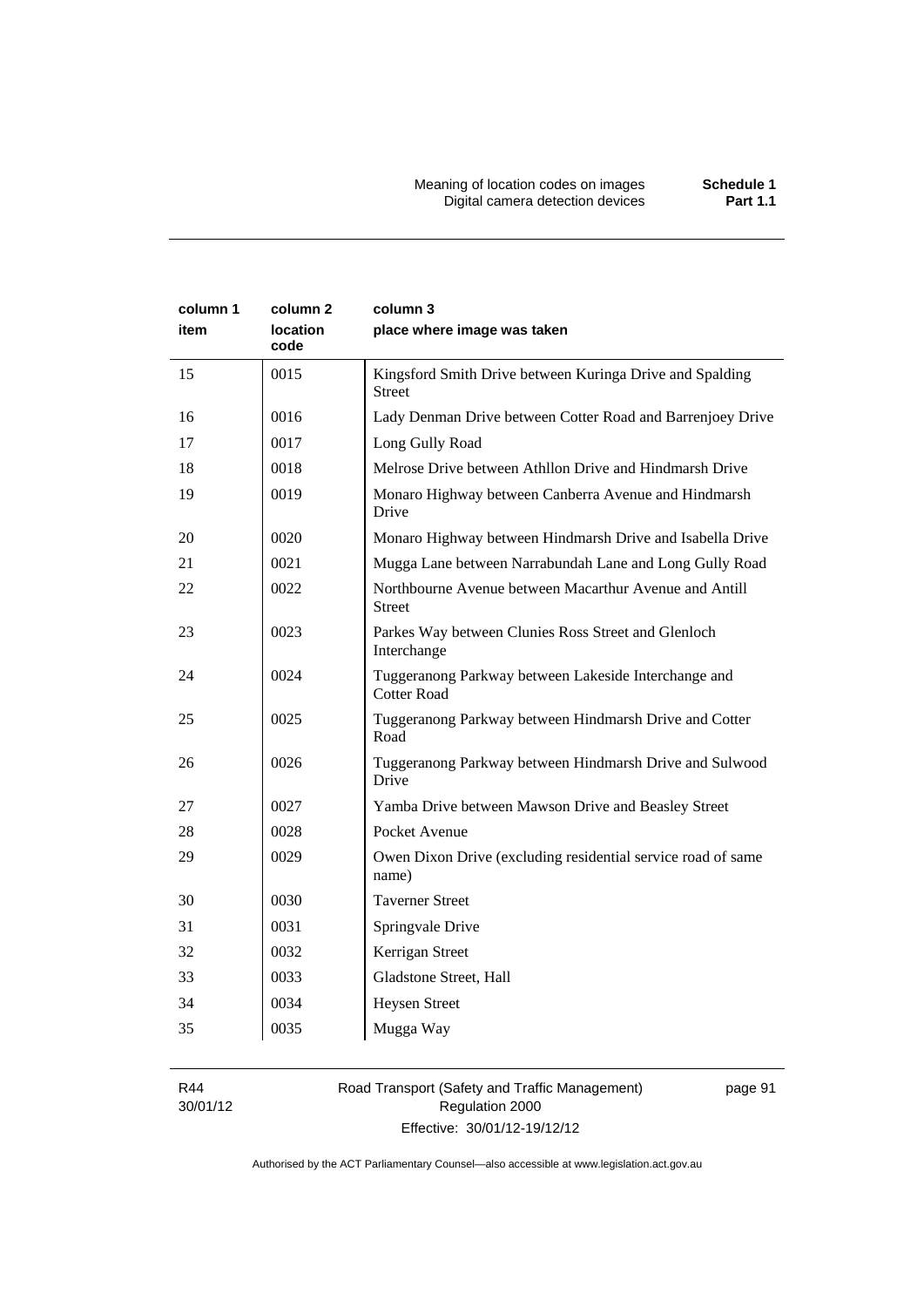| column 1 item | column 2 location code | column 3 place where image was taken |
|---|---|---|
| 15 | 0015 | Kingsford Smith Drive between Kuringa Drive and Spalding Street |
| 16 | 0016 | Lady Denman Drive between Cotter Road and Barrenjoey Drive |
| 17 | 0017 | Long Gully Road |
| 18 | 0018 | Melrose Drive between Athllon Drive and Hindmarsh Drive |
| 19 | 0019 | Monaro Highway between Canberra Avenue and Hindmarsh Drive |
| 20 | 0020 | Monaro Highway between Hindmarsh Drive and Isabella Drive |
| 21 | 0021 | Mugga Lane between Narrabundah Lane and Long Gully Road |
| 22 | 0022 | Northbourne Avenue between Macarthur Avenue and Antill Street |
| 23 | 0023 | Parkes Way between Clunies Ross Street and Glenloch Interchange |
| 24 | 0024 | Tuggeranong Parkway between Lakeside Interchange and Cotter Road |
| 25 | 0025 | Tuggeranong Parkway between Hindmarsh Drive and Cotter Road |
| 26 | 0026 | Tuggeranong Parkway between Hindmarsh Drive and Sulwood Drive |
| 27 | 0027 | Yamba Drive between Mawson Drive and Beasley Street |
| 28 | 0028 | Pocket Avenue |
| 29 | 0029 | Owen Dixon Drive (excluding residential service road of same name) |
| 30 | 0030 | Taverner Street |
| 31 | 0031 | Springvale Drive |
| 32 | 0032 | Kerrigan Street |
| 33 | 0033 | Gladstone Street, Hall |
| 34 | 0034 | Heysen Street |
| 35 | 0035 | Mugga Way |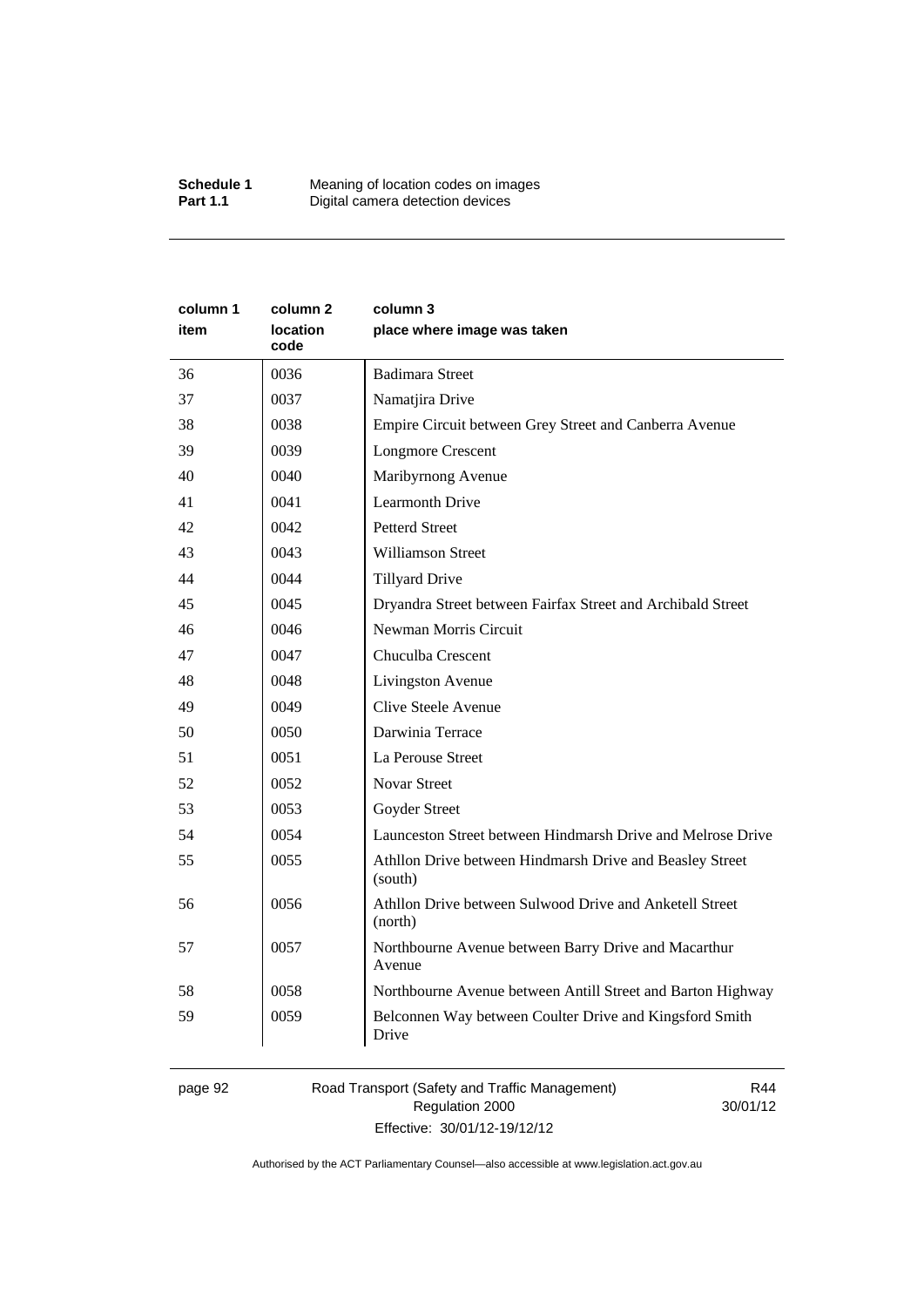| column 1 item | column 2 location code | column 3 place where image was taken |
|---|---|---|
| 36 | 0036 | Badimara Street |
| 37 | 0037 | Namatjira Drive |
| 38 | 0038 | Empire Circuit between Grey Street and Canberra Avenue |
| 39 | 0039 | Longmore Crescent |
| 40 | 0040 | Maribyrnong Avenue |
| 41 | 0041 | Learmonth Drive |
| 42 | 0042 | Petterd Street |
| 43 | 0043 | Williamson Street |
| 44 | 0044 | Tillyard Drive |
| 45 | 0045 | Dryandra Street between Fairfax Street and Archibald Street |
| 46 | 0046 | Newman Morris Circuit |
| 47 | 0047 | Chuculba Crescent |
| 48 | 0048 | Livingston Avenue |
| 49 | 0049 | Clive Steele Avenue |
| 50 | 0050 | Darwinia Terrace |
| 51 | 0051 | La Perouse Street |
| 52 | 0052 | Novar Street |
| 53 | 0053 | Goyder Street |
| 54 | 0054 | Launceston Street between Hindmarsh Drive and Melrose Drive |
| 55 | 0055 | Athllon Drive between Hindmarsh Drive and Beasley Street (south) |
| 56 | 0056 | Athllon Drive between Sulwood Drive and Anketell Street (north) |
| 57 | 0057 | Northbourne Avenue between Barry Drive and Macarthur Avenue |
| 58 | 0058 | Northbourne Avenue between Antill Street and Barton Highway |
| 59 | 0059 | Belconnen Way between Coulter Drive and Kingsford Smith Drive |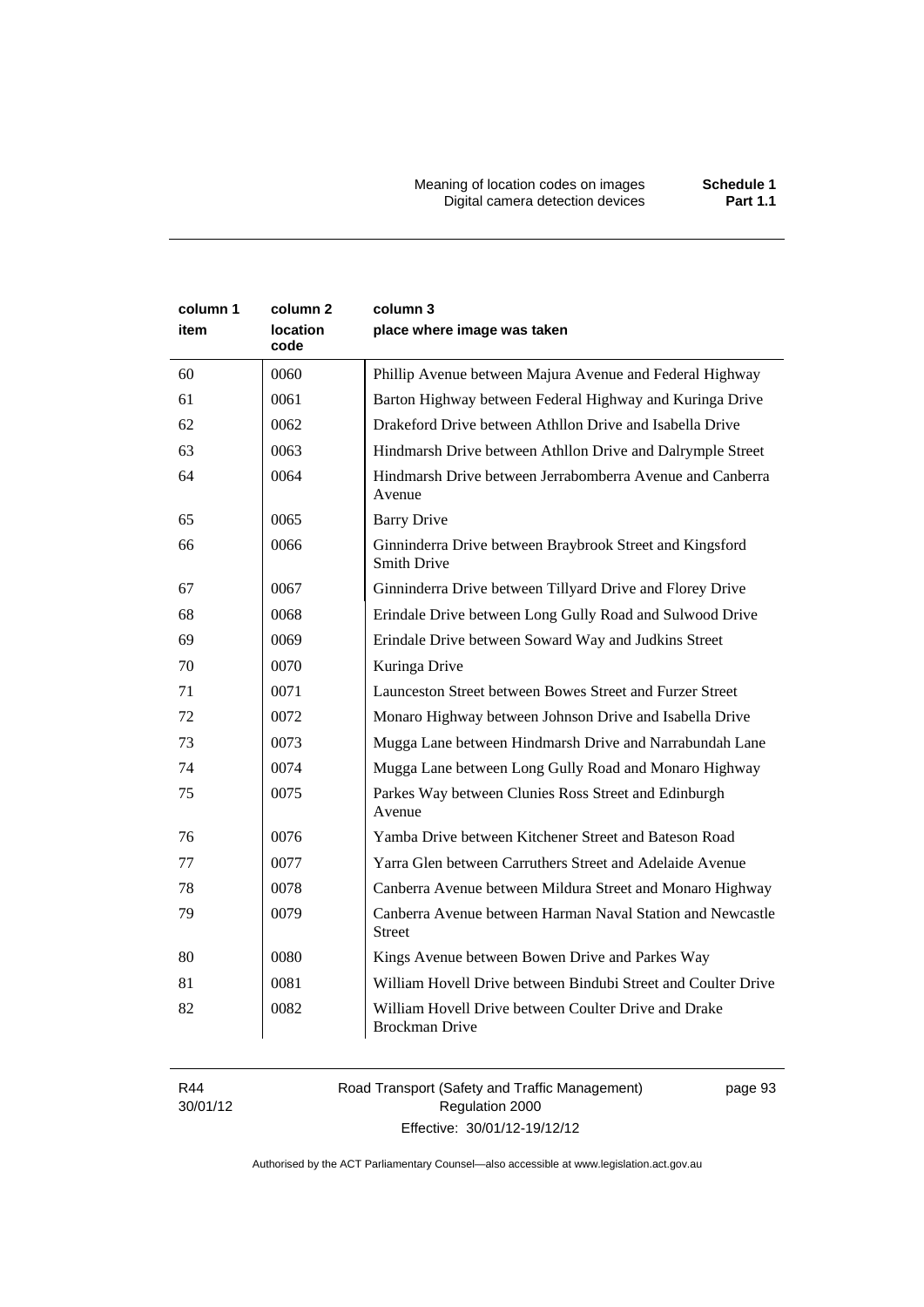| column 1 item | column 2 location code | column 3 place where image was taken |
|---|---|---|
| 60 | 0060 | Phillip Avenue between Majura Avenue and Federal Highway |
| 61 | 0061 | Barton Highway between Federal Highway and Kuringa Drive |
| 62 | 0062 | Drakeford Drive between Athllon Drive and Isabella Drive |
| 63 | 0063 | Hindmarsh Drive between Athllon Drive and Dalrymple Street |
| 64 | 0064 | Hindmarsh Drive between Jerrabomberra Avenue and Canberra Avenue |
| 65 | 0065 | Barry Drive |
| 66 | 0066 | Ginninderra Drive between Braybrook Street and Kingsford Smith Drive |
| 67 | 0067 | Ginninderra Drive between Tillyard Drive and Florey Drive |
| 68 | 0068 | Erindale Drive between Long Gully Road and Sulwood Drive |
| 69 | 0069 | Erindale Drive between Soward Way and Judkins Street |
| 70 | 0070 | Kuringa Drive |
| 71 | 0071 | Launceston Street between Bowes Street and Furzer Street |
| 72 | 0072 | Monaro Highway between Johnson Drive and Isabella Drive |
| 73 | 0073 | Mugga Lane between Hindmarsh Drive and Narrabundah Lane |
| 74 | 0074 | Mugga Lane between Long Gully Road and Monaro Highway |
| 75 | 0075 | Parkes Way between Clunies Ross Street and Edinburgh Avenue |
| 76 | 0076 | Yamba Drive between Kitchener Street and Bateson Road |
| 77 | 0077 | Yarra Glen between Carruthers Street and Adelaide Avenue |
| 78 | 0078 | Canberra Avenue between Mildura Street and Monaro Highway |
| 79 | 0079 | Canberra Avenue between Harman Naval Station and Newcastle Street |
| 80 | 0080 | Kings Avenue between Bowen Drive and Parkes Way |
| 81 | 0081 | William Hovell Drive between Bindubi Street and Coulter Drive |
| 82 | 0082 | William Hovell Drive between Coulter Drive and Drake Brockman Drive |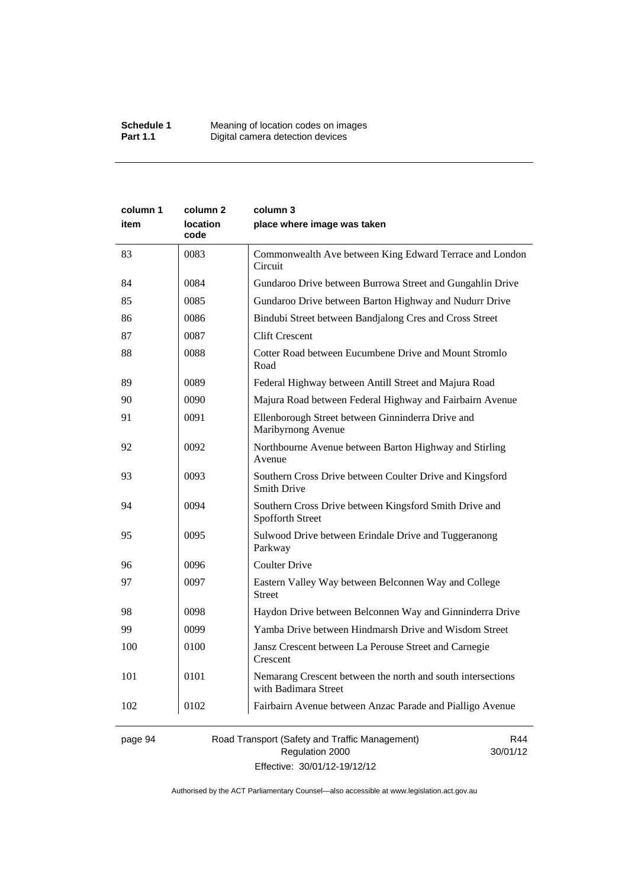| column 1 item | column 2 location code | column 3 place where image was taken |
|---|---|---|
| 83 | 0083 | Commonwealth Ave between King Edward Terrace and London Circuit |
| 84 | 0084 | Gundaroo Drive between Burrowa Street and Gungahlin Drive |
| 85 | 0085 | Gundaroo Drive between Barton Highway and Nudurr Drive |
| 86 | 0086 | Bindubi Street between Bandjalong Cres and Cross Street |
| 87 | 0087 | Clift Crescent |
| 88 | 0088 | Cotter Road between Eucumbene Drive and Mount Stromlo Road |
| 89 | 0089 | Federal Highway between Antill Street and Majura Road |
| 90 | 0090 | Majura Road between Federal Highway and Fairbairn Avenue |
| 91 | 0091 | Ellenborough Street between Ginninderra Drive and Maribyrnong Avenue |
| 92 | 0092 | Northbourne Avenue between Barton Highway and Stirling Avenue |
| 93 | 0093 | Southern Cross Drive between Coulter Drive and Kingsford Smith Drive |
| 94 | 0094 | Southern Cross Drive between Kingsford Smith Drive and Spofforth Street |
| 95 | 0095 | Sulwood Drive between Erindale Drive and Tuggeranong Parkway |
| 96 | 0096 | Coulter Drive |
| 97 | 0097 | Eastern Valley Way between Belconnen Way and College Street |
| 98 | 0098 | Haydon Drive between Belconnen Way and Ginninderra Drive |
| 99 | 0099 | Yamba Drive between Hindmarsh Drive and Wisdom Street |
| 100 | 0100 | Jansz Crescent between La Perouse Street and Carnegie Crescent |
| 101 | 0101 | Nemarang Crescent between the north and south intersections with Badimara Street |
| 102 | 0102 | Fairbairn Avenue between Anzac Parade and Pialligo Avenue |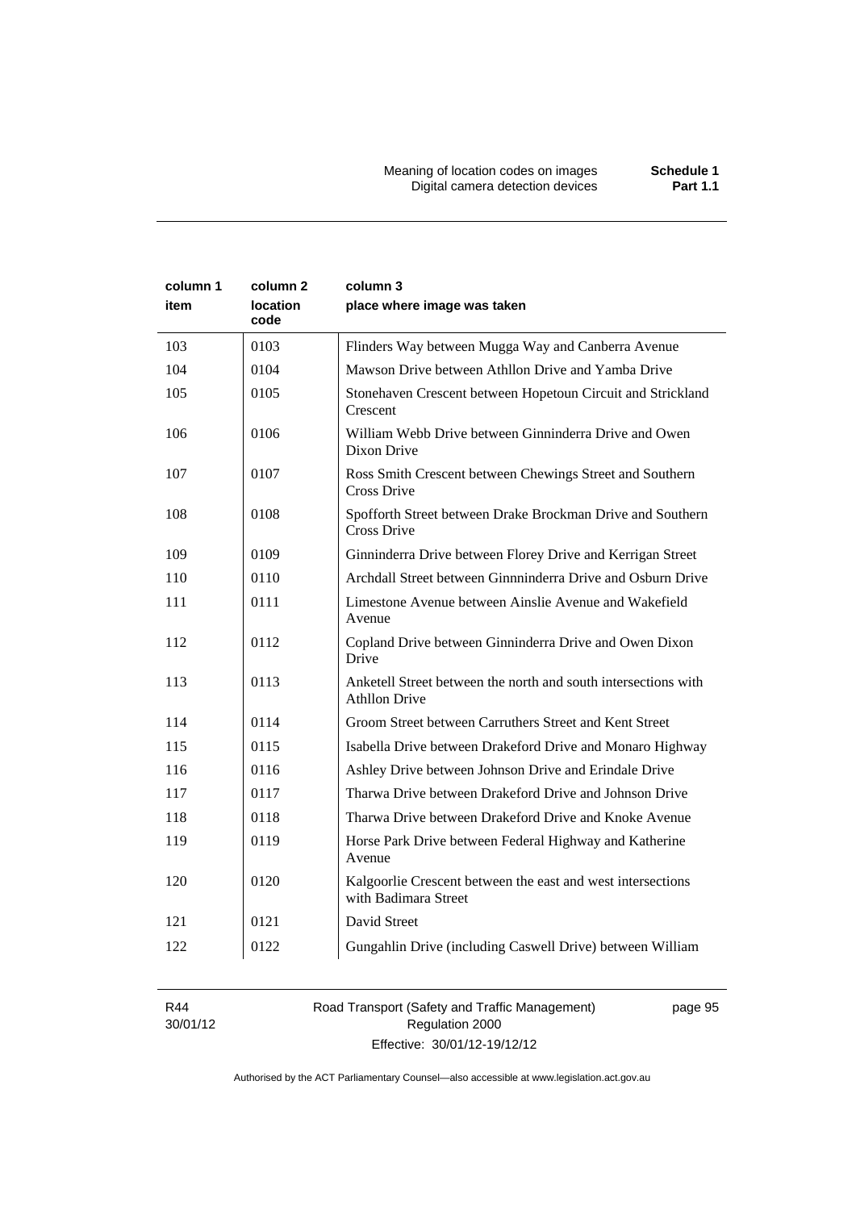| column 1 item | column 2 location code | column 3 place where image was taken |
|---|---|---|
| 103 | 0103 | Flinders Way between Mugga Way and Canberra Avenue |
| 104 | 0104 | Mawson Drive between Athllon Drive and Yamba Drive |
| 105 | 0105 | Stonehaven Crescent between Hopetoun Circuit and Strickland Crescent |
| 106 | 0106 | William Webb Drive between Ginninderra Drive and Owen Dixon Drive |
| 107 | 0107 | Ross Smith Crescent between Chewings Street and Southern Cross Drive |
| 108 | 0108 | Spofforth Street between Drake Brockman Drive and Southern Cross Drive |
| 109 | 0109 | Ginninderra Drive between Florey Drive and Kerrigan Street |
| 110 | 0110 | Archdall Street between Ginnninderra Drive and Osburn Drive |
| 111 | 0111 | Limestone Avenue between Ainslie Avenue and Wakefield Avenue |
| 112 | 0112 | Copland Drive between Ginninderra Drive and Owen Dixon Drive |
| 113 | 0113 | Anketell Street between the north and south intersections with Athllon Drive |
| 114 | 0114 | Groom Street between Carruthers Street and Kent Street |
| 115 | 0115 | Isabella Drive between Drakeford Drive and Monaro Highway |
| 116 | 0116 | Ashley Drive between Johnson Drive and Erindale Drive |
| 117 | 0117 | Tharwa Drive between Drakeford Drive and Johnson Drive |
| 118 | 0118 | Tharwa Drive between Drakeford Drive and Knoke Avenue |
| 119 | 0119 | Horse Park Drive between Federal Highway and Katherine Avenue |
| 120 | 0120 | Kalgoorlie Crescent between the east and west intersections with Badimara Street |
| 121 | 0121 | David Street |
| 122 | 0122 | Gungahlin Drive (including Caswell Drive) between William |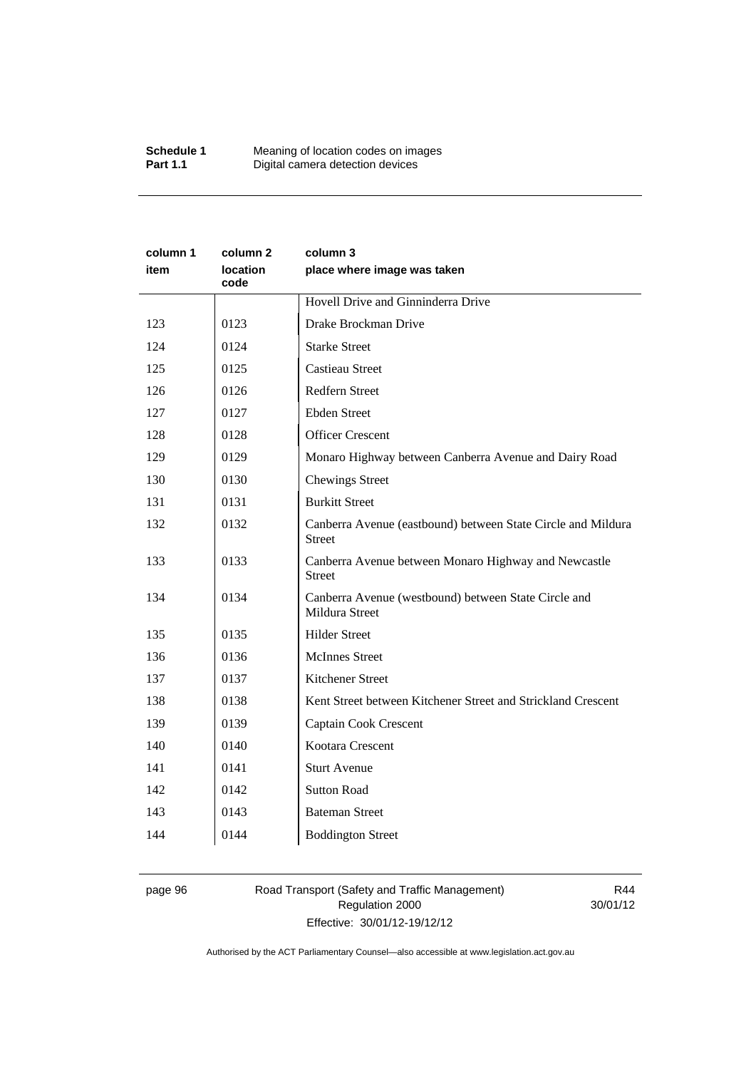| column 1 item | column 2 location code | column 3 place where image was taken |
|---|---|---|
| | | Hovell Drive and Ginninderra Drive |
| 123 | 0123 | Drake Brockman Drive |
| 124 | 0124 | Starke Street |
| 125 | 0125 | Castieau Street |
| 126 | 0126 | Redfern Street |
| 127 | 0127 | Ebden Street |
| 128 | 0128 | Officer Crescent |
| 129 | 0129 | Monaro Highway between Canberra Avenue and Dairy Road |
| 130 | 0130 | Chewings Street |
| 131 | 0131 | Burkitt Street |
| 132 | 0132 | Canberra Avenue (eastbound) between State Circle and Mildura Street |
| 133 | 0133 | Canberra Avenue between Monaro Highway and Newcastle Street |
| 134 | 0134 | Canberra Avenue (westbound) between State Circle and Mildura Street |
| 135 | 0135 | Hilder Street |
| 136 | 0136 | McInnes Street |
| 137 | 0137 | Kitchener Street |
| 138 | 0138 | Kent Street between Kitchener Street and Strickland Crescent |
| 139 | 0139 | Captain Cook Crescent |
| 140 | 0140 | Kootara Crescent |
| 141 | 0141 | Sturt Avenue |
| 142 | 0142 | Sutton Road |
| 143 | 0143 | Bateman Street |
| 144 | 0144 | Boddington Street |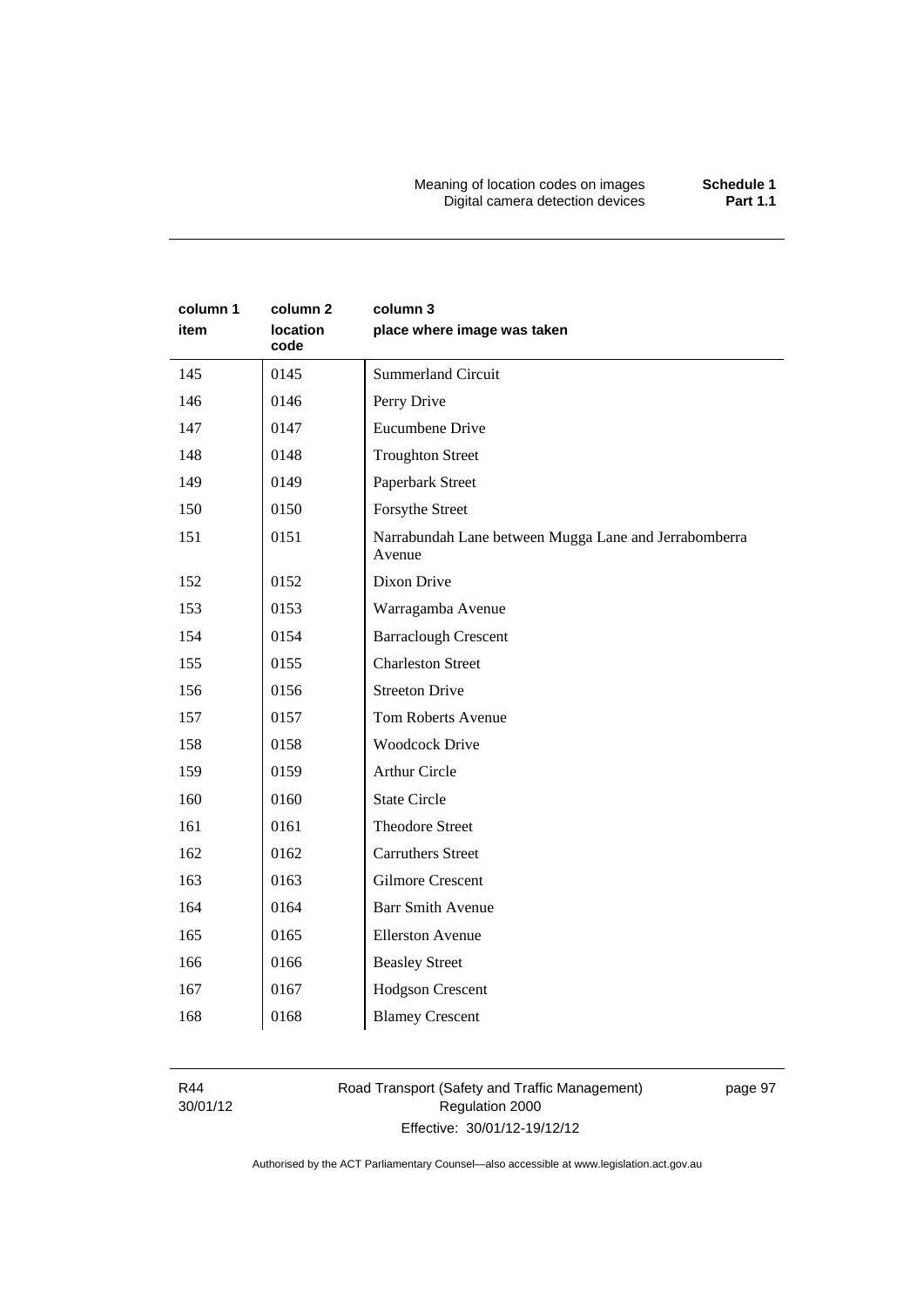| column 1 item | column 2 location code | column 3 place where image was taken |
|---|---|---|
| 145 | 0145 | Summerland Circuit |
| 146 | 0146 | Perry Drive |
| 147 | 0147 | Eucumbene Drive |
| 148 | 0148 | Troughton Street |
| 149 | 0149 | Paperbark Street |
| 150 | 0150 | Forsythe Street |
| 151 | 0151 | Narrabundah Lane between Mugga Lane and Jerrabomberra Avenue |
| 152 | 0152 | Dixon Drive |
| 153 | 0153 | Warragamba Avenue |
| 154 | 0154 | Barraclough Crescent |
| 155 | 0155 | Charleston Street |
| 156 | 0156 | Streeton Drive |
| 157 | 0157 | Tom Roberts Avenue |
| 158 | 0158 | Woodcock Drive |
| 159 | 0159 | Arthur Circle |
| 160 | 0160 | State Circle |
| 161 | 0161 | Theodore Street |
| 162 | 0162 | Carruthers Street |
| 163 | 0163 | Gilmore Crescent |
| 164 | 0164 | Barr Smith Avenue |
| 165 | 0165 | Ellerston Avenue |
| 166 | 0166 | Beasley Street |
| 167 | 0167 | Hodgson Crescent |
| 168 | 0168 | Blamey Crescent |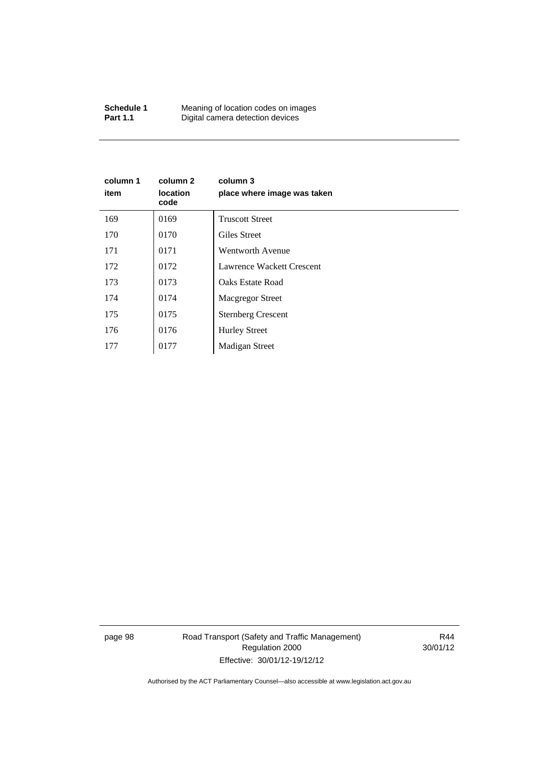| column 1 item | column 2 location code | column 3 place where image was taken |
|---|---|---|
| 169 | 0169 | Truscott Street |
| 170 | 0170 | Giles Street |
| 171 | 0171 | Wentworth Avenue |
| 172 | 0172 | Lawrence Wackett Crescent |
| 173 | 0173 | Oaks Estate Road |
| 174 | 0174 | Macgregor Street |
| 175 | 0175 | Sternberg Crescent |
| 176 | 0176 | Hurley Street |
| 177 | 0177 | Madigan Street |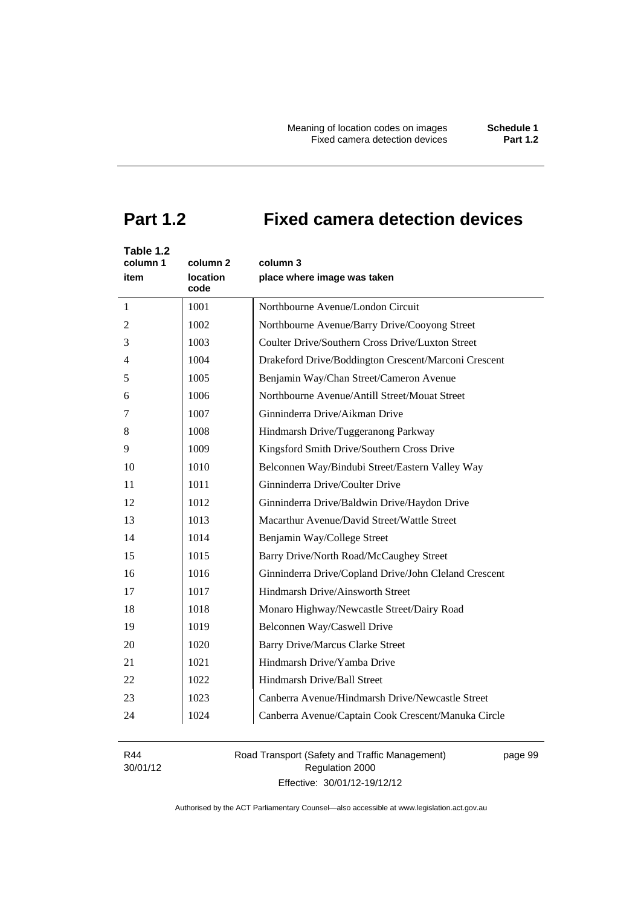# Part 1.2 Fixed camera detection devices

Table 1.2

| column 1<br>item | column 2<br>location code | column 3<br>place where image was taken |
|---|---|---|
| 1 | 1001 | Northbourne Avenue/London Circuit |
| 2 | 1002 | Northbourne Avenue/Barry Drive/Cooyong Street |
| 3 | 1003 | Coulter Drive/Southern Cross Drive/Luxton Street |
| 4 | 1004 | Drakeford Drive/Boddington Crescent/Marconi Crescent |
| 5 | 1005 | Benjamin Way/Chan Street/Cameron Avenue |
| 6 | 1006 | Northbourne Avenue/Antill Street/Mouat Street |
| 7 | 1007 | Ginninderra Drive/Aikman Drive |
| 8 | 1008 | Hindmarsh Drive/Tuggeranong Parkway |
| 9 | 1009 | Kingsford Smith Drive/Southern Cross Drive |
| 10 | 1010 | Belconnen Way/Bindubi Street/Eastern Valley Way |
| 11 | 1011 | Ginninderra Drive/Coulter Drive |
| 12 | 1012 | Ginninderra Drive/Baldwin Drive/Haydon Drive |
| 13 | 1013 | Macarthur Avenue/David Street/Wattle Street |
| 14 | 1014 | Benjamin Way/College Street |
| 15 | 1015 | Barry Drive/North Road/McCaughey Street |
| 16 | 1016 | Ginninderra Drive/Copland Drive/John Cleland Crescent |
| 17 | 1017 | Hindmarsh Drive/Ainsworth Street |
| 18 | 1018 | Monaro Highway/Newcastle Street/Dairy Road |
| 19 | 1019 | Belconnen Way/Caswell Drive |
| 20 | 1020 | Barry Drive/Marcus Clarke Street |
| 21 | 1021 | Hindmarsh Drive/Yamba Drive |
| 22 | 1022 | Hindmarsh Drive/Ball Street |
| 23 | 1023 | Canberra Avenue/Hindmarsh Drive/Newcastle Street |
| 24 | 1024 | Canberra Avenue/Captain Cook Crescent/Manuka Circle |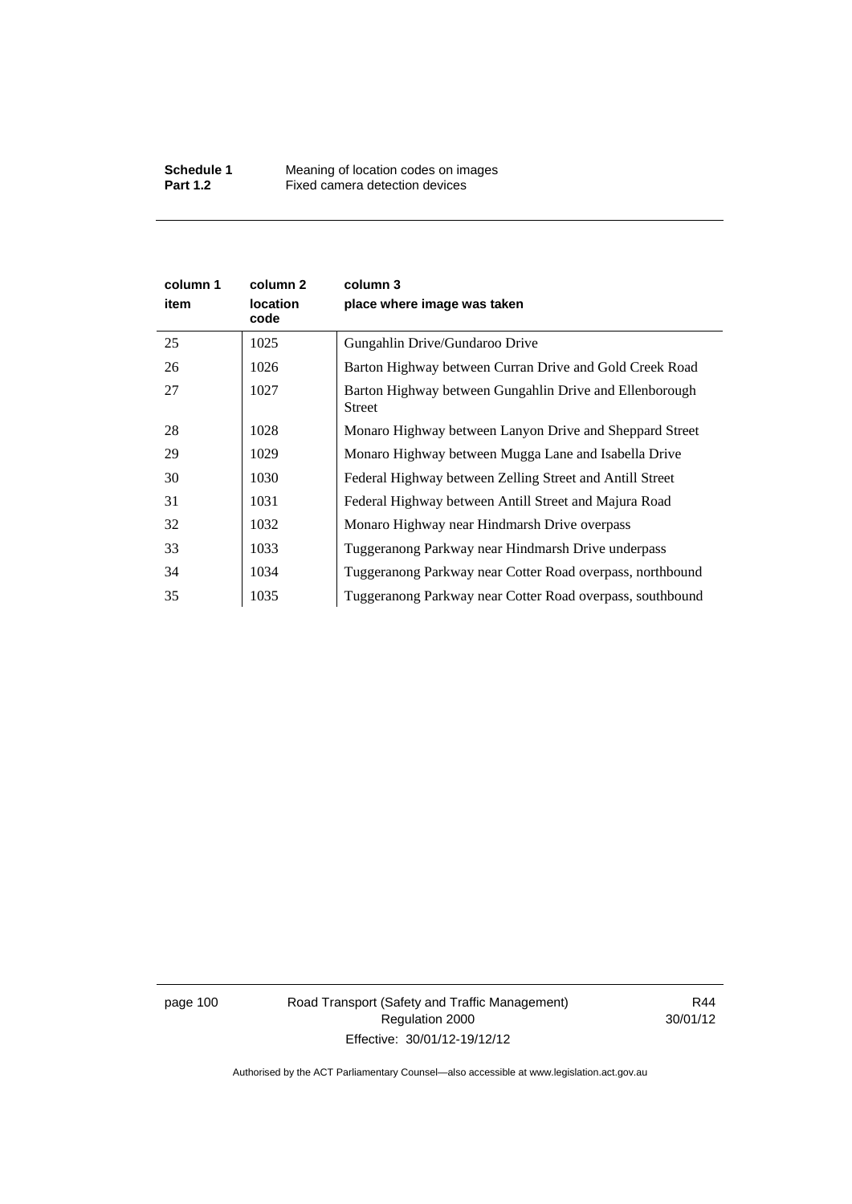| column 1<br>item | column 2<br>location code | column 3<br>place where image was taken |
|---|---|---|
| 25 | 1025 | Gungahlin Drive/Gundaroo Drive |
| 26 | 1026 | Barton Highway between Curran Drive and Gold Creek Road |
| 27 | 1027 | Barton Highway between Gungahlin Drive and Ellenborough Street |
| 28 | 1028 | Monaro Highway between Lanyon Drive and Sheppard Street |
| 29 | 1029 | Monaro Highway between Mugga Lane and Isabella Drive |
| 30 | 1030 | Federal Highway between Zelling Street and Antill Street |
| 31 | 1031 | Federal Highway between Antill Street and Majura Road |
| 32 | 1032 | Monaro Highway near Hindmarsh Drive overpass |
| 33 | 1033 | Tuggeranong Parkway near Hindmarsh Drive underpass |
| 34 | 1034 | Tuggeranong Parkway near Cotter Road overpass, northbound |
| 35 | 1035 | Tuggeranong Parkway near Cotter Road overpass, southbound |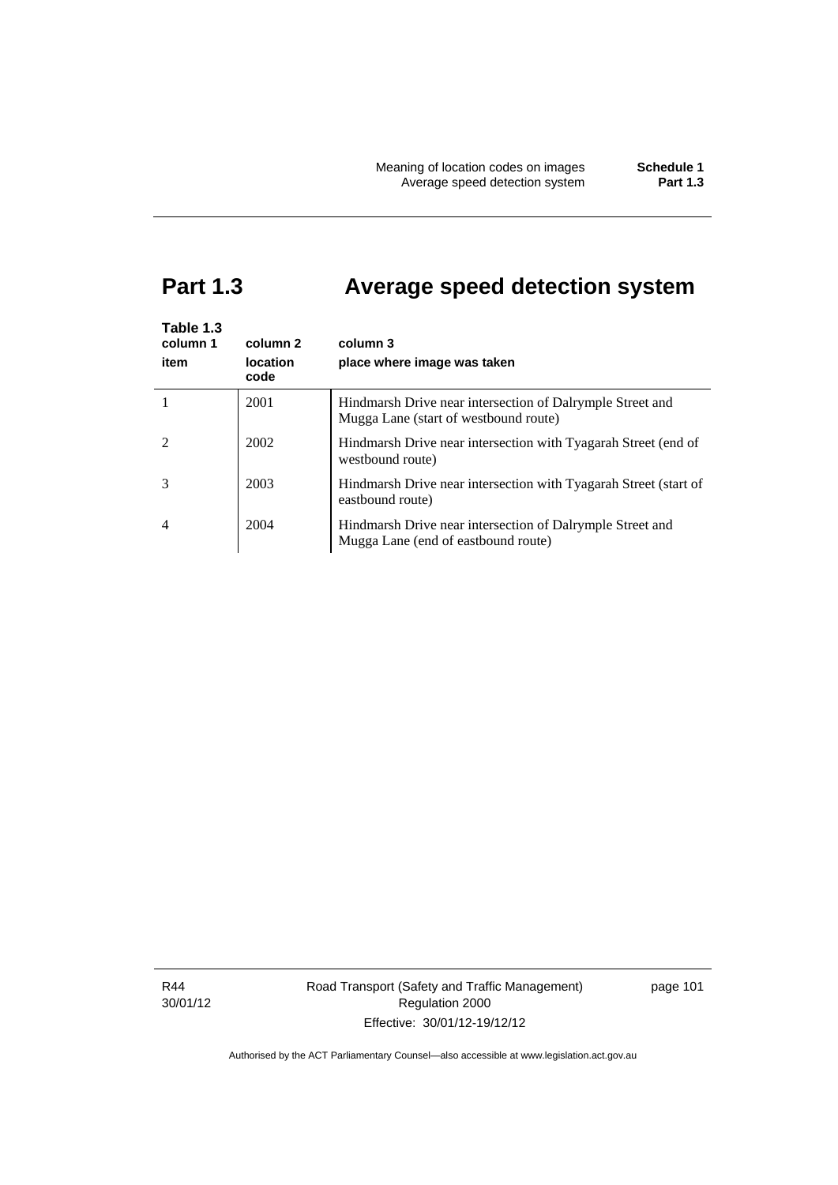# Part 1.3 Average speed detection system

**Table 1.3**

| column 1<br>item | column 2<br>location code | column 3<br>place where image was taken |
|---|---|---|
| 1 | 2001 | Hindmarsh Drive near intersection of Dalrymple Street and Mugga Lane (start of westbound route) |
| 2 | 2002 | Hindmarsh Drive near intersection with Tyagarah Street (end of westbound route) |
| 3 | 2003 | Hindmarsh Drive near intersection with Tyagarah Street (start of eastbound route) |
| 4 | 2004 | Hindmarsh Drive near intersection of Dalrymple Street and Mugga Lane (end of eastbound route) |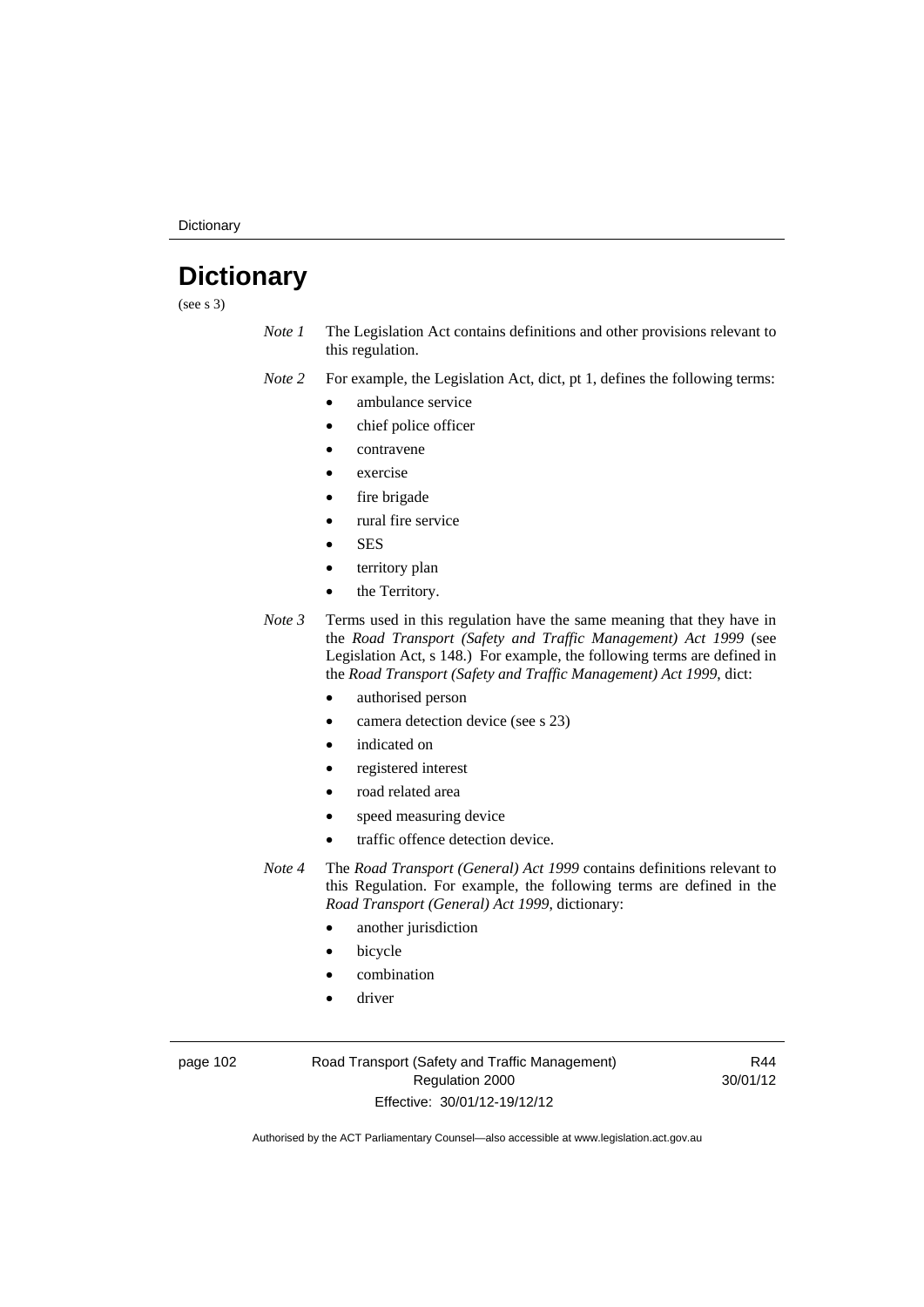# Dictionary

(see s 3)

*Note 1* The Legislation Act contains definitions and other provisions relevant to this regulation.

*Note 2* For example, the Legislation Act, dict, pt 1, defines the following terms:

- ambulance service
- chief police officer
- contravene
- exercise
- fire brigade
- rural fire service
- SES
- territory plan
- the Territory.

*Note 3* Terms used in this regulation have the same meaning that they have in the *Road Transport (Safety and Traffic Management) Act 1999* (see Legislation Act, s 148.) For example, the following terms are defined in the *Road Transport (Safety and Traffic Management) Act 1999*, dict:

- authorised person
- camera detection device (see s 23)
- indicated on
- registered interest
- road related area
- speed measuring device
- traffic offence detection device.

*Note 4* The *Road Transport (General) Act 1999* contains definitions relevant to this Regulation. For example, the following terms are defined in the *Road Transport (General) Act 1999*, dictionary:

- another jurisdiction
- bicycle
- combination
- driver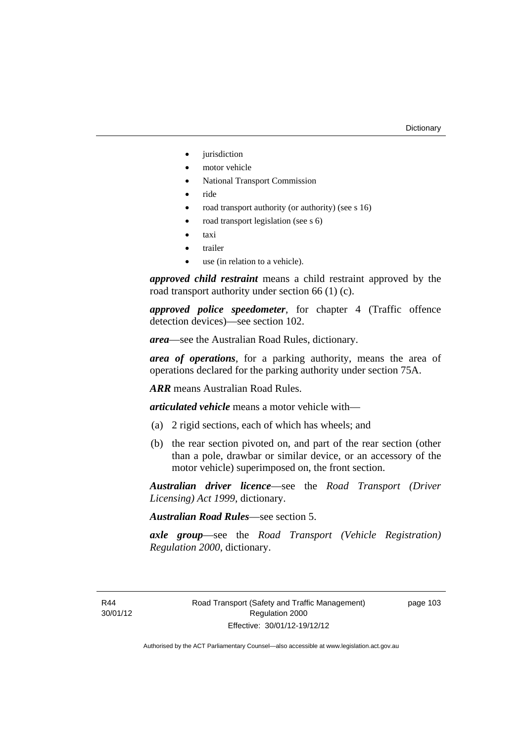- jurisdiction
- motor vehicle
- National Transport Commission
- ride
- road transport authority (or authority) (see s 16)
- road transport legislation (see s 6)
- taxi
- trailer
- use (in relation to a vehicle).

***approved child restraint*** means a child restraint approved by the road transport authority under section 66 (1) (c).

***approved police speedometer***, for chapter 4 (Traffic offence detection devices)—see section 102.

***area***—see the Australian Road Rules, dictionary.

***area of operations***, for a parking authority, means the area of operations declared for the parking authority under section 75A.

***ARR*** means Australian Road Rules.

***articulated vehicle*** means a motor vehicle with—

(a) 2 rigid sections, each of which has wheels; and

(b) the rear section pivoted on, and part of the rear section (other than a pole, drawbar or similar device, or an accessory of the motor vehicle) superimposed on, the front section.

***Australian driver licence***—see the *Road Transport (Driver Licensing) Act 1999*, dictionary.

***Australian Road Rules***—see section 5.

***axle group***—see the *Road Transport (Vehicle Registration) Regulation 2000*, dictionary.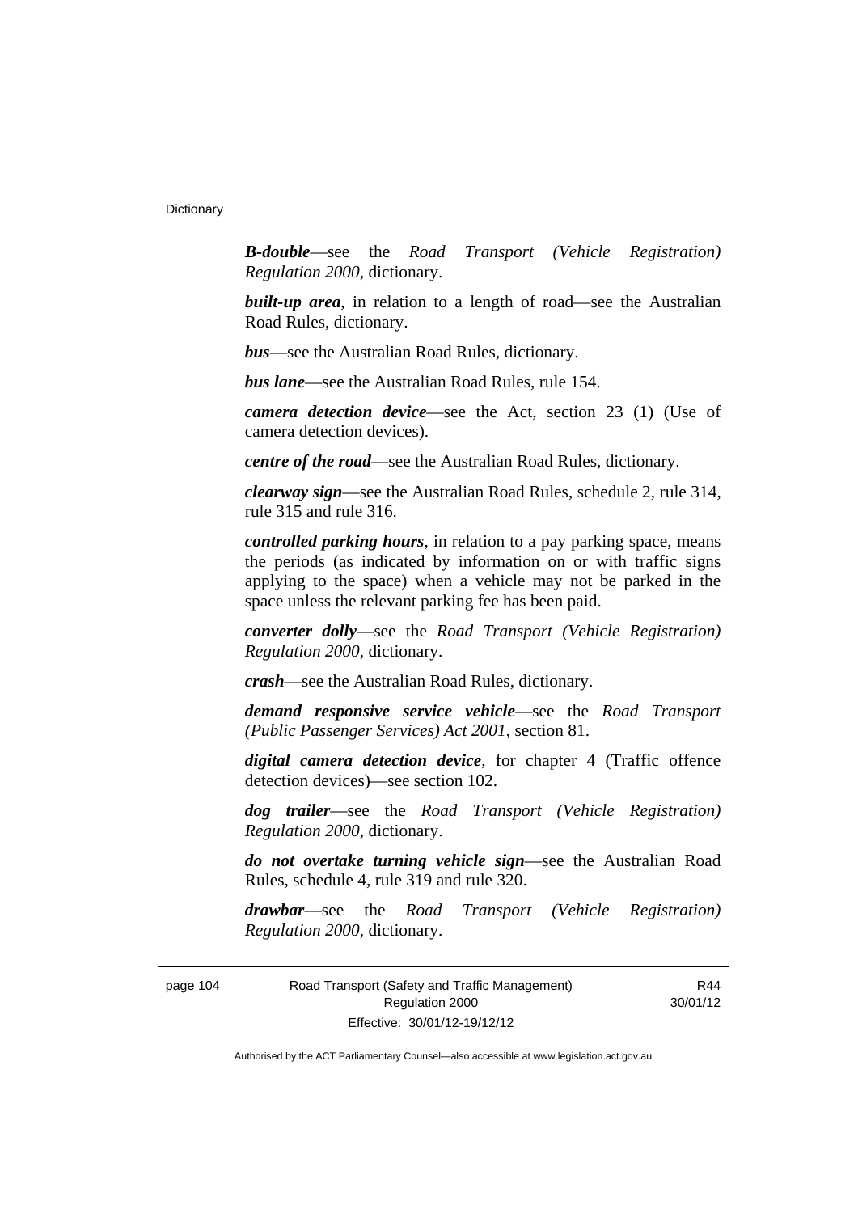***B-double***—see the *Road Transport (Vehicle Registration) Regulation 2000*, dictionary.

***built-up area***, in relation to a length of road—see the Australian Road Rules, dictionary.

***bus***—see the Australian Road Rules, dictionary.

***bus lane***—see the Australian Road Rules, rule 154.

***camera detection device***—see the Act, section 23 (1) (Use of camera detection devices).

***centre of the road***—see the Australian Road Rules, dictionary.

***clearway sign***—see the Australian Road Rules, schedule 2, rule 314, rule 315 and rule 316.

***controlled parking hours***, in relation to a pay parking space, means the periods (as indicated by information on or with traffic signs applying to the space) when a vehicle may not be parked in the space unless the relevant parking fee has been paid.

***converter dolly***—see the *Road Transport (Vehicle Registration) Regulation 2000*, dictionary.

***crash***—see the Australian Road Rules, dictionary.

***demand responsive service vehicle***—see the *Road Transport (Public Passenger Services) Act 2001*, section 81.

***digital camera detection device***, for chapter 4 (Traffic offence detection devices)—see section 102.

***dog trailer***—see the *Road Transport (Vehicle Registration) Regulation 2000*, dictionary.

***do not overtake turning vehicle sign***—see the Australian Road Rules, schedule 4, rule 319 and rule 320.

***drawbar***—see the *Road Transport (Vehicle Registration) Regulation 2000*, dictionary.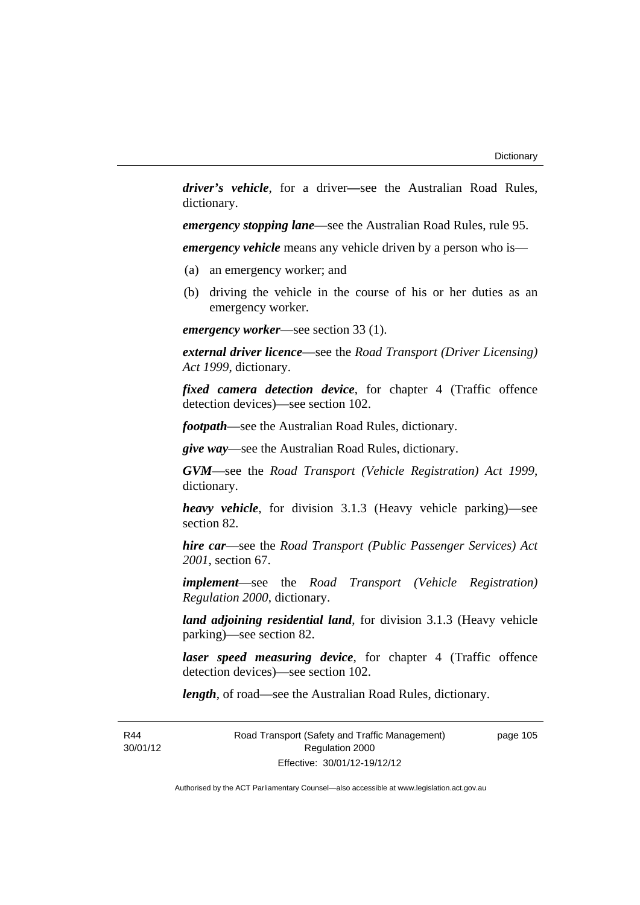***driver's vehicle***, for a driver—see the Australian Road Rules, dictionary.

***emergency stopping lane***—see the Australian Road Rules, rule 95.

***emergency vehicle*** means any vehicle driven by a person who is—

(a) an emergency worker; and

(b) driving the vehicle in the course of his or her duties as an emergency worker.

***emergency worker***—see section 33 (1).

***external driver licence***—see the *Road Transport (Driver Licensing) Act 1999*, dictionary.

***fixed camera detection device***, for chapter 4 (Traffic offence detection devices)—see section 102.

***footpath***—see the Australian Road Rules, dictionary.

***give way***—see the Australian Road Rules, dictionary.

***GVM***—see the *Road Transport (Vehicle Registration) Act 1999*, dictionary.

***heavy vehicle***, for division 3.1.3 (Heavy vehicle parking)—see section 82.

***hire car***—see the *Road Transport (Public Passenger Services) Act 2001*, section 67.

***implement***—see the *Road Transport (Vehicle Registration) Regulation 2000*, dictionary.

***land adjoining residential land***, for division 3.1.3 (Heavy vehicle parking)—see section 82.

***laser speed measuring device***, for chapter 4 (Traffic offence detection devices)—see section 102.

***length***, of road—see the Australian Road Rules, dictionary.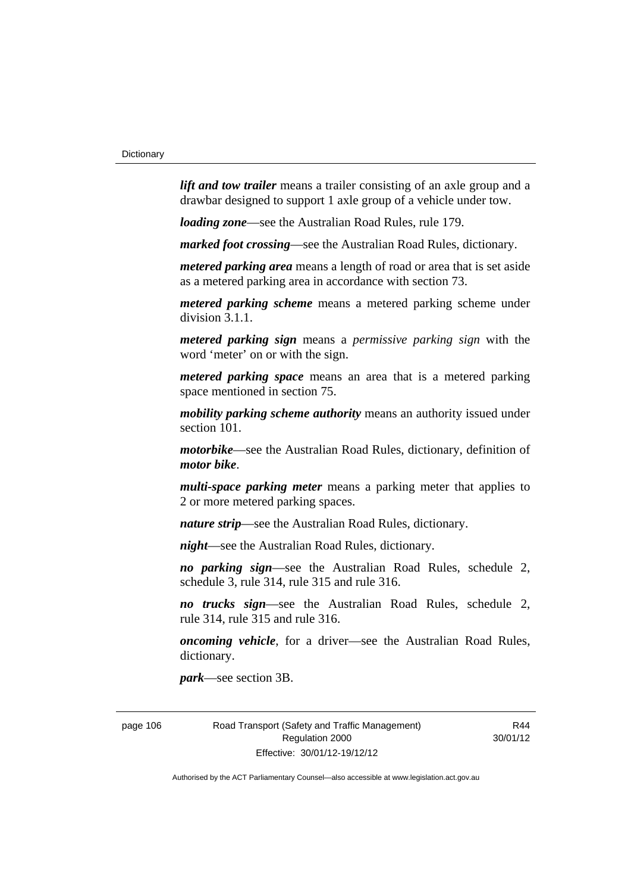***lift and tow trailer*** means a trailer consisting of an axle group and a drawbar designed to support 1 axle group of a vehicle under tow.

***loading zone***—see the Australian Road Rules, rule 179.

***marked foot crossing***—see the Australian Road Rules, dictionary.

***metered parking area*** means a length of road or area that is set aside as a metered parking area in accordance with section 73.

***metered parking scheme*** means a metered parking scheme under division 3.1.1.

***metered parking sign*** means a *permissive parking sign* with the word 'meter' on or with the sign.

***metered parking space*** means an area that is a metered parking space mentioned in section 75.

***mobility parking scheme authority*** means an authority issued under section 101.

***motorbike***—see the Australian Road Rules, dictionary, definition of ***motor bike***.

***multi-space parking meter*** means a parking meter that applies to 2 or more metered parking spaces.

***nature strip***—see the Australian Road Rules, dictionary.

***night***—see the Australian Road Rules, dictionary.

***no parking sign***—see the Australian Road Rules, schedule 2, schedule 3, rule 314, rule 315 and rule 316.

***no trucks sign***—see the Australian Road Rules, schedule 2, rule 314, rule 315 and rule 316.

***oncoming vehicle***, for a driver—see the Australian Road Rules, dictionary.

***park***—see section 3B.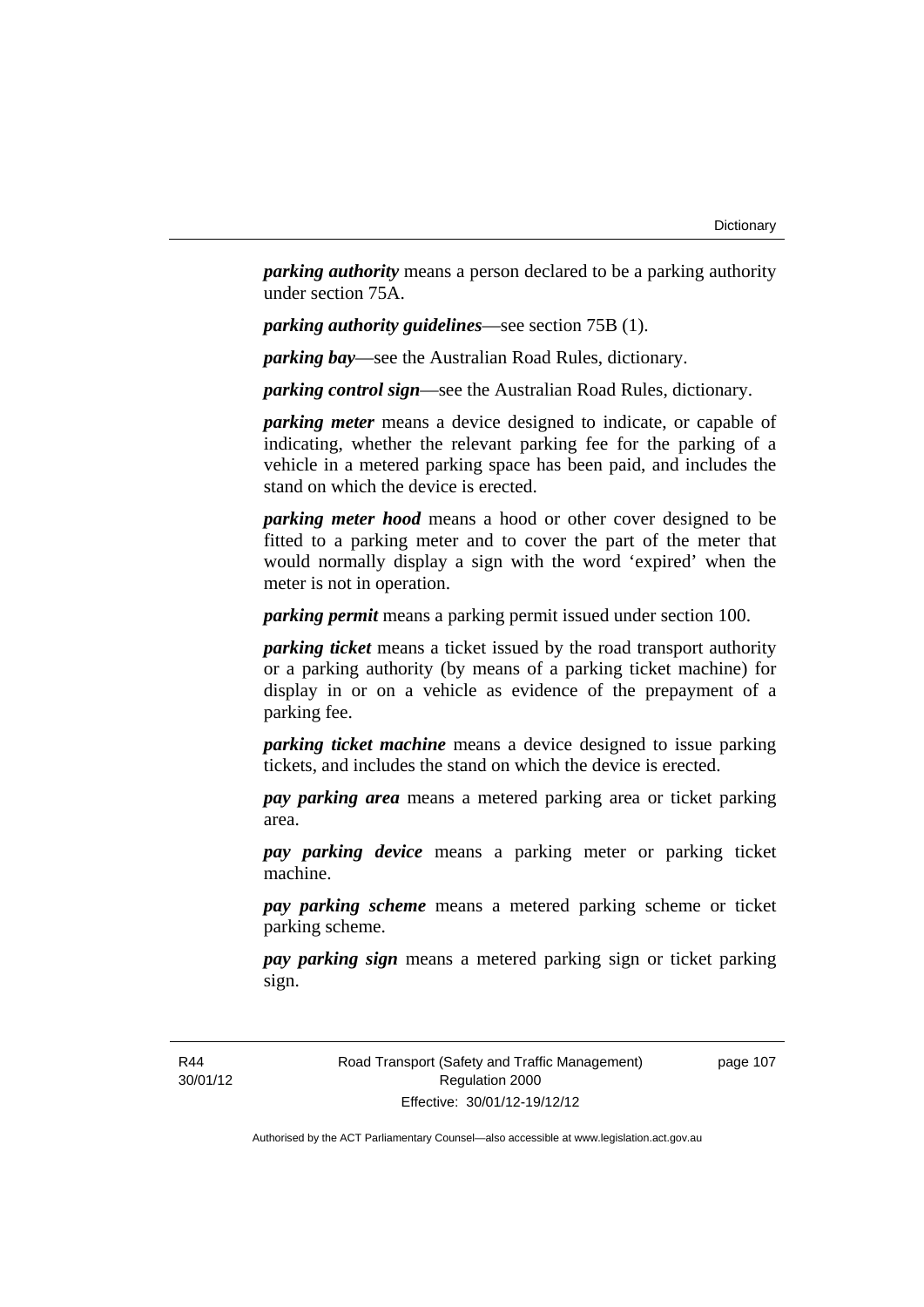***parking authority*** means a person declared to be a parking authority under section 75A.

***parking authority guidelines***—see section 75B (1).

***parking bay***—see the Australian Road Rules, dictionary.

***parking control sign***—see the Australian Road Rules, dictionary.

***parking meter*** means a device designed to indicate, or capable of indicating, whether the relevant parking fee for the parking of a vehicle in a metered parking space has been paid, and includes the stand on which the device is erected.

***parking meter hood*** means a hood or other cover designed to be fitted to a parking meter and to cover the part of the meter that would normally display a sign with the word 'expired' when the meter is not in operation.

***parking permit*** means a parking permit issued under section 100.

***parking ticket*** means a ticket issued by the road transport authority or a parking authority (by means of a parking ticket machine) for display in or on a vehicle as evidence of the prepayment of a parking fee.

***parking ticket machine*** means a device designed to issue parking tickets, and includes the stand on which the device is erected.

***pay parking area*** means a metered parking area or ticket parking area.

***pay parking device*** means a parking meter or parking ticket machine.

***pay parking scheme*** means a metered parking scheme or ticket parking scheme.

***pay parking sign*** means a metered parking sign or ticket parking sign.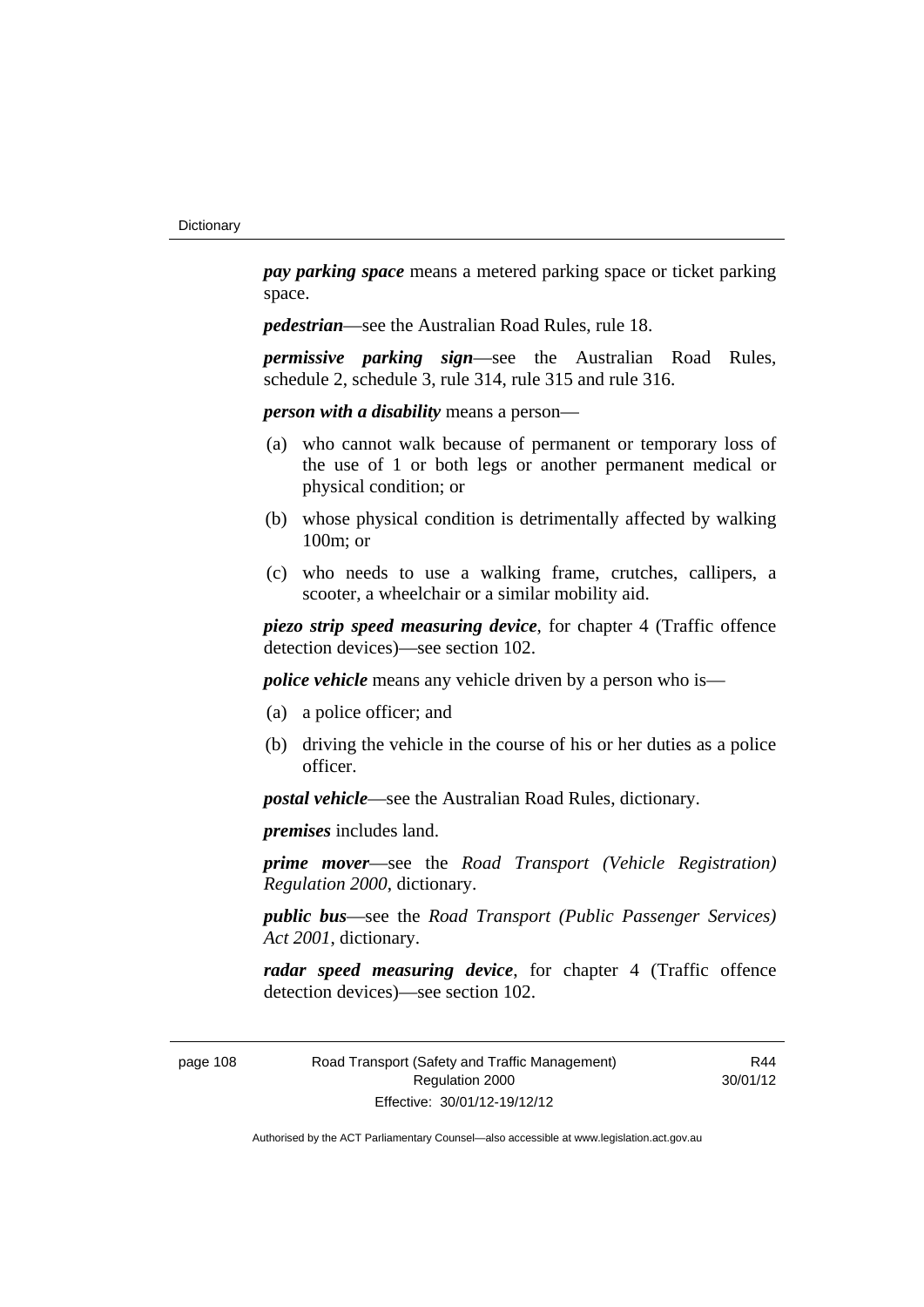***pay parking space*** means a metered parking space or ticket parking space.

***pedestrian***—see the Australian Road Rules, rule 18.

***permissive parking sign***—see the Australian Road Rules, schedule 2, schedule 3, rule 314, rule 315 and rule 316.

***person with a disability*** means a person—

(a) who cannot walk because of permanent or temporary loss of the use of 1 or both legs or another permanent medical or physical condition; or

(b) whose physical condition is detrimentally affected by walking 100m; or

(c) who needs to use a walking frame, crutches, callipers, a scooter, a wheelchair or a similar mobility aid.

***piezo strip speed measuring device***, for chapter 4 (Traffic offence detection devices)—see section 102.

***police vehicle*** means any vehicle driven by a person who is—

(a) a police officer; and

(b) driving the vehicle in the course of his or her duties as a police officer.

***postal vehicle***—see the Australian Road Rules, dictionary.

***premises*** includes land.

***prime mover***—see the *Road Transport (Vehicle Registration) Regulation 2000*, dictionary.

***public bus***—see the *Road Transport (Public Passenger Services) Act 2001*, dictionary.

***radar speed measuring device***, for chapter 4 (Traffic offence detection devices)—see section 102.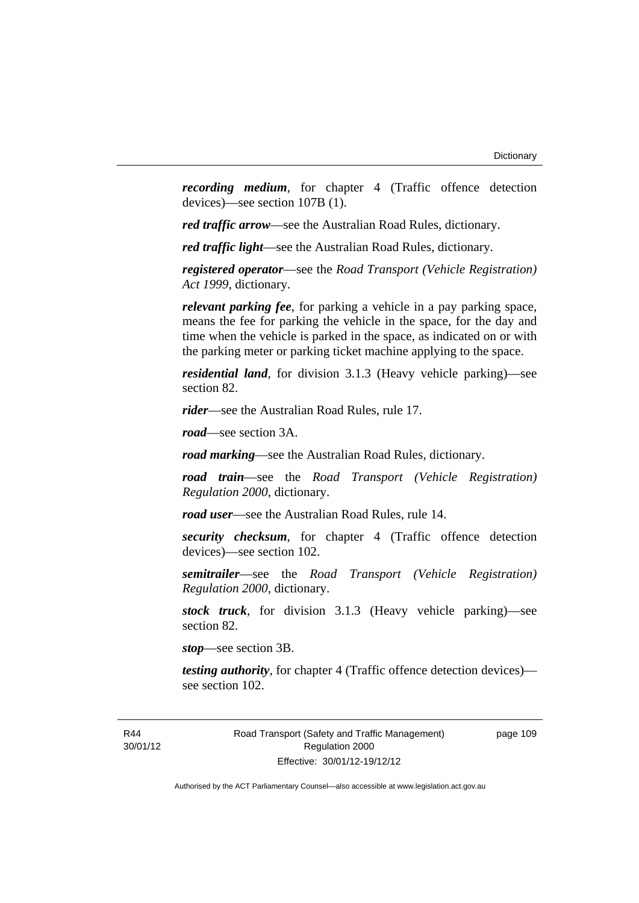***recording medium***, for chapter 4 (Traffic offence detection devices)—see section 107B (1).

***red traffic arrow***—see the Australian Road Rules, dictionary.

***red traffic light***—see the Australian Road Rules, dictionary.

***registered operator***—see the *Road Transport (Vehicle Registration) Act 1999*, dictionary.

***relevant parking fee***, for parking a vehicle in a pay parking space, means the fee for parking the vehicle in the space, for the day and time when the vehicle is parked in the space, as indicated on or with the parking meter or parking ticket machine applying to the space.

***residential land***, for division 3.1.3 (Heavy vehicle parking)—see section 82.

***rider***—see the Australian Road Rules, rule 17.

***road***—see section 3A.

***road marking***—see the Australian Road Rules, dictionary.

***road train***—see the *Road Transport (Vehicle Registration) Regulation 2000*, dictionary.

***road user***—see the Australian Road Rules, rule 14.

***security checksum***, for chapter 4 (Traffic offence detection devices)—see section 102.

***semitrailer***—see the *Road Transport (Vehicle Registration) Regulation 2000*, dictionary.

***stock truck***, for division 3.1.3 (Heavy vehicle parking)—see section 82.

***stop***—see section 3B.

***testing authority***, for chapter 4 (Traffic offence detection devices)—see section 102.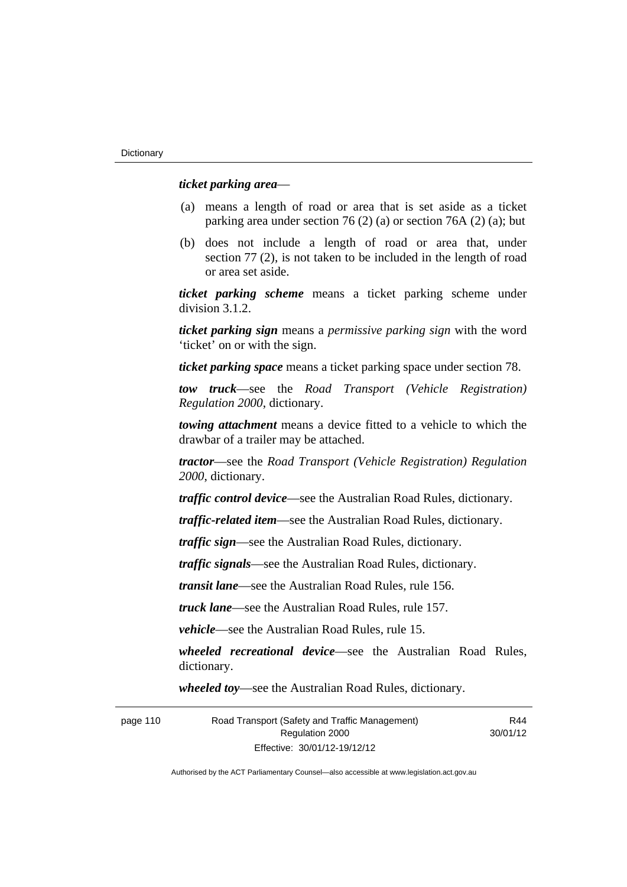***ticket parking area***—

(a) means a length of road or area that is set aside as a ticket parking area under section 76 (2) (a) or section 76A (2) (a); but

(b) does not include a length of road or area that, under section 77 (2), is not taken to be included in the length of road or area set aside.

***ticket parking scheme*** means a ticket parking scheme under division 3.1.2.

***ticket parking sign*** means a *permissive parking sign* with the word 'ticket' on or with the sign.

***ticket parking space*** means a ticket parking space under section 78.

***tow truck***—see the *Road Transport (Vehicle Registration) Regulation 2000*, dictionary.

***towing attachment*** means a device fitted to a vehicle to which the drawbar of a trailer may be attached.

***tractor***—see the *Road Transport (Vehicle Registration) Regulation 2000*, dictionary.

***traffic control device***—see the Australian Road Rules, dictionary.

***traffic-related item***—see the Australian Road Rules, dictionary.

***traffic sign***—see the Australian Road Rules, dictionary.

***traffic signals***—see the Australian Road Rules, dictionary.

***transit lane***—see the Australian Road Rules, rule 156.

***truck lane***—see the Australian Road Rules, rule 157.

***vehicle***—see the Australian Road Rules, rule 15.

***wheeled recreational device***—see the Australian Road Rules, dictionary.

***wheeled toy***—see the Australian Road Rules, dictionary.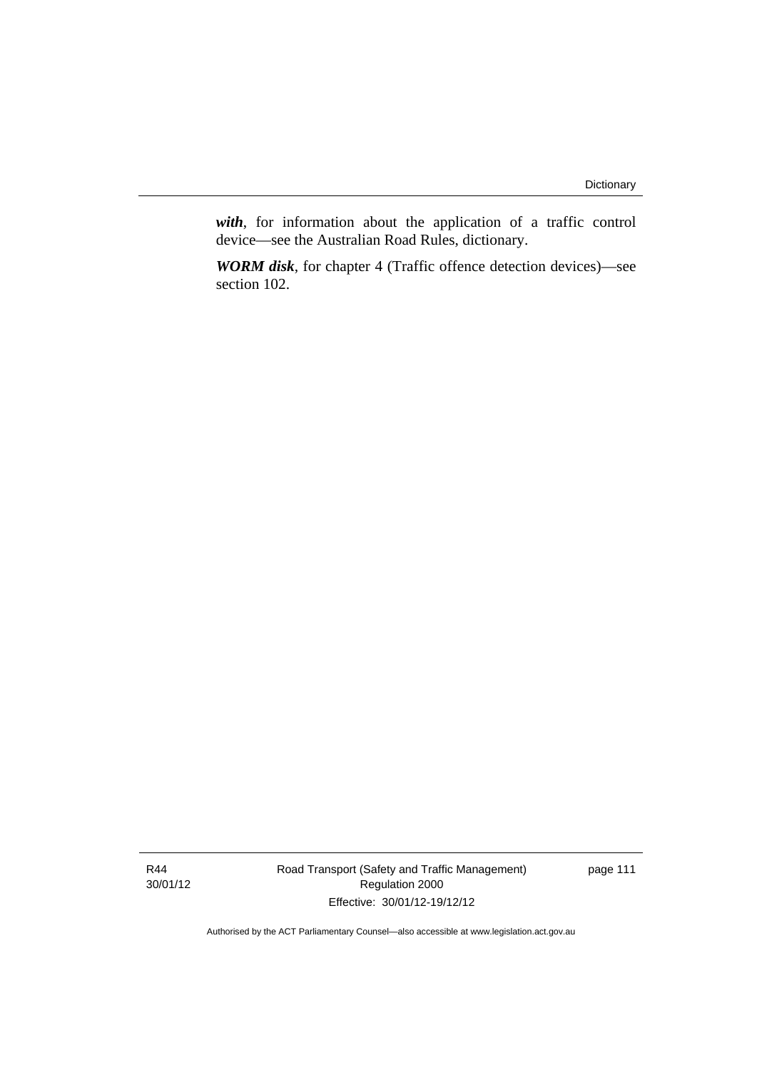***with***, for information about the application of a traffic control device—see the Australian Road Rules, dictionary.

***WORM disk***, for chapter 4 (Traffic offence detection devices)—see section 102.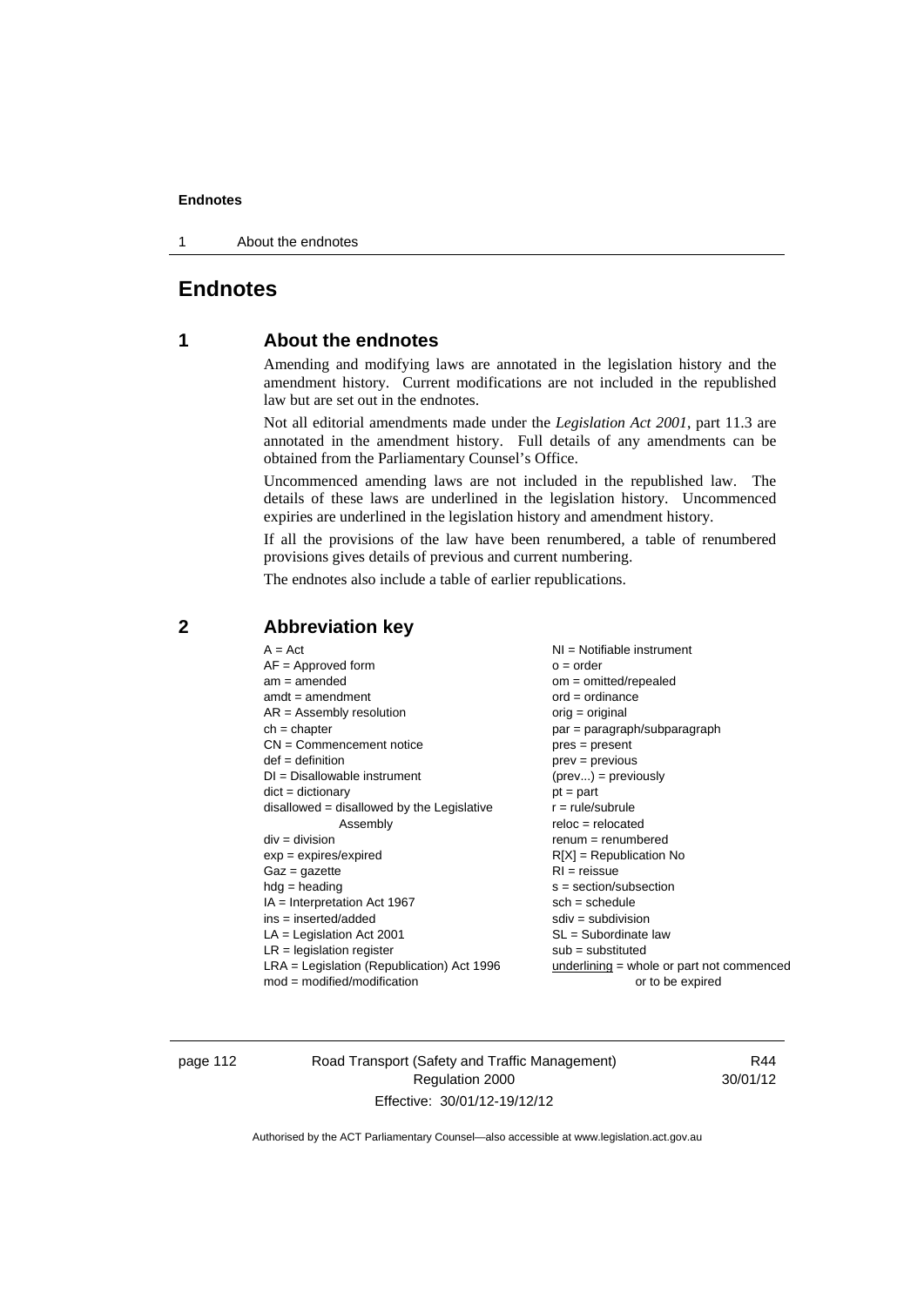# Endnotes

## 1 About the endnotes

Amending and modifying laws are annotated in the legislation history and the amendment history. Current modifications are not included in the republished law but are set out in the endnotes.

Not all editorial amendments made under the *Legislation Act 2001*, part 11.3 are annotated in the amendment history. Full details of any amendments can be obtained from the Parliamentary Counsel's Office.

Uncommenced amending laws are not included in the republished law. The details of these laws are underlined in the legislation history. Uncommenced expiries are underlined in the legislation history and amendment history.

If all the provisions of the law have been renumbered, a table of renumbered provisions gives details of previous and current numbering.

The endnotes also include a table of earlier republications.

## 2 Abbreviation key

A = Act
AF = Approved form
am = amended
amdt = amendment
AR = Assembly resolution
ch = chapter
CN = Commencement notice
def = definition
DI = Disallowable instrument
dict = dictionary
disallowed = disallowed by the Legislative Assembly
div = division
exp = expires/expired
Gaz = gazette
hdg = heading
IA = Interpretation Act 1967
ins = inserted/added
LA = Legislation Act 2001
LR = legislation register
LRA = Legislation (Republication) Act 1996
mod = modified/modification
NI = Notifiable instrument
o = order
om = omitted/repealed
ord = ordinance
orig = original
par = paragraph/subparagraph
pres = present
prev = previous
(prev...) = previously
pt = part
r = rule/subrule
reloc = relocated
renum = renumbered
R[X] = Republication No
RI = reissue
s = section/subsection
sch = schedule
sdiv = subdivision
SL = Subordinate law
sub = substituted
underlining = whole or part not commenced or to be expired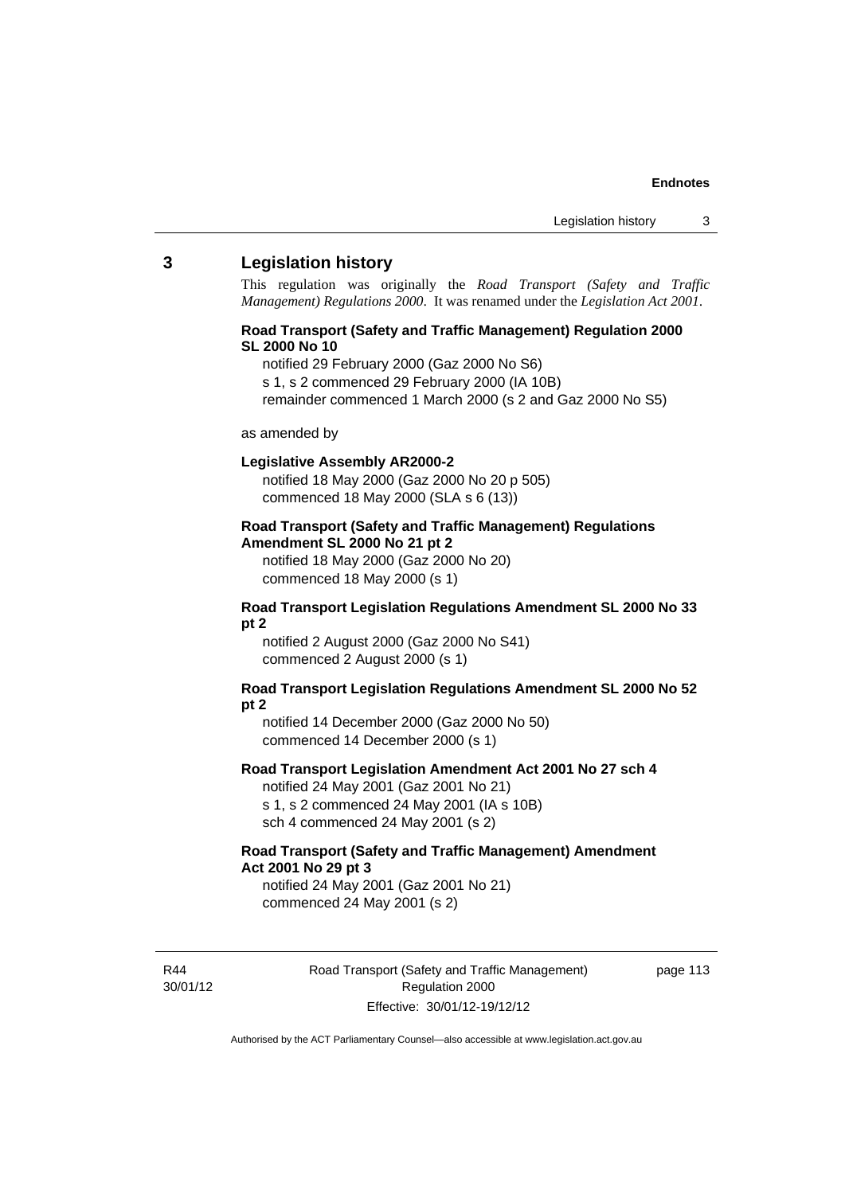## 3 Legislation history

This regulation was originally the *Road Transport (Safety and Traffic Management) Regulations 2000*. It was renamed under the *Legislation Act 2001*.

**Road Transport (Safety and Traffic Management) Regulation 2000 SL 2000 No 10**

notified 29 February 2000 (Gaz 2000 No S6)
s 1, s 2 commenced 29 February 2000 (IA 10B)
remainder commenced 1 March 2000 (s 2 and Gaz 2000 No S5)

as amended by

**Legislative Assembly AR2000-2**

notified 18 May 2000 (Gaz 2000 No 20 p 505)
commenced 18 May 2000 (SLA s 6 (13))

**Road Transport (Safety and Traffic Management) Regulations Amendment SL 2000 No 21 pt 2**

notified 18 May 2000 (Gaz 2000 No 20)
commenced 18 May 2000 (s 1)

**Road Transport Legislation Regulations Amendment SL 2000 No 33 pt 2**

notified 2 August 2000 (Gaz 2000 No S41)
commenced 2 August 2000 (s 1)

**Road Transport Legislation Regulations Amendment SL 2000 No 52 pt 2**

notified 14 December 2000 (Gaz 2000 No 50)
commenced 14 December 2000 (s 1)

**Road Transport Legislation Amendment Act 2001 No 27 sch 4**

notified 24 May 2001 (Gaz 2001 No 21)
s 1, s 2 commenced 24 May 2001 (IA s 10B)
sch 4 commenced 24 May 2001 (s 2)

**Road Transport (Safety and Traffic Management) Amendment Act 2001 No 29 pt 3**

notified 24 May 2001 (Gaz 2001 No 21)
commenced 24 May 2001 (s 2)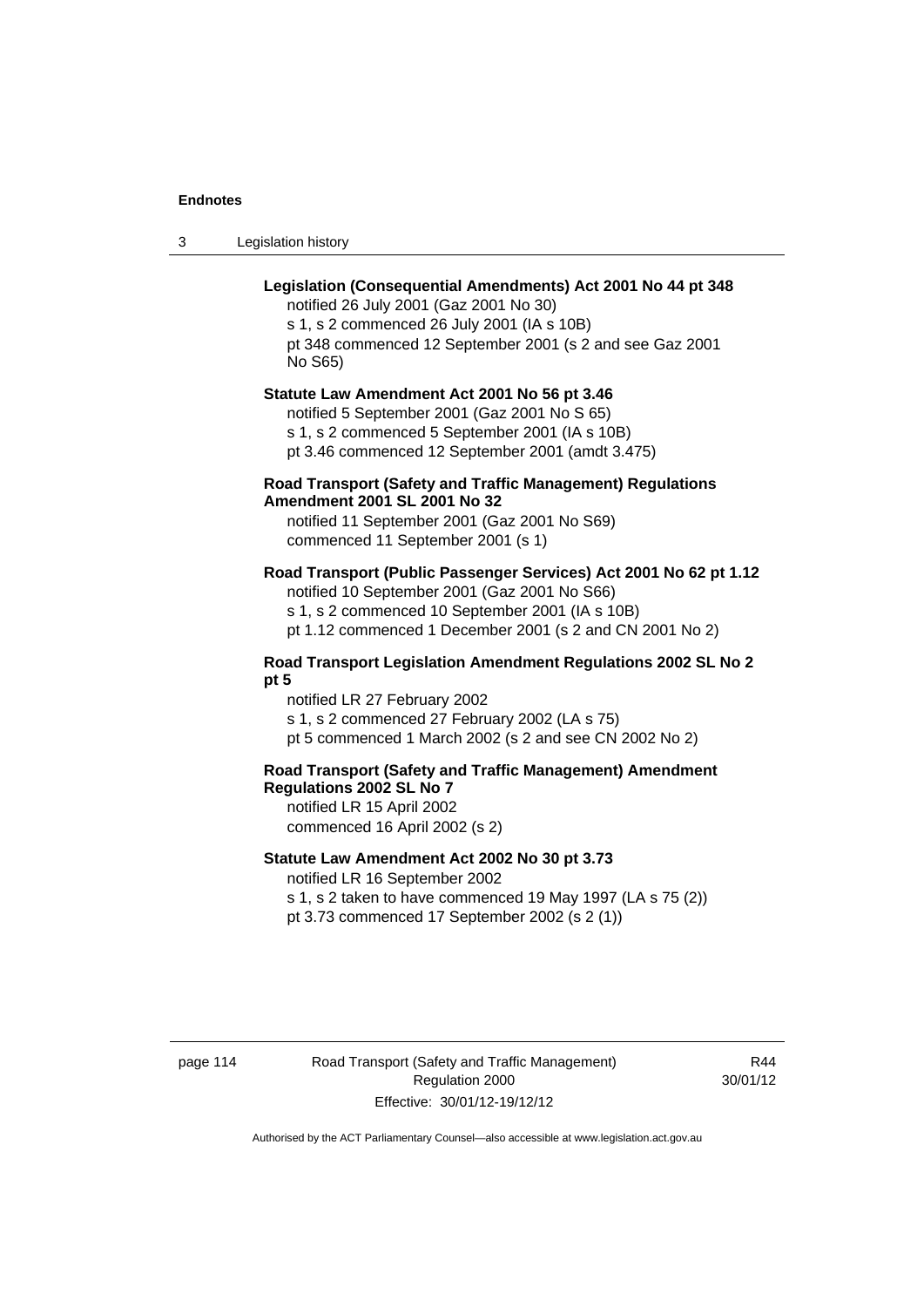**Legislation (Consequential Amendments) Act 2001 No 44 pt 348**

notified 26 July 2001 (Gaz 2001 No 30)

s 1, s 2 commenced 26 July 2001 (IA s 10B)

pt 348 commenced 12 September 2001 (s 2 and see Gaz 2001 No S65)

**Statute Law Amendment Act 2001 No 56 pt 3.46**

notified 5 September 2001 (Gaz 2001 No S 65)

s 1, s 2 commenced 5 September 2001 (IA s 10B)

pt 3.46 commenced 12 September 2001 (amdt 3.475)

**Road Transport (Safety and Traffic Management) Regulations Amendment 2001 SL 2001 No 32**

notified 11 September 2001 (Gaz 2001 No S69)

commenced 11 September 2001 (s 1)

**Road Transport (Public Passenger Services) Act 2001 No 62 pt 1.12**

notified 10 September 2001 (Gaz 2001 No S66)

s 1, s 2 commenced 10 September 2001 (IA s 10B)

pt 1.12 commenced 1 December 2001 (s 2 and CN 2001 No 2)

**Road Transport Legislation Amendment Regulations 2002 SL No 2 pt 5**

notified LR 27 February 2002

s 1, s 2 commenced 27 February 2002 (LA s 75)

pt 5 commenced 1 March 2002 (s 2 and see CN 2002 No 2)

**Road Transport (Safety and Traffic Management) Amendment Regulations 2002 SL No 7**

notified LR 15 April 2002

commenced 16 April 2002 (s 2)

**Statute Law Amendment Act 2002 No 30 pt 3.73**

notified LR 16 September 2002

s 1, s 2 taken to have commenced 19 May 1997 (LA s 75 (2))

pt 3.73 commenced 17 September 2002 (s 2 (1))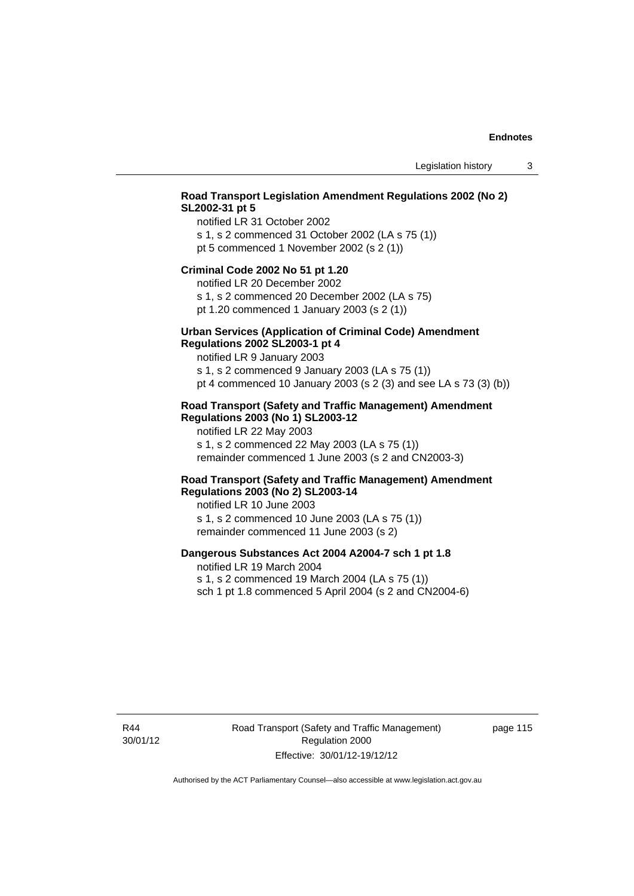**Road Transport Legislation Amendment Regulations 2002 (No 2) SL2002-31 pt 5**

notified LR 31 October 2002
s 1, s 2 commenced 31 October 2002 (LA s 75 (1))
pt 5 commenced 1 November 2002 (s 2 (1))

**Criminal Code 2002 No 51 pt 1.20**

notified LR 20 December 2002
s 1, s 2 commenced 20 December 2002 (LA s 75)
pt 1.20 commenced 1 January 2003 (s 2 (1))

**Urban Services (Application of Criminal Code) Amendment Regulations 2002 SL2003-1 pt 4**

notified LR 9 January 2003
s 1, s 2 commenced 9 January 2003 (LA s 75 (1))
pt 4 commenced 10 January 2003 (s 2 (3) and see LA s 73 (3) (b))

**Road Transport (Safety and Traffic Management) Amendment Regulations 2003 (No 1) SL2003-12**

notified LR 22 May 2003
s 1, s 2 commenced 22 May 2003 (LA s 75 (1))
remainder commenced 1 June 2003 (s 2 and CN2003-3)

**Road Transport (Safety and Traffic Management) Amendment Regulations 2003 (No 2) SL2003-14**

notified LR 10 June 2003
s 1, s 2 commenced 10 June 2003 (LA s 75 (1))
remainder commenced 11 June 2003 (s 2)

**Dangerous Substances Act 2004 A2004-7 sch 1 pt 1.8**

notified LR 19 March 2004
s 1, s 2 commenced 19 March 2004 (LA s 75 (1))
sch 1 pt 1.8 commenced 5 April 2004 (s 2 and CN2004-6)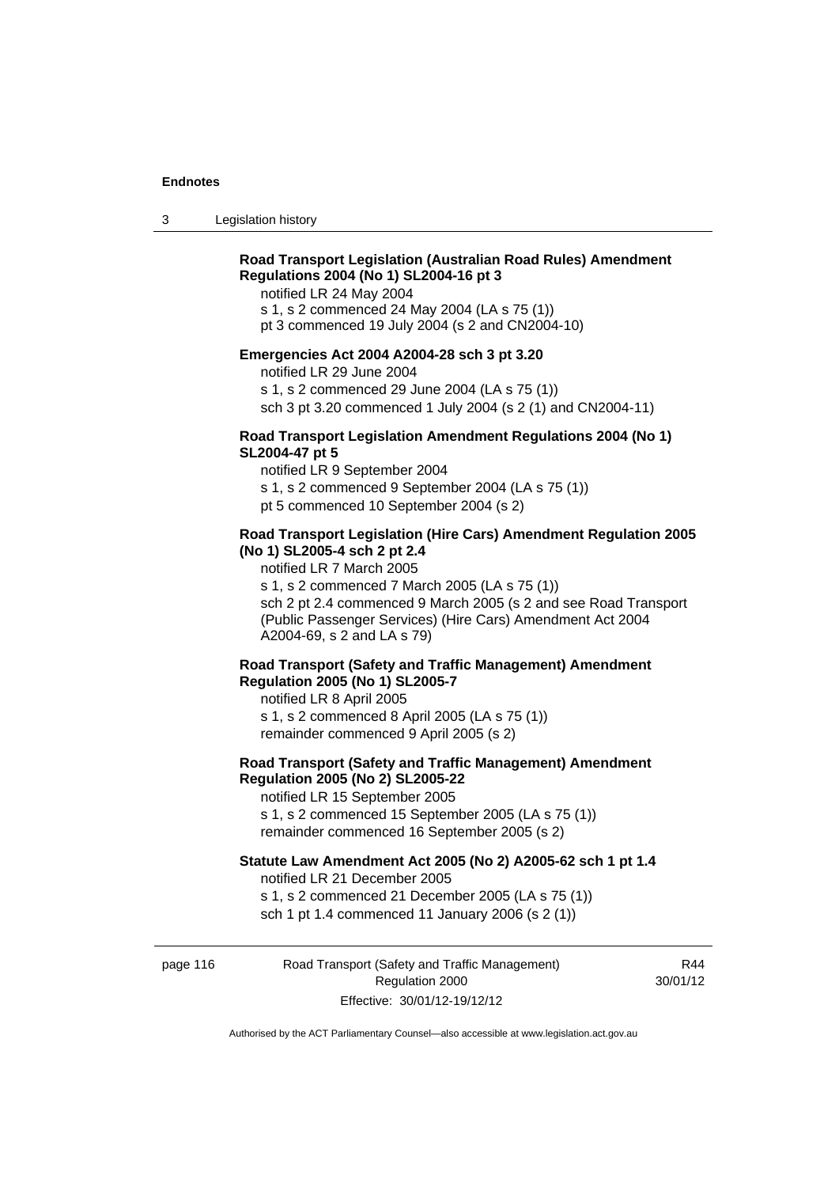**Road Transport Legislation (Australian Road Rules) Amendment Regulations 2004 (No 1) SL2004-16 pt 3**

notified LR 24 May 2004
s 1, s 2 commenced 24 May 2004 (LA s 75 (1))
pt 3 commenced 19 July 2004 (s 2 and CN2004-10)

**Emergencies Act 2004 A2004-28 sch 3 pt 3.20**

notified LR 29 June 2004
s 1, s 2 commenced 29 June 2004 (LA s 75 (1))
sch 3 pt 3.20 commenced 1 July 2004 (s 2 (1) and CN2004-11)

**Road Transport Legislation Amendment Regulations 2004 (No 1) SL2004-47 pt 5**

notified LR 9 September 2004
s 1, s 2 commenced 9 September 2004 (LA s 75 (1))
pt 5 commenced 10 September 2004 (s 2)

**Road Transport Legislation (Hire Cars) Amendment Regulation 2005 (No 1) SL2005-4 sch 2 pt 2.4**

notified LR 7 March 2005
s 1, s 2 commenced 7 March 2005 (LA s 75 (1))
sch 2 pt 2.4 commenced 9 March 2005 (s 2 and see Road Transport (Public Passenger Services) (Hire Cars) Amendment Act 2004 A2004-69, s 2 and LA s 79)

**Road Transport (Safety and Traffic Management) Amendment Regulation 2005 (No 1) SL2005-7**

notified LR 8 April 2005
s 1, s 2 commenced 8 April 2005 (LA s 75 (1))
remainder commenced 9 April 2005 (s 2)

**Road Transport (Safety and Traffic Management) Amendment Regulation 2005 (No 2) SL2005-22**

notified LR 15 September 2005
s 1, s 2 commenced 15 September 2005 (LA s 75 (1))
remainder commenced 16 September 2005 (s 2)

**Statute Law Amendment Act 2005 (No 2) A2005-62 sch 1 pt 1.4**

notified LR 21 December 2005
s 1, s 2 commenced 21 December 2005 (LA s 75 (1))
sch 1 pt 1.4 commenced 11 January 2006 (s 2 (1))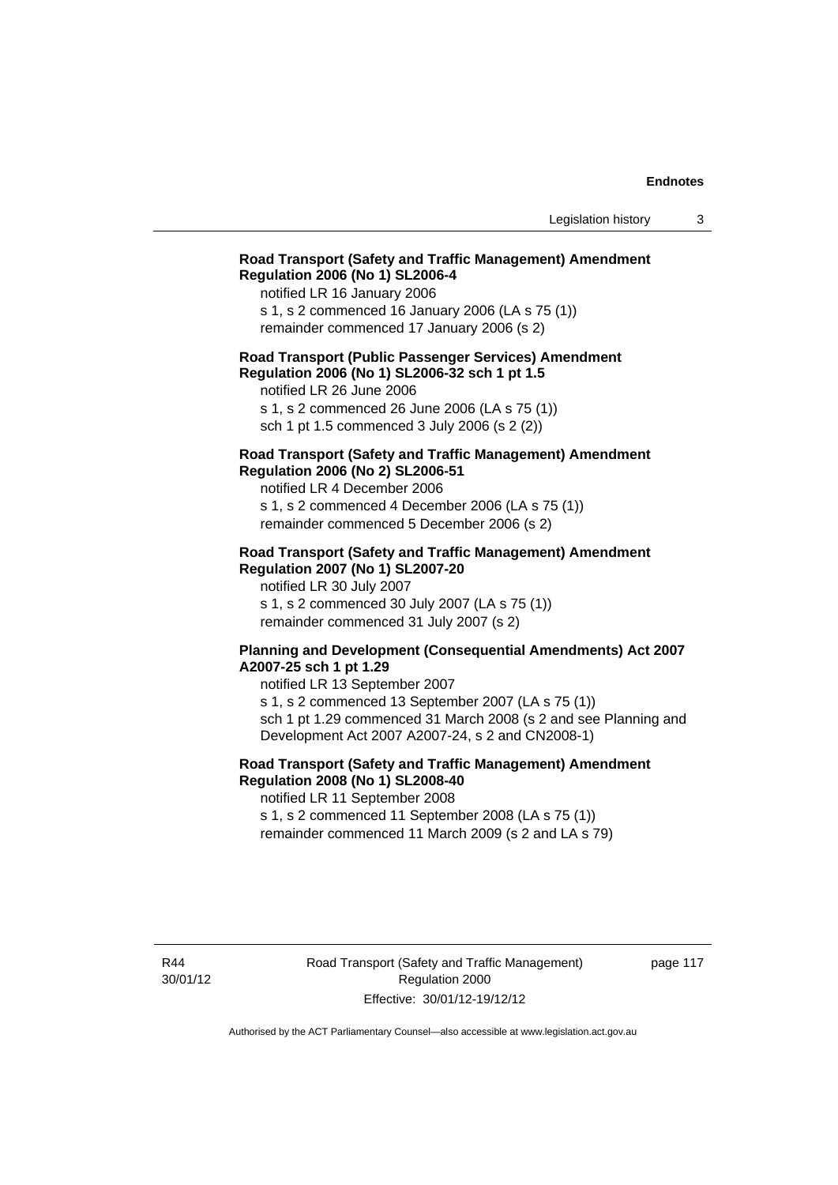**Road Transport (Safety and Traffic Management) Amendment Regulation 2006 (No 1) SL2006-4**

notified LR 16 January 2006

s 1, s 2 commenced 16 January 2006 (LA s 75 (1))

remainder commenced 17 January 2006 (s 2)

**Road Transport (Public Passenger Services) Amendment Regulation 2006 (No 1) SL2006-32 sch 1 pt 1.5**

notified LR 26 June 2006

s 1, s 2 commenced 26 June 2006 (LA s 75 (1))

sch 1 pt 1.5 commenced 3 July 2006 (s 2 (2))

**Road Transport (Safety and Traffic Management) Amendment Regulation 2006 (No 2) SL2006-51**

notified LR 4 December 2006

s 1, s 2 commenced 4 December 2006 (LA s 75 (1))

remainder commenced 5 December 2006 (s 2)

**Road Transport (Safety and Traffic Management) Amendment Regulation 2007 (No 1) SL2007-20**

notified LR 30 July 2007

s 1, s 2 commenced 30 July 2007 (LA s 75 (1))

remainder commenced 31 July 2007 (s 2)

**Planning and Development (Consequential Amendments) Act 2007 A2007-25 sch 1 pt 1.29**

notified LR 13 September 2007

s 1, s 2 commenced 13 September 2007 (LA s 75 (1))

sch 1 pt 1.29 commenced 31 March 2008 (s 2 and see Planning and Development Act 2007 A2007-24, s 2 and CN2008-1)

**Road Transport (Safety and Traffic Management) Amendment Regulation 2008 (No 1) SL2008-40**

notified LR 11 September 2008

s 1, s 2 commenced 11 September 2008 (LA s 75 (1))

remainder commenced 11 March 2009 (s 2 and LA s 79)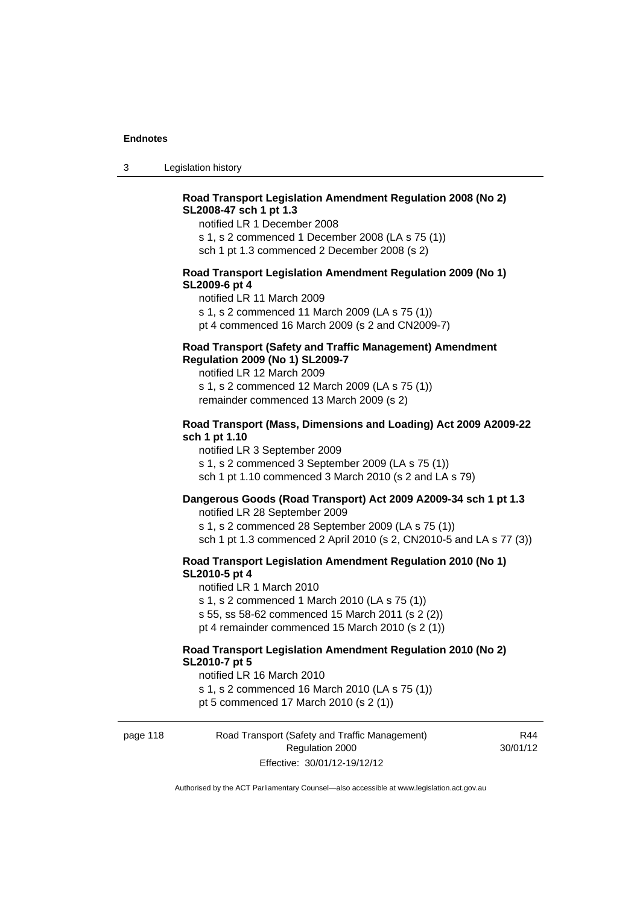**Road Transport Legislation Amendment Regulation 2008 (No 2) SL2008-47 sch 1 pt 1.3**

notified LR 1 December 2008

s 1, s 2 commenced 1 December 2008 (LA s 75 (1))

sch 1 pt 1.3 commenced 2 December 2008 (s 2)

**Road Transport Legislation Amendment Regulation 2009 (No 1) SL2009-6 pt 4**

notified LR 11 March 2009

s 1, s 2 commenced 11 March 2009 (LA s 75 (1))

pt 4 commenced 16 March 2009 (s 2 and CN2009-7)

**Road Transport (Safety and Traffic Management) Amendment Regulation 2009 (No 1) SL2009-7**

notified LR 12 March 2009

s 1, s 2 commenced 12 March 2009 (LA s 75 (1))

remainder commenced 13 March 2009 (s 2)

**Road Transport (Mass, Dimensions and Loading) Act 2009 A2009-22 sch 1 pt 1.10**

notified LR 3 September 2009

s 1, s 2 commenced 3 September 2009 (LA s 75 (1))

sch 1 pt 1.10 commenced 3 March 2010 (s 2 and LA s 79)

**Dangerous Goods (Road Transport) Act 2009 A2009-34 sch 1 pt 1.3**

notified LR 28 September 2009

s 1, s 2 commenced 28 September 2009 (LA s 75 (1))

sch 1 pt 1.3 commenced 2 April 2010 (s 2, CN2010-5 and LA s 77 (3))

**Road Transport Legislation Amendment Regulation 2010 (No 1) SL2010-5 pt 4**

notified LR 1 March 2010

s 1, s 2 commenced 1 March 2010 (LA s 75 (1))

s 55, ss 58-62 commenced 15 March 2011 (s 2 (2))

pt 4 remainder commenced 15 March 2010 (s 2 (1))

**Road Transport Legislation Amendment Regulation 2010 (No 2) SL2010-7 pt 5**

notified LR 16 March 2010

s 1, s 2 commenced 16 March 2010 (LA s 75 (1))

pt 5 commenced 17 March 2010 (s 2 (1))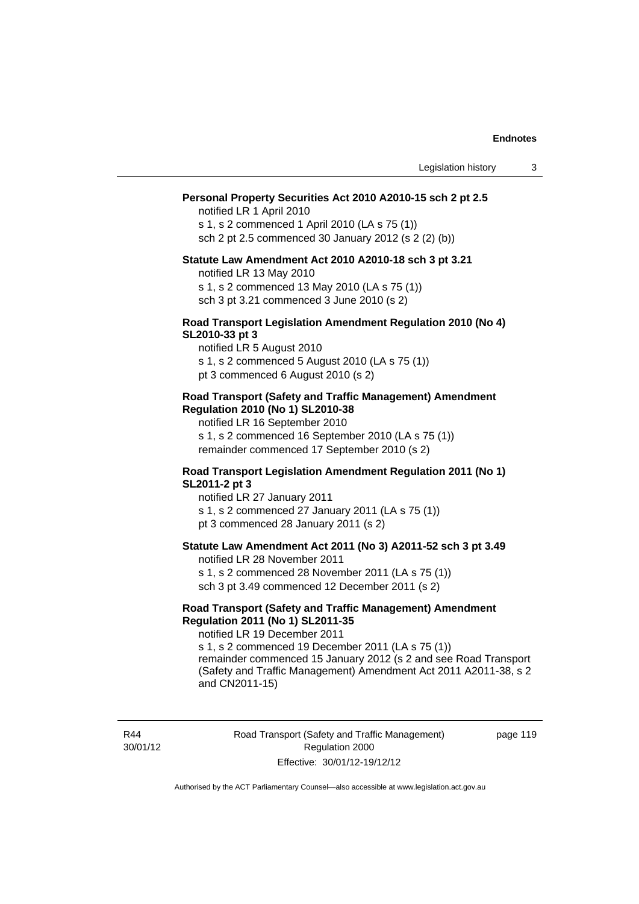**Personal Property Securities Act 2010 A2010-15 sch 2 pt 2.5**
notified LR 1 April 2010
s 1, s 2 commenced 1 April 2010 (LA s 75 (1))
sch 2 pt 2.5 commenced 30 January 2012 (s 2 (2) (b))

**Statute Law Amendment Act 2010 A2010-18 sch 3 pt 3.21**
notified LR 13 May 2010
s 1, s 2 commenced 13 May 2010 (LA s 75 (1))
sch 3 pt 3.21 commenced 3 June 2010 (s 2)

**Road Transport Legislation Amendment Regulation 2010 (No 4) SL2010-33 pt 3**
notified LR 5 August 2010
s 1, s 2 commenced 5 August 2010 (LA s 75 (1))
pt 3 commenced 6 August 2010 (s 2)

**Road Transport (Safety and Traffic Management) Amendment Regulation 2010 (No 1) SL2010-38**
notified LR 16 September 2010
s 1, s 2 commenced 16 September 2010 (LA s 75 (1))
remainder commenced 17 September 2010 (s 2)

**Road Transport Legislation Amendment Regulation 2011 (No 1) SL2011-2 pt 3**
notified LR 27 January 2011
s 1, s 2 commenced 27 January 2011 (LA s 75 (1))
pt 3 commenced 28 January 2011 (s 2)

**Statute Law Amendment Act 2011 (No 3) A2011-52 sch 3 pt 3.49**
notified LR 28 November 2011
s 1, s 2 commenced 28 November 2011 (LA s 75 (1))
sch 3 pt 3.49 commenced 12 December 2011 (s 2)

**Road Transport (Safety and Traffic Management) Amendment Regulation 2011 (No 1) SL2011-35**
notified LR 19 December 2011
s 1, s 2 commenced 19 December 2011 (LA s 75 (1))
remainder commenced 15 January 2012 (s 2 and see Road Transport (Safety and Traffic Management) Amendment Act 2011 A2011-38, s 2 and CN2011-15)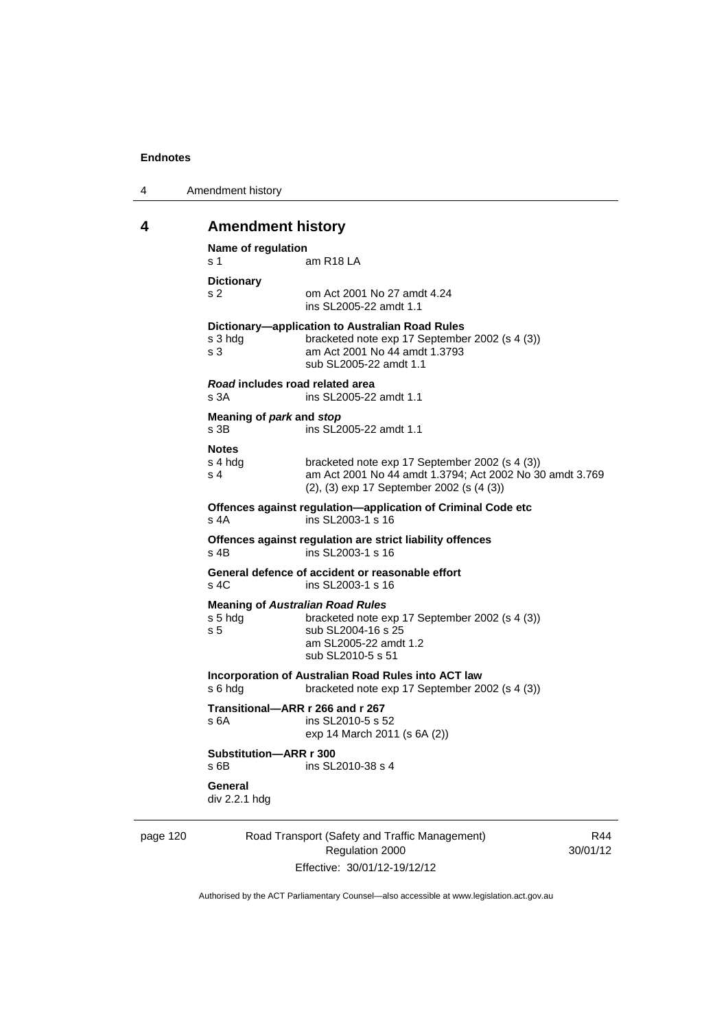## 4 Amendment history

**Name of regulation**
s 1 am R18 LA

**Dictionary**
s 2 om Act 2001 No 27 amdt 4.24
ins SL2005-22 amdt 1.1

**Dictionary—application to Australian Road Rules**
s 3 hdg bracketed note exp 17 September 2002 (s 4 (3))
s 3 am Act 2001 No 44 amdt 1.3793
sub SL2005-22 amdt 1.1

***Road* includes road related area**
s 3A ins SL2005-22 amdt 1.1

**Meaning of *park* and *stop***
s 3B ins SL2005-22 amdt 1.1

**Notes**
s 4 hdg bracketed note exp 17 September 2002 (s 4 (3))
s 4 am Act 2001 No 44 amdt 1.3794; Act 2002 No 30 amdt 3.769
(2), (3) exp 17 September 2002 (s (4 (3))

**Offences against regulation—application of Criminal Code etc**
s 4A ins SL2003-1 s 16

**Offences against regulation are strict liability offences**
s 4B ins SL2003-1 s 16

**General defence of accident or reasonable effort**
s 4C ins SL2003-1 s 16

**Meaning of *Australian Road Rules***
s 5 hdg bracketed note exp 17 September 2002 (s 4 (3))
s 5 sub SL2004-16 s 25
am SL2005-22 amdt 1.2
sub SL2010-5 s 51

**Incorporation of Australian Road Rules into ACT law**
s 6 hdg bracketed note exp 17 September 2002 (s 4 (3))

**Transitional—ARR r 266 and r 267**
s 6A ins SL2010-5 s 52
exp 14 March 2011 (s 6A (2))

**Substitution—ARR r 300**
s 6B ins SL2010-38 s 4

**General**
div 2.2.1 hdg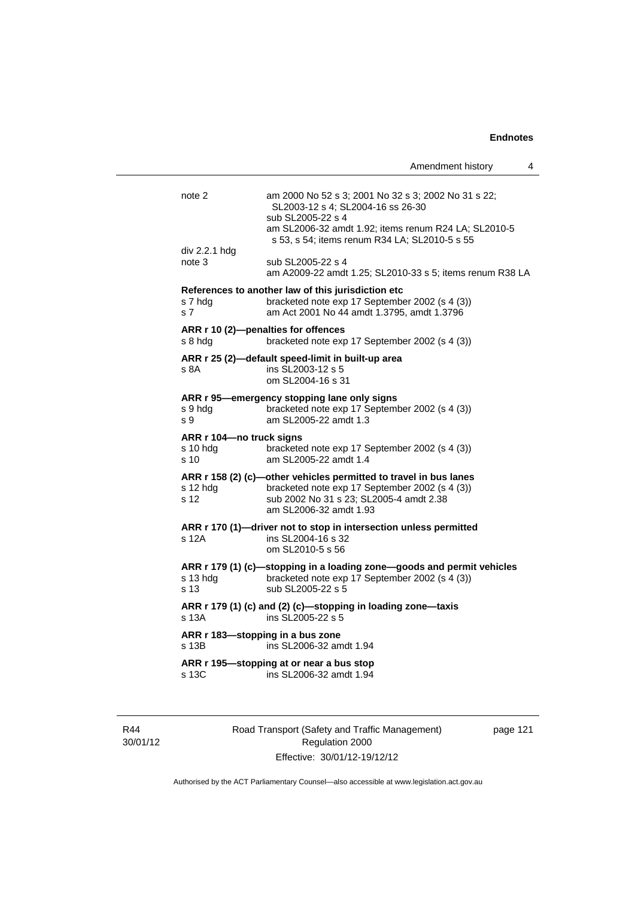| | |
|---|---|
| note 2 | am 2000 No 52 s 3; 2001 No 32 s 3; 2002 No 31 s 22; SL2003-12 s 4; SL2004-16 ss 26-30<br>sub SL2005-22 s 4<br>am SL2006-32 amdt 1.92; items renum R24 LA; SL2010-5 s 53, s 54; items renum R34 LA; SL2010-5 s 55 |
| div 2.2.1 hdg | |
| note 3 | sub SL2005-22 s 4<br>am A2009-22 amdt 1.25; SL2010-33 s 5; items renum R38 LA |

**References to another law of this jurisdiction etc**

| | |
|---|---|
| s 7 hdg | bracketed note exp 17 September 2002 (s 4 (3)) |
| s 7 | am Act 2001 No 44 amdt 1.3795, amdt 1.3796 |

**ARR r 10 (2)—penalties for offences**

| | |
|---|---|
| s 8 hdg | bracketed note exp 17 September 2002 (s 4 (3)) |

**ARR r 25 (2)—default speed-limit in built-up area**

| | |
|---|---|
| s 8A | ins SL2003-12 s 5<br>om SL2004-16 s 31 |

**ARR r 95—emergency stopping lane only signs**

| | |
|---|---|
| s 9 hdg | bracketed note exp 17 September 2002 (s 4 (3)) |
| s 9 | am SL2005-22 amdt 1.3 |

**ARR r 104—no truck signs**

| | |
|---|---|
| s 10 hdg | bracketed note exp 17 September 2002 (s 4 (3)) |
| s 10 | am SL2005-22 amdt 1.4 |

**ARR r 158 (2) (c)—other vehicles permitted to travel in bus lanes**

| | |
|---|---|
| s 12 hdg | bracketed note exp 17 September 2002 (s 4 (3)) |
| s 12 | sub 2002 No 31 s 23; SL2005-4 amdt 2.38<br>am SL2006-32 amdt 1.93 |

**ARR r 170 (1)—driver not to stop in intersection unless permitted**

| | |
|---|---|
| s 12A | ins SL2004-16 s 32<br>om SL2010-5 s 56 |

**ARR r 179 (1) (c)—stopping in a loading zone—goods and permit vehicles**

| | |
|---|---|
| s 13 hdg | bracketed note exp 17 September 2002 (s 4 (3)) |
| s 13 | sub SL2005-22 s 5 |

**ARR r 179 (1) (c) and (2) (c)—stopping in loading zone—taxis**

| | |
|---|---|
| s 13A | ins SL2005-22 s 5 |

**ARR r 183—stopping in a bus zone**

| | |
|---|---|
| s 13B | ins SL2006-32 amdt 1.94 |

**ARR r 195—stopping at or near a bus stop**

| | |
|---|---|
| s 13C | ins SL2006-32 amdt 1.94 |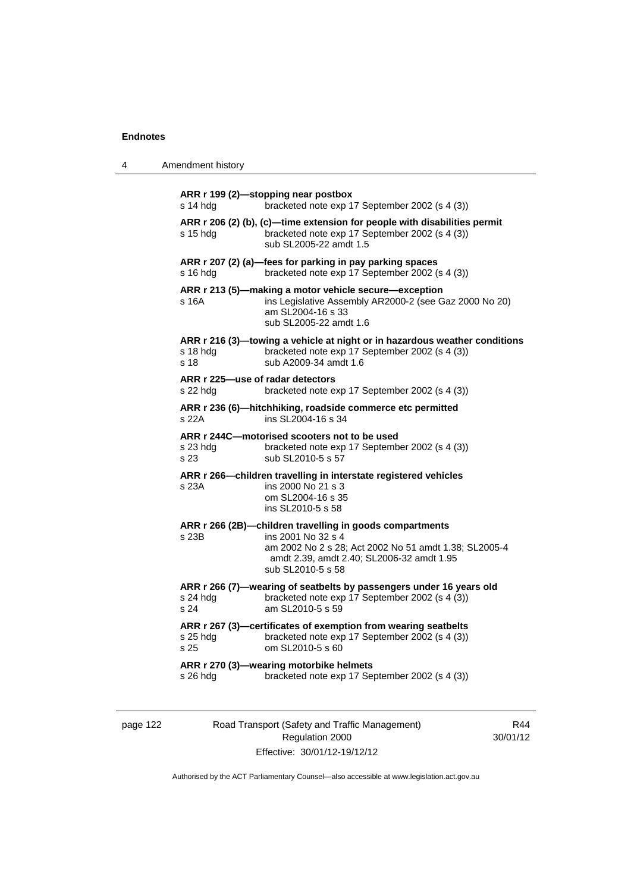**ARR r 199 (2)—stopping near postbox**

s 14 hdg bracketed note exp 17 September 2002 (s 4 (3))

**ARR r 206 (2) (b), (c)—time extension for people with disabilities permit**

s 15 hdg bracketed note exp 17 September 2002 (s 4 (3))
sub SL2005-22 amdt 1.5

**ARR r 207 (2) (a)—fees for parking in pay parking spaces**

s 16 hdg bracketed note exp 17 September 2002 (s 4 (3))

**ARR r 213 (5)—making a motor vehicle secure—exception**

s 16A ins Legislative Assembly AR2000-2 (see Gaz 2000 No 20)
am SL2004-16 s 33
sub SL2005-22 amdt 1.6

**ARR r 216 (3)—towing a vehicle at night or in hazardous weather conditions**

s 18 hdg bracketed note exp 17 September 2002 (s 4 (3))
s 18 sub A2009-34 amdt 1.6

**ARR r 225—use of radar detectors**

s 22 hdg bracketed note exp 17 September 2002 (s 4 (3))

**ARR r 236 (6)—hitchhiking, roadside commerce etc permitted**

s 22A ins SL2004-16 s 34

**ARR r 244C—motorised scooters not to be used**

s 23 hdg bracketed note exp 17 September 2002 (s 4 (3))
s 23 sub SL2010-5 s 57

**ARR r 266—children travelling in interstate registered vehicles**

s 23A ins 2000 No 21 s 3
om SL2004-16 s 35
ins SL2010-5 s 58

**ARR r 266 (2B)—children travelling in goods compartments**

s 23B ins 2001 No 32 s 4
am 2002 No 2 s 28; Act 2002 No 51 amdt 1.38; SL2005-4 amdt 2.39, amdt 2.40; SL2006-32 amdt 1.95
sub SL2010-5 s 58

**ARR r 266 (7)—wearing of seatbelts by passengers under 16 years old**

s 24 hdg bracketed note exp 17 September 2002 (s 4 (3))
s 24 am SL2010-5 s 59

**ARR r 267 (3)—certificates of exemption from wearing seatbelts**

s 25 hdg bracketed note exp 17 September 2002 (s 4 (3))
s 25 om SL2010-5 s 60

**ARR r 270 (3)—wearing motorbike helmets**

s 26 hdg bracketed note exp 17 September 2002 (s 4 (3))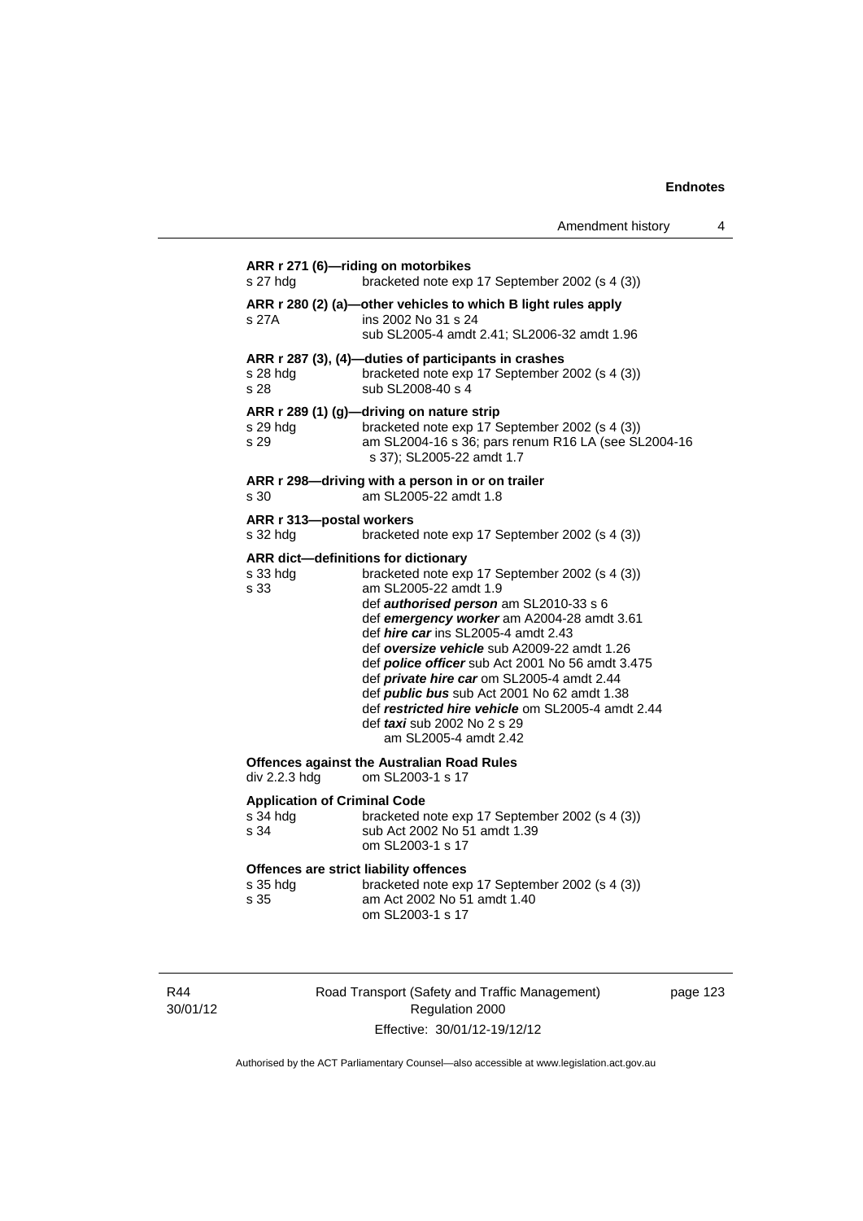**ARR r 271 (6)—riding on motorbikes**

s 27 hdg — bracketed note exp 17 September 2002 (s 4 (3))

**ARR r 280 (2) (a)—other vehicles to which B light rules apply**

s 27A — ins 2002 No 31 s 24
sub SL2005-4 amdt 2.41; SL2006-32 amdt 1.96

**ARR r 287 (3), (4)—duties of participants in crashes**

s 28 hdg — bracketed note exp 17 September 2002 (s 4 (3))
s 28 — sub SL2008-40 s 4

**ARR r 289 (1) (g)—driving on nature strip**

s 29 hdg — bracketed note exp 17 September 2002 (s 4 (3))
s 29 — am SL2004-16 s 36; pars renum R16 LA (see SL2004-16 s 37); SL2005-22 amdt 1.7

**ARR r 298—driving with a person in or on trailer**

s 30 — am SL2005-22 amdt 1.8

**ARR r 313—postal workers**

s 32 hdg — bracketed note exp 17 September 2002 (s 4 (3))

**ARR dict—definitions for dictionary**

s 33 hdg — bracketed note exp 17 September 2002 (s 4 (3))
s 33 — am SL2005-22 amdt 1.9
def ***authorised person*** am SL2010-33 s 6
def ***emergency worker*** am A2004-28 amdt 3.61
def ***hire car*** ins SL2005-4 amdt 2.43
def ***oversize vehicle*** sub A2009-22 amdt 1.26
def ***police officer*** sub Act 2001 No 56 amdt 3.475
def ***private hire car*** om SL2005-4 amdt 2.44
def ***public bus*** sub Act 2001 No 62 amdt 1.38
def ***restricted hire vehicle*** om SL2005-4 amdt 2.44
def ***taxi*** sub 2002 No 2 s 29
am SL2005-4 amdt 2.42

**Offences against the Australian Road Rules**

div 2.2.3 hdg — om SL2003-1 s 17

**Application of Criminal Code**

s 34 hdg — bracketed note exp 17 September 2002 (s 4 (3))
s 34 — sub Act 2002 No 51 amdt 1.39
om SL2003-1 s 17

**Offences are strict liability offences**

s 35 hdg — bracketed note exp 17 September 2002 (s 4 (3))
s 35 — am Act 2002 No 51 amdt 1.40
om SL2003-1 s 17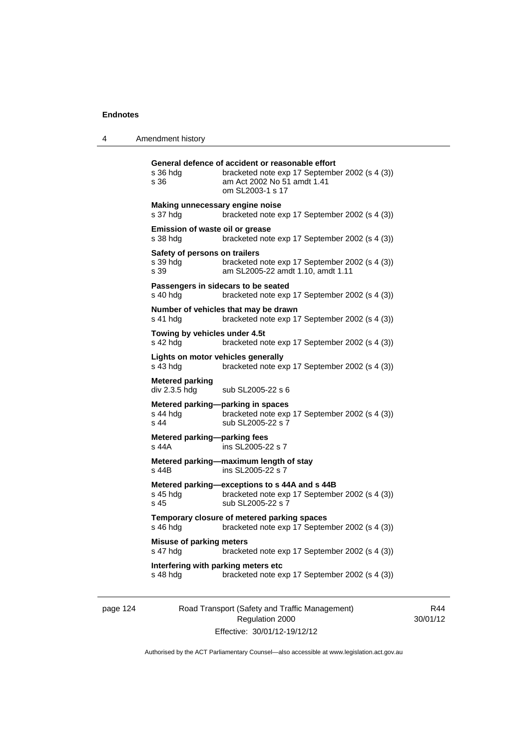**General defence of accident or reasonable effort**

| | |
|---|---|
| s 36 hdg | bracketed note exp 17 September 2002 (s 4 (3)) |
| s 36 | am Act 2002 No 51 amdt 1.41 |
| | om SL2003-1 s 17 |

**Making unnecessary engine noise**

| | |
|---|---|
| s 37 hdg | bracketed note exp 17 September 2002 (s 4 (3)) |

**Emission of waste oil or grease**

| | |
|---|---|
| s 38 hdg | bracketed note exp 17 September 2002 (s 4 (3)) |

**Safety of persons on trailers**

| | |
|---|---|
| s 39 hdg | bracketed note exp 17 September 2002 (s 4 (3)) |
| s 39 | am SL2005-22 amdt 1.10, amdt 1.11 |

**Passengers in sidecars to be seated**

| | |
|---|---|
| s 40 hdg | bracketed note exp 17 September 2002 (s 4 (3)) |

**Number of vehicles that may be drawn**

| | |
|---|---|
| s 41 hdg | bracketed note exp 17 September 2002 (s 4 (3)) |

**Towing by vehicles under 4.5t**

| | |
|---|---|
| s 42 hdg | bracketed note exp 17 September 2002 (s 4 (3)) |

**Lights on motor vehicles generally**

| | |
|---|---|
| s 43 hdg | bracketed note exp 17 September 2002 (s 4 (3)) |

**Metered parking**

| | |
|---|---|
| div 2.3.5 hdg | sub SL2005-22 s 6 |

**Metered parking—parking in spaces**

| | |
|---|---|
| s 44 hdg | bracketed note exp 17 September 2002 (s 4 (3)) |
| s 44 | sub SL2005-22 s 7 |

**Metered parking—parking fees**

| | |
|---|---|
| s 44A | ins SL2005-22 s 7 |

**Metered parking—maximum length of stay**

| | |
|---|---|
| s 44B | ins SL2005-22 s 7 |

**Metered parking—exceptions to s 44A and s 44B**

| | |
|---|---|
| s 45 hdg | bracketed note exp 17 September 2002 (s 4 (3)) |
| s 45 | sub SL2005-22 s 7 |

**Temporary closure of metered parking spaces**

| | |
|---|---|
| s 46 hdg | bracketed note exp 17 September 2002 (s 4 (3)) |

**Misuse of parking meters**

| | |
|---|---|
| s 47 hdg | bracketed note exp 17 September 2002 (s 4 (3)) |

**Interfering with parking meters etc**

| | |
|---|---|
| s 48 hdg | bracketed note exp 17 September 2002 (s 4 (3)) |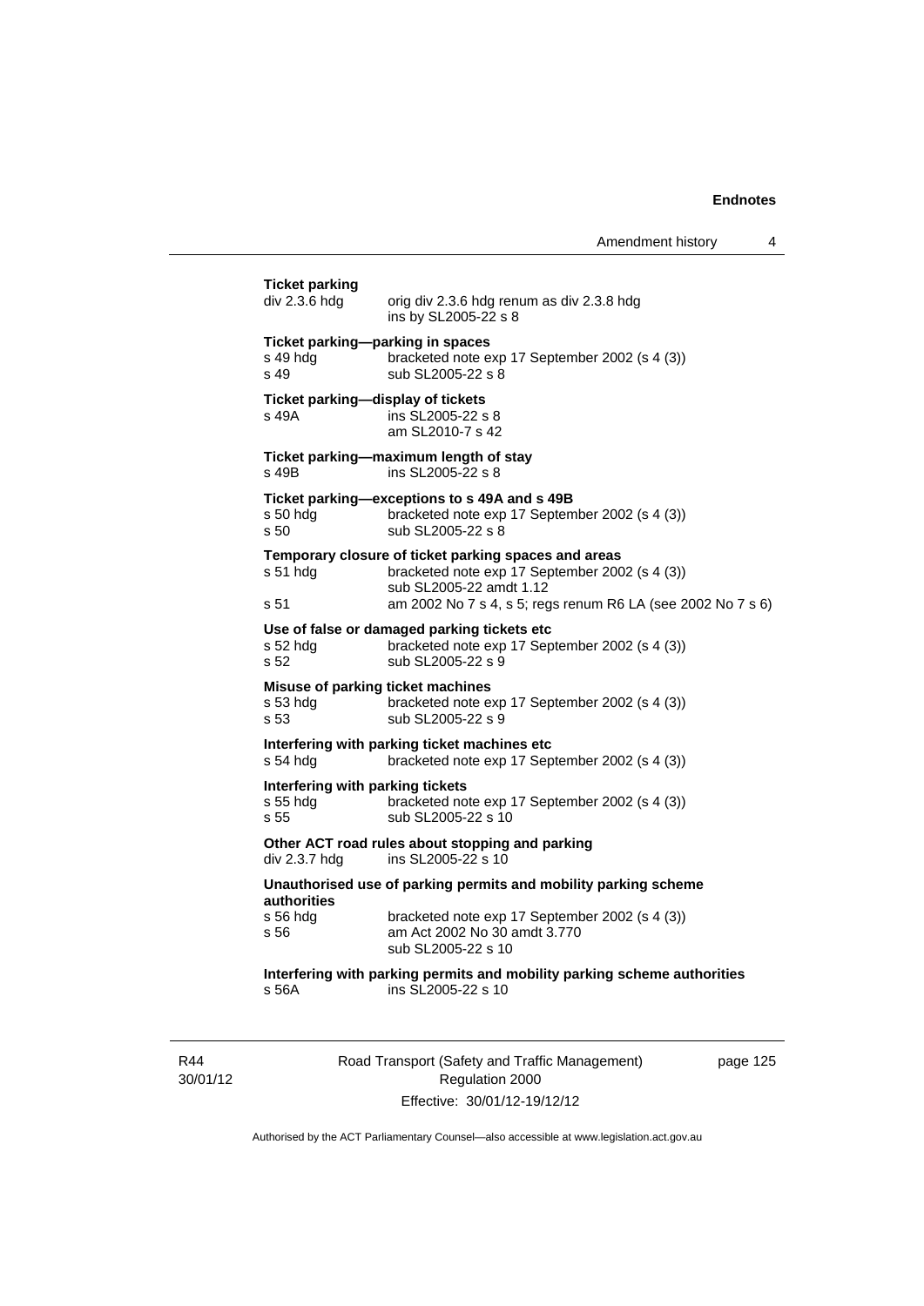**Ticket parking**

div 2.3.6 hdg — orig div 2.3.6 hdg renum as div 2.3.8 hdg
ins by SL2005-22 s 8

**Ticket parking—parking in spaces**

s 49 hdg — bracketed note exp 17 September 2002 (s 4 (3))
s 49 — sub SL2005-22 s 8

**Ticket parking—display of tickets**

s 49A — ins SL2005-22 s 8
am SL2010-7 s 42

**Ticket parking—maximum length of stay**

s 49B — ins SL2005-22 s 8

**Ticket parking—exceptions to s 49A and s 49B**

s 50 hdg — bracketed note exp 17 September 2002 (s 4 (3))
s 50 — sub SL2005-22 s 8

**Temporary closure of ticket parking spaces and areas**

s 51 hdg — bracketed note exp 17 September 2002 (s 4 (3))
sub SL2005-22 amdt 1.12
s 51 — am 2002 No 7 s 4, s 5; regs renum R6 LA (see 2002 No 7 s 6)

**Use of false or damaged parking tickets etc**

s 52 hdg — bracketed note exp 17 September 2002 (s 4 (3))
s 52 — sub SL2005-22 s 9

**Misuse of parking ticket machines**

s 53 hdg — bracketed note exp 17 September 2002 (s 4 (3))
s 53 — sub SL2005-22 s 9

**Interfering with parking ticket machines etc**

s 54 hdg — bracketed note exp 17 September 2002 (s 4 (3))

**Interfering with parking tickets**

s 55 hdg — bracketed note exp 17 September 2002 (s 4 (3))
s 55 — sub SL2005-22 s 10

**Other ACT road rules about stopping and parking**

div 2.3.7 hdg — ins SL2005-22 s 10

**Unauthorised use of parking permits and mobility parking scheme authorities**

s 56 hdg — bracketed note exp 17 September 2002 (s 4 (3))
s 56 — am Act 2002 No 30 amdt 3.770
sub SL2005-22 s 10

**Interfering with parking permits and mobility parking scheme authorities**

s 56A — ins SL2005-22 s 10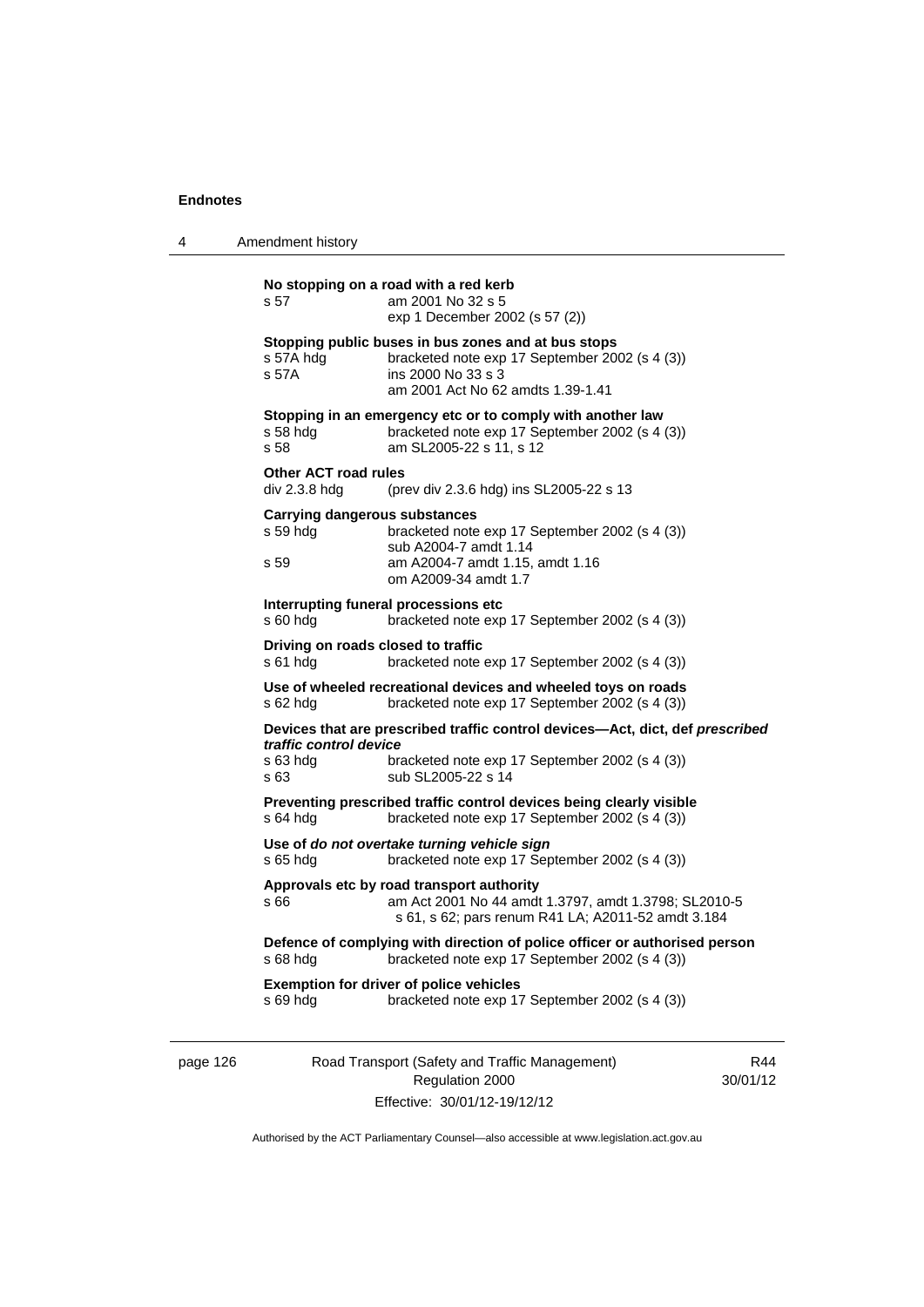**No stopping on a road with a red kerb**

s 57 am 2001 No 32 s 5
exp 1 December 2002 (s 57 (2))

**Stopping public buses in bus zones and at bus stops**

s 57A hdg bracketed note exp 17 September 2002 (s 4 (3))
s 57A ins 2000 No 33 s 3
am 2001 Act No 62 amdts 1.39-1.41

**Stopping in an emergency etc or to comply with another law**

s 58 hdg bracketed note exp 17 September 2002 (s 4 (3))
s 58 am SL2005-22 s 11, s 12

**Other ACT road rules**

div 2.3.8 hdg (prev div 2.3.6 hdg) ins SL2005-22 s 13

**Carrying dangerous substances**

s 59 hdg bracketed note exp 17 September 2002 (s 4 (3))
sub A2004-7 amdt 1.14
s 59 am A2004-7 amdt 1.15, amdt 1.16
om A2009-34 amdt 1.7

**Interrupting funeral processions etc**

s 60 hdg bracketed note exp 17 September 2002 (s 4 (3))

**Driving on roads closed to traffic**

s 61 hdg bracketed note exp 17 September 2002 (s 4 (3))

**Use of wheeled recreational devices and wheeled toys on roads**

s 62 hdg bracketed note exp 17 September 2002 (s 4 (3))

**Devices that are prescribed traffic control devices—Act, dict, def *prescribed traffic control device***

s 63 hdg bracketed note exp 17 September 2002 (s 4 (3))
s 63 sub SL2005-22 s 14

**Preventing prescribed traffic control devices being clearly visible**

s 64 hdg bracketed note exp 17 September 2002 (s 4 (3))

**Use of *do not overtake turning vehicle sign***

s 65 hdg bracketed note exp 17 September 2002 (s 4 (3))

**Approvals etc by road transport authority**

s 66 am Act 2001 No 44 amdt 1.3797, amdt 1.3798; SL2010-5 s 61, s 62; pars renum R41 LA; A2011-52 amdt 3.184

**Defence of complying with direction of police officer or authorised person**

s 68 hdg bracketed note exp 17 September 2002 (s 4 (3))

**Exemption for driver of police vehicles**

s 69 hdg bracketed note exp 17 September 2002 (s 4 (3))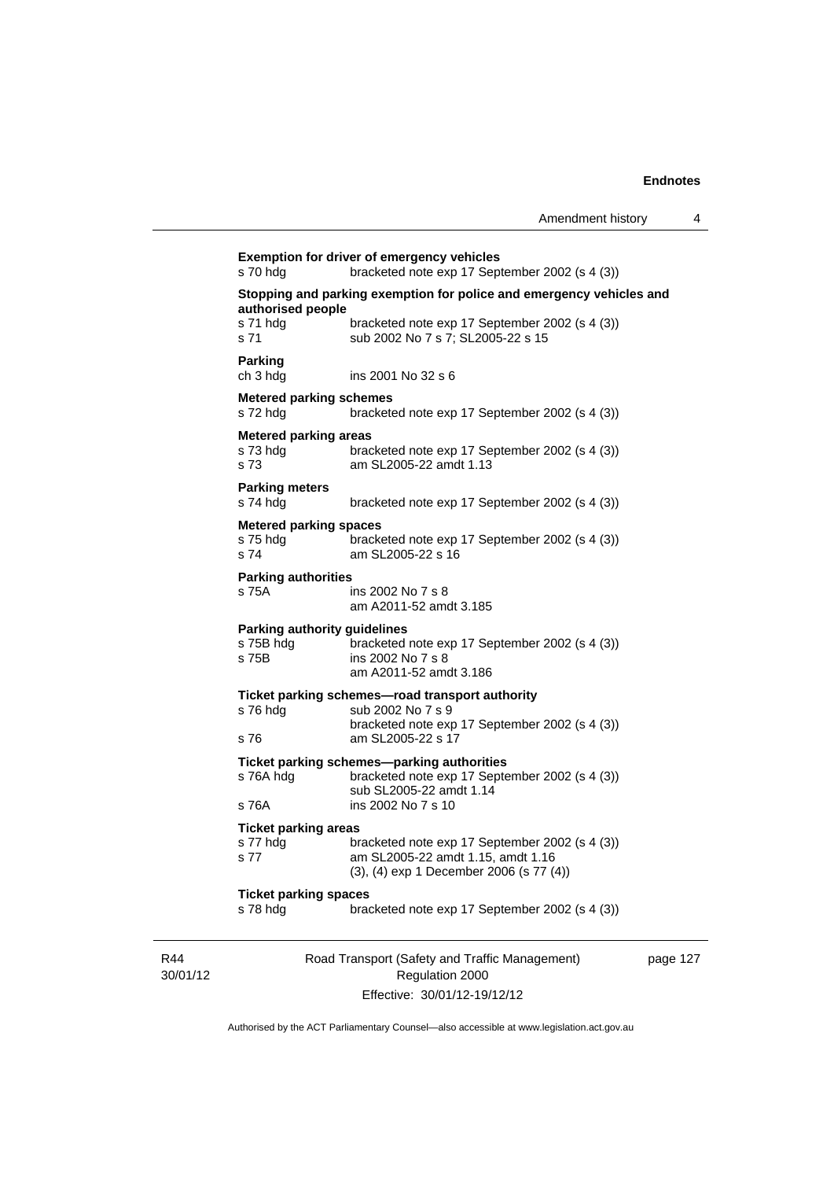**Exemption for driver of emergency vehicles**

s 70 hdg bracketed note exp 17 September 2002 (s 4 (3))

**Stopping and parking exemption for police and emergency vehicles and authorised people**

s 71 hdg bracketed note exp 17 September 2002 (s 4 (3))
s 71 sub 2002 No 7 s 7; SL2005-22 s 15

**Parking**

ch 3 hdg ins 2001 No 32 s 6

**Metered parking schemes**

s 72 hdg bracketed note exp 17 September 2002 (s 4 (3))

**Metered parking areas**

s 73 hdg bracketed note exp 17 September 2002 (s 4 (3))
s 73 am SL2005-22 amdt 1.13

**Parking meters**

s 74 hdg bracketed note exp 17 September 2002 (s 4 (3))

**Metered parking spaces**

s 75 hdg bracketed note exp 17 September 2002 (s 4 (3))
s 74 am SL2005-22 s 16

**Parking authorities**

s 75A ins 2002 No 7 s 8
am A2011-52 amdt 3.185

**Parking authority guidelines**

s 75B hdg bracketed note exp 17 September 2002 (s 4 (3))
s 75B ins 2002 No 7 s 8
am A2011-52 amdt 3.186

**Ticket parking schemes—road transport authority**

s 76 hdg sub 2002 No 7 s 9
bracketed note exp 17 September 2002 (s 4 (3))
s 76 am SL2005-22 s 17

**Ticket parking schemes—parking authorities**

s 76A hdg bracketed note exp 17 September 2002 (s 4 (3))
sub SL2005-22 amdt 1.14
s 76A ins 2002 No 7 s 10

**Ticket parking areas**

s 77 hdg bracketed note exp 17 September 2002 (s 4 (3))
s 77 am SL2005-22 amdt 1.15, amdt 1.16
(3), (4) exp 1 December 2006 (s 77 (4))

**Ticket parking spaces**

s 78 hdg bracketed note exp 17 September 2002 (s 4 (3))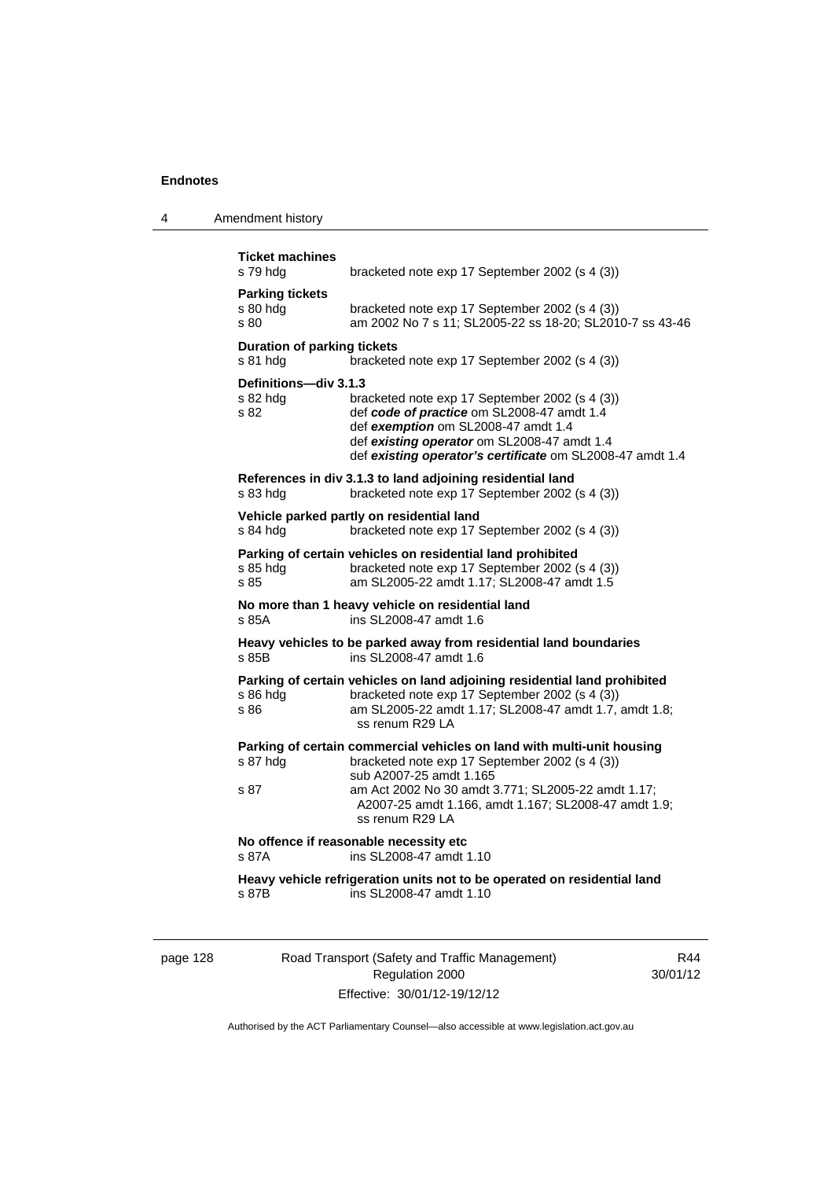**Ticket machines**
s 79 hdg bracketed note exp 17 September 2002 (s 4 (3))

**Parking tickets**
s 80 hdg bracketed note exp 17 September 2002 (s 4 (3))
s 80 am 2002 No 7 s 11; SL2005-22 ss 18-20; SL2010-7 ss 43-46

**Duration of parking tickets**
s 81 hdg bracketed note exp 17 September 2002 (s 4 (3))

**Definitions—div 3.1.3**
s 82 hdg bracketed note exp 17 September 2002 (s 4 (3))
s 82 def ***code of practice*** om SL2008-47 amdt 1.4
def ***exemption*** om SL2008-47 amdt 1.4
def ***existing operator*** om SL2008-47 amdt 1.4
def ***existing operator's certificate*** om SL2008-47 amdt 1.4

**References in div 3.1.3 to land adjoining residential land**
s 83 hdg bracketed note exp 17 September 2002 (s 4 (3))

**Vehicle parked partly on residential land**
s 84 hdg bracketed note exp 17 September 2002 (s 4 (3))

**Parking of certain vehicles on residential land prohibited**
s 85 hdg bracketed note exp 17 September 2002 (s 4 (3))
s 85 am SL2005-22 amdt 1.17; SL2008-47 amdt 1.5

**No more than 1 heavy vehicle on residential land**
s 85A ins SL2008-47 amdt 1.6

**Heavy vehicles to be parked away from residential land boundaries**
s 85B ins SL2008-47 amdt 1.6

**Parking of certain vehicles on land adjoining residential land prohibited**
s 86 hdg bracketed note exp 17 September 2002 (s 4 (3))
s 86 am SL2005-22 amdt 1.17; SL2008-47 amdt 1.7, amdt 1.8; ss renum R29 LA

**Parking of certain commercial vehicles on land with multi-unit housing**
s 87 hdg bracketed note exp 17 September 2002 (s 4 (3))
sub A2007-25 amdt 1.165
s 87 am Act 2002 No 30 amdt 3.771; SL2005-22 amdt 1.17; A2007-25 amdt 1.166, amdt 1.167; SL2008-47 amdt 1.9; ss renum R29 LA

**No offence if reasonable necessity etc**
s 87A ins SL2008-47 amdt 1.10

**Heavy vehicle refrigeration units not to be operated on residential land**
s 87B ins SL2008-47 amdt 1.10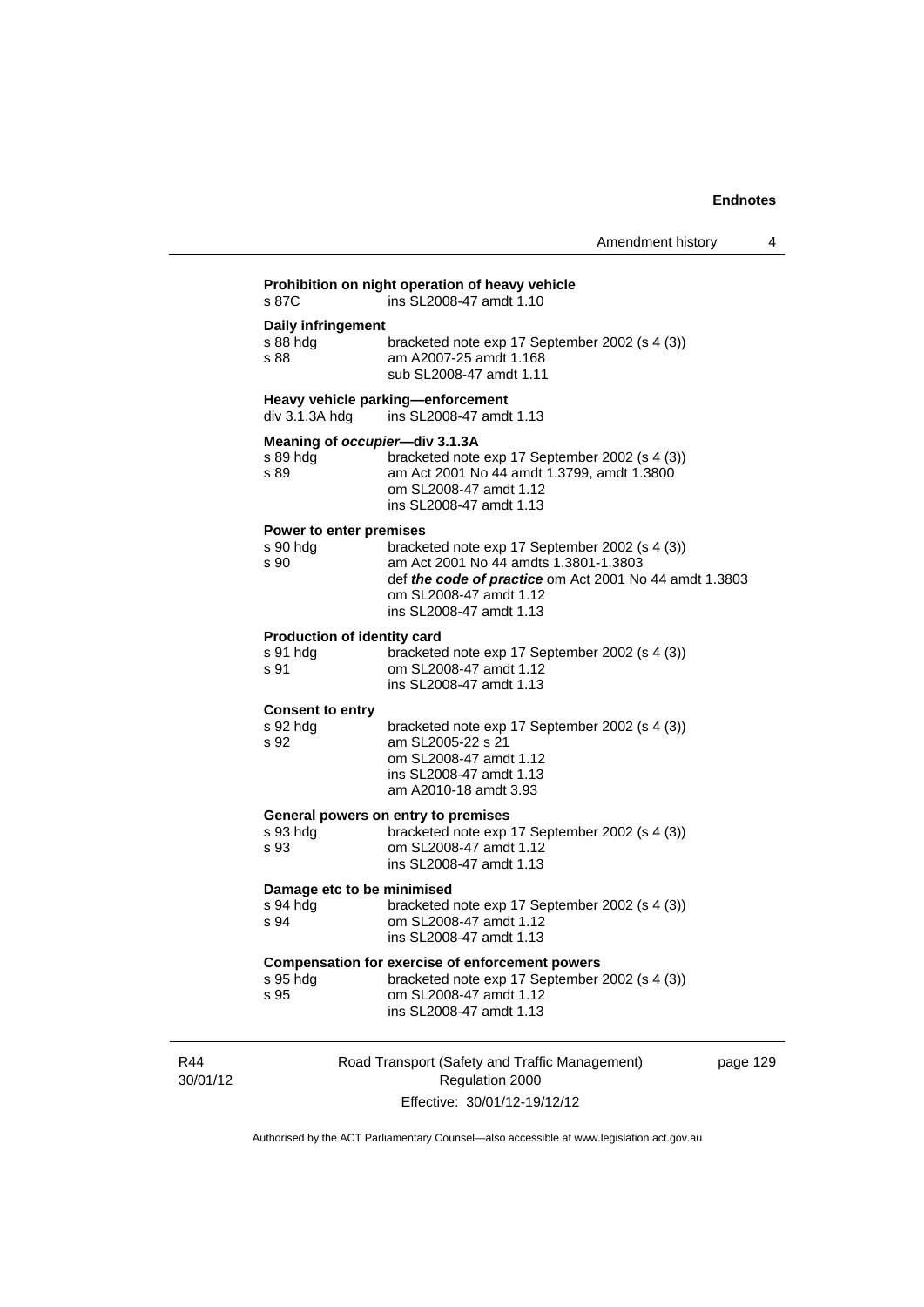**Prohibition on night operation of heavy vehicle**

s 87C ins SL2008-47 amdt 1.10

**Daily infringement**

s 88 hdg bracketed note exp 17 September 2002 (s 4 (3))
s 88 am A2007-25 amdt 1.168
sub SL2008-47 amdt 1.11

**Heavy vehicle parking—enforcement**

div 3.1.3A hdg ins SL2008-47 amdt 1.13

**Meaning of *occupier*—div 3.1.3A**

s 89 hdg bracketed note exp 17 September 2002 (s 4 (3))
s 89 am Act 2001 No 44 amdt 1.3799, amdt 1.3800
om SL2008-47 amdt 1.12
ins SL2008-47 amdt 1.13

**Power to enter premises**

s 90 hdg bracketed note exp 17 September 2002 (s 4 (3))
s 90 am Act 2001 No 44 amdts 1.3801-1.3803
def ***the code of practice*** om Act 2001 No 44 amdt 1.3803
om SL2008-47 amdt 1.12
ins SL2008-47 amdt 1.13

**Production of identity card**

s 91 hdg bracketed note exp 17 September 2002 (s 4 (3))
s 91 om SL2008-47 amdt 1.12
ins SL2008-47 amdt 1.13

**Consent to entry**

s 92 hdg bracketed note exp 17 September 2002 (s 4 (3))
s 92 am SL2005-22 s 21
om SL2008-47 amdt 1.12
ins SL2008-47 amdt 1.13
am A2010-18 amdt 3.93

**General powers on entry to premises**

s 93 hdg bracketed note exp 17 September 2002 (s 4 (3))
s 93 om SL2008-47 amdt 1.12
ins SL2008-47 amdt 1.13

**Damage etc to be minimised**

s 94 hdg bracketed note exp 17 September 2002 (s 4 (3))
s 94 om SL2008-47 amdt 1.12
ins SL2008-47 amdt 1.13

**Compensation for exercise of enforcement powers**

s 95 hdg bracketed note exp 17 September 2002 (s 4 (3))
s 95 om SL2008-47 amdt 1.12
ins SL2008-47 amdt 1.13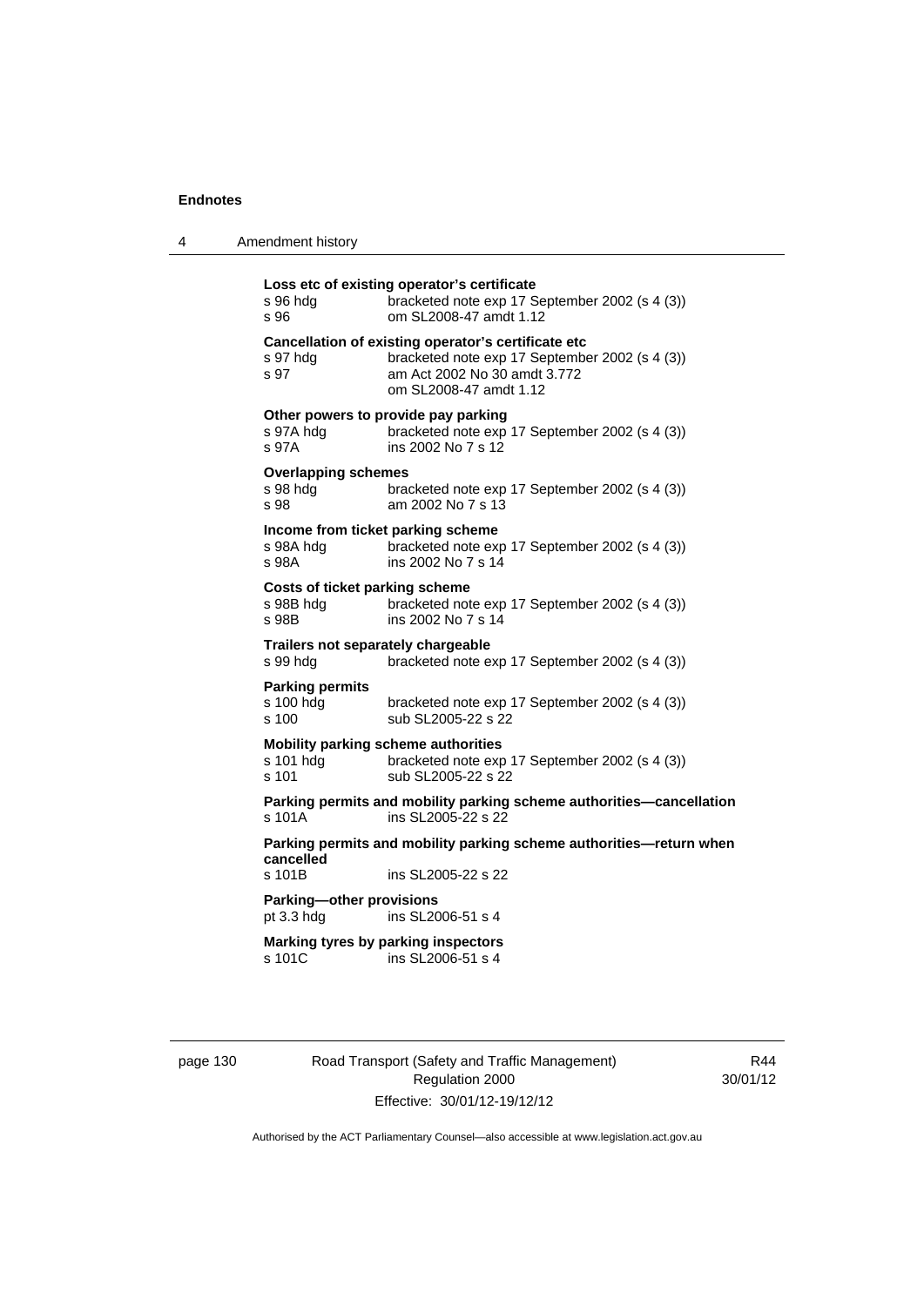**Loss etc of existing operator's certificate**
s 96 hdg bracketed note exp 17 September 2002 (s 4 (3))
s 96 om SL2008-47 amdt 1.12

**Cancellation of existing operator's certificate etc**
s 97 hdg bracketed note exp 17 September 2002 (s 4 (3))
s 97 am Act 2002 No 30 amdt 3.772
om SL2008-47 amdt 1.12

**Other powers to provide pay parking**
s 97A hdg bracketed note exp 17 September 2002 (s 4 (3))
s 97A ins 2002 No 7 s 12

**Overlapping schemes**
s 98 hdg bracketed note exp 17 September 2002 (s 4 (3))
s 98 am 2002 No 7 s 13

**Income from ticket parking scheme**
s 98A hdg bracketed note exp 17 September 2002 (s 4 (3))
s 98A ins 2002 No 7 s 14

**Costs of ticket parking scheme**
s 98B hdg bracketed note exp 17 September 2002 (s 4 (3))
s 98B ins 2002 No 7 s 14

**Trailers not separately chargeable**
s 99 hdg bracketed note exp 17 September 2002 (s 4 (3))

**Parking permits**
s 100 hdg bracketed note exp 17 September 2002 (s 4 (3))
s 100 sub SL2005-22 s 22

**Mobility parking scheme authorities**
s 101 hdg bracketed note exp 17 September 2002 (s 4 (3))
s 101 sub SL2005-22 s 22

**Parking permits and mobility parking scheme authorities—cancellation**
s 101A ins SL2005-22 s 22

**Parking permits and mobility parking scheme authorities—return when cancelled**
s 101B ins SL2005-22 s 22

**Parking—other provisions**
pt 3.3 hdg ins SL2006-51 s 4

**Marking tyres by parking inspectors**
s 101C ins SL2006-51 s 4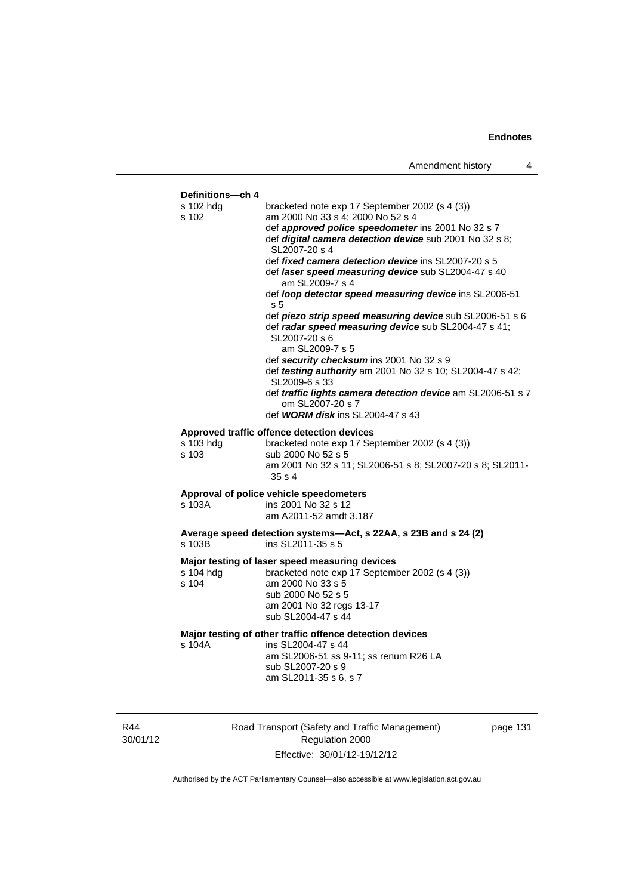**Definitions—ch 4**

s 102 hdg — bracketed note exp 17 September 2002 (s 4 (3))

s 102 — am 2000 No 33 s 4; 2000 No 52 s 4

def ***approved police speedometer*** ins 2001 No 32 s 7

def ***digital camera detection device*** sub 2001 No 32 s 8; SL2007-20 s 4

def ***fixed camera detection device*** ins SL2007-20 s 5

def ***laser speed measuring device*** sub SL2004-47 s 40
am SL2009-7 s 4

def ***loop detector speed measuring device*** ins SL2006-51 s 5

def ***piezo strip speed measuring device*** sub SL2006-51 s 6

def ***radar speed measuring device*** sub SL2004-47 s 41; SL2007-20 s 6
am SL2009-7 s 5

def ***security checksum*** ins 2001 No 32 s 9

def ***testing authority*** am 2001 No 32 s 10; SL2004-47 s 42; SL2009-6 s 33

def ***traffic lights camera detection device*** am SL2006-51 s 7
om SL2007-20 s 7

def ***WORM disk*** ins SL2004-47 s 43

**Approved traffic offence detection devices**

s 103 hdg — bracketed note exp 17 September 2002 (s 4 (3))

s 103 — sub 2000 No 52 s 5
am 2001 No 32 s 11; SL2006-51 s 8; SL2007-20 s 8; SL2011-35 s 4

**Approval of police vehicle speedometers**

s 103A — ins 2001 No 32 s 12
am A2011-52 amdt 3.187

**Average speed detection systems—Act, s 22AA, s 23B and s 24 (2)**

s 103B — ins SL2011-35 s 5

**Major testing of laser speed measuring devices**

s 104 hdg — bracketed note exp 17 September 2002 (s 4 (3))

s 104 — am 2000 No 33 s 5
sub 2000 No 52 s 5
am 2001 No 32 regs 13-17
sub SL2004-47 s 44

**Major testing of other traffic offence detection devices**

s 104A — ins SL2004-47 s 44
am SL2006-51 ss 9-11; ss renum R26 LA
sub SL2007-20 s 9
am SL2011-35 s 6, s 7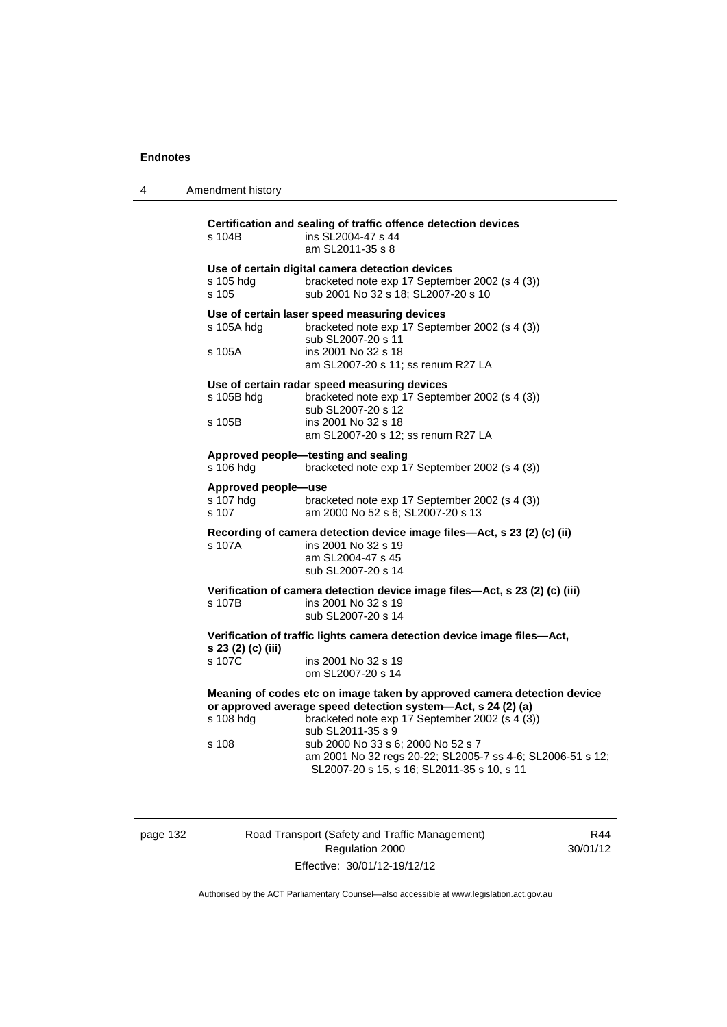**Certification and sealing of traffic offence detection devices**

s 104B ins SL2004-47 s 44
am SL2011-35 s 8

**Use of certain digital camera detection devices**

s 105 hdg bracketed note exp 17 September 2002 (s 4 (3))
s 105 sub 2001 No 32 s 18; SL2007-20 s 10

**Use of certain laser speed measuring devices**

s 105A hdg bracketed note exp 17 September 2002 (s 4 (3))
sub SL2007-20 s 11
s 105A ins 2001 No 32 s 18
am SL2007-20 s 11; ss renum R27 LA

**Use of certain radar speed measuring devices**

s 105B hdg bracketed note exp 17 September 2002 (s 4 (3))
sub SL2007-20 s 12
s 105B ins 2001 No 32 s 18
am SL2007-20 s 12; ss renum R27 LA

**Approved people—testing and sealing**

s 106 hdg bracketed note exp 17 September 2002 (s 4 (3))

**Approved people—use**

s 107 hdg bracketed note exp 17 September 2002 (s 4 (3))
s 107 am 2000 No 52 s 6; SL2007-20 s 13

**Recording of camera detection device image files—Act, s 23 (2) (c) (ii)**

s 107A ins 2001 No 32 s 19
am SL2004-47 s 45
sub SL2007-20 s 14

**Verification of camera detection device image files—Act, s 23 (2) (c) (iii)**

s 107B ins 2001 No 32 s 19
sub SL2007-20 s 14

**Verification of traffic lights camera detection device image files—Act, s 23 (2) (c) (iii)**

s 107C ins 2001 No 32 s 19
om SL2007-20 s 14

**Meaning of codes etc on image taken by approved camera detection device or approved average speed detection system—Act, s 24 (2) (a)**

s 108 hdg bracketed note exp 17 September 2002 (s 4 (3))
sub SL2011-35 s 9
s 108 sub 2000 No 33 s 6; 2000 No 52 s 7
am 2001 No 32 regs 20-22; SL2005-7 ss 4-6; SL2006-51 s 12; SL2007-20 s 15, s 16; SL2011-35 s 10, s 11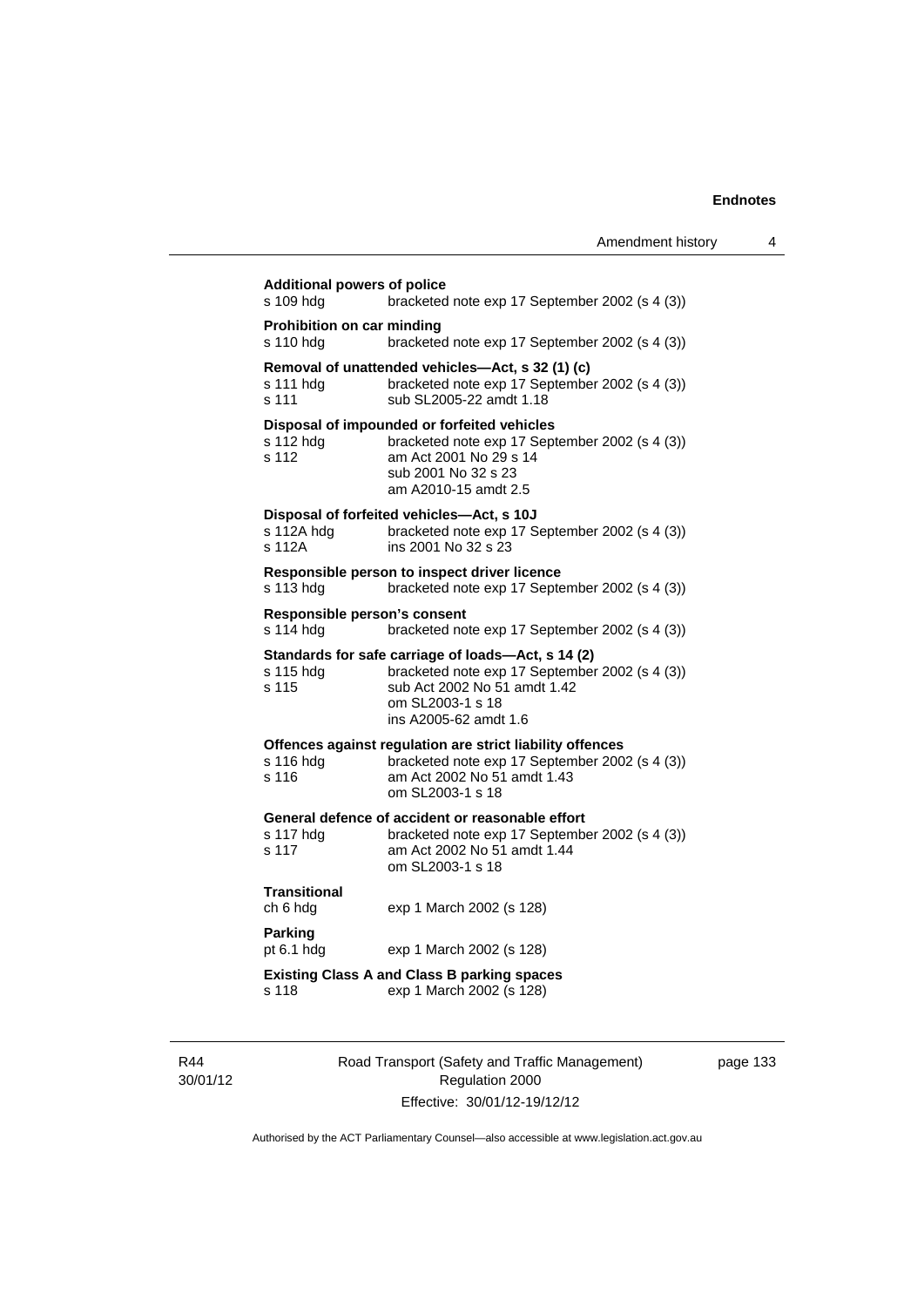**Additional powers of police**

s 109 hdg bracketed note exp 17 September 2002 (s 4 (3))

**Prohibition on car minding**

s 110 hdg bracketed note exp 17 September 2002 (s 4 (3))

**Removal of unattended vehicles—Act, s 32 (1) (c)**

s 111 hdg bracketed note exp 17 September 2002 (s 4 (3))
s 111 sub SL2005-22 amdt 1.18

**Disposal of impounded or forfeited vehicles**

s 112 hdg bracketed note exp 17 September 2002 (s 4 (3))
s 112 am Act 2001 No 29 s 14
sub 2001 No 32 s 23
am A2010-15 amdt 2.5

**Disposal of forfeited vehicles—Act, s 10J**

s 112A hdg bracketed note exp 17 September 2002 (s 4 (3))
s 112A ins 2001 No 32 s 23

**Responsible person to inspect driver licence**

s 113 hdg bracketed note exp 17 September 2002 (s 4 (3))

**Responsible person's consent**

s 114 hdg bracketed note exp 17 September 2002 (s 4 (3))

**Standards for safe carriage of loads—Act, s 14 (2)**

s 115 hdg bracketed note exp 17 September 2002 (s 4 (3))
s 115 sub Act 2002 No 51 amdt 1.42
om SL2003-1 s 18
ins A2005-62 amdt 1.6

**Offences against regulation are strict liability offences**

s 116 hdg bracketed note exp 17 September 2002 (s 4 (3))
s 116 am Act 2002 No 51 amdt 1.43
om SL2003-1 s 18

**General defence of accident or reasonable effort**

s 117 hdg bracketed note exp 17 September 2002 (s 4 (3))
s 117 am Act 2002 No 51 amdt 1.44
om SL2003-1 s 18

**Transitional**

ch 6 hdg exp 1 March 2002 (s 128)

**Parking**

pt 6.1 hdg exp 1 March 2002 (s 128)

**Existing Class A and Class B parking spaces**

s 118 exp 1 March 2002 (s 128)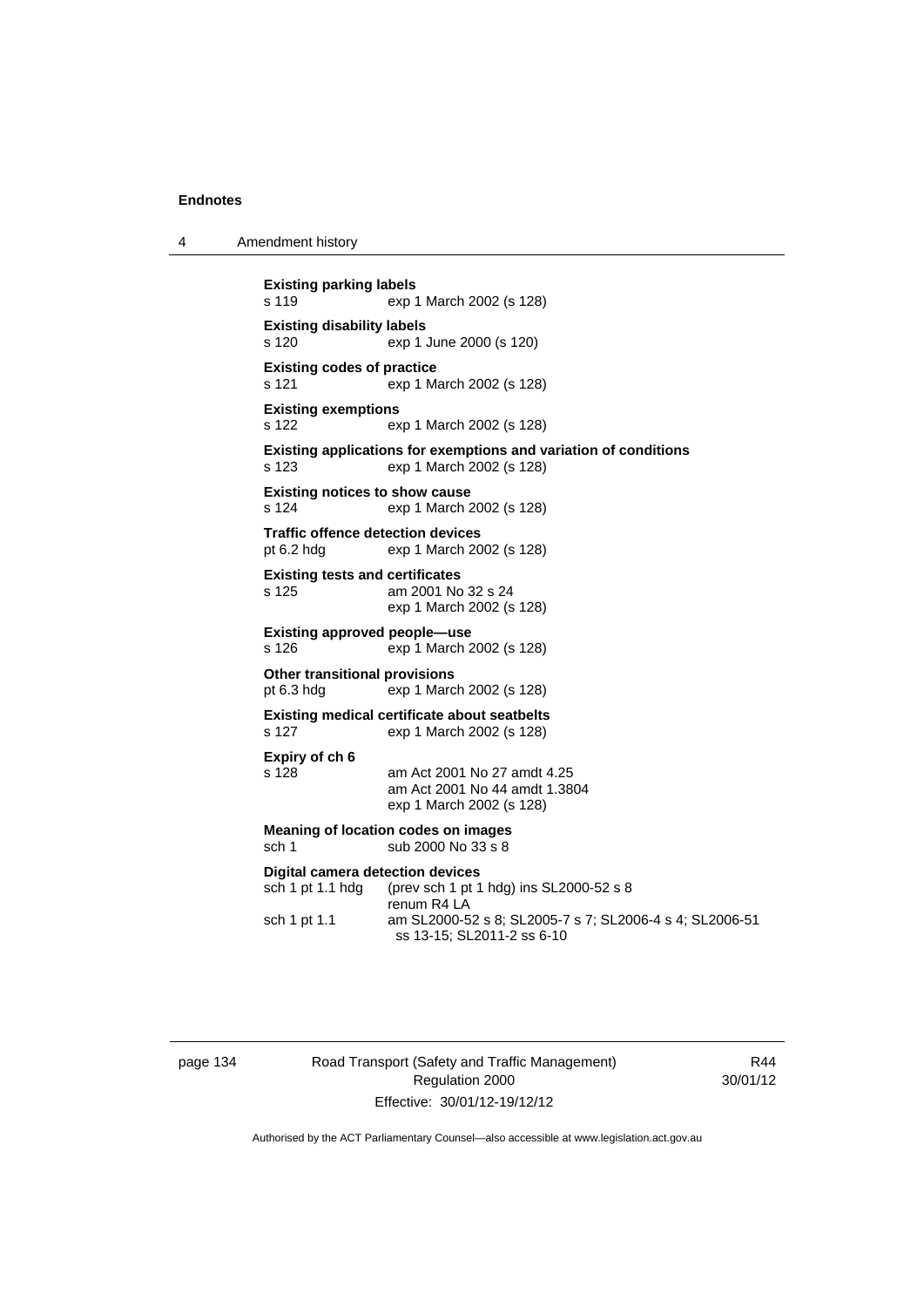**Existing parking labels**
s 119 exp 1 March 2002 (s 128)

**Existing disability labels**
s 120 exp 1 June 2000 (s 120)

**Existing codes of practice**
s 121 exp 1 March 2002 (s 128)

**Existing exemptions**
s 122 exp 1 March 2002 (s 128)

**Existing applications for exemptions and variation of conditions**
s 123 exp 1 March 2002 (s 128)

**Existing notices to show cause**
s 124 exp 1 March 2002 (s 128)

**Traffic offence detection devices**
pt 6.2 hdg exp 1 March 2002 (s 128)

**Existing tests and certificates**
s 125 am 2001 No 32 s 24
exp 1 March 2002 (s 128)

**Existing approved people—use**
s 126 exp 1 March 2002 (s 128)

**Other transitional provisions**
pt 6.3 hdg exp 1 March 2002 (s 128)

**Existing medical certificate about seatbelts**
s 127 exp 1 March 2002 (s 128)

**Expiry of ch 6**
s 128 am Act 2001 No 27 amdt 4.25
am Act 2001 No 44 amdt 1.3804
exp 1 March 2002 (s 128)

**Meaning of location codes on images**
sch 1 sub 2000 No 33 s 8

**Digital camera detection devices**
sch 1 pt 1.1 hdg (prev sch 1 pt 1 hdg) ins SL2000-52 s 8
renum R4 LA
sch 1 pt 1.1 am SL2000-52 s 8; SL2005-7 s 7; SL2006-4 s 4; SL2006-51 ss 13-15; SL2011-2 ss 6-10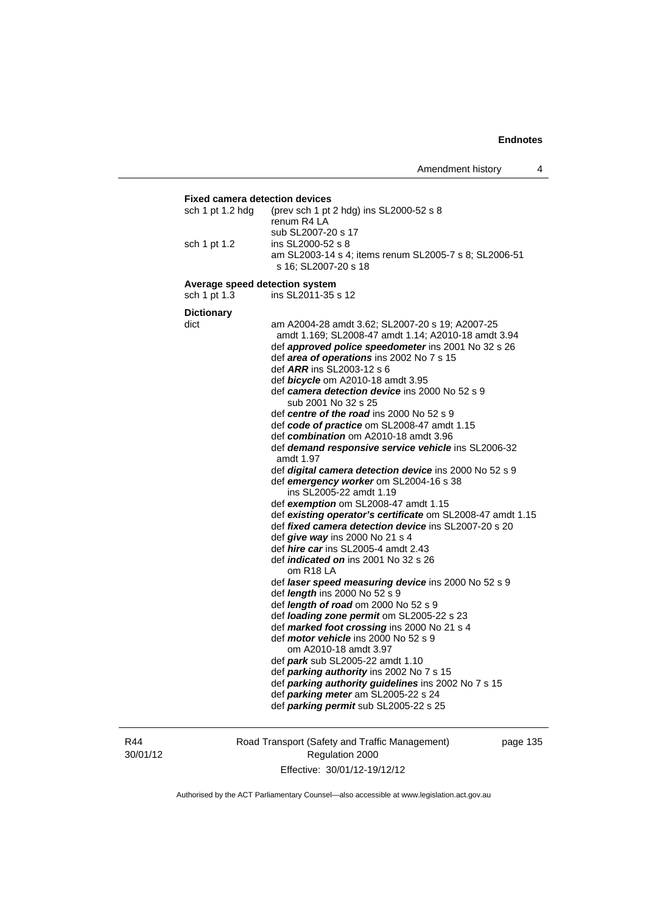**Fixed camera detection devices**

sch 1 pt 1.2 hdg (prev sch 1 pt 2 hdg) ins SL2000-52 s 8
renum R4 LA
sub SL2007-20 s 17

sch 1 pt 1.2 ins SL2000-52 s 8
am SL2003-14 s 4; items renum SL2005-7 s 8; SL2006-51 s 16; SL2007-20 s 18

**Average speed detection system**

sch 1 pt 1.3 ins SL2011-35 s 12

**Dictionary**

dict am A2004-28 amdt 3.62; SL2007-20 s 19; A2007-25 amdt 1.169; SL2008-47 amdt 1.14; A2010-18 amdt 3.94
def ***approved police speedometer*** ins 2001 No 32 s 26
def ***area of operations*** ins 2002 No 7 s 15
def ***ARR*** ins SL2003-12 s 6
def ***bicycle*** om A2010-18 amdt 3.95
def ***camera detection device*** ins 2000 No 52 s 9
sub 2001 No 32 s 25
def ***centre of the road*** ins 2000 No 52 s 9
def ***code of practice*** om SL2008-47 amdt 1.15
def ***combination*** om A2010-18 amdt 3.96
def ***demand responsive service vehicle*** ins SL2006-32 amdt 1.97
def ***digital camera detection device*** ins 2000 No 52 s 9
def ***emergency worker*** om SL2004-16 s 38
ins SL2005-22 amdt 1.19
def ***exemption*** om SL2008-47 amdt 1.15
def ***existing operator's certificate*** om SL2008-47 amdt 1.15
def ***fixed camera detection device*** ins SL2007-20 s 20
def ***give way*** ins 2000 No 21 s 4
def ***hire car*** ins SL2005-4 amdt 2.43
def ***indicated on*** ins 2001 No 32 s 26
om R18 LA
def ***laser speed measuring device*** ins 2000 No 52 s 9
def ***length*** ins 2000 No 52 s 9
def ***length of road*** om 2000 No 52 s 9
def ***loading zone permit*** om SL2005-22 s 23
def ***marked foot crossing*** ins 2000 No 21 s 4
def ***motor vehicle*** ins 2000 No 52 s 9
om A2010-18 amdt 3.97
def ***park*** sub SL2005-22 amdt 1.10
def ***parking authority*** ins 2002 No 7 s 15
def ***parking authority guidelines*** ins 2002 No 7 s 15
def ***parking meter*** am SL2005-22 s 24
def ***parking permit*** sub SL2005-22 s 25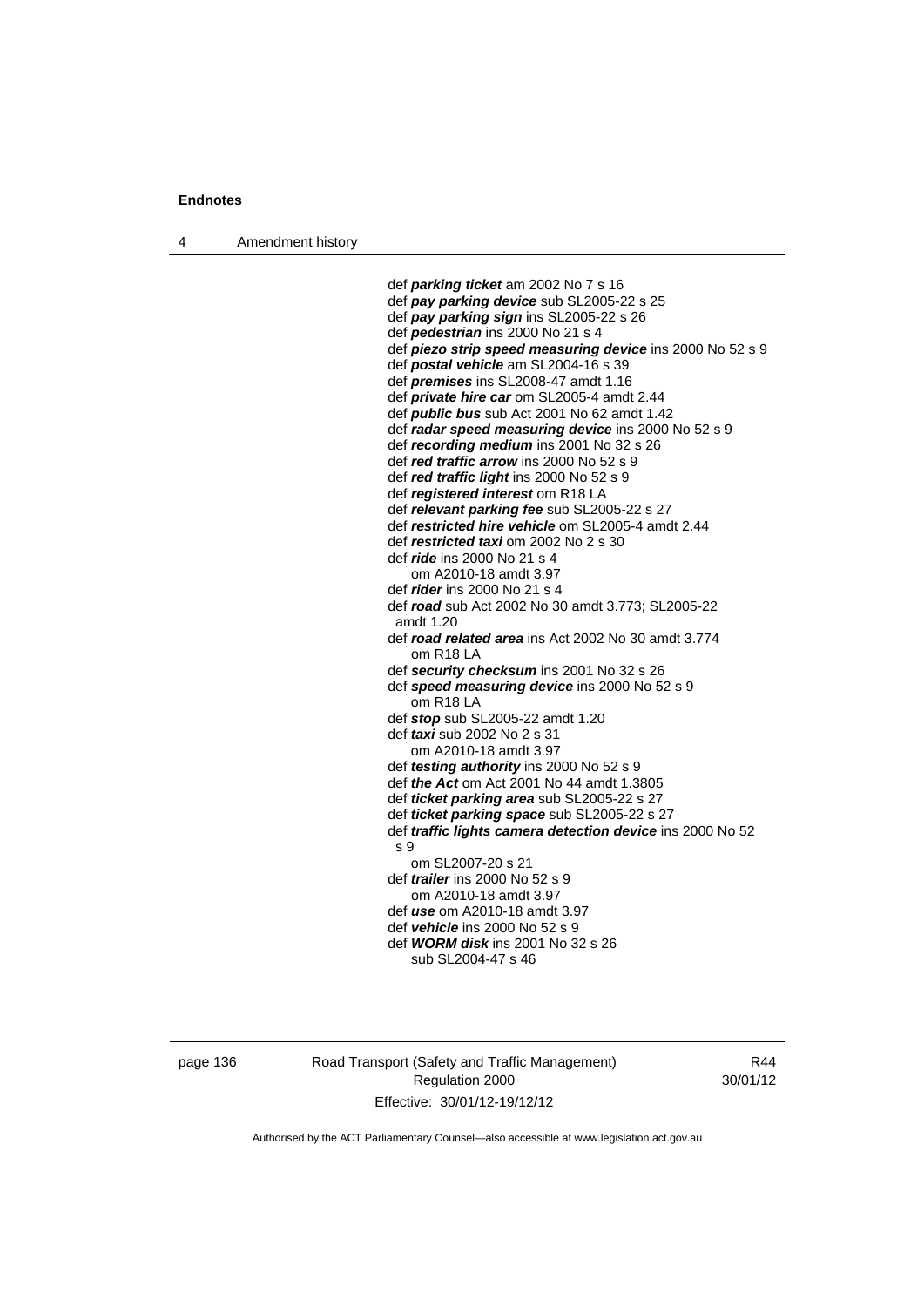def ***parking ticket*** am 2002 No 7 s 16
def ***pay parking device*** sub SL2005-22 s 25
def ***pay parking sign*** ins SL2005-22 s 26
def ***pedestrian*** ins 2000 No 21 s 4
def ***piezo strip speed measuring device*** ins 2000 No 52 s 9
def ***postal vehicle*** am SL2004-16 s 39
def ***premises*** ins SL2008-47 amdt 1.16
def ***private hire car*** om SL2005-4 amdt 2.44
def ***public bus*** sub Act 2001 No 62 amdt 1.42
def ***radar speed measuring device*** ins 2000 No 52 s 9
def ***recording medium*** ins 2001 No 32 s 26
def ***red traffic arrow*** ins 2000 No 52 s 9
def ***red traffic light*** ins 2000 No 52 s 9
def ***registered interest*** om R18 LA
def ***relevant parking fee*** sub SL2005-22 s 27
def ***restricted hire vehicle*** om SL2005-4 amdt 2.44
def ***restricted taxi*** om 2002 No 2 s 30
def ***ride*** ins 2000 No 21 s 4
om A2010-18 amdt 3.97
def ***rider*** ins 2000 No 21 s 4
def ***road*** sub Act 2002 No 30 amdt 3.773; SL2005-22 amdt 1.20
def ***road related area*** ins Act 2002 No 30 amdt 3.774
om R18 LA
def ***security checksum*** ins 2001 No 32 s 26
def ***speed measuring device*** ins 2000 No 52 s 9
om R18 LA
def ***stop*** sub SL2005-22 amdt 1.20
def ***taxi*** sub 2002 No 2 s 31
om A2010-18 amdt 3.97
def ***testing authority*** ins 2000 No 52 s 9
def ***the Act*** om Act 2001 No 44 amdt 1.3805
def ***ticket parking area*** sub SL2005-22 s 27
def ***ticket parking space*** sub SL2005-22 s 27
def ***traffic lights camera detection device*** ins 2000 No 52 s 9
om SL2007-20 s 21
def ***trailer*** ins 2000 No 52 s 9
om A2010-18 amdt 3.97
def ***use*** om A2010-18 amdt 3.97
def ***vehicle*** ins 2000 No 52 s 9
def ***WORM disk*** ins 2001 No 32 s 26
sub SL2004-47 s 46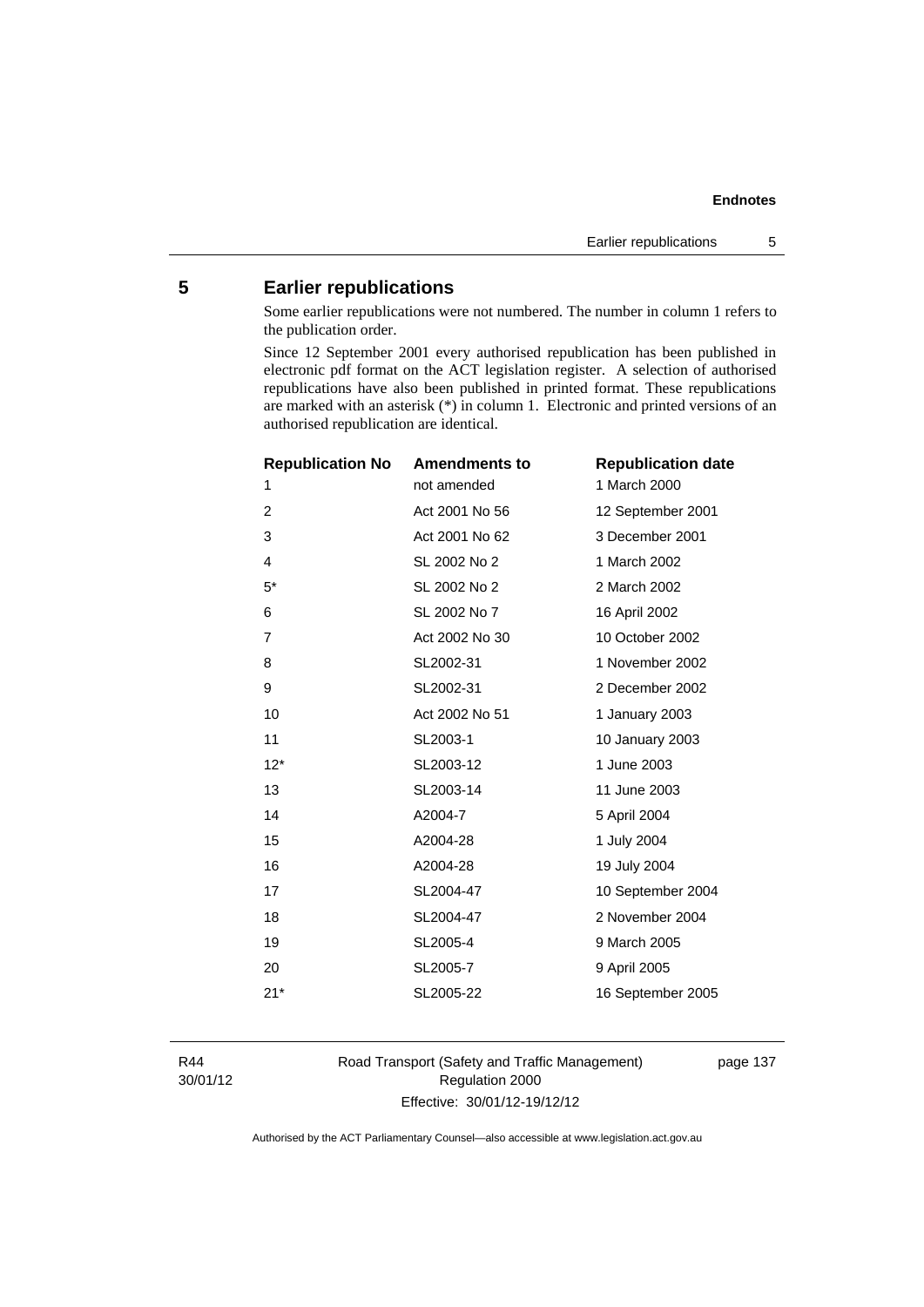## 5 Earlier republications

Some earlier republications were not numbered. The number in column 1 refers to the publication order.

Since 12 September 2001 every authorised republication has been published in electronic pdf format on the ACT legislation register. A selection of authorised republications have also been published in printed format. These republications are marked with an asterisk (*) in column 1. Electronic and printed versions of an authorised republication are identical.

| Republication No | Amendments to | Republication date |
|---|---|---|
| 1 | not amended | 1 March 2000 |
| 2 | Act 2001 No 56 | 12 September 2001 |
| 3 | Act 2001 No 62 | 3 December 2001 |
| 4 | SL 2002 No 2 | 1 March 2002 |
| 5* | SL 2002 No 2 | 2 March 2002 |
| 6 | SL 2002 No 7 | 16 April 2002 |
| 7 | Act 2002 No 30 | 10 October 2002 |
| 8 | SL2002-31 | 1 November 2002 |
| 9 | SL2002-31 | 2 December 2002 |
| 10 | Act 2002 No 51 | 1 January 2003 |
| 11 | SL2003-1 | 10 January 2003 |
| 12* | SL2003-12 | 1 June 2003 |
| 13 | SL2003-14 | 11 June 2003 |
| 14 | A2004-7 | 5 April 2004 |
| 15 | A2004-28 | 1 July 2004 |
| 16 | A2004-28 | 19 July 2004 |
| 17 | SL2004-47 | 10 September 2004 |
| 18 | SL2004-47 | 2 November 2004 |
| 19 | SL2005-4 | 9 March 2005 |
| 20 | SL2005-7 | 9 April 2005 |
| 21* | SL2005-22 | 16 September 2005 |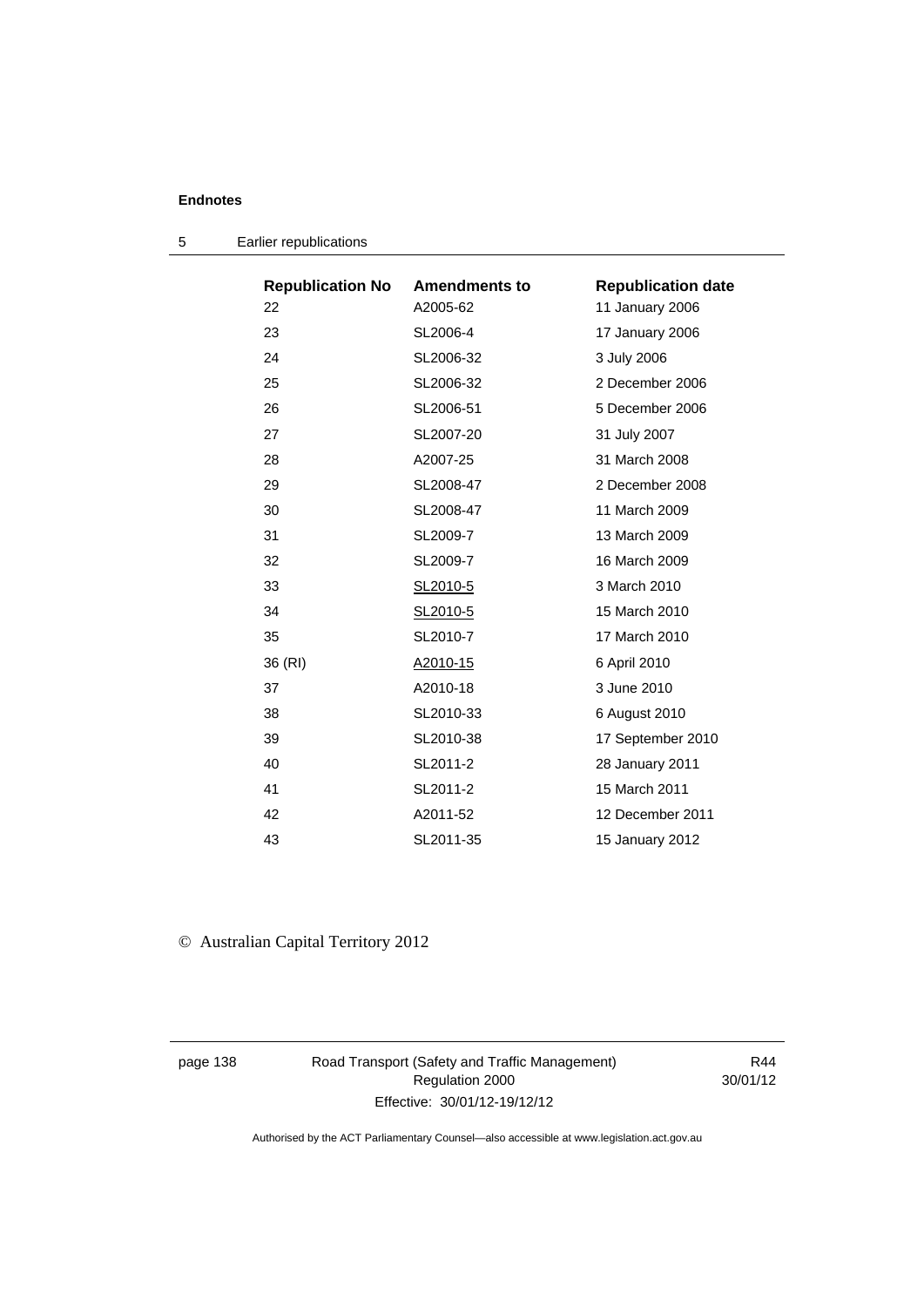## 5 Earlier republications

| Republication No | Amendments to | Republication date |
|---|---|---|
| 22 | A2005-62 | 11 January 2006 |
| 23 | SL2006-4 | 17 January 2006 |
| 24 | SL2006-32 | 3 July 2006 |
| 25 | SL2006-32 | 2 December 2006 |
| 26 | SL2006-51 | 5 December 2006 |
| 27 | SL2007-20 | 31 July 2007 |
| 28 | A2007-25 | 31 March 2008 |
| 29 | SL2008-47 | 2 December 2008 |
| 30 | SL2008-47 | 11 March 2009 |
| 31 | SL2009-7 | 13 March 2009 |
| 32 | SL2009-7 | 16 March 2009 |
| 33 | SL2010-5 | 3 March 2010 |
| 34 | SL2010-5 | 15 March 2010 |
| 35 | SL2010-7 | 17 March 2010 |
| 36 (RI) | A2010-15 | 6 April 2010 |
| 37 | A2010-18 | 3 June 2010 |
| 38 | SL2010-33 | 6 August 2010 |
| 39 | SL2010-38 | 17 September 2010 |
| 40 | SL2011-2 | 28 January 2011 |
| 41 | SL2011-2 | 15 March 2011 |
| 42 | A2011-52 | 12 December 2011 |
| 43 | SL2011-35 | 15 January 2012 |

© Australian Capital Territory 2012